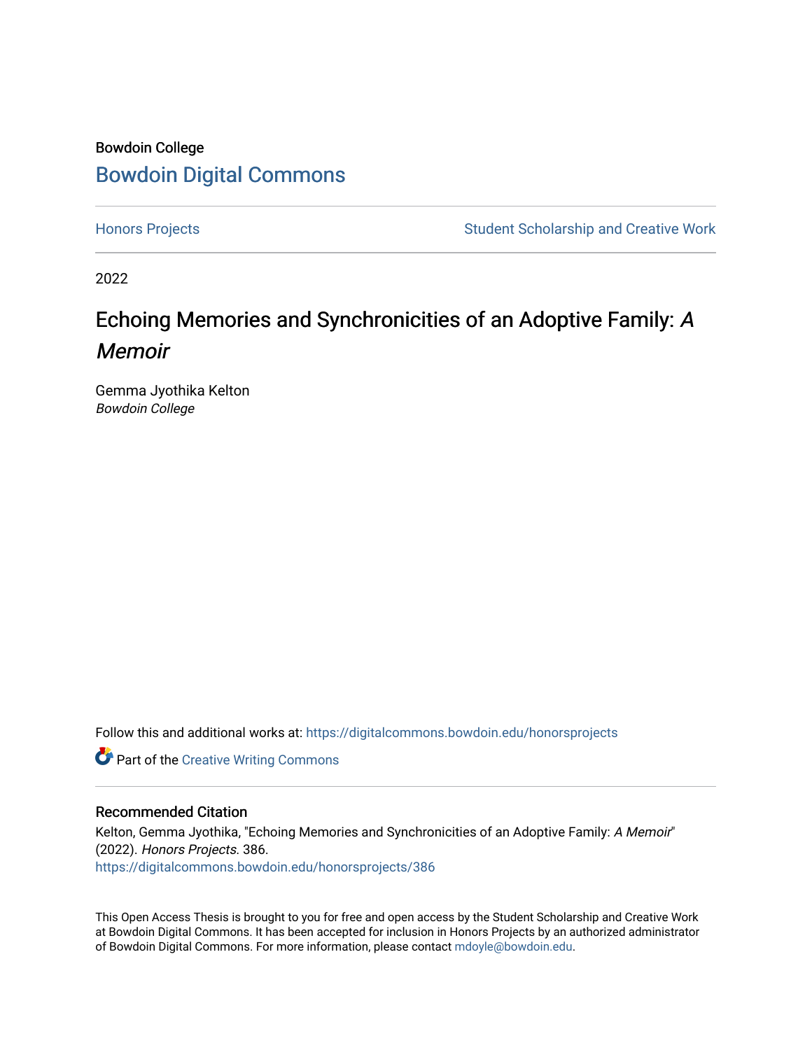Bowdoin College

# Bowdoin Digital Commons

Honors Projects | Student Scholarship and Creative Work

2022

## Echoing Memories and Synchronicities of an Adoptive Family: *A Memoir*

Gemma Jyothika Kelton
*Bowdoin College*

Follow this and additional works at: https://digitalcommons.bowdoin.edu/honorsprojects

Part of the Creative Writing Commons

### Recommended Citation

Kelton, Gemma Jyothika, "Echoing Memories and Synchronicities of an Adoptive Family: *A Memoir*" (2022). *Honors Projects*. 386.
https://digitalcommons.bowdoin.edu/honorsprojects/386

This Open Access Thesis is brought to you for free and open access by the Student Scholarship and Creative Work at Bowdoin Digital Commons. It has been accepted for inclusion in Honors Projects by an authorized administrator of Bowdoin Digital Commons. For more information, please contact mdoyle@bowdoin.edu.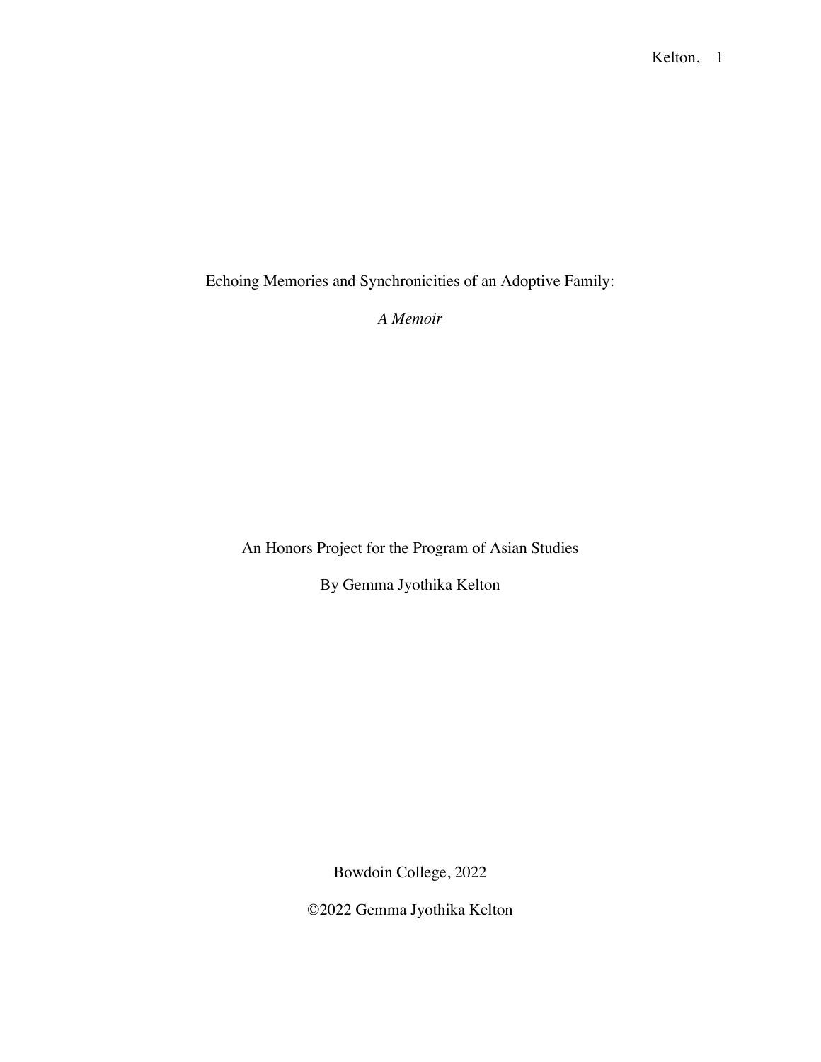Echoing Memories and Synchronicities of an Adoptive Family:

*A Memoir*

An Honors Project for the Program of Asian Studies

By Gemma Jyothika Kelton

Bowdoin College, 2022

©2022 Gemma Jyothika Kelton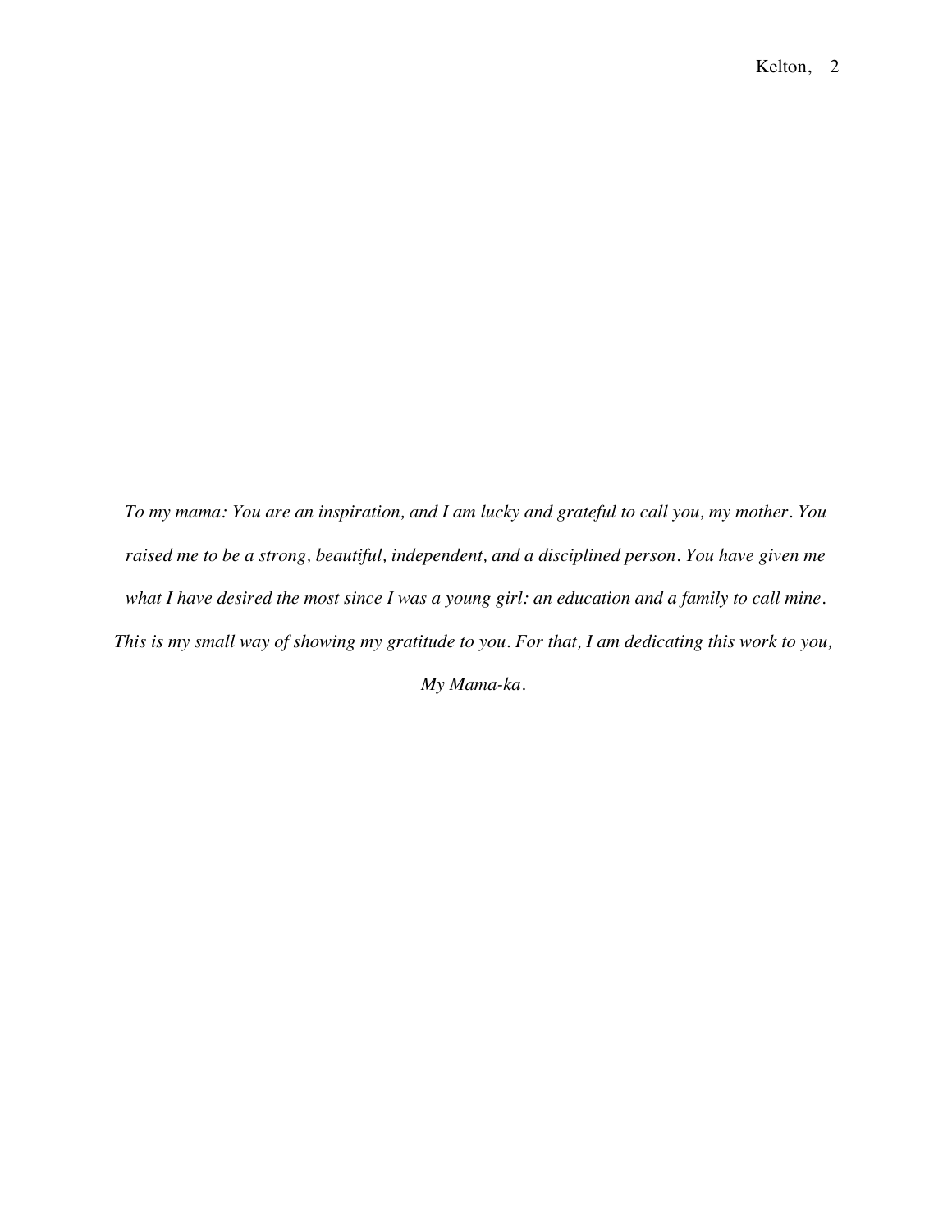*To my mama: You are an inspiration, and I am lucky and grateful to call you, my mother. You raised me to be a strong, beautiful, independent, and a disciplined person. You have given me what I have desired the most since I was a young girl: an education and a family to call mine. This is my small way of showing my gratitude to you. For that, I am dedicating this work to you, My Mama-ka.*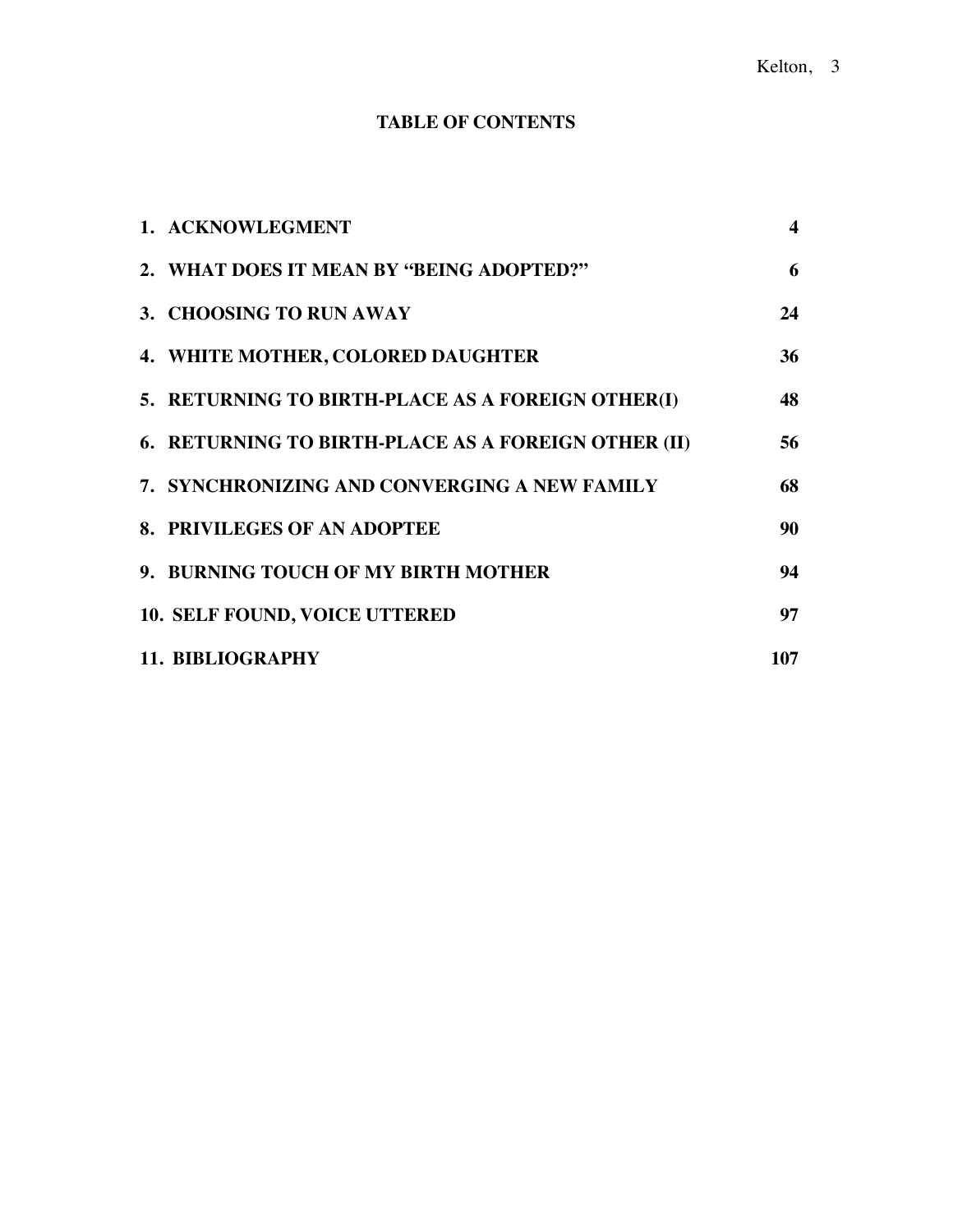# TABLE OF CONTENTS

| | |
|---|---|
| **1. ACKNOWLEGMENT** | **4** |
| **2. WHAT DOES IT MEAN BY "BEING ADOPTED?"** | **6** |
| **3. CHOOSING TO RUN AWAY** | **24** |
| **4. WHITE MOTHER, COLORED DAUGHTER** | **36** |
| **5. RETURNING TO BIRTH-PLACE AS A FOREIGN OTHER(I)** | **48** |
| **6. RETURNING TO BIRTH-PLACE AS A FOREIGN OTHER (II)** | **56** |
| **7. SYNCHRONIZING AND CONVERGING A NEW FAMILY** | **68** |
| **8. PRIVILEGES OF AN ADOPTEE** | **90** |
| **9. BURNING TOUCH OF MY BIRTH MOTHER** | **94** |
| **10. SELF FOUND, VOICE UTTERED** | **97** |
| **11. BIBLIOGRAPHY** | **107** |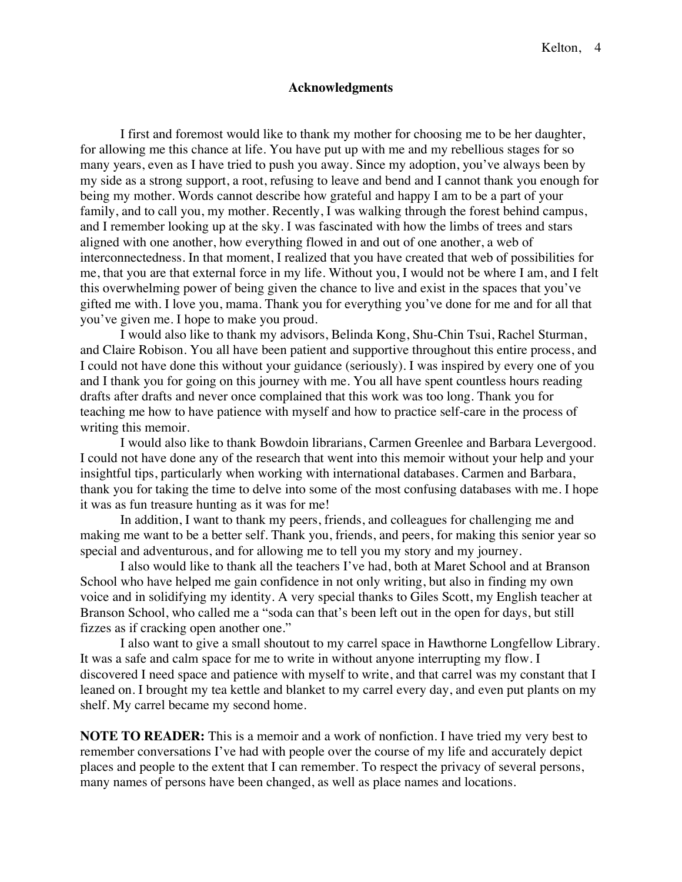## Acknowledgments

I first and foremost would like to thank my mother for choosing me to be her daughter, for allowing me this chance at life. You have put up with me and my rebellious stages for so many years, even as I have tried to push you away. Since my adoption, you've always been by my side as a strong support, a root, refusing to leave and bend and I cannot thank you enough for being my mother. Words cannot describe how grateful and happy I am to be a part of your family, and to call you, my mother. Recently, I was walking through the forest behind campus, and I remember looking up at the sky. I was fascinated with how the limbs of trees and stars aligned with one another, how everything flowed in and out of one another, a web of interconnectedness. In that moment, I realized that you have created that web of possibilities for me, that you are that external force in my life. Without you, I would not be where I am, and I felt this overwhelming power of being given the chance to live and exist in the spaces that you've gifted me with. I love you, mama. Thank you for everything you've done for me and for all that you've given me. I hope to make you proud.

I would also like to thank my advisors, Belinda Kong, Shu-Chin Tsui, Rachel Sturman, and Claire Robison. You all have been patient and supportive throughout this entire process, and I could not have done this without your guidance (seriously). I was inspired by every one of you and I thank you for going on this journey with me. You all have spent countless hours reading drafts after drafts and never once complained that this work was too long. Thank you for teaching me how to have patience with myself and how to practice self-care in the process of writing this memoir.

I would also like to thank Bowdoin librarians, Carmen Greenlee and Barbara Levergood. I could not have done any of the research that went into this memoir without your help and your insightful tips, particularly when working with international databases. Carmen and Barbara, thank you for taking the time to delve into some of the most confusing databases with me. I hope it was as fun treasure hunting as it was for me!

In addition, I want to thank my peers, friends, and colleagues for challenging me and making me want to be a better self. Thank you, friends, and peers, for making this senior year so special and adventurous, and for allowing me to tell you my story and my journey.

I also would like to thank all the teachers I've had, both at Maret School and at Branson School who have helped me gain confidence in not only writing, but also in finding my own voice and in solidifying my identity. A very special thanks to Giles Scott, my English teacher at Branson School, who called me a "soda can that's been left out in the open for days, but still fizzes as if cracking open another one."

I also want to give a small shoutout to my carrel space in Hawthorne Longfellow Library. It was a safe and calm space for me to write in without anyone interrupting my flow. I discovered I need space and patience with myself to write, and that carrel was my constant that I leaned on. I brought my tea kettle and blanket to my carrel every day, and even put plants on my shelf. My carrel became my second home.

**NOTE TO READER:** This is a memoir and a work of nonfiction. I have tried my very best to remember conversations I've had with people over the course of my life and accurately depict places and people to the extent that I can remember. To respect the privacy of several persons, many names of persons have been changed, as well as place names and locations.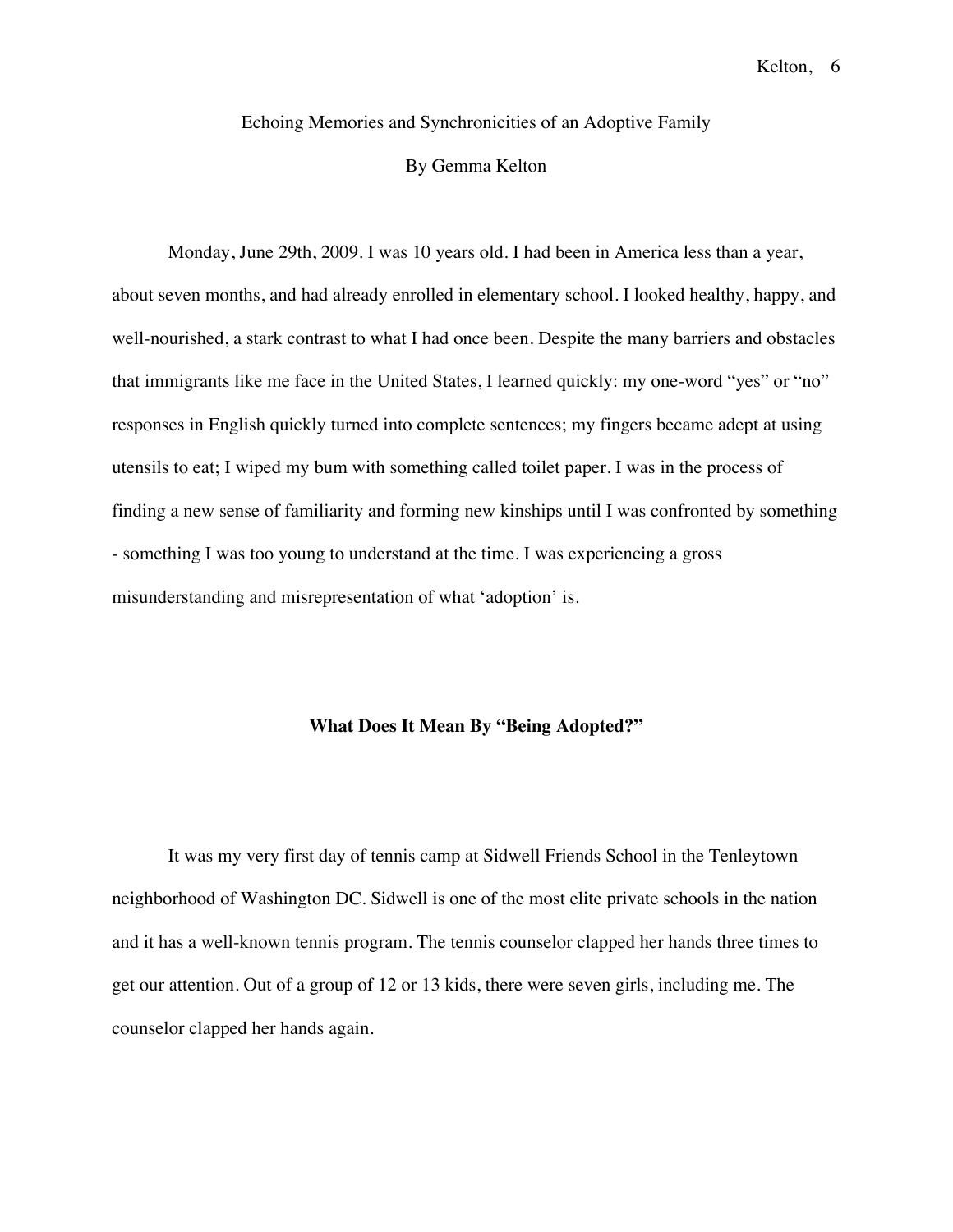# Echoing Memories and Synchronicities of an Adoptive Family

By Gemma Kelton

Monday, June 29th, 2009. I was 10 years old. I had been in America less than a year, about seven months, and had already enrolled in elementary school. I looked healthy, happy, and well-nourished, a stark contrast to what I had once been. Despite the many barriers and obstacles that immigrants like me face in the United States, I learned quickly: my one-word "yes" or "no" responses in English quickly turned into complete sentences; my fingers became adept at using utensils to eat; I wiped my bum with something called toilet paper. I was in the process of finding a new sense of familiarity and forming new kinships until I was confronted by something - something I was too young to understand at the time. I was experiencing a gross misunderstanding and misrepresentation of what 'adoption' is.

## What Does It Mean By "Being Adopted?"

It was my very first day of tennis camp at Sidwell Friends School in the Tenleytown neighborhood of Washington DC. Sidwell is one of the most elite private schools in the nation and it has a well-known tennis program. The tennis counselor clapped her hands three times to get our attention. Out of a group of 12 or 13 kids, there were seven girls, including me. The counselor clapped her hands again.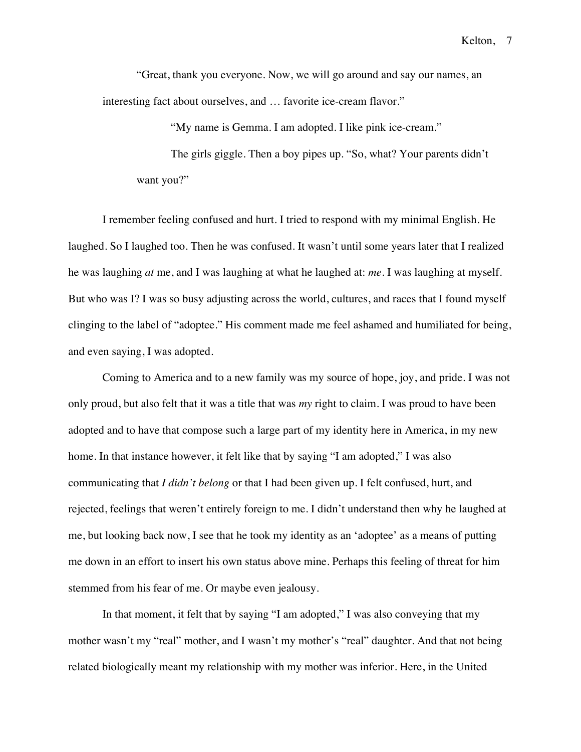"Great, thank you everyone. Now, we will go around and say our names, an interesting fact about ourselves, and … favorite ice-cream flavor."

> "My name is Gemma. I am adopted. I like pink ice-cream."
>
> The girls giggle. Then a boy pipes up. "So, what? Your parents didn't want you?"

I remember feeling confused and hurt. I tried to respond with my minimal English. He laughed. So I laughed too. Then he was confused. It wasn't until some years later that I realized he was laughing *at* me, and I was laughing at what he laughed at: *me*. I was laughing at myself. But who was I? I was so busy adjusting across the world, cultures, and races that I found myself clinging to the label of "adoptee." His comment made me feel ashamed and humiliated for being, and even saying, I was adopted.

Coming to America and to a new family was my source of hope, joy, and pride. I was not only proud, but also felt that it was a title that was *my* right to claim. I was proud to have been adopted and to have that compose such a large part of my identity here in America, in my new home. In that instance however, it felt like that by saying "I am adopted," I was also communicating that *I didn't belong* or that I had been given up. I felt confused, hurt, and rejected, feelings that weren't entirely foreign to me. I didn't understand then why he laughed at me, but looking back now, I see that he took my identity as an 'adoptee' as a means of putting me down in an effort to insert his own status above mine. Perhaps this feeling of threat for him stemmed from his fear of me. Or maybe even jealousy.

In that moment, it felt that by saying "I am adopted," I was also conveying that my mother wasn't my "real" mother, and I wasn't my mother's "real" daughter. And that not being related biologically meant my relationship with my mother was inferior. Here, in the United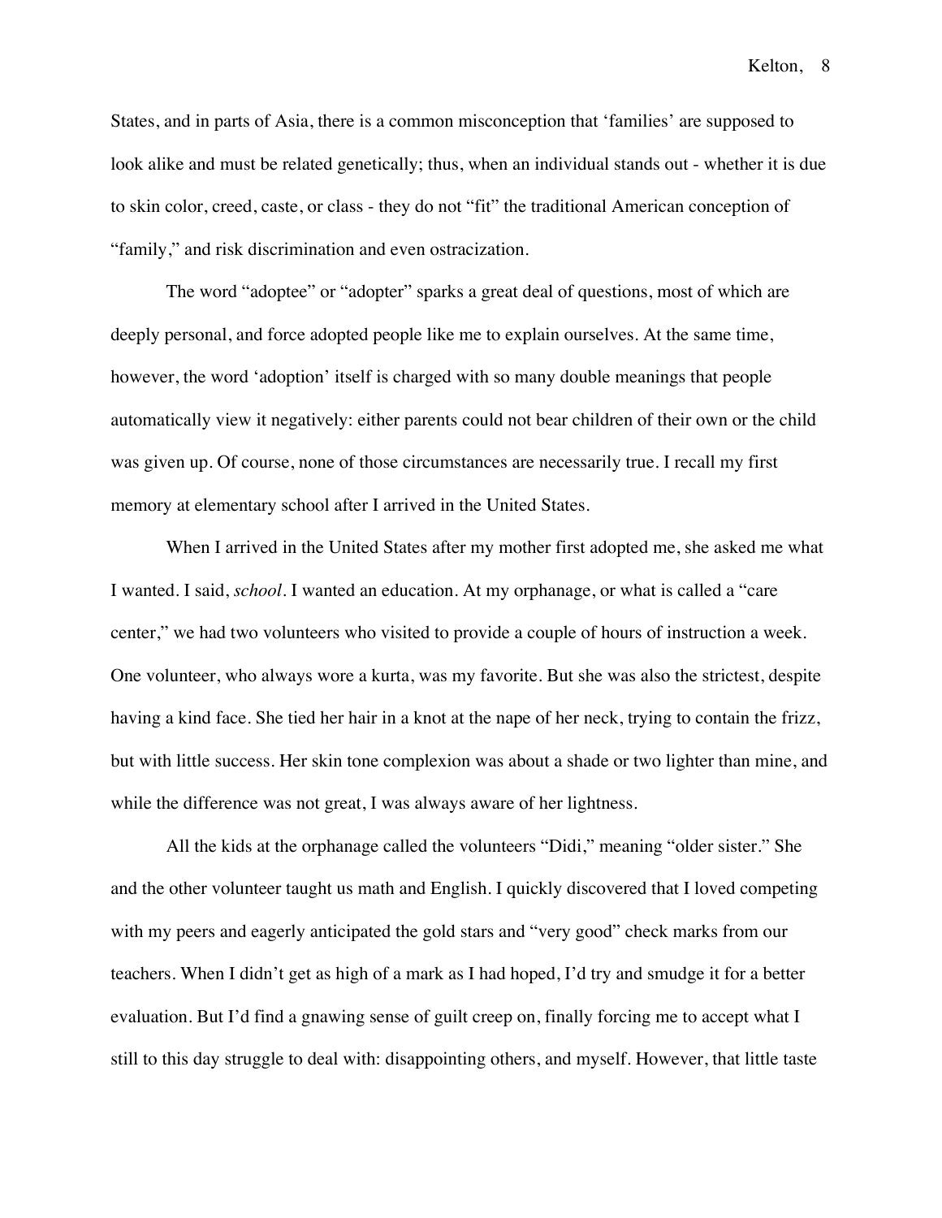States, and in parts of Asia, there is a common misconception that 'families' are supposed to look alike and must be related genetically; thus, when an individual stands out - whether it is due to skin color, creed, caste, or class - they do not "fit" the traditional American conception of "family," and risk discrimination and even ostracization.

The word "adoptee" or "adopter" sparks a great deal of questions, most of which are deeply personal, and force adopted people like me to explain ourselves. At the same time, however, the word 'adoption' itself is charged with so many double meanings that people automatically view it negatively: either parents could not bear children of their own or the child was given up. Of course, none of those circumstances are necessarily true. I recall my first memory at elementary school after I arrived in the United States.

When I arrived in the United States after my mother first adopted me, she asked me what I wanted. I said, *school*. I wanted an education. At my orphanage, or what is called a "care center," we had two volunteers who visited to provide a couple of hours of instruction a week. One volunteer, who always wore a kurta, was my favorite. But she was also the strictest, despite having a kind face. She tied her hair in a knot at the nape of her neck, trying to contain the frizz, but with little success. Her skin tone complexion was about a shade or two lighter than mine, and while the difference was not great, I was always aware of her lightness.

All the kids at the orphanage called the volunteers "Didi," meaning "older sister." She and the other volunteer taught us math and English. I quickly discovered that I loved competing with my peers and eagerly anticipated the gold stars and "very good" check marks from our teachers. When I didn't get as high of a mark as I had hoped, I'd try and smudge it for a better evaluation. But I'd find a gnawing sense of guilt creep on, finally forcing me to accept what I still to this day struggle to deal with: disappointing others, and myself. However, that little taste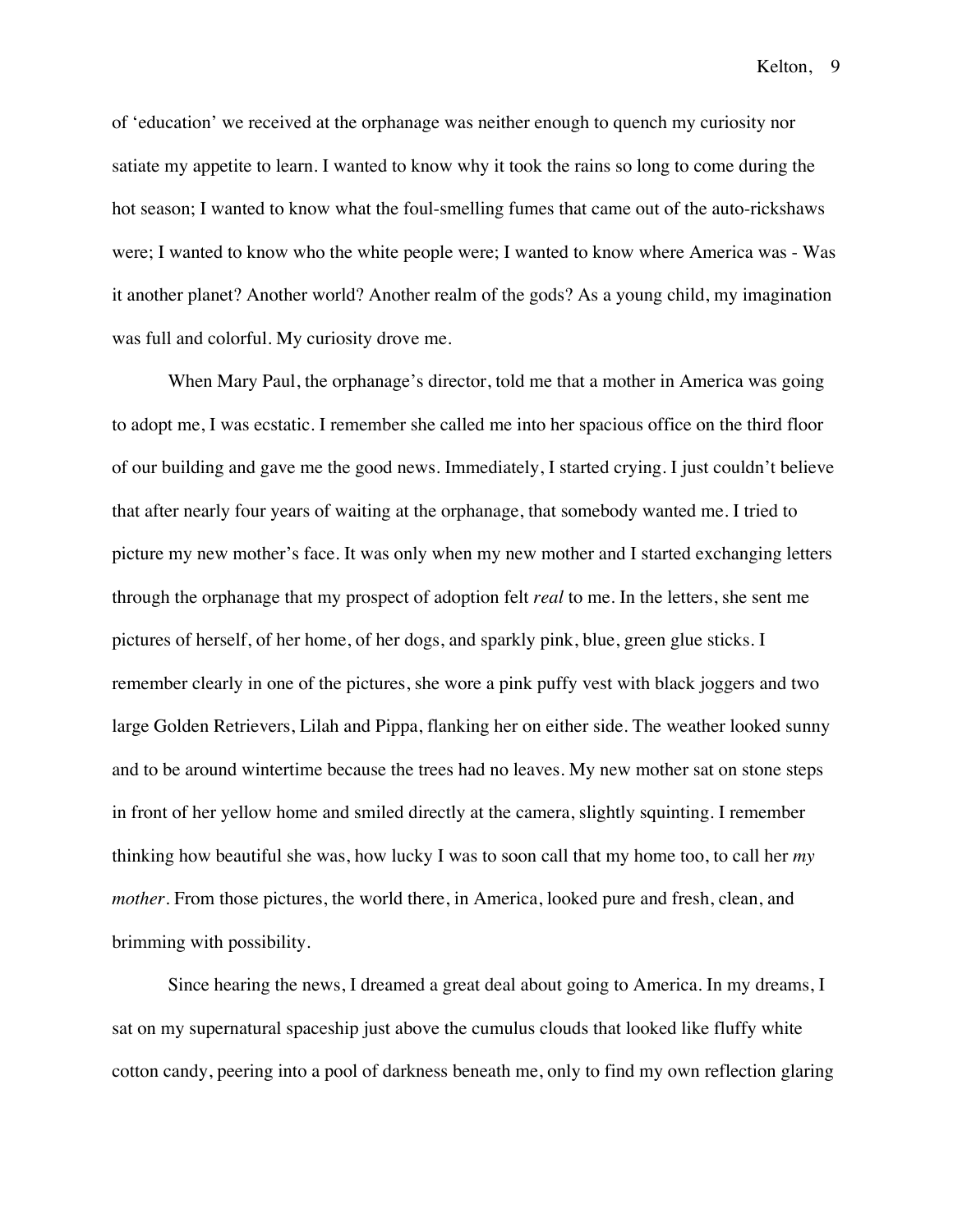of 'education' we received at the orphanage was neither enough to quench my curiosity nor satiate my appetite to learn. I wanted to know why it took the rains so long to come during the hot season; I wanted to know what the foul-smelling fumes that came out of the auto-rickshaws were; I wanted to know who the white people were; I wanted to know where America was - Was it another planet? Another world? Another realm of the gods? As a young child, my imagination was full and colorful. My curiosity drove me.

When Mary Paul, the orphanage's director, told me that a mother in America was going to adopt me, I was ecstatic. I remember she called me into her spacious office on the third floor of our building and gave me the good news. Immediately, I started crying. I just couldn't believe that after nearly four years of waiting at the orphanage, that somebody wanted me. I tried to picture my new mother's face. It was only when my new mother and I started exchanging letters through the orphanage that my prospect of adoption felt *real* to me. In the letters, she sent me pictures of herself, of her home, of her dogs, and sparkly pink, blue, green glue sticks. I remember clearly in one of the pictures, she wore a pink puffy vest with black joggers and two large Golden Retrievers, Lilah and Pippa, flanking her on either side. The weather looked sunny and to be around wintertime because the trees had no leaves. My new mother sat on stone steps in front of her yellow home and smiled directly at the camera, slightly squinting. I remember thinking how beautiful she was, how lucky I was to soon call that my home too, to call her *my mother*. From those pictures, the world there, in America, looked pure and fresh, clean, and brimming with possibility.

Since hearing the news, I dreamed a great deal about going to America. In my dreams, I sat on my supernatural spaceship just above the cumulus clouds that looked like fluffy white cotton candy, peering into a pool of darkness beneath me, only to find my own reflection glaring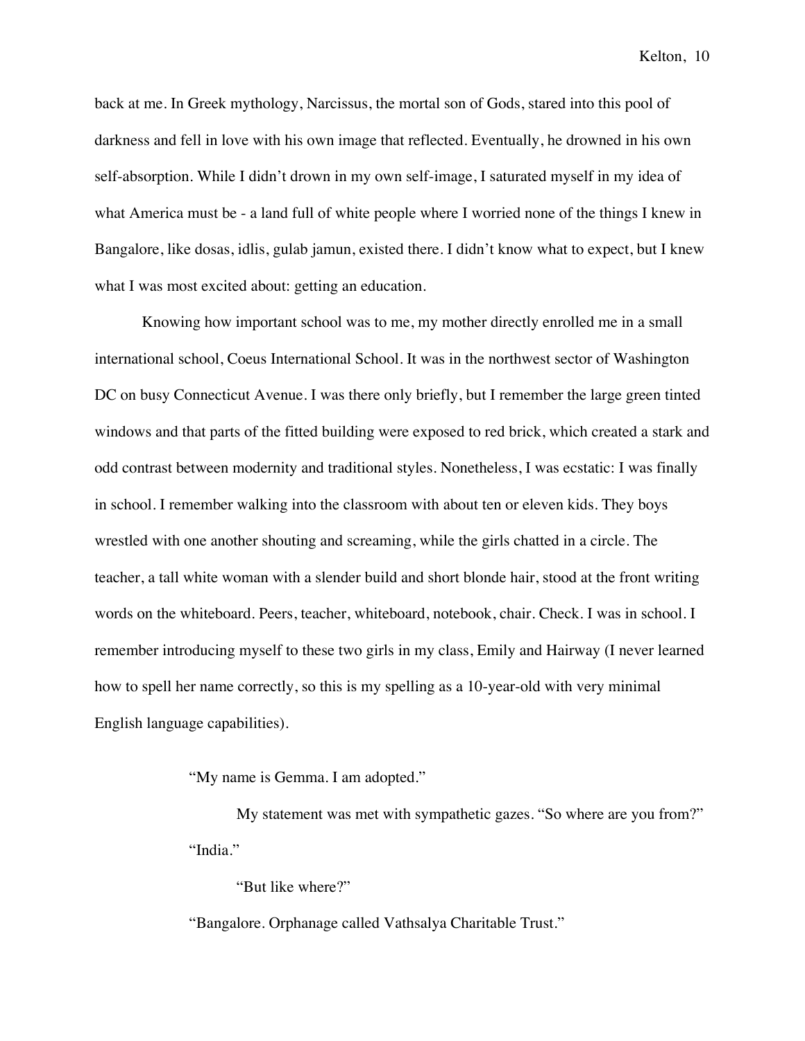back at me. In Greek mythology, Narcissus, the mortal son of Gods, stared into this pool of darkness and fell in love with his own image that reflected. Eventually, he drowned in his own self-absorption. While I didn't drown in my own self-image, I saturated myself in my idea of what America must be - a land full of white people where I worried none of the things I knew in Bangalore, like dosas, idlis, gulab jamun, existed there. I didn't know what to expect, but I knew what I was most excited about: getting an education.

Knowing how important school was to me, my mother directly enrolled me in a small international school, Coeus International School. It was in the northwest sector of Washington DC on busy Connecticut Avenue. I was there only briefly, but I remember the large green tinted windows and that parts of the fitted building were exposed to red brick, which created a stark and odd contrast between modernity and traditional styles. Nonetheless, I was ecstatic: I was finally in school. I remember walking into the classroom with about ten or eleven kids. They boys wrestled with one another shouting and screaming, while the girls chatted in a circle. The teacher, a tall white woman with a slender build and short blonde hair, stood at the front writing words on the whiteboard. Peers, teacher, whiteboard, notebook, chair. Check. I was in school. I remember introducing myself to these two girls in my class, Emily and Hairway (I never learned how to spell her name correctly, so this is my spelling as a 10-year-old with very minimal English language capabilities).

> "My name is Gemma. I am adopted."
>
> My statement was met with sympathetic gazes. "So where are you from?"
>
> "India."
>
> "But like where?"
>
> "Bangalore. Orphanage called Vathsalya Charitable Trust."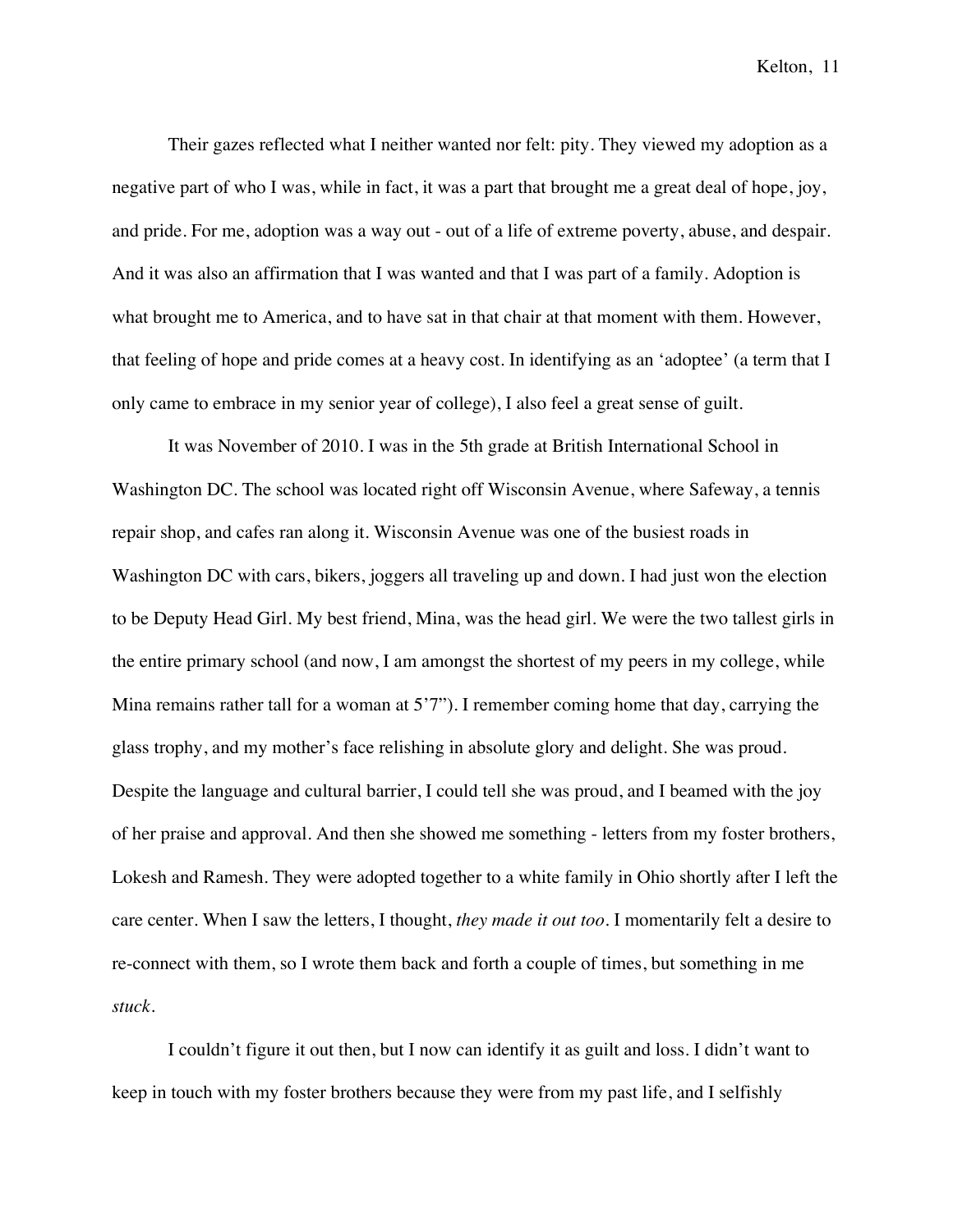Their gazes reflected what I neither wanted nor felt: pity. They viewed my adoption as a negative part of who I was, while in fact, it was a part that brought me a great deal of hope, joy, and pride. For me, adoption was a way out - out of a life of extreme poverty, abuse, and despair. And it was also an affirmation that I was wanted and that I was part of a family. Adoption is what brought me to America, and to have sat in that chair at that moment with them. However, that feeling of hope and pride comes at a heavy cost. In identifying as an 'adoptee' (a term that I only came to embrace in my senior year of college), I also feel a great sense of guilt.

It was November of 2010. I was in the 5th grade at British International School in Washington DC. The school was located right off Wisconsin Avenue, where Safeway, a tennis repair shop, and cafes ran along it. Wisconsin Avenue was one of the busiest roads in Washington DC with cars, bikers, joggers all traveling up and down. I had just won the election to be Deputy Head Girl. My best friend, Mina, was the head girl. We were the two tallest girls in the entire primary school (and now, I am amongst the shortest of my peers in my college, while Mina remains rather tall for a woman at 5'7"). I remember coming home that day, carrying the glass trophy, and my mother's face relishing in absolute glory and delight. She was proud. Despite the language and cultural barrier, I could tell she was proud, and I beamed with the joy of her praise and approval. And then she showed me something - letters from my foster brothers, Lokesh and Ramesh. They were adopted together to a white family in Ohio shortly after I left the care center. When I saw the letters, I thought, *they made it out too*. I momentarily felt a desire to re-connect with them, so I wrote them back and forth a couple of times, but something in me *stuck*.

I couldn't figure it out then, but I now can identify it as guilt and loss. I didn't want to keep in touch with my foster brothers because they were from my past life, and I selfishly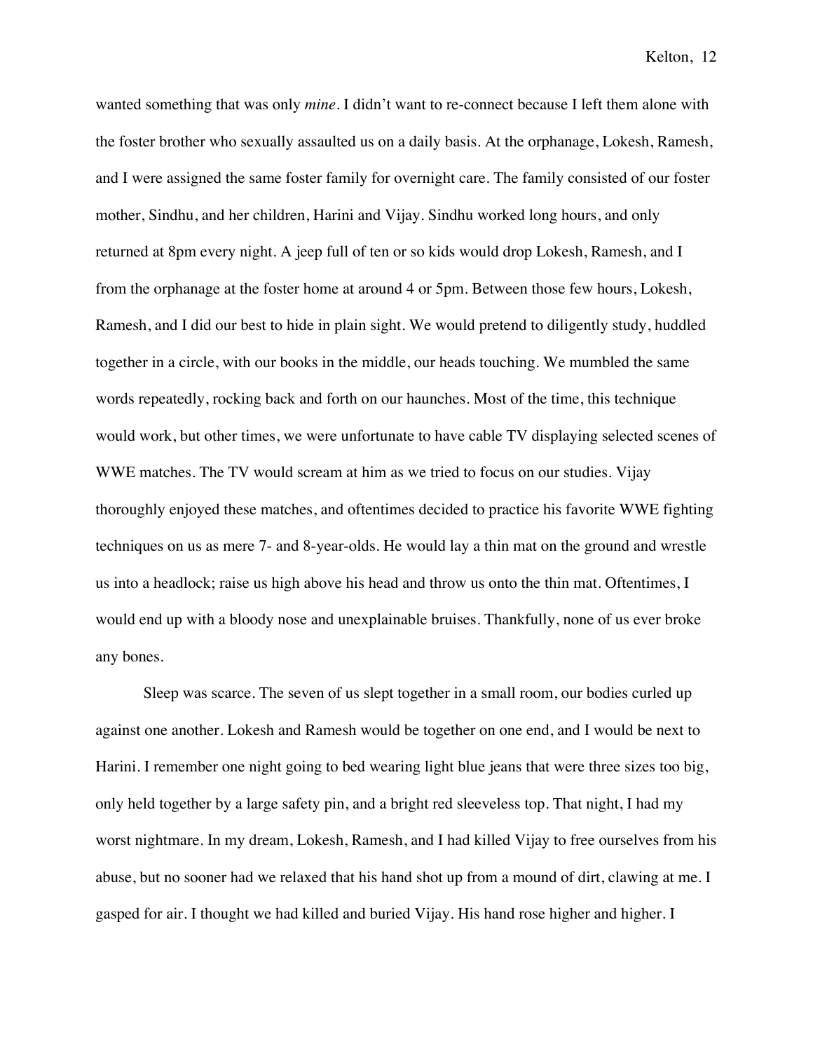wanted something that was only *mine*. I didn't want to re-connect because I left them alone with the foster brother who sexually assaulted us on a daily basis. At the orphanage, Lokesh, Ramesh, and I were assigned the same foster family for overnight care. The family consisted of our foster mother, Sindhu, and her children, Harini and Vijay. Sindhu worked long hours, and only returned at 8pm every night. A jeep full of ten or so kids would drop Lokesh, Ramesh, and I from the orphanage at the foster home at around 4 or 5pm. Between those few hours, Lokesh, Ramesh, and I did our best to hide in plain sight. We would pretend to diligently study, huddled together in a circle, with our books in the middle, our heads touching. We mumbled the same words repeatedly, rocking back and forth on our haunches. Most of the time, this technique would work, but other times, we were unfortunate to have cable TV displaying selected scenes of WWE matches. The TV would scream at him as we tried to focus on our studies. Vijay thoroughly enjoyed these matches, and oftentimes decided to practice his favorite WWE fighting techniques on us as mere 7- and 8-year-olds. He would lay a thin mat on the ground and wrestle us into a headlock; raise us high above his head and throw us onto the thin mat. Oftentimes, I would end up with a bloody nose and unexplainable bruises. Thankfully, none of us ever broke any bones.

Sleep was scarce. The seven of us slept together in a small room, our bodies curled up against one another. Lokesh and Ramesh would be together on one end, and I would be next to Harini. I remember one night going to bed wearing light blue jeans that were three sizes too big, only held together by a large safety pin, and a bright red sleeveless top. That night, I had my worst nightmare. In my dream, Lokesh, Ramesh, and I had killed Vijay to free ourselves from his abuse, but no sooner had we relaxed that his hand shot up from a mound of dirt, clawing at me. I gasped for air. I thought we had killed and buried Vijay. His hand rose higher and higher. I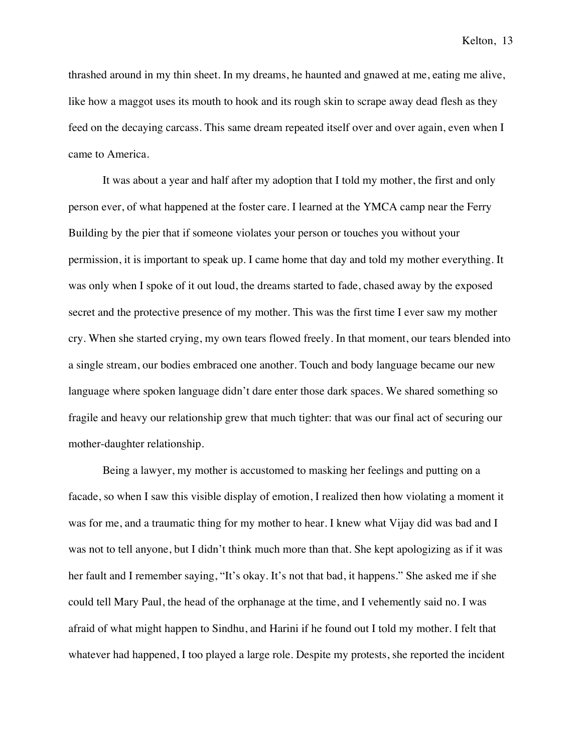thrashed around in my thin sheet. In my dreams, he haunted and gnawed at me, eating me alive, like how a maggot uses its mouth to hook and its rough skin to scrape away dead flesh as they feed on the decaying carcass. This same dream repeated itself over and over again, even when I came to America.

It was about a year and half after my adoption that I told my mother, the first and only person ever, of what happened at the foster care. I learned at the YMCA camp near the Ferry Building by the pier that if someone violates your person or touches you without your permission, it is important to speak up. I came home that day and told my mother everything. It was only when I spoke of it out loud, the dreams started to fade, chased away by the exposed secret and the protective presence of my mother. This was the first time I ever saw my mother cry. When she started crying, my own tears flowed freely. In that moment, our tears blended into a single stream, our bodies embraced one another. Touch and body language became our new language where spoken language didn't dare enter those dark spaces. We shared something so fragile and heavy our relationship grew that much tighter: that was our final act of securing our mother-daughter relationship.

Being a lawyer, my mother is accustomed to masking her feelings and putting on a facade, so when I saw this visible display of emotion, I realized then how violating a moment it was for me, and a traumatic thing for my mother to hear. I knew what Vijay did was bad and I was not to tell anyone, but I didn't think much more than that. She kept apologizing as if it was her fault and I remember saying, "It's okay. It's not that bad, it happens." She asked me if she could tell Mary Paul, the head of the orphanage at the time, and I vehemently said no. I was afraid of what might happen to Sindhu, and Harini if he found out I told my mother. I felt that whatever had happened, I too played a large role. Despite my protests, she reported the incident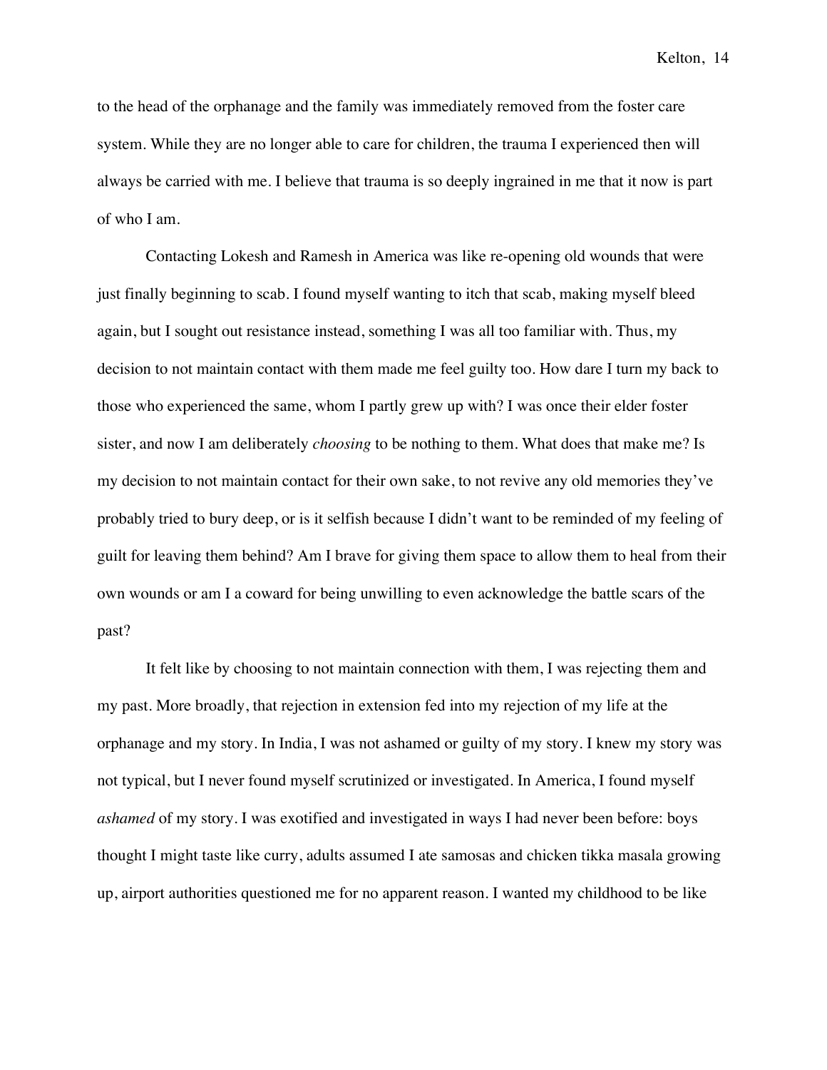to the head of the orphanage and the family was immediately removed from the foster care system. While they are no longer able to care for children, the trauma I experienced then will always be carried with me. I believe that trauma is so deeply ingrained in me that it now is part of who I am.

Contacting Lokesh and Ramesh in America was like re-opening old wounds that were just finally beginning to scab. I found myself wanting to itch that scab, making myself bleed again, but I sought out resistance instead, something I was all too familiar with. Thus, my decision to not maintain contact with them made me feel guilty too. How dare I turn my back to those who experienced the same, whom I partly grew up with? I was once their elder foster sister, and now I am deliberately *choosing* to be nothing to them. What does that make me? Is my decision to not maintain contact for their own sake, to not revive any old memories they've probably tried to bury deep, or is it selfish because I didn't want to be reminded of my feeling of guilt for leaving them behind? Am I brave for giving them space to allow them to heal from their own wounds or am I a coward for being unwilling to even acknowledge the battle scars of the past?

It felt like by choosing to not maintain connection with them, I was rejecting them and my past. More broadly, that rejection in extension fed into my rejection of my life at the orphanage and my story. In India, I was not ashamed or guilty of my story. I knew my story was not typical, but I never found myself scrutinized or investigated. In America, I found myself *ashamed* of my story. I was exotified and investigated in ways I had never been before: boys thought I might taste like curry, adults assumed I ate samosas and chicken tikka masala growing up, airport authorities questioned me for no apparent reason. I wanted my childhood to be like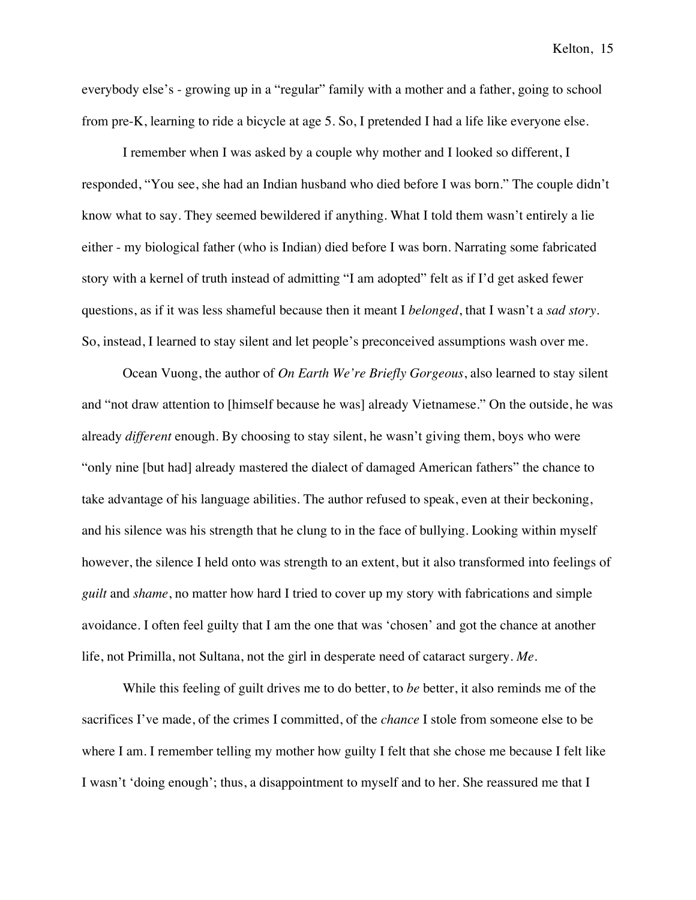everybody else's - growing up in a "regular" family with a mother and a father, going to school from pre-K, learning to ride a bicycle at age 5. So, I pretended I had a life like everyone else.

I remember when I was asked by a couple why mother and I looked so different, I responded, "You see, she had an Indian husband who died before I was born." The couple didn't know what to say. They seemed bewildered if anything. What I told them wasn't entirely a lie either - my biological father (who is Indian) died before I was born. Narrating some fabricated story with a kernel of truth instead of admitting "I am adopted" felt as if I'd get asked fewer questions, as if it was less shameful because then it meant I *belonged*, that I wasn't a *sad story*. So, instead, I learned to stay silent and let people's preconceived assumptions wash over me.

Ocean Vuong, the author of *On Earth We're Briefly Gorgeous*, also learned to stay silent and "not draw attention to [himself because he was] already Vietnamese." On the outside, he was already *different* enough. By choosing to stay silent, he wasn't giving them, boys who were "only nine [but had] already mastered the dialect of damaged American fathers" the chance to take advantage of his language abilities. The author refused to speak, even at their beckoning, and his silence was his strength that he clung to in the face of bullying. Looking within myself however, the silence I held onto was strength to an extent, but it also transformed into feelings of *guilt* and *shame*, no matter how hard I tried to cover up my story with fabrications and simple avoidance. I often feel guilty that I am the one that was 'chosen' and got the chance at another life, not Primilla, not Sultana, not the girl in desperate need of cataract surgery. *Me*.

While this feeling of guilt drives me to do better, to *be* better, it also reminds me of the sacrifices I've made, of the crimes I committed, of the *chance* I stole from someone else to be where I am. I remember telling my mother how guilty I felt that she chose me because I felt like I wasn't 'doing enough'; thus, a disappointment to myself and to her. She reassured me that I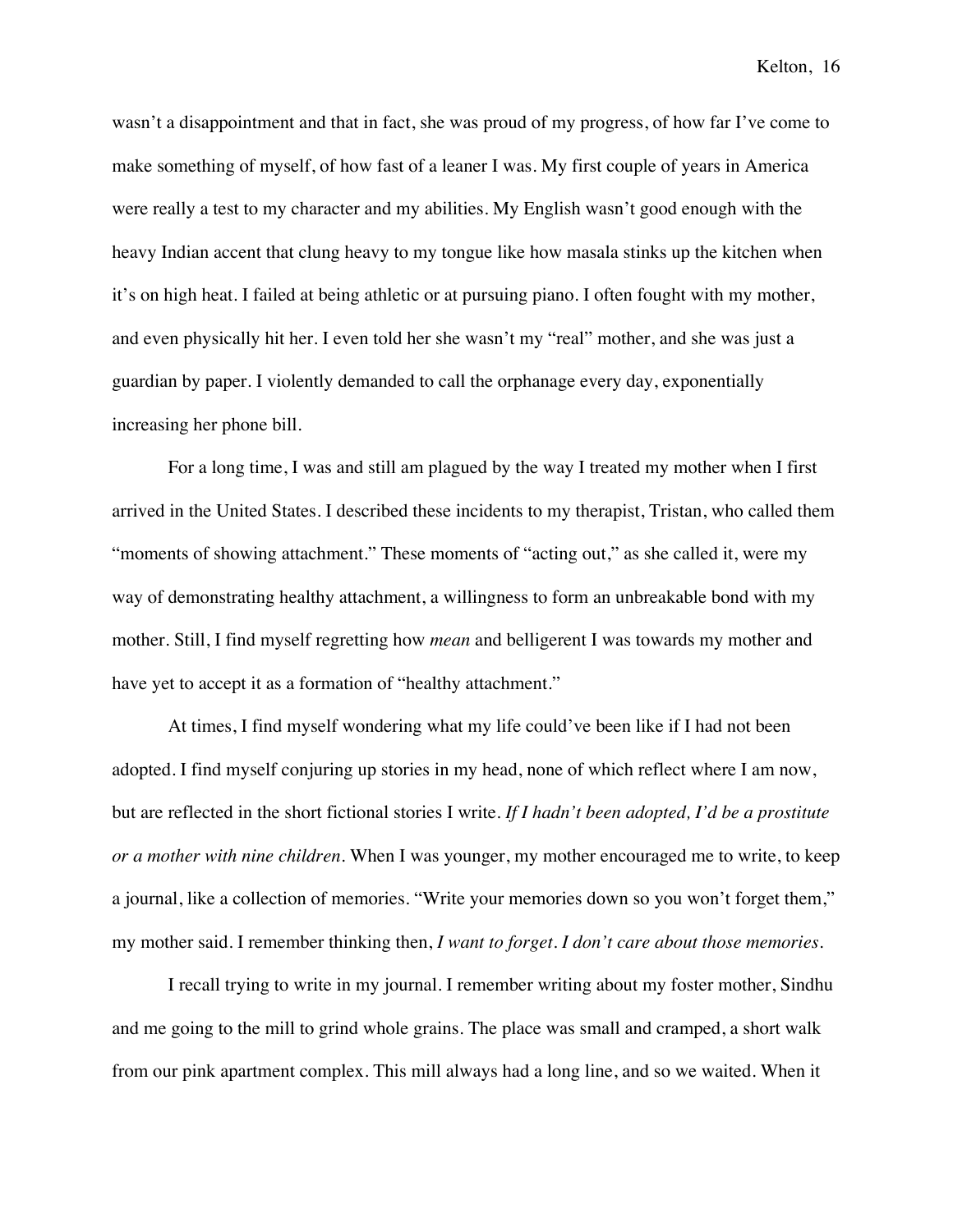wasn't a disappointment and that in fact, she was proud of my progress, of how far I've come to make something of myself, of how fast of a leaner I was. My first couple of years in America were really a test to my character and my abilities. My English wasn't good enough with the heavy Indian accent that clung heavy to my tongue like how masala stinks up the kitchen when it's on high heat. I failed at being athletic or at pursuing piano. I often fought with my mother, and even physically hit her. I even told her she wasn't my "real" mother, and she was just a guardian by paper. I violently demanded to call the orphanage every day, exponentially increasing her phone bill.

For a long time, I was and still am plagued by the way I treated my mother when I first arrived in the United States. I described these incidents to my therapist, Tristan, who called them "moments of showing attachment." These moments of "acting out," as she called it, were my way of demonstrating healthy attachment, a willingness to form an unbreakable bond with my mother. Still, I find myself regretting how *mean* and belligerent I was towards my mother and have yet to accept it as a formation of "healthy attachment."

At times, I find myself wondering what my life could've been like if I had not been adopted. I find myself conjuring up stories in my head, none of which reflect where I am now, but are reflected in the short fictional stories I write. *If I hadn't been adopted, I'd be a prostitute or a mother with nine children.* When I was younger, my mother encouraged me to write, to keep a journal, like a collection of memories. "Write your memories down so you won't forget them," my mother said. I remember thinking then, *I want to forget. I don't care about those memories.*

I recall trying to write in my journal. I remember writing about my foster mother, Sindhu and me going to the mill to grind whole grains. The place was small and cramped, a short walk from our pink apartment complex. This mill always had a long line, and so we waited. When it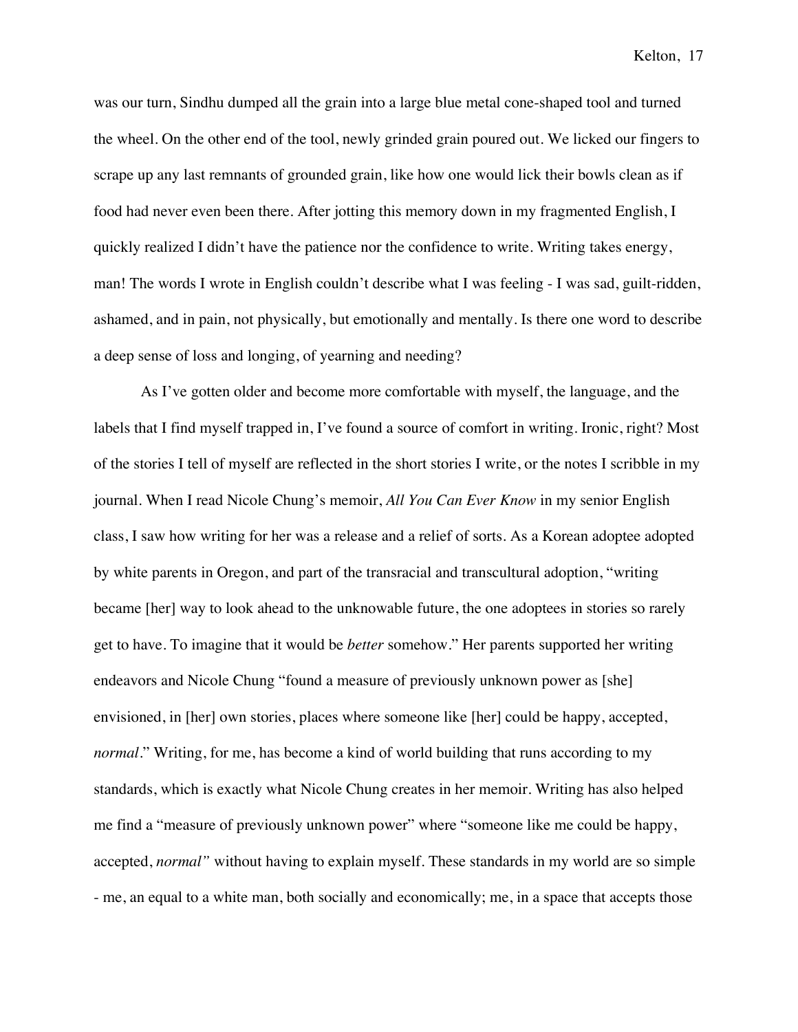was our turn, Sindhu dumped all the grain into a large blue metal cone-shaped tool and turned the wheel. On the other end of the tool, newly grinded grain poured out. We licked our fingers to scrape up any last remnants of grounded grain, like how one would lick their bowls clean as if food had never even been there. After jotting this memory down in my fragmented English, I quickly realized I didn't have the patience nor the confidence to write. Writing takes energy, man! The words I wrote in English couldn't describe what I was feeling - I was sad, guilt-ridden, ashamed, and in pain, not physically, but emotionally and mentally. Is there one word to describe a deep sense of loss and longing, of yearning and needing?

As I've gotten older and become more comfortable with myself, the language, and the labels that I find myself trapped in, I've found a source of comfort in writing. Ironic, right? Most of the stories I tell of myself are reflected in the short stories I write, or the notes I scribble in my journal. When I read Nicole Chung's memoir, *All You Can Ever Know* in my senior English class, I saw how writing for her was a release and a relief of sorts. As a Korean adoptee adopted by white parents in Oregon, and part of the transracial and transcultural adoption, "writing became [her] way to look ahead to the unknowable future, the one adoptees in stories so rarely get to have. To imagine that it would be *better* somehow." Her parents supported her writing endeavors and Nicole Chung "found a measure of previously unknown power as [she] envisioned, in [her] own stories, places where someone like [her] could be happy, accepted, *normal*." Writing, for me, has become a kind of world building that runs according to my standards, which is exactly what Nicole Chung creates in her memoir. Writing has also helped me find a "measure of previously unknown power" where "someone like me could be happy, accepted, *normal"* without having to explain myself. These standards in my world are so simple - me, an equal to a white man, both socially and economically; me, in a space that accepts those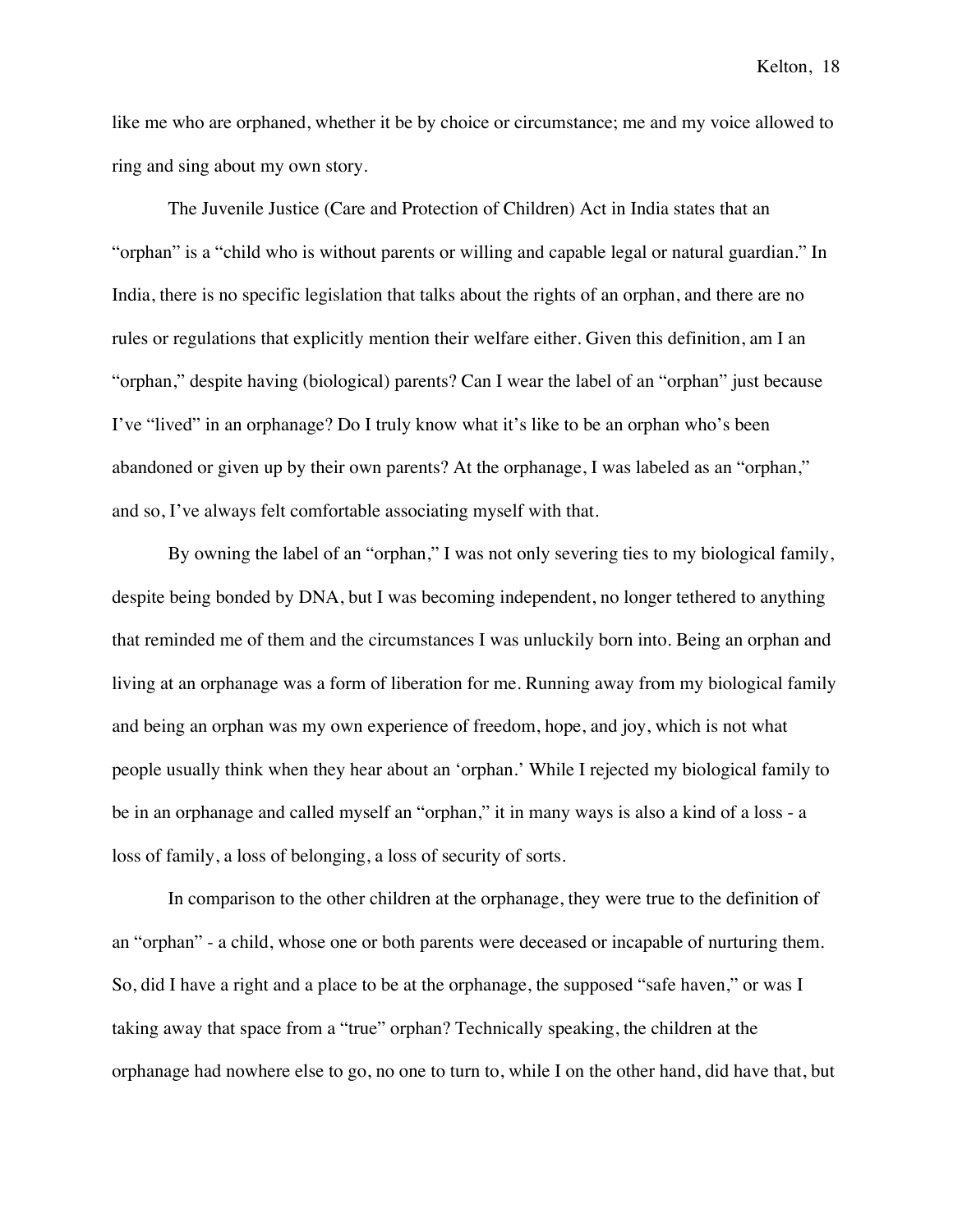like me who are orphaned, whether it be by choice or circumstance; me and my voice allowed to ring and sing about my own story.

The Juvenile Justice (Care and Protection of Children) Act in India states that an "orphan" is a "child who is without parents or willing and capable legal or natural guardian." In India, there is no specific legislation that talks about the rights of an orphan, and there are no rules or regulations that explicitly mention their welfare either. Given this definition, am I an "orphan," despite having (biological) parents? Can I wear the label of an "orphan" just because I've "lived" in an orphanage? Do I truly know what it's like to be an orphan who's been abandoned or given up by their own parents? At the orphanage, I was labeled as an "orphan," and so, I've always felt comfortable associating myself with that.

By owning the label of an "orphan," I was not only severing ties to my biological family, despite being bonded by DNA, but I was becoming independent, no longer tethered to anything that reminded me of them and the circumstances I was unluckily born into. Being an orphan and living at an orphanage was a form of liberation for me. Running away from my biological family and being an orphan was my own experience of freedom, hope, and joy, which is not what people usually think when they hear about an 'orphan.' While I rejected my biological family to be in an orphanage and called myself an "orphan," it in many ways is also a kind of a loss - a loss of family, a loss of belonging, a loss of security of sorts.

In comparison to the other children at the orphanage, they were true to the definition of an "orphan" - a child, whose one or both parents were deceased or incapable of nurturing them. So, did I have a right and a place to be at the orphanage, the supposed "safe haven," or was I taking away that space from a "true" orphan? Technically speaking, the children at the orphanage had nowhere else to go, no one to turn to, while I on the other hand, did have that, but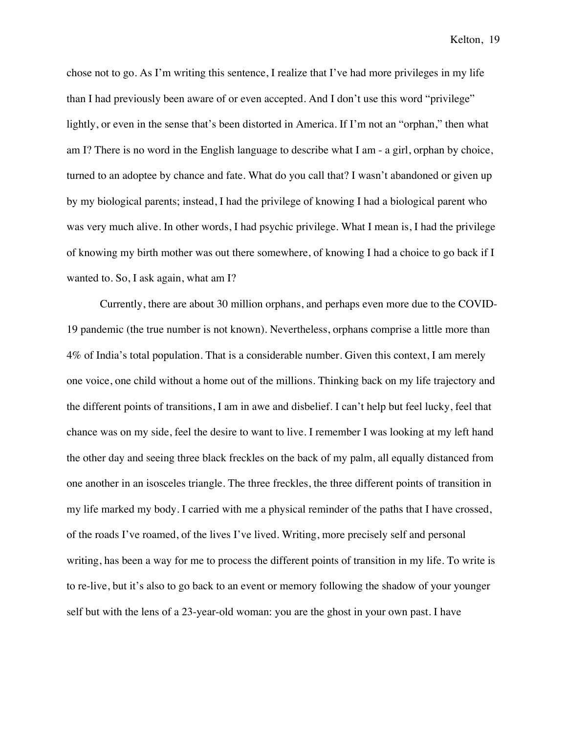chose not to go. As I'm writing this sentence, I realize that I've had more privileges in my life than I had previously been aware of or even accepted. And I don't use this word "privilege" lightly, or even in the sense that's been distorted in America. If I'm not an "orphan," then what am I? There is no word in the English language to describe what I am - a girl, orphan by choice, turned to an adoptee by chance and fate. What do you call that? I wasn't abandoned or given up by my biological parents; instead, I had the privilege of knowing I had a biological parent who was very much alive. In other words, I had psychic privilege. What I mean is, I had the privilege of knowing my birth mother was out there somewhere, of knowing I had a choice to go back if I wanted to. So, I ask again, what am I?

Currently, there are about 30 million orphans, and perhaps even more due to the COVID-19 pandemic (the true number is not known). Nevertheless, orphans comprise a little more than 4% of India's total population. That is a considerable number. Given this context, I am merely one voice, one child without a home out of the millions. Thinking back on my life trajectory and the different points of transitions, I am in awe and disbelief. I can't help but feel lucky, feel that chance was on my side, feel the desire to want to live. I remember I was looking at my left hand the other day and seeing three black freckles on the back of my palm, all equally distanced from one another in an isosceles triangle. The three freckles, the three different points of transition in my life marked my body. I carried with me a physical reminder of the paths that I have crossed, of the roads I've roamed, of the lives I've lived. Writing, more precisely self and personal writing, has been a way for me to process the different points of transition in my life. To write is to re-live, but it's also to go back to an event or memory following the shadow of your younger self but with the lens of a 23-year-old woman: you are the ghost in your own past. I have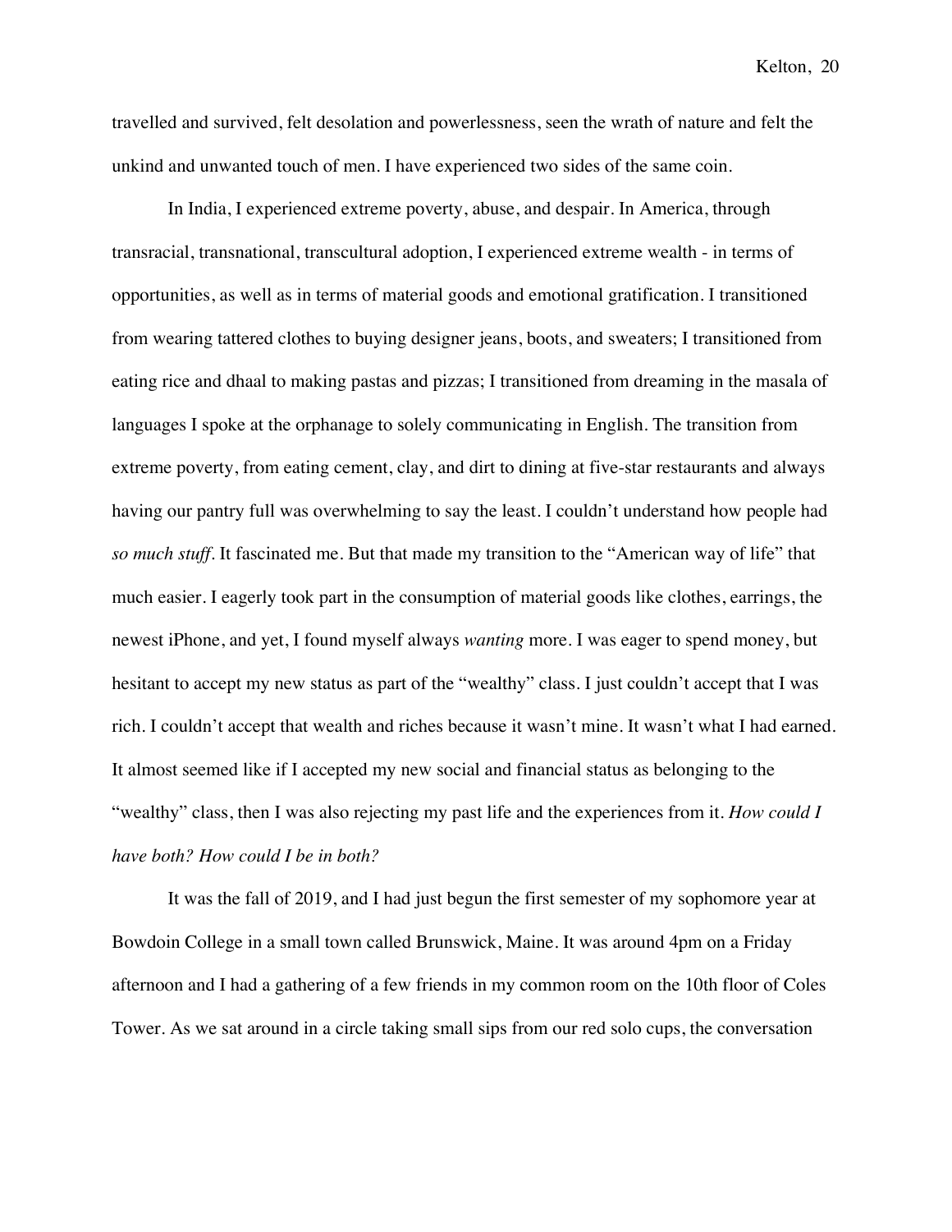travelled and survived, felt desolation and powerlessness, seen the wrath of nature and felt the unkind and unwanted touch of men. I have experienced two sides of the same coin.

In India, I experienced extreme poverty, abuse, and despair. In America, through transracial, transnational, transcultural adoption, I experienced extreme wealth - in terms of opportunities, as well as in terms of material goods and emotional gratification. I transitioned from wearing tattered clothes to buying designer jeans, boots, and sweaters; I transitioned from eating rice and dhaal to making pastas and pizzas; I transitioned from dreaming in the masala of languages I spoke at the orphanage to solely communicating in English. The transition from extreme poverty, from eating cement, clay, and dirt to dining at five-star restaurants and always having our pantry full was overwhelming to say the least. I couldn't understand how people had *so much stuff*. It fascinated me. But that made my transition to the "American way of life" that much easier. I eagerly took part in the consumption of material goods like clothes, earrings, the newest iPhone, and yet, I found myself always *wanting* more. I was eager to spend money, but hesitant to accept my new status as part of the "wealthy" class. I just couldn't accept that I was rich. I couldn't accept that wealth and riches because it wasn't mine. It wasn't what I had earned. It almost seemed like if I accepted my new social and financial status as belonging to the "wealthy" class, then I was also rejecting my past life and the experiences from it. *How could I have both? How could I be in both?*

It was the fall of 2019, and I had just begun the first semester of my sophomore year at Bowdoin College in a small town called Brunswick, Maine. It was around 4pm on a Friday afternoon and I had a gathering of a few friends in my common room on the 10th floor of Coles Tower. As we sat around in a circle taking small sips from our red solo cups, the conversation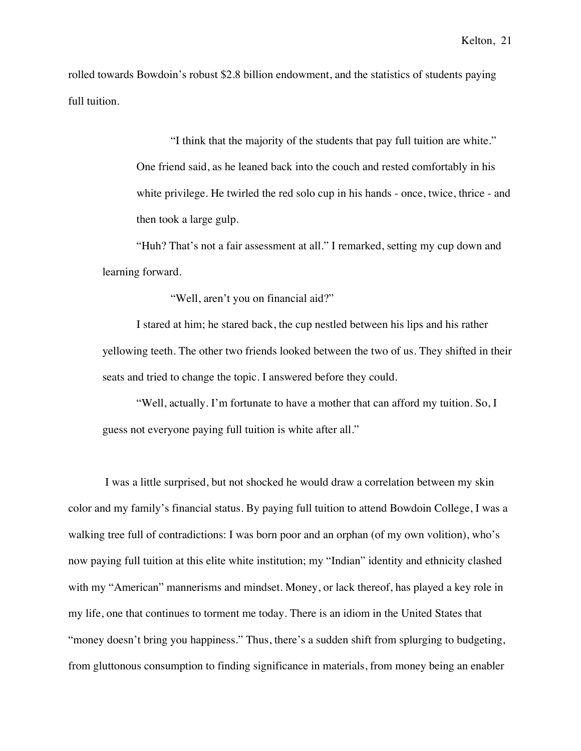rolled towards Bowdoin's robust $2.8 billion endowment, and the statistics of students paying full tuition.

> "I think that the majority of the students that pay full tuition are white." One friend said, as he leaned back into the couch and rested comfortably in his white privilege. He twirled the red solo cup in his hands - once, twice, thrice - and then took a large gulp.
>
> "Huh? That's not a fair assessment at all." I remarked, setting my cup down and learning forward.
>
> "Well, aren't you on financial aid?"
>
> I stared at him; he stared back, the cup nestled between his lips and his rather yellowing teeth. The other two friends looked between the two of us. They shifted in their seats and tried to change the topic. I answered before they could.
>
> "Well, actually. I'm fortunate to have a mother that can afford my tuition. So, I guess not everyone paying full tuition is white after all."

I was a little surprised, but not shocked he would draw a correlation between my skin color and my family's financial status. By paying full tuition to attend Bowdoin College, I was a walking tree full of contradictions: I was born poor and an orphan (of my own volition), who's now paying full tuition at this elite white institution; my "Indian" identity and ethnicity clashed with my "American" mannerisms and mindset. Money, or lack thereof, has played a key role in my life, one that continues to torment me today. There is an idiom in the United States that "money doesn't bring you happiness." Thus, there's a sudden shift from splurging to budgeting, from gluttonous consumption to finding significance in materials, from money being an enabler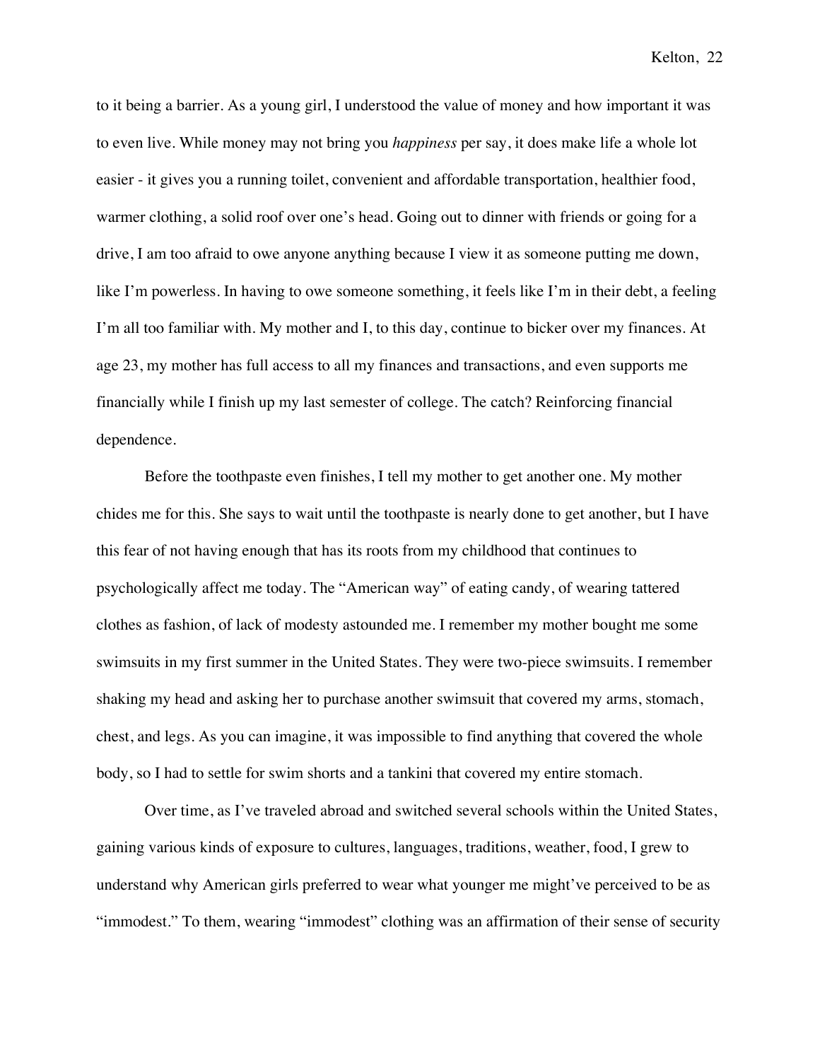to it being a barrier. As a young girl, I understood the value of money and how important it was to even live. While money may not bring you *happiness* per say, it does make life a whole lot easier - it gives you a running toilet, convenient and affordable transportation, healthier food, warmer clothing, a solid roof over one's head. Going out to dinner with friends or going for a drive, I am too afraid to owe anyone anything because I view it as someone putting me down, like I'm powerless. In having to owe someone something, it feels like I'm in their debt, a feeling I'm all too familiar with. My mother and I, to this day, continue to bicker over my finances. At age 23, my mother has full access to all my finances and transactions, and even supports me financially while I finish up my last semester of college. The catch? Reinforcing financial dependence.

Before the toothpaste even finishes, I tell my mother to get another one. My mother chides me for this. She says to wait until the toothpaste is nearly done to get another, but I have this fear of not having enough that has its roots from my childhood that continues to psychologically affect me today. The "American way" of eating candy, of wearing tattered clothes as fashion, of lack of modesty astounded me. I remember my mother bought me some swimsuits in my first summer in the United States. They were two-piece swimsuits. I remember shaking my head and asking her to purchase another swimsuit that covered my arms, stomach, chest, and legs. As you can imagine, it was impossible to find anything that covered the whole body, so I had to settle for swim shorts and a tankini that covered my entire stomach.

Over time, as I've traveled abroad and switched several schools within the United States, gaining various kinds of exposure to cultures, languages, traditions, weather, food, I grew to understand why American girls preferred to wear what younger me might've perceived to be as "immodest." To them, wearing "immodest" clothing was an affirmation of their sense of security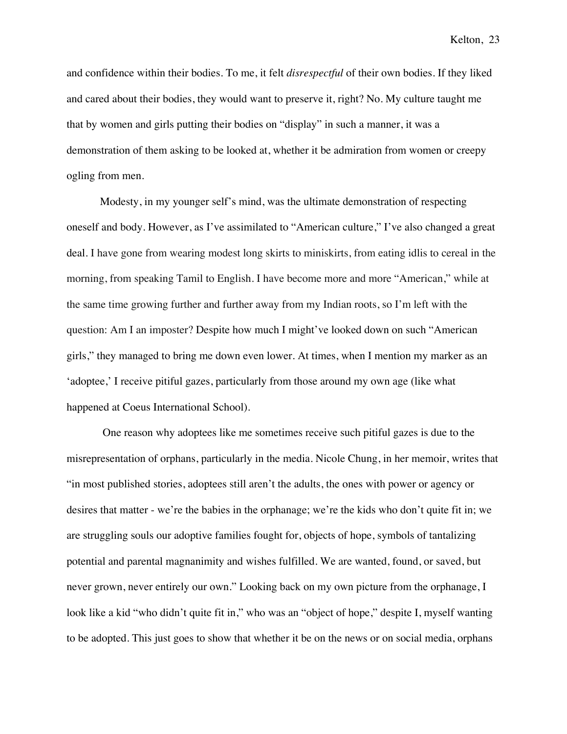and confidence within their bodies. To me, it felt *disrespectful* of their own bodies. If they liked and cared about their bodies, they would want to preserve it, right? No. My culture taught me that by women and girls putting their bodies on "display" in such a manner, it was a demonstration of them asking to be looked at, whether it be admiration from women or creepy ogling from men.

Modesty, in my younger self's mind, was the ultimate demonstration of respecting oneself and body. However, as I've assimilated to "American culture," I've also changed a great deal. I have gone from wearing modest long skirts to miniskirts, from eating idlis to cereal in the morning, from speaking Tamil to English. I have become more and more "American," while at the same time growing further and further away from my Indian roots, so I'm left with the question: Am I an imposter? Despite how much I might've looked down on such "American girls," they managed to bring me down even lower. At times, when I mention my marker as an 'adoptee,' I receive pitiful gazes, particularly from those around my own age (like what happened at Coeus International School).

One reason why adoptees like me sometimes receive such pitiful gazes is due to the misrepresentation of orphans, particularly in the media. Nicole Chung, in her memoir, writes that "in most published stories, adoptees still aren't the adults, the ones with power or agency or desires that matter - we're the babies in the orphanage; we're the kids who don't quite fit in; we are struggling souls our adoptive families fought for, objects of hope, symbols of tantalizing potential and parental magnanimity and wishes fulfilled. We are wanted, found, or saved, but never grown, never entirely our own." Looking back on my own picture from the orphanage, I look like a kid "who didn't quite fit in," who was an "object of hope," despite I, myself wanting to be adopted. This just goes to show that whether it be on the news or on social media, orphans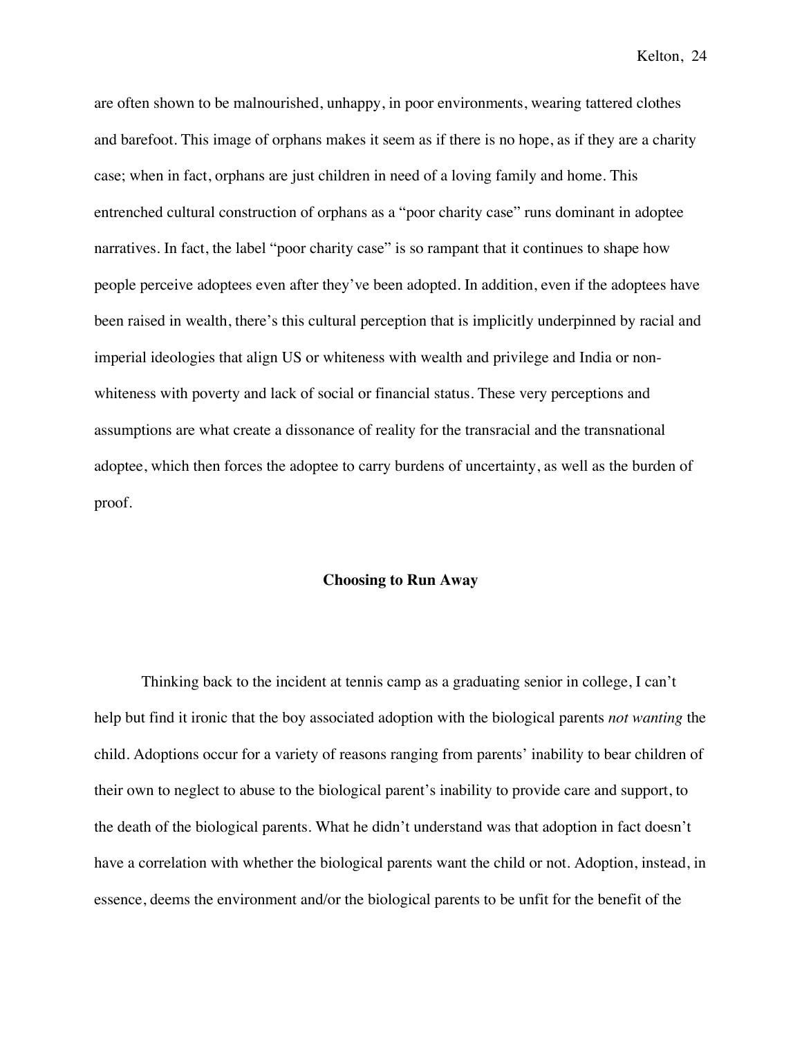are often shown to be malnourished, unhappy, in poor environments, wearing tattered clothes and barefoot. This image of orphans makes it seem as if there is no hope, as if they are a charity case; when in fact, orphans are just children in need of a loving family and home. This entrenched cultural construction of orphans as a "poor charity case" runs dominant in adoptee narratives. In fact, the label "poor charity case" is so rampant that it continues to shape how people perceive adoptees even after they've been adopted. In addition, even if the adoptees have been raised in wealth, there's this cultural perception that is implicitly underpinned by racial and imperial ideologies that align US or whiteness with wealth and privilege and India or non-whiteness with poverty and lack of social or financial status. These very perceptions and assumptions are what create a dissonance of reality for the transracial and the transnational adoptee, which then forces the adoptee to carry burdens of uncertainty, as well as the burden of proof.

## Choosing to Run Away

Thinking back to the incident at tennis camp as a graduating senior in college, I can't help but find it ironic that the boy associated adoption with the biological parents *not wanting* the child. Adoptions occur for a variety of reasons ranging from parents' inability to bear children of their own to neglect to abuse to the biological parent's inability to provide care and support, to the death of the biological parents. What he didn't understand was that adoption in fact doesn't have a correlation with whether the biological parents want the child or not. Adoption, instead, in essence, deems the environment and/or the biological parents to be unfit for the benefit of the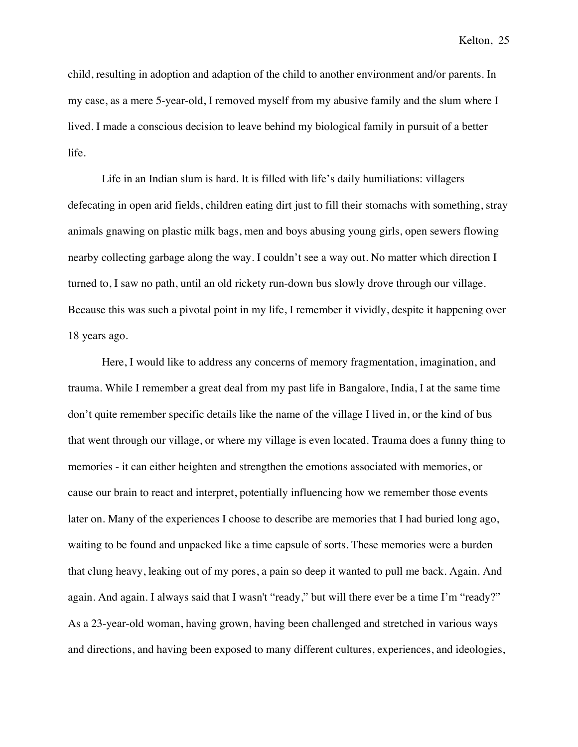child, resulting in adoption and adaption of the child to another environment and/or parents. In my case, as a mere 5-year-old, I removed myself from my abusive family and the slum where I lived. I made a conscious decision to leave behind my biological family in pursuit of a better life.

Life in an Indian slum is hard. It is filled with life's daily humiliations: villagers defecating in open arid fields, children eating dirt just to fill their stomachs with something, stray animals gnawing on plastic milk bags, men and boys abusing young girls, open sewers flowing nearby collecting garbage along the way. I couldn't see a way out. No matter which direction I turned to, I saw no path, until an old rickety run-down bus slowly drove through our village. Because this was such a pivotal point in my life, I remember it vividly, despite it happening over 18 years ago.

Here, I would like to address any concerns of memory fragmentation, imagination, and trauma. While I remember a great deal from my past life in Bangalore, India, I at the same time don't quite remember specific details like the name of the village I lived in, or the kind of bus that went through our village, or where my village is even located. Trauma does a funny thing to memories - it can either heighten and strengthen the emotions associated with memories, or cause our brain to react and interpret, potentially influencing how we remember those events later on. Many of the experiences I choose to describe are memories that I had buried long ago, waiting to be found and unpacked like a time capsule of sorts. These memories were a burden that clung heavy, leaking out of my pores, a pain so deep it wanted to pull me back. Again. And again. And again. I always said that I wasn't "ready," but will there ever be a time I'm "ready?" As a 23-year-old woman, having grown, having been challenged and stretched in various ways and directions, and having been exposed to many different cultures, experiences, and ideologies,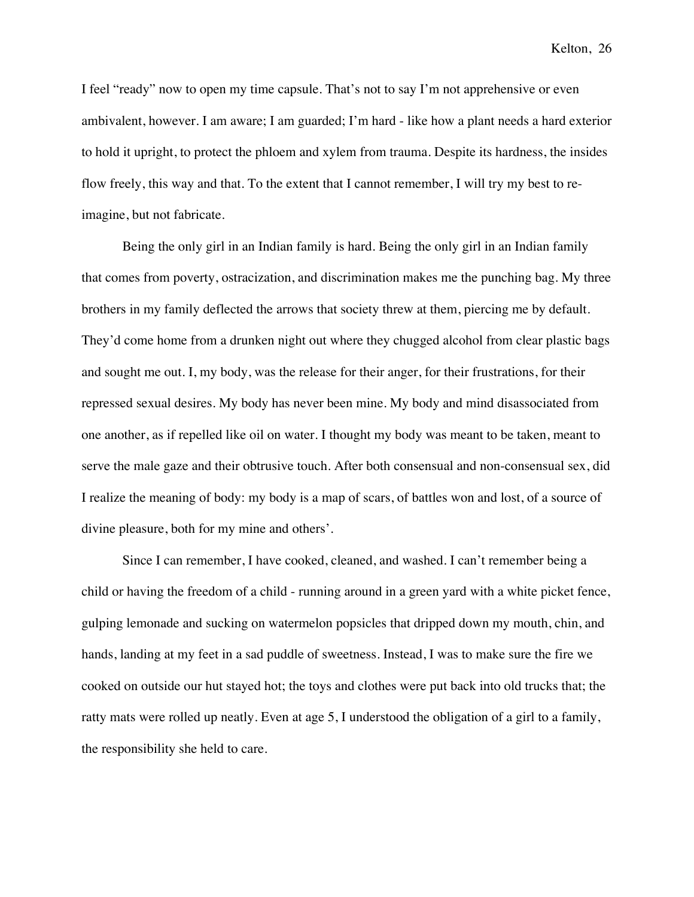I feel "ready" now to open my time capsule. That's not to say I'm not apprehensive or even ambivalent, however. I am aware; I am guarded; I'm hard - like how a plant needs a hard exterior to hold it upright, to protect the phloem and xylem from trauma. Despite its hardness, the insides flow freely, this way and that. To the extent that I cannot remember, I will try my best to re-imagine, but not fabricate.

Being the only girl in an Indian family is hard. Being the only girl in an Indian family that comes from poverty, ostracization, and discrimination makes me the punching bag. My three brothers in my family deflected the arrows that society threw at them, piercing me by default. They'd come home from a drunken night out where they chugged alcohol from clear plastic bags and sought me out. I, my body, was the release for their anger, for their frustrations, for their repressed sexual desires. My body has never been mine. My body and mind disassociated from one another, as if repelled like oil on water. I thought my body was meant to be taken, meant to serve the male gaze and their obtrusive touch. After both consensual and non-consensual sex, did I realize the meaning of body: my body is a map of scars, of battles won and lost, of a source of divine pleasure, both for my mine and others'.

Since I can remember, I have cooked, cleaned, and washed. I can't remember being a child or having the freedom of a child - running around in a green yard with a white picket fence, gulping lemonade and sucking on watermelon popsicles that dripped down my mouth, chin, and hands, landing at my feet in a sad puddle of sweetness. Instead, I was to make sure the fire we cooked on outside our hut stayed hot; the toys and clothes were put back into old trucks that; the ratty mats were rolled up neatly. Even at age 5, I understood the obligation of a girl to a family, the responsibility she held to care.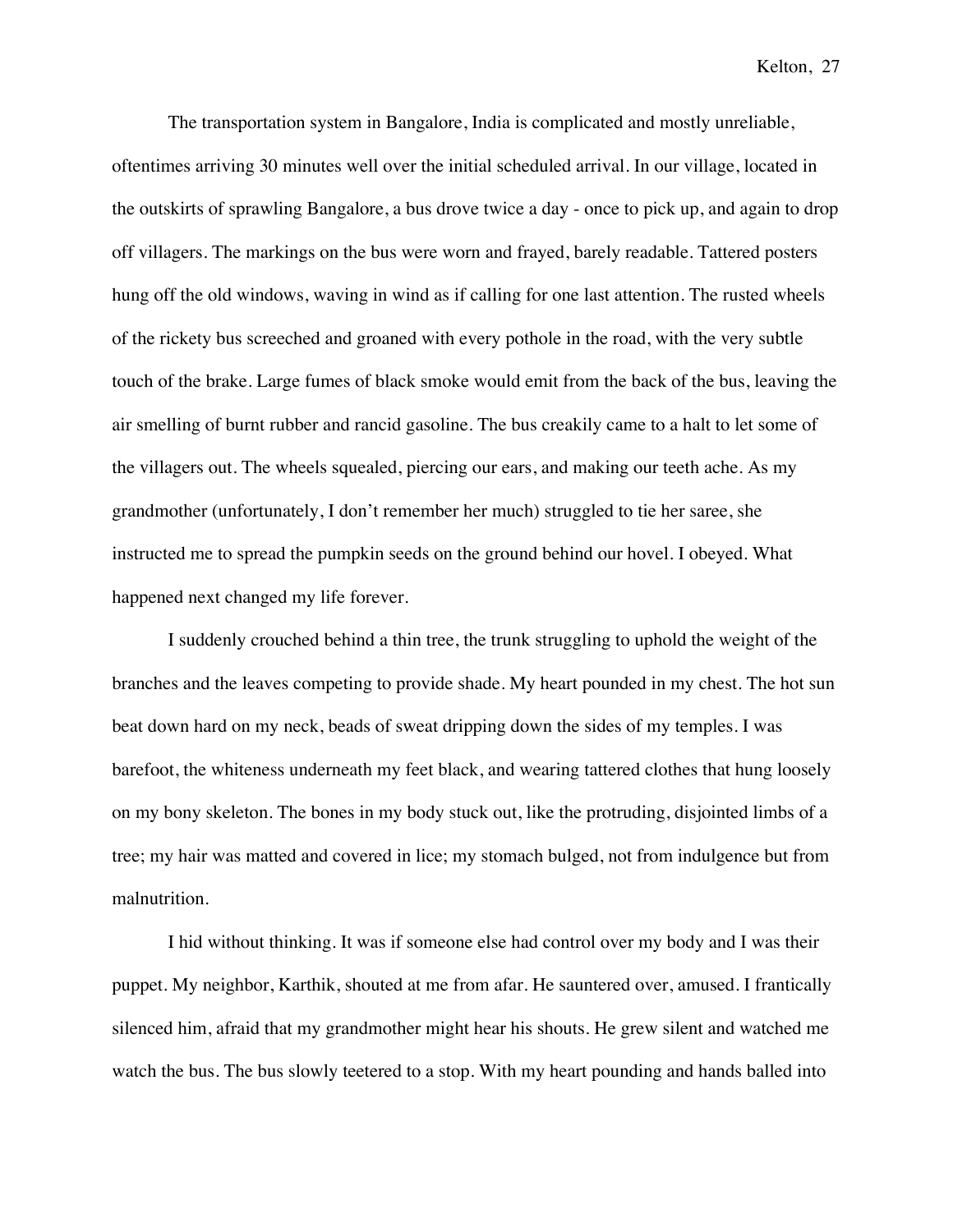The transportation system in Bangalore, India is complicated and mostly unreliable, oftentimes arriving 30 minutes well over the initial scheduled arrival. In our village, located in the outskirts of sprawling Bangalore, a bus drove twice a day - once to pick up, and again to drop off villagers. The markings on the bus were worn and frayed, barely readable. Tattered posters hung off the old windows, waving in wind as if calling for one last attention. The rusted wheels of the rickety bus screeched and groaned with every pothole in the road, with the very subtle touch of the brake. Large fumes of black smoke would emit from the back of the bus, leaving the air smelling of burnt rubber and rancid gasoline. The bus creakily came to a halt to let some of the villagers out. The wheels squealed, piercing our ears, and making our teeth ache. As my grandmother (unfortunately, I don't remember her much) struggled to tie her saree, she instructed me to spread the pumpkin seeds on the ground behind our hovel. I obeyed. What happened next changed my life forever.

I suddenly crouched behind a thin tree, the trunk struggling to uphold the weight of the branches and the leaves competing to provide shade. My heart pounded in my chest. The hot sun beat down hard on my neck, beads of sweat dripping down the sides of my temples. I was barefoot, the whiteness underneath my feet black, and wearing tattered clothes that hung loosely on my bony skeleton. The bones in my body stuck out, like the protruding, disjointed limbs of a tree; my hair was matted and covered in lice; my stomach bulged, not from indulgence but from malnutrition.

I hid without thinking. It was if someone else had control over my body and I was their puppet. My neighbor, Karthik, shouted at me from afar. He sauntered over, amused. I frantically silenced him, afraid that my grandmother might hear his shouts. He grew silent and watched me watch the bus. The bus slowly teetered to a stop. With my heart pounding and hands balled into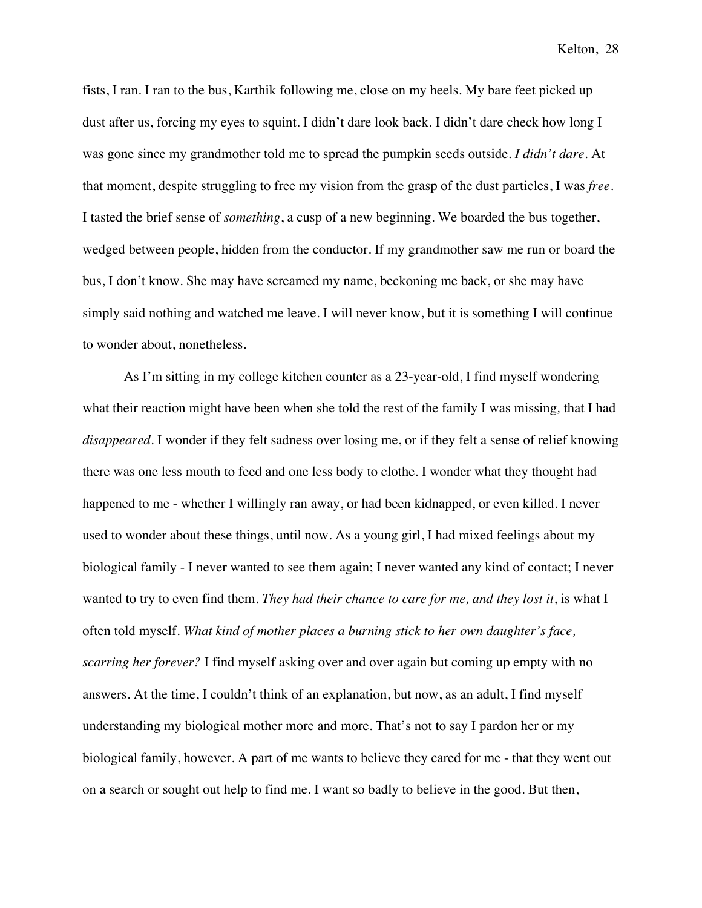fists, I ran. I ran to the bus, Karthik following me, close on my heels. My bare feet picked up dust after us, forcing my eyes to squint. I didn't dare look back. I didn't dare check how long I was gone since my grandmother told me to spread the pumpkin seeds outside. *I didn't dare*. At that moment, despite struggling to free my vision from the grasp of the dust particles, I was *free*. I tasted the brief sense of *something*, a cusp of a new beginning. We boarded the bus together, wedged between people, hidden from the conductor. If my grandmother saw me run or board the bus, I don't know. She may have screamed my name, beckoning me back, or she may have simply said nothing and watched me leave. I will never know, but it is something I will continue to wonder about, nonetheless.

As I'm sitting in my college kitchen counter as a 23-year-old, I find myself wondering what their reaction might have been when she told the rest of the family I was missing, that I had *disappeared*. I wonder if they felt sadness over losing me, or if they felt a sense of relief knowing there was one less mouth to feed and one less body to clothe. I wonder what they thought had happened to me - whether I willingly ran away, or had been kidnapped, or even killed. I never used to wonder about these things, until now. As a young girl, I had mixed feelings about my biological family - I never wanted to see them again; I never wanted any kind of contact; I never wanted to try to even find them. *They had their chance to care for me, and they lost it*, is what I often told myself. *What kind of mother places a burning stick to her own daughter's face, scarring her forever?* I find myself asking over and over again but coming up empty with no answers. At the time, I couldn't think of an explanation, but now, as an adult, I find myself understanding my biological mother more and more. That's not to say I pardon her or my biological family, however. A part of me wants to believe they cared for me - that they went out on a search or sought out help to find me. I want so badly to believe in the good. But then,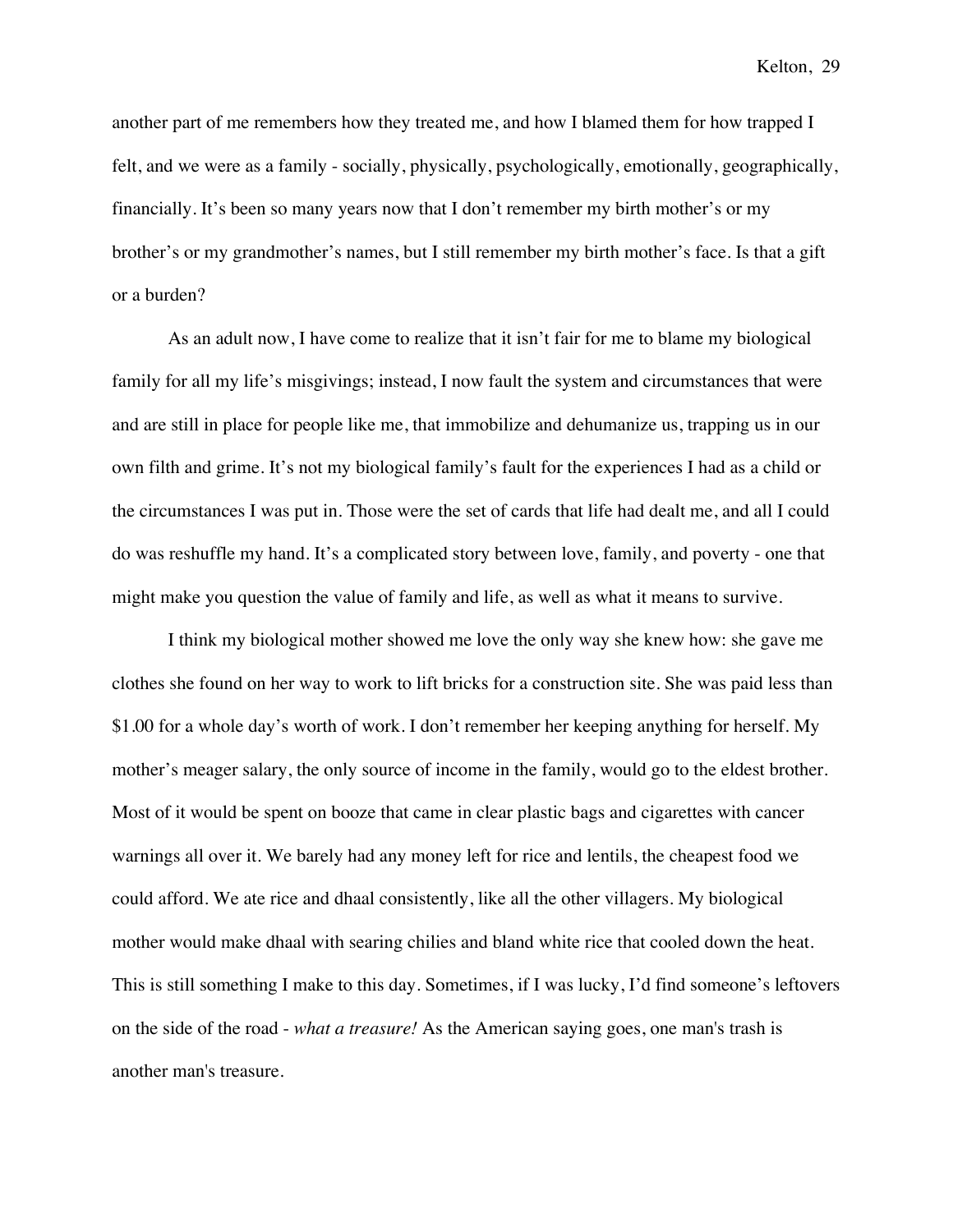another part of me remembers how they treated me, and how I blamed them for how trapped I felt, and we were as a family - socially, physically, psychologically, emotionally, geographically, financially. It's been so many years now that I don't remember my birth mother's or my brother's or my grandmother's names, but I still remember my birth mother's face. Is that a gift or a burden?

As an adult now, I have come to realize that it isn't fair for me to blame my biological family for all my life's misgivings; instead, I now fault the system and circumstances that were and are still in place for people like me, that immobilize and dehumanize us, trapping us in our own filth and grime. It's not my biological family's fault for the experiences I had as a child or the circumstances I was put in. Those were the set of cards that life had dealt me, and all I could do was reshuffle my hand. It's a complicated story between love, family, and poverty - one that might make you question the value of family and life, as well as what it means to survive.

I think my biological mother showed me love the only way she knew how: she gave me clothes she found on her way to work to lift bricks for a construction site. She was paid less than $1.00 for a whole day's worth of work. I don't remember her keeping anything for herself. My mother's meager salary, the only source of income in the family, would go to the eldest brother. Most of it would be spent on booze that came in clear plastic bags and cigarettes with cancer warnings all over it. We barely had any money left for rice and lentils, the cheapest food we could afford. We ate rice and dhaal consistently, like all the other villagers. My biological mother would make dhaal with searing chilies and bland white rice that cooled down the heat. This is still something I make to this day. Sometimes, if I was lucky, I'd find someone's leftovers on the side of the road - *what a treasure!* As the American saying goes, one man's trash is another man's treasure.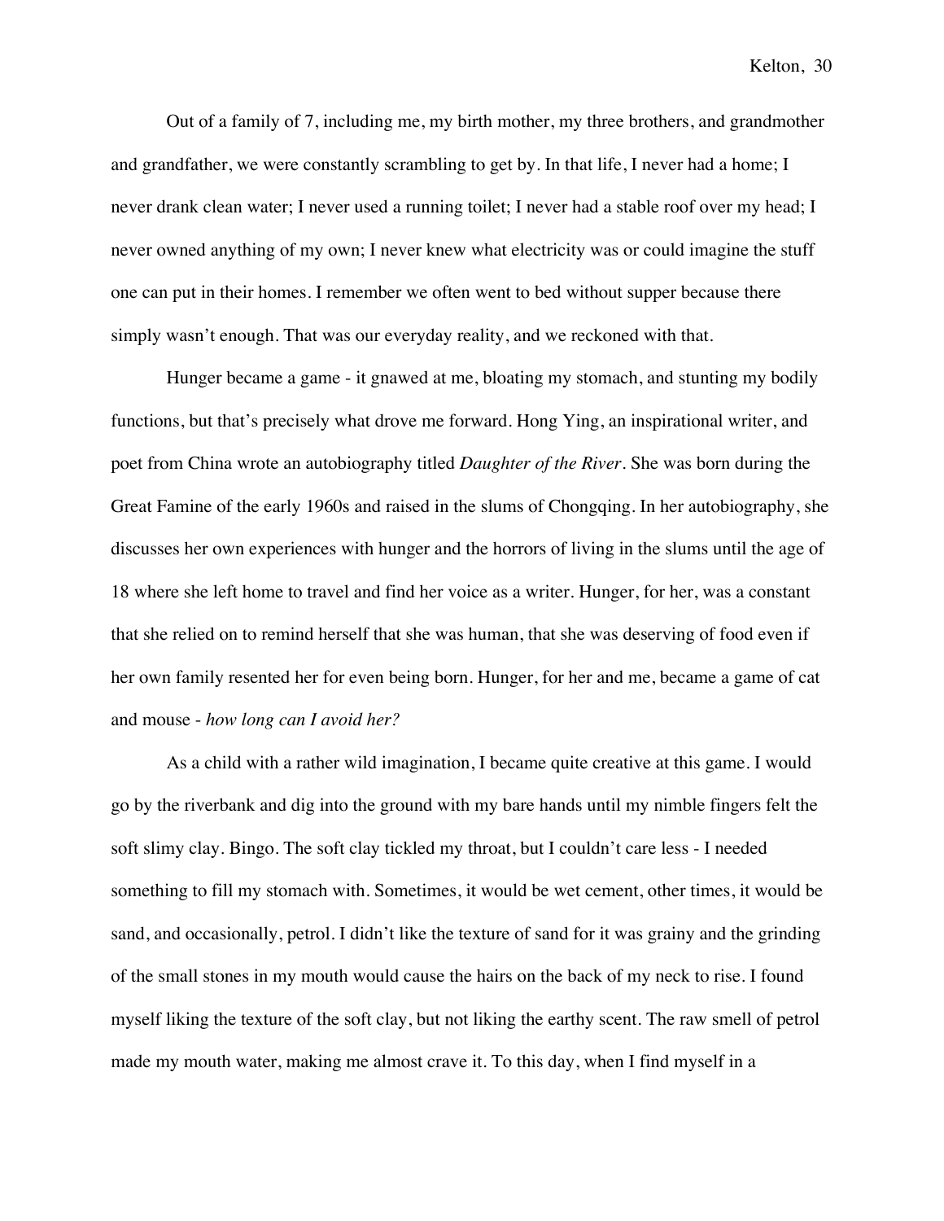Out of a family of 7, including me, my birth mother, my three brothers, and grandmother and grandfather, we were constantly scrambling to get by. In that life, I never had a home; I never drank clean water; I never used a running toilet; I never had a stable roof over my head; I never owned anything of my own; I never knew what electricity was or could imagine the stuff one can put in their homes. I remember we often went to bed without supper because there simply wasn't enough. That was our everyday reality, and we reckoned with that.

Hunger became a game - it gnawed at me, bloating my stomach, and stunting my bodily functions, but that's precisely what drove me forward. Hong Ying, an inspirational writer, and poet from China wrote an autobiography titled *Daughter of the River*. She was born during the Great Famine of the early 1960s and raised in the slums of Chongqing. In her autobiography, she discusses her own experiences with hunger and the horrors of living in the slums until the age of 18 where she left home to travel and find her voice as a writer. Hunger, for her, was a constant that she relied on to remind herself that she was human, that she was deserving of food even if her own family resented her for even being born. Hunger, for her and me, became a game of cat and mouse - *how long can I avoid her?*

As a child with a rather wild imagination, I became quite creative at this game. I would go by the riverbank and dig into the ground with my bare hands until my nimble fingers felt the soft slimy clay. Bingo. The soft clay tickled my throat, but I couldn't care less - I needed something to fill my stomach with. Sometimes, it would be wet cement, other times, it would be sand, and occasionally, petrol. I didn't like the texture of sand for it was grainy and the grinding of the small stones in my mouth would cause the hairs on the back of my neck to rise. I found myself liking the texture of the soft clay, but not liking the earthy scent. The raw smell of petrol made my mouth water, making me almost crave it. To this day, when I find myself in a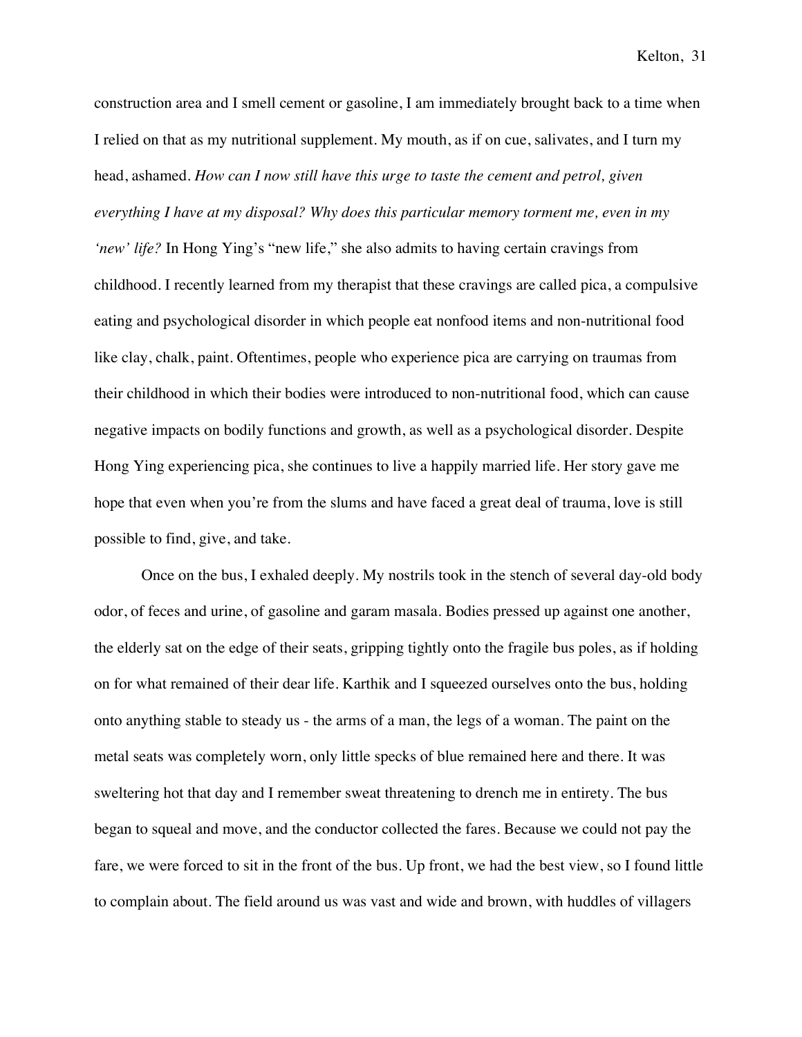construction area and I smell cement or gasoline, I am immediately brought back to a time when I relied on that as my nutritional supplement. My mouth, as if on cue, salivates, and I turn my head, ashamed. *How can I now still have this urge to taste the cement and petrol, given everything I have at my disposal? Why does this particular memory torment me, even in my 'new' life?* In Hong Ying's "new life," she also admits to having certain cravings from childhood. I recently learned from my therapist that these cravings are called pica, a compulsive eating and psychological disorder in which people eat nonfood items and non-nutritional food like clay, chalk, paint. Oftentimes, people who experience pica are carrying on traumas from their childhood in which their bodies were introduced to non-nutritional food, which can cause negative impacts on bodily functions and growth, as well as a psychological disorder. Despite Hong Ying experiencing pica, she continues to live a happily married life. Her story gave me hope that even when you're from the slums and have faced a great deal of trauma, love is still possible to find, give, and take.

Once on the bus, I exhaled deeply. My nostrils took in the stench of several day-old body odor, of feces and urine, of gasoline and garam masala. Bodies pressed up against one another, the elderly sat on the edge of their seats, gripping tightly onto the fragile bus poles, as if holding on for what remained of their dear life. Karthik and I squeezed ourselves onto the bus, holding onto anything stable to steady us - the arms of a man, the legs of a woman. The paint on the metal seats was completely worn, only little specks of blue remained here and there. It was sweltering hot that day and I remember sweat threatening to drench me in entirety. The bus began to squeal and move, and the conductor collected the fares. Because we could not pay the fare, we were forced to sit in the front of the bus. Up front, we had the best view, so I found little to complain about. The field around us was vast and wide and brown, with huddles of villagers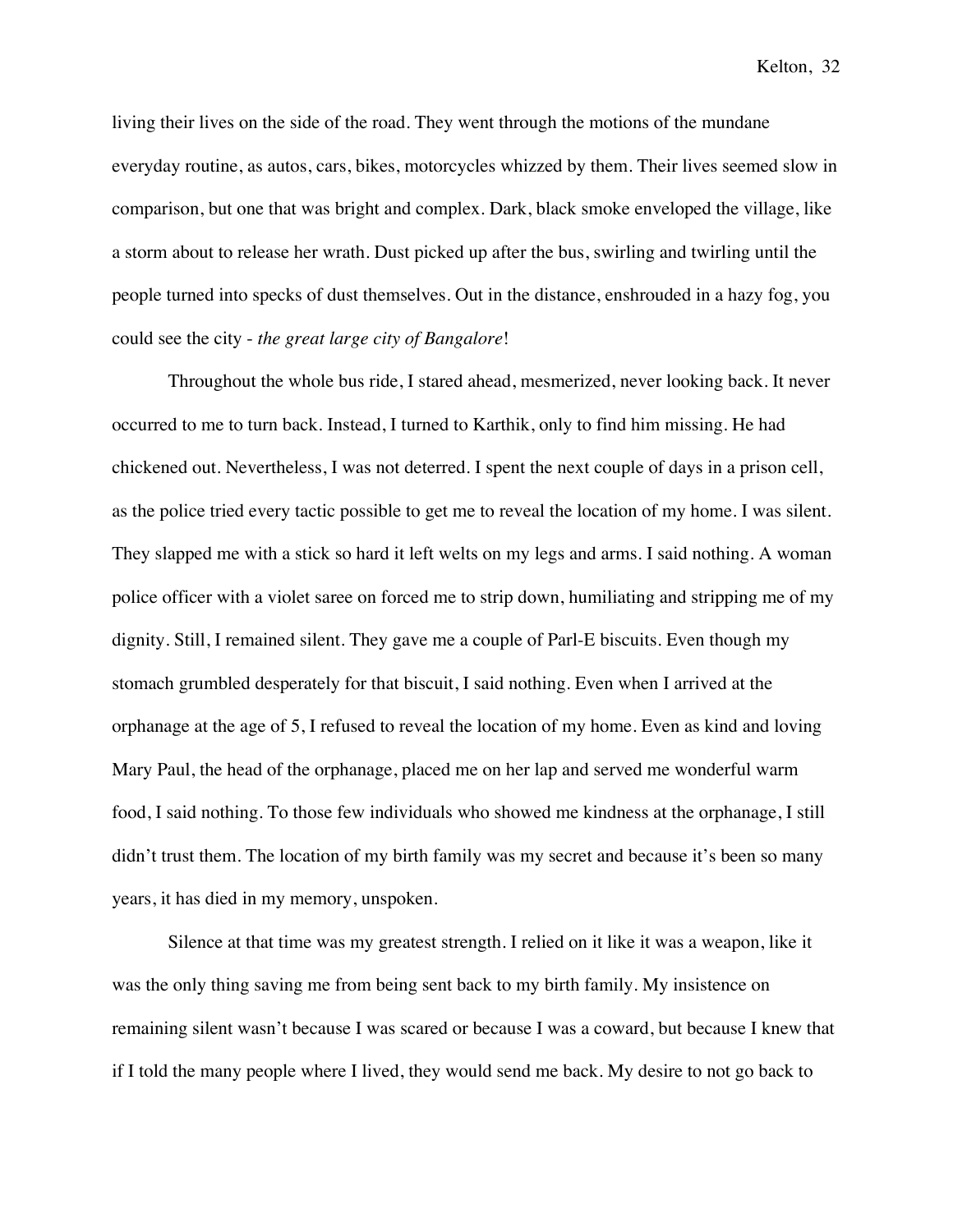living their lives on the side of the road. They went through the motions of the mundane everyday routine, as autos, cars, bikes, motorcycles whizzed by them. Their lives seemed slow in comparison, but one that was bright and complex. Dark, black smoke enveloped the village, like a storm about to release her wrath. Dust picked up after the bus, swirling and twirling until the people turned into specks of dust themselves. Out in the distance, enshrouded in a hazy fog, you could see the city - *the great large city of Bangalore*!

Throughout the whole bus ride, I stared ahead, mesmerized, never looking back. It never occurred to me to turn back. Instead, I turned to Karthik, only to find him missing. He had chickened out. Nevertheless, I was not deterred. I spent the next couple of days in a prison cell, as the police tried every tactic possible to get me to reveal the location of my home. I was silent. They slapped me with a stick so hard it left welts on my legs and arms. I said nothing. A woman police officer with a violet saree on forced me to strip down, humiliating and stripping me of my dignity. Still, I remained silent. They gave me a couple of Parl-E biscuits. Even though my stomach grumbled desperately for that biscuit, I said nothing. Even when I arrived at the orphanage at the age of 5, I refused to reveal the location of my home. Even as kind and loving Mary Paul, the head of the orphanage, placed me on her lap and served me wonderful warm food, I said nothing. To those few individuals who showed me kindness at the orphanage, I still didn't trust them. The location of my birth family was my secret and because it's been so many years, it has died in my memory, unspoken.

Silence at that time was my greatest strength. I relied on it like it was a weapon, like it was the only thing saving me from being sent back to my birth family. My insistence on remaining silent wasn't because I was scared or because I was a coward, but because I knew that if I told the many people where I lived, they would send me back. My desire to not go back to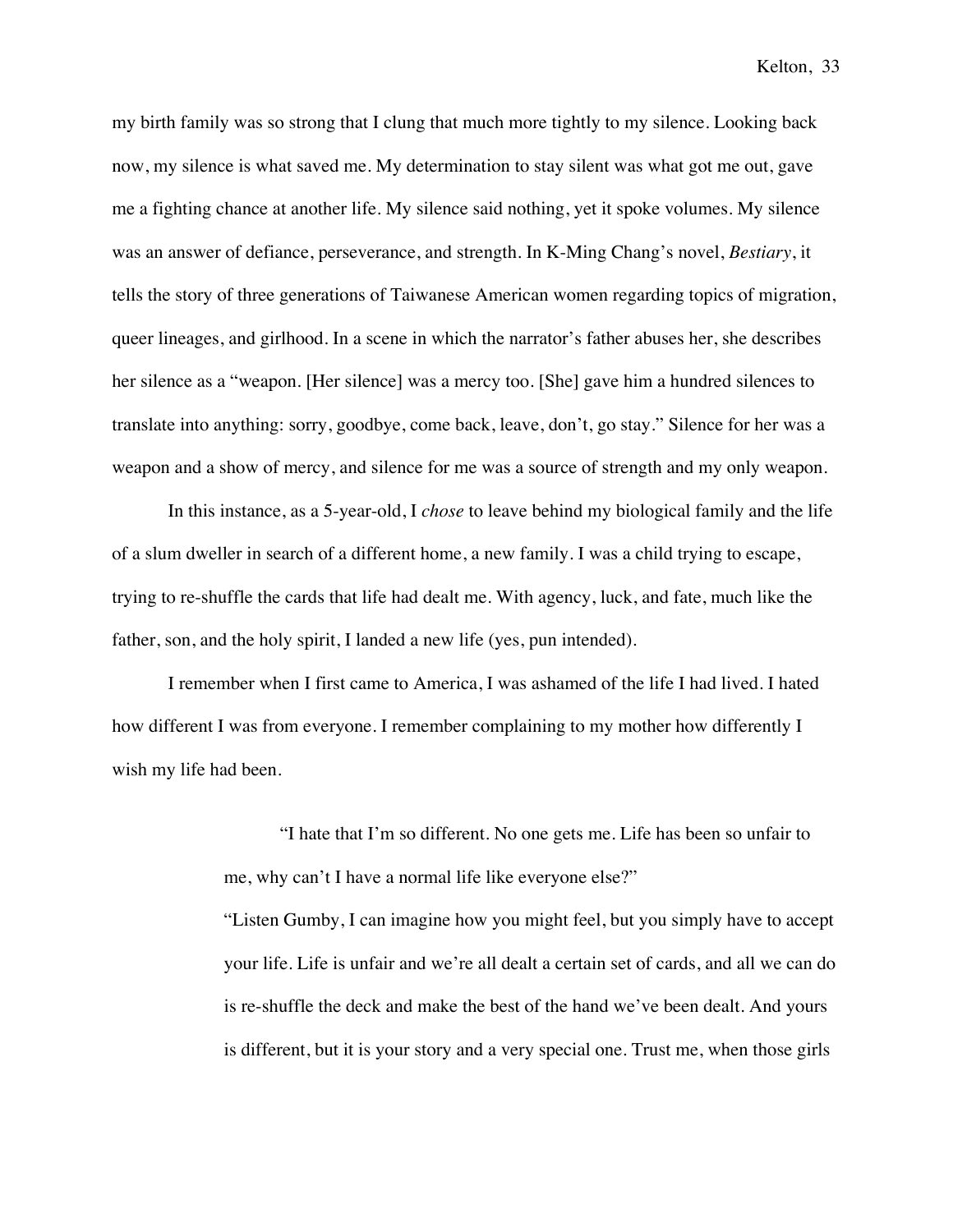my birth family was so strong that I clung that much more tightly to my silence. Looking back now, my silence is what saved me. My determination to stay silent was what got me out, gave me a fighting chance at another life. My silence said nothing, yet it spoke volumes. My silence was an answer of defiance, perseverance, and strength. In K-Ming Chang's novel, *Bestiary*, it tells the story of three generations of Taiwanese American women regarding topics of migration, queer lineages, and girlhood. In a scene in which the narrator's father abuses her, she describes her silence as a "weapon. [Her silence] was a mercy too. [She] gave him a hundred silences to translate into anything: sorry, goodbye, come back, leave, don't, go stay." Silence for her was a weapon and a show of mercy, and silence for me was a source of strength and my only weapon.

In this instance, as a 5-year-old, I *chose* to leave behind my biological family and the life of a slum dweller in search of a different home, a new family. I was a child trying to escape, trying to re-shuffle the cards that life had dealt me. With agency, luck, and fate, much like the father, son, and the holy spirit, I landed a new life (yes, pun intended).

I remember when I first came to America, I was ashamed of the life I had lived. I hated how different I was from everyone. I remember complaining to my mother how differently I wish my life had been.

> "I hate that I'm so different. No one gets me. Life has been so unfair to me, why can't I have a normal life like everyone else?"
>
> "Listen Gumby, I can imagine how you might feel, but you simply have to accept your life. Life is unfair and we're all dealt a certain set of cards, and all we can do is re-shuffle the deck and make the best of the hand we've been dealt. And yours is different, but it is your story and a very special one. Trust me, when those girls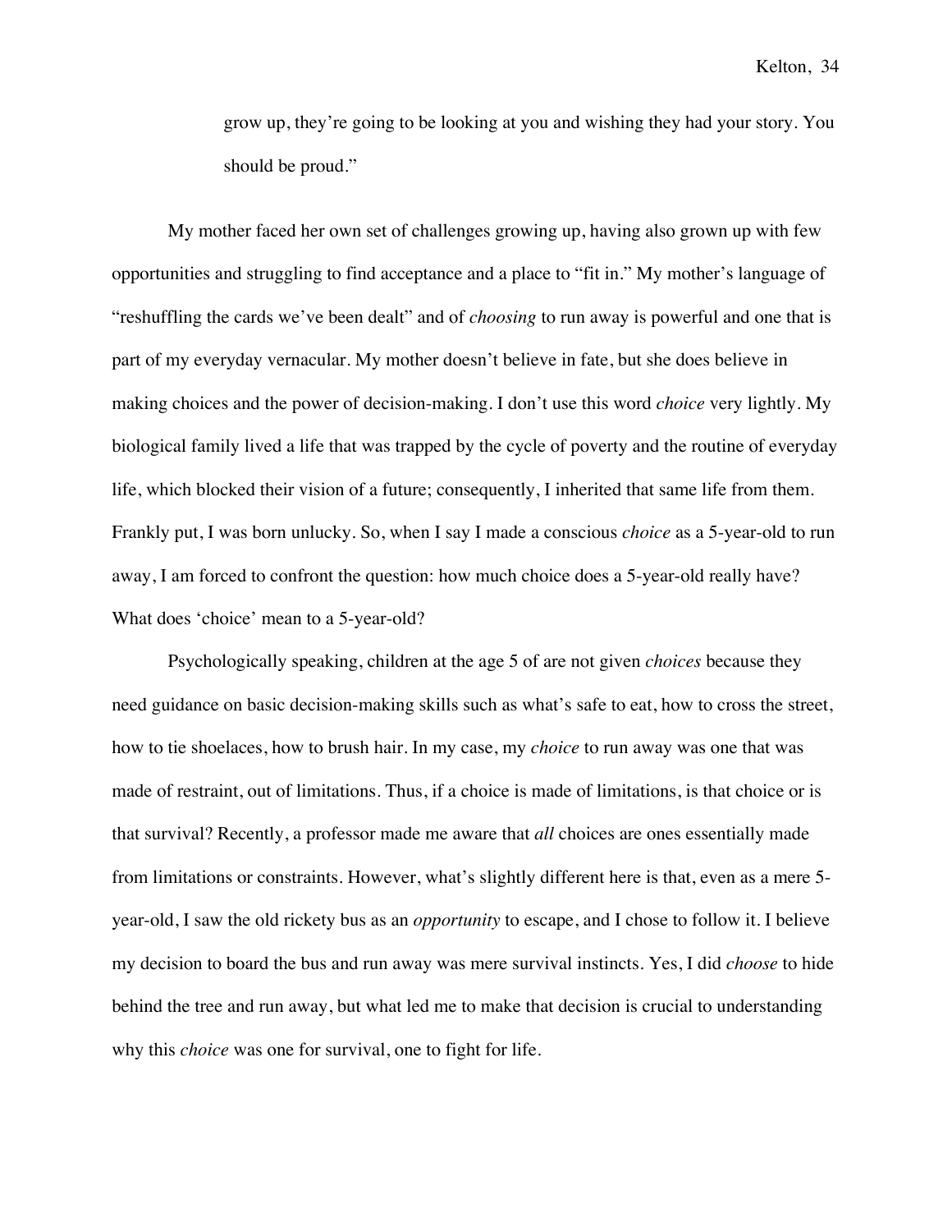> grow up, they're going to be looking at you and wishing they had your story. You should be proud."

My mother faced her own set of challenges growing up, having also grown up with few opportunities and struggling to find acceptance and a place to "fit in." My mother's language of "reshuffling the cards we've been dealt" and of *choosing* to run away is powerful and one that is part of my everyday vernacular. My mother doesn't believe in fate, but she does believe in making choices and the power of decision-making. I don't use this word *choice* very lightly. My biological family lived a life that was trapped by the cycle of poverty and the routine of everyday life, which blocked their vision of a future; consequently, I inherited that same life from them. Frankly put, I was born unlucky. So, when I say I made a conscious *choice* as a 5-year-old to run away, I am forced to confront the question: how much choice does a 5-year-old really have? What does 'choice' mean to a 5-year-old?

Psychologically speaking, children at the age 5 of are not given *choices* because they need guidance on basic decision-making skills such as what's safe to eat, how to cross the street, how to tie shoelaces, how to brush hair. In my case, my *choice* to run away was one that was made of restraint, out of limitations. Thus, if a choice is made of limitations, is that choice or is that survival? Recently, a professor made me aware that *all* choices are ones essentially made from limitations or constraints. However, what's slightly different here is that, even as a mere 5-year-old, I saw the old rickety bus as an *opportunity* to escape, and I chose to follow it. I believe my decision to board the bus and run away was mere survival instincts. Yes, I did *choose* to hide behind the tree and run away, but what led me to make that decision is crucial to understanding why this *choice* was one for survival, one to fight for life.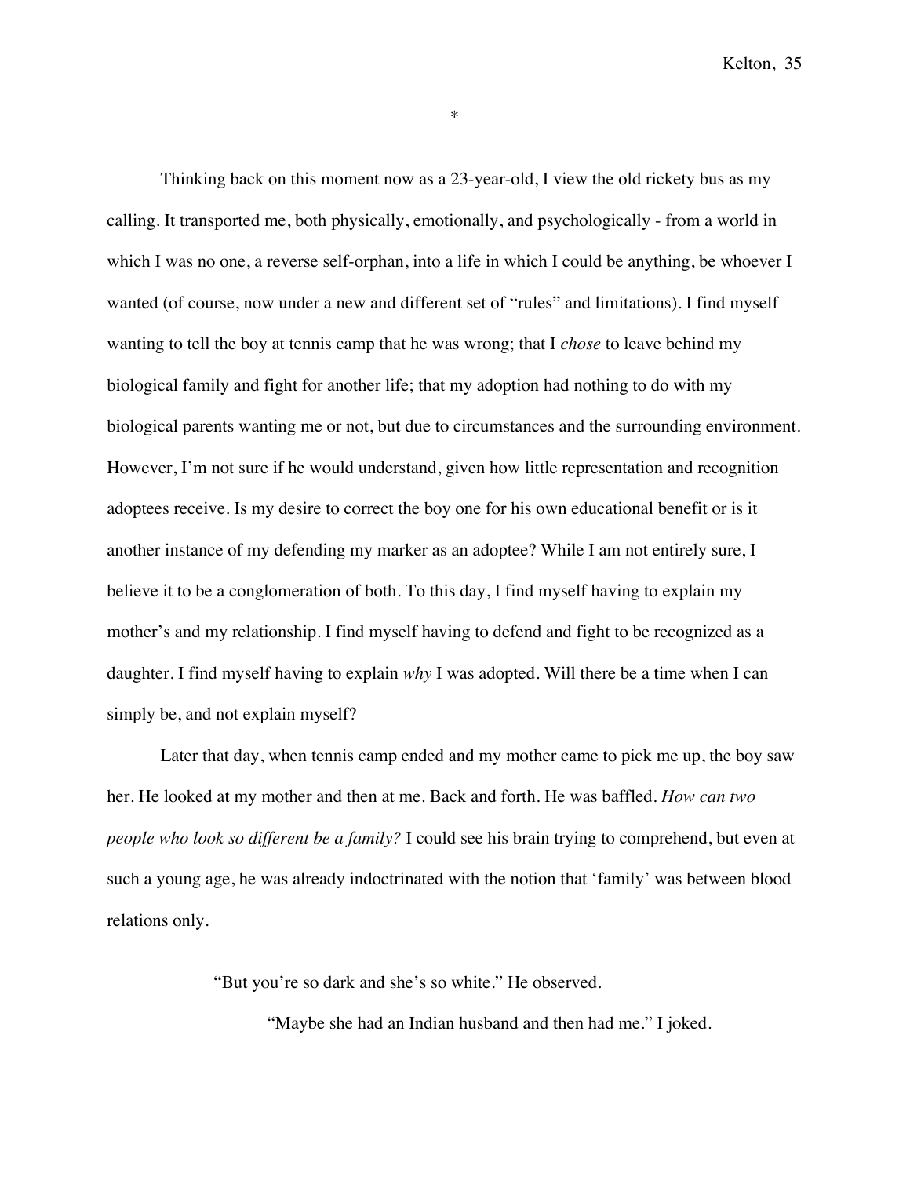*

Thinking back on this moment now as a 23-year-old, I view the old rickety bus as my calling. It transported me, both physically, emotionally, and psychologically - from a world in which I was no one, a reverse self-orphan, into a life in which I could be anything, be whoever I wanted (of course, now under a new and different set of "rules" and limitations). I find myself wanting to tell the boy at tennis camp that he was wrong; that I *chose* to leave behind my biological family and fight for another life; that my adoption had nothing to do with my biological parents wanting me or not, but due to circumstances and the surrounding environment. However, I'm not sure if he would understand, given how little representation and recognition adoptees receive. Is my desire to correct the boy one for his own educational benefit or is it another instance of my defending my marker as an adoptee? While I am not entirely sure, I believe it to be a conglomeration of both. To this day, I find myself having to explain my mother's and my relationship. I find myself having to defend and fight to be recognized as a daughter. I find myself having to explain *why* I was adopted. Will there be a time when I can simply be, and not explain myself?

Later that day, when tennis camp ended and my mother came to pick me up, the boy saw her. He looked at my mother and then at me. Back and forth. He was baffled. *How can two people who look so different be a family?* I could see his brain trying to comprehend, but even at such a young age, he was already indoctrinated with the notion that 'family' was between blood relations only.

"But you're so dark and she's so white." He observed.

"Maybe she had an Indian husband and then had me." I joked.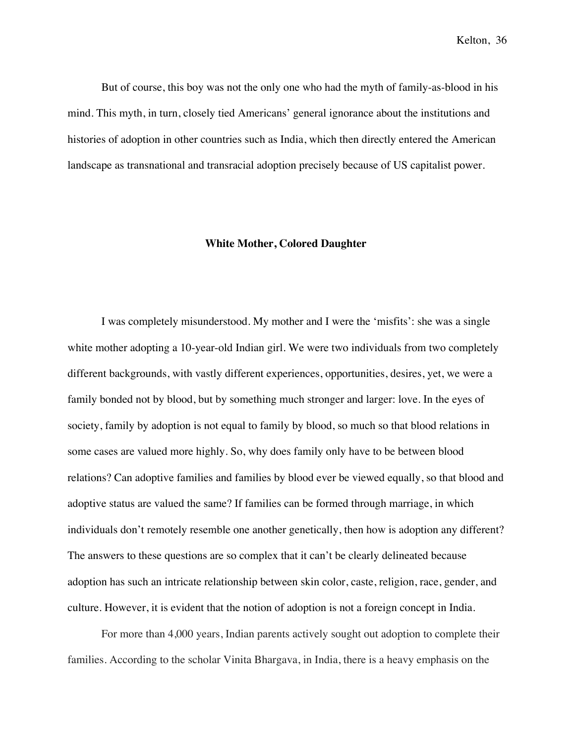But of course, this boy was not the only one who had the myth of family-as-blood in his mind. This myth, in turn, closely tied Americans' general ignorance about the institutions and histories of adoption in other countries such as India, which then directly entered the American landscape as transnational and transracial adoption precisely because of US capitalist power.

## White Mother, Colored Daughter

I was completely misunderstood. My mother and I were the 'misfits': she was a single white mother adopting a 10-year-old Indian girl. We were two individuals from two completely different backgrounds, with vastly different experiences, opportunities, desires, yet, we were a family bonded not by blood, but by something much stronger and larger: love. In the eyes of society, family by adoption is not equal to family by blood, so much so that blood relations in some cases are valued more highly. So, why does family only have to be between blood relations? Can adoptive families and families by blood ever be viewed equally, so that blood and adoptive status are valued the same? If families can be formed through marriage, in which individuals don't remotely resemble one another genetically, then how is adoption any different? The answers to these questions are so complex that it can't be clearly delineated because adoption has such an intricate relationship between skin color, caste, religion, race, gender, and culture. However, it is evident that the notion of adoption is not a foreign concept in India.

For more than 4,000 years, Indian parents actively sought out adoption to complete their families. According to the scholar Vinita Bhargava, in India, there is a heavy emphasis on the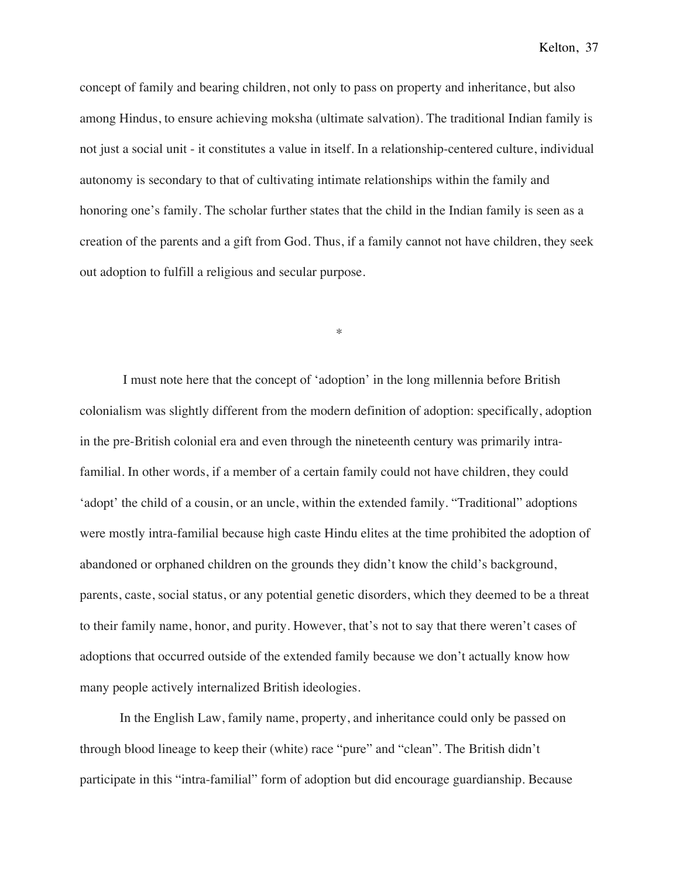concept of family and bearing children, not only to pass on property and inheritance, but also among Hindus, to ensure achieving moksha (ultimate salvation). The traditional Indian family is not just a social unit - it constitutes a value in itself. In a relationship-centered culture, individual autonomy is secondary to that of cultivating intimate relationships within the family and honoring one's family. The scholar further states that the child in the Indian family is seen as a creation of the parents and a gift from God. Thus, if a family cannot not have children, they seek out adoption to fulfill a religious and secular purpose.

*

I must note here that the concept of 'adoption' in the long millennia before British colonialism was slightly different from the modern definition of adoption: specifically, adoption in the pre-British colonial era and even through the nineteenth century was primarily intra-familial. In other words, if a member of a certain family could not have children, they could 'adopt' the child of a cousin, or an uncle, within the extended family. "Traditional" adoptions were mostly intra-familial because high caste Hindu elites at the time prohibited the adoption of abandoned or orphaned children on the grounds they didn't know the child's background, parents, caste, social status, or any potential genetic disorders, which they deemed to be a threat to their family name, honor, and purity. However, that's not to say that there weren't cases of adoptions that occurred outside of the extended family because we don't actually know how many people actively internalized British ideologies.

In the English Law, family name, property, and inheritance could only be passed on through blood lineage to keep their (white) race "pure" and "clean". The British didn't participate in this "intra-familial" form of adoption but did encourage guardianship. Because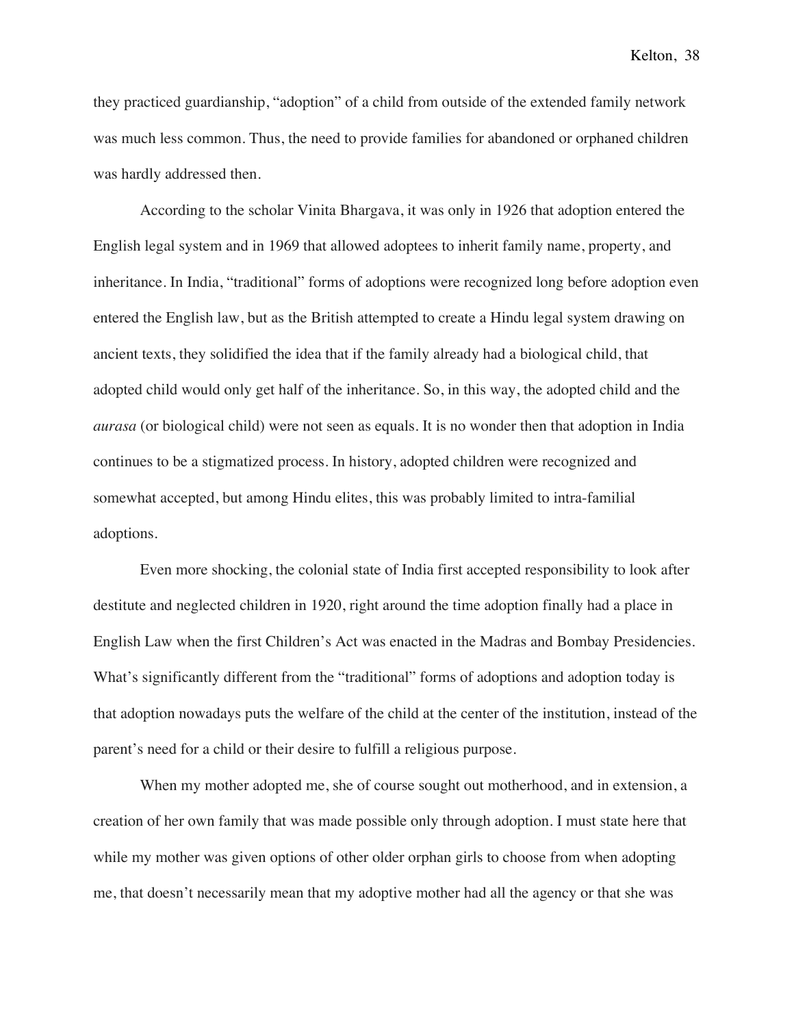they practiced guardianship, "adoption" of a child from outside of the extended family network was much less common. Thus, the need to provide families for abandoned or orphaned children was hardly addressed then.

According to the scholar Vinita Bhargava, it was only in 1926 that adoption entered the English legal system and in 1969 that allowed adoptees to inherit family name, property, and inheritance. In India, "traditional" forms of adoptions were recognized long before adoption even entered the English law, but as the British attempted to create a Hindu legal system drawing on ancient texts, they solidified the idea that if the family already had a biological child, that adopted child would only get half of the inheritance. So, in this way, the adopted child and the *aurasa* (or biological child) were not seen as equals. It is no wonder then that adoption in India continues to be a stigmatized process. In history, adopted children were recognized and somewhat accepted, but among Hindu elites, this was probably limited to intra-familial adoptions.

Even more shocking, the colonial state of India first accepted responsibility to look after destitute and neglected children in 1920, right around the time adoption finally had a place in English Law when the first Children's Act was enacted in the Madras and Bombay Presidencies. What's significantly different from the "traditional" forms of adoptions and adoption today is that adoption nowadays puts the welfare of the child at the center of the institution, instead of the parent's need for a child or their desire to fulfill a religious purpose.

When my mother adopted me, she of course sought out motherhood, and in extension, a creation of her own family that was made possible only through adoption. I must state here that while my mother was given options of other older orphan girls to choose from when adopting me, that doesn't necessarily mean that my adoptive mother had all the agency or that she was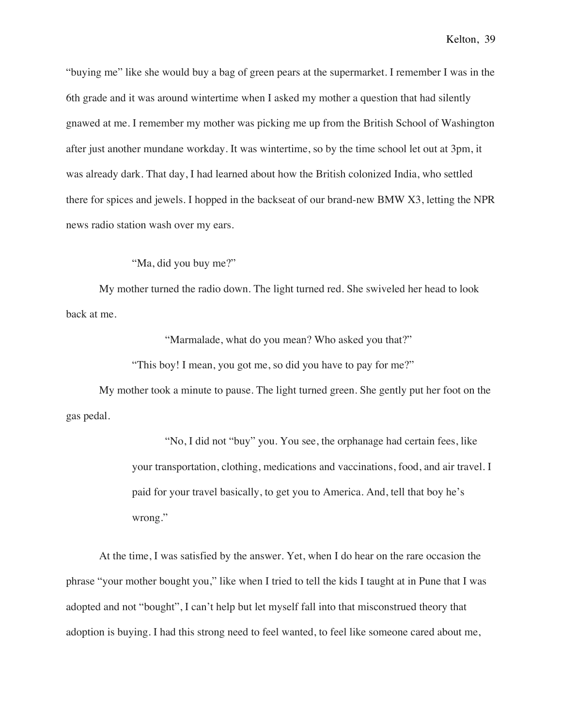"buying me" like she would buy a bag of green pears at the supermarket. I remember I was in the 6th grade and it was around wintertime when I asked my mother a question that had silently gnawed at me. I remember my mother was picking me up from the British School of Washington after just another mundane workday. It was wintertime, so by the time school let out at 3pm, it was already dark. That day, I had learned about how the British colonized India, who settled there for spices and jewels. I hopped in the backseat of our brand-new BMW X3, letting the NPR news radio station wash over my ears.

"Ma, did you buy me?"

My mother turned the radio down. The light turned red. She swiveled her head to look back at me.

"Marmalade, what do you mean? Who asked you that?"

"This boy! I mean, you got me, so did you have to pay for me?"

My mother took a minute to pause. The light turned green. She gently put her foot on the gas pedal.

> "No, I did not "buy" you. You see, the orphanage had certain fees, like your transportation, clothing, medications and vaccinations, food, and air travel. I paid for your travel basically, to get you to America. And, tell that boy he's wrong."

At the time, I was satisfied by the answer. Yet, when I do hear on the rare occasion the phrase "your mother bought you," like when I tried to tell the kids I taught at in Pune that I was adopted and not "bought", I can't help but let myself fall into that misconstrued theory that adoption is buying. I had this strong need to feel wanted, to feel like someone cared about me,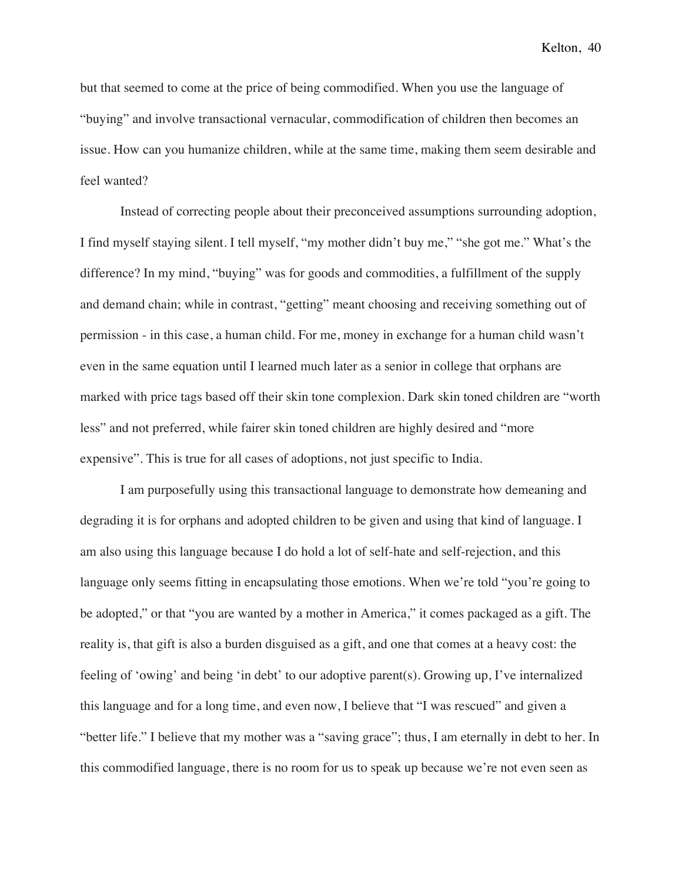but that seemed to come at the price of being commodified. When you use the language of "buying" and involve transactional vernacular, commodification of children then becomes an issue. How can you humanize children, while at the same time, making them seem desirable and feel wanted?

Instead of correcting people about their preconceived assumptions surrounding adoption, I find myself staying silent. I tell myself, "my mother didn't buy me," "she got me." What's the difference? In my mind, "buying" was for goods and commodities, a fulfillment of the supply and demand chain; while in contrast, "getting" meant choosing and receiving something out of permission - in this case, a human child. For me, money in exchange for a human child wasn't even in the same equation until I learned much later as a senior in college that orphans are marked with price tags based off their skin tone complexion. Dark skin toned children are "worth less" and not preferred, while fairer skin toned children are highly desired and "more expensive". This is true for all cases of adoptions, not just specific to India.

I am purposefully using this transactional language to demonstrate how demeaning and degrading it is for orphans and adopted children to be given and using that kind of language. I am also using this language because I do hold a lot of self-hate and self-rejection, and this language only seems fitting in encapsulating those emotions. When we're told "you're going to be adopted," or that "you are wanted by a mother in America," it comes packaged as a gift. The reality is, that gift is also a burden disguised as a gift, and one that comes at a heavy cost: the feeling of 'owing' and being 'in debt' to our adoptive parent(s). Growing up, I've internalized this language and for a long time, and even now, I believe that "I was rescued" and given a "better life." I believe that my mother was a "saving grace"; thus, I am eternally in debt to her. In this commodified language, there is no room for us to speak up because we're not even seen as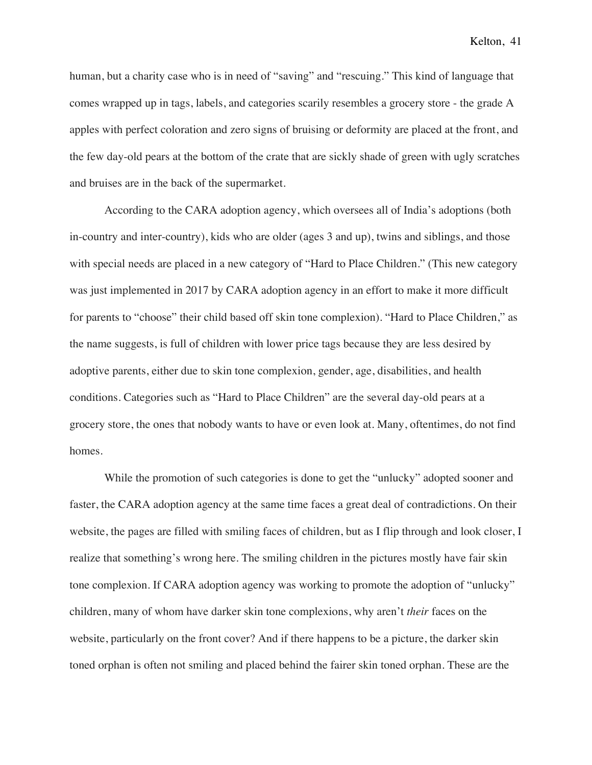human, but a charity case who is in need of "saving" and "rescuing." This kind of language that comes wrapped up in tags, labels, and categories scarily resembles a grocery store - the grade A apples with perfect coloration and zero signs of bruising or deformity are placed at the front, and the few day-old pears at the bottom of the crate that are sickly shade of green with ugly scratches and bruises are in the back of the supermarket.

According to the CARA adoption agency, which oversees all of India's adoptions (both in-country and inter-country), kids who are older (ages 3 and up), twins and siblings, and those with special needs are placed in a new category of "Hard to Place Children." (This new category was just implemented in 2017 by CARA adoption agency in an effort to make it more difficult for parents to "choose" their child based off skin tone complexion). "Hard to Place Children," as the name suggests, is full of children with lower price tags because they are less desired by adoptive parents, either due to skin tone complexion, gender, age, disabilities, and health conditions. Categories such as "Hard to Place Children" are the several day-old pears at a grocery store, the ones that nobody wants to have or even look at. Many, oftentimes, do not find homes.

While the promotion of such categories is done to get the "unlucky" adopted sooner and faster, the CARA adoption agency at the same time faces a great deal of contradictions. On their website, the pages are filled with smiling faces of children, but as I flip through and look closer, I realize that something's wrong here. The smiling children in the pictures mostly have fair skin tone complexion. If CARA adoption agency was working to promote the adoption of "unlucky" children, many of whom have darker skin tone complexions, why aren't *their* faces on the website, particularly on the front cover? And if there happens to be a picture, the darker skin toned orphan is often not smiling and placed behind the fairer skin toned orphan. These are the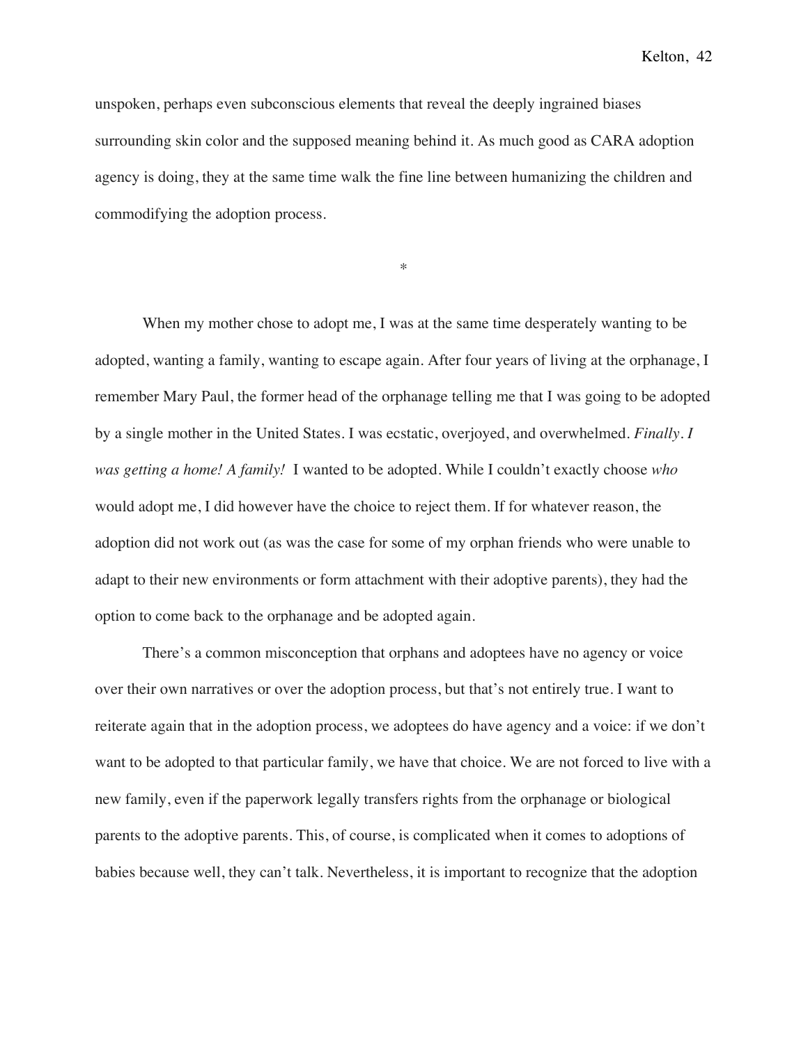unspoken, perhaps even subconscious elements that reveal the deeply ingrained biases surrounding skin color and the supposed meaning behind it. As much good as CARA adoption agency is doing, they at the same time walk the fine line between humanizing the children and commodifying the adoption process.

*

When my mother chose to adopt me, I was at the same time desperately wanting to be adopted, wanting a family, wanting to escape again. After four years of living at the orphanage, I remember Mary Paul, the former head of the orphanage telling me that I was going to be adopted by a single mother in the United States. I was ecstatic, overjoyed, and overwhelmed. *Finally. I was getting a home! A family!* I wanted to be adopted. While I couldn't exactly choose *who* would adopt me, I did however have the choice to reject them. If for whatever reason, the adoption did not work out (as was the case for some of my orphan friends who were unable to adapt to their new environments or form attachment with their adoptive parents), they had the option to come back to the orphanage and be adopted again.

There's a common misconception that orphans and adoptees have no agency or voice over their own narratives or over the adoption process, but that's not entirely true. I want to reiterate again that in the adoption process, we adoptees do have agency and a voice: if we don't want to be adopted to that particular family, we have that choice. We are not forced to live with a new family, even if the paperwork legally transfers rights from the orphanage or biological parents to the adoptive parents. This, of course, is complicated when it comes to adoptions of babies because well, they can't talk. Nevertheless, it is important to recognize that the adoption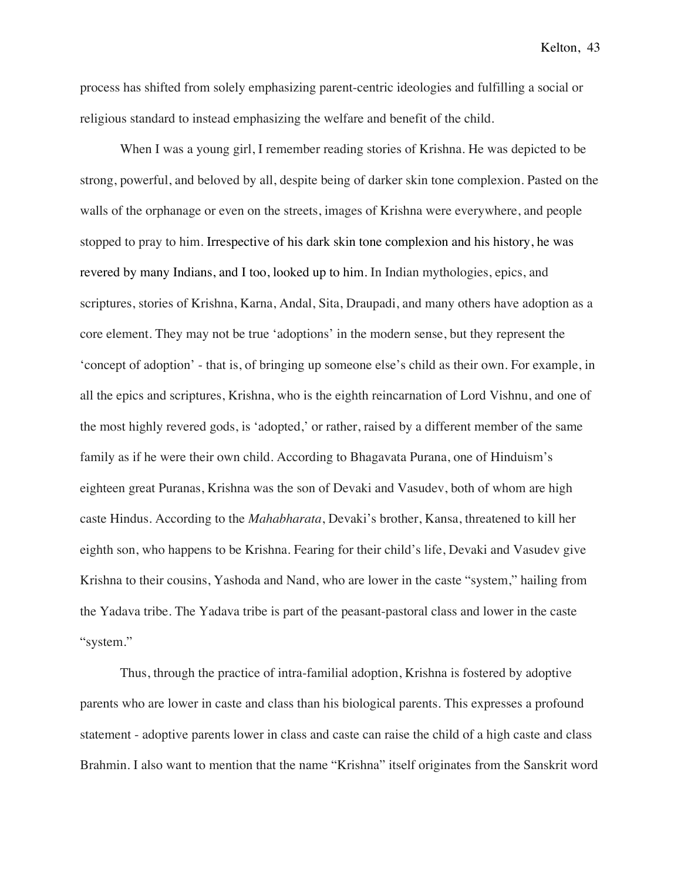process has shifted from solely emphasizing parent-centric ideologies and fulfilling a social or religious standard to instead emphasizing the welfare and benefit of the child.

When I was a young girl, I remember reading stories of Krishna. He was depicted to be strong, powerful, and beloved by all, despite being of darker skin tone complexion. Pasted on the walls of the orphanage or even on the streets, images of Krishna were everywhere, and people stopped to pray to him. Irrespective of his dark skin tone complexion and his history, he was revered by many Indians, and I too, looked up to him. In Indian mythologies, epics, and scriptures, stories of Krishna, Karna, Andal, Sita, Draupadi, and many others have adoption as a core element. They may not be true 'adoptions' in the modern sense, but they represent the 'concept of adoption' - that is, of bringing up someone else's child as their own. For example, in all the epics and scriptures, Krishna, who is the eighth reincarnation of Lord Vishnu, and one of the most highly revered gods, is 'adopted,' or rather, raised by a different member of the same family as if he were their own child. According to Bhagavata Purana, one of Hinduism's eighteen great Puranas, Krishna was the son of Devaki and Vasudev, both of whom are high caste Hindus. According to the *Mahabharata*, Devaki's brother, Kansa, threatened to kill her eighth son, who happens to be Krishna. Fearing for their child's life, Devaki and Vasudev give Krishna to their cousins, Yashoda and Nand, who are lower in the caste "system," hailing from the Yadava tribe. The Yadava tribe is part of the peasant-pastoral class and lower in the caste "system."

Thus, through the practice of intra-familial adoption, Krishna is fostered by adoptive parents who are lower in caste and class than his biological parents. This expresses a profound statement - adoptive parents lower in class and caste can raise the child of a high caste and class Brahmin. I also want to mention that the name "Krishna" itself originates from the Sanskrit word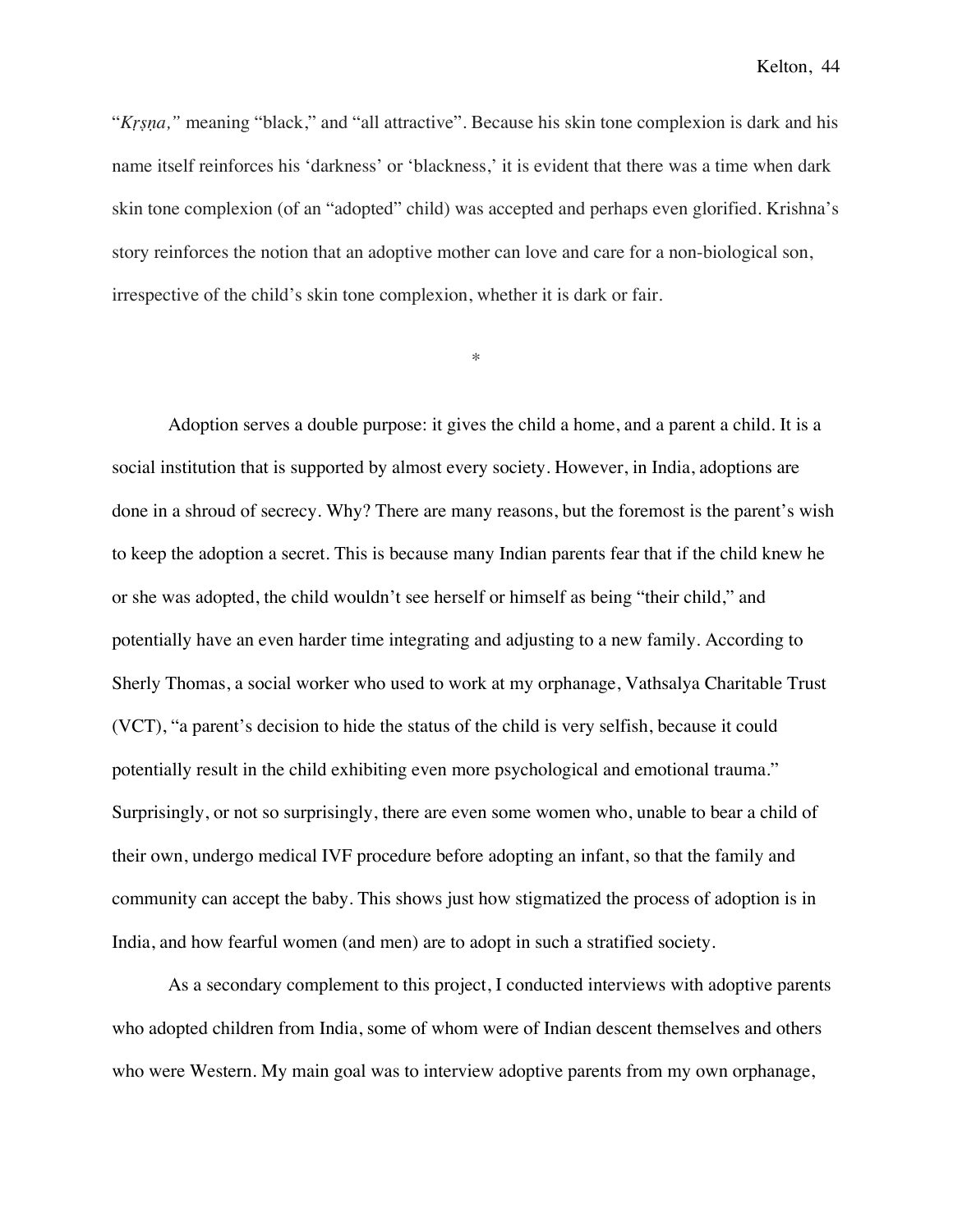"*Kṛṣṇa,"* meaning "black," and "all attractive". Because his skin tone complexion is dark and his name itself reinforces his 'darkness' or 'blackness,' it is evident that there was a time when dark skin tone complexion (of an "adopted" child) was accepted and perhaps even glorified. Krishna's story reinforces the notion that an adoptive mother can love and care for a non-biological son, irrespective of the child's skin tone complexion, whether it is dark or fair.

*

Adoption serves a double purpose: it gives the child a home, and a parent a child. It is a social institution that is supported by almost every society. However, in India, adoptions are done in a shroud of secrecy. Why? There are many reasons, but the foremost is the parent's wish to keep the adoption a secret. This is because many Indian parents fear that if the child knew he or she was adopted, the child wouldn't see herself or himself as being "their child," and potentially have an even harder time integrating and adjusting to a new family. According to Sherly Thomas, a social worker who used to work at my orphanage, Vathsalya Charitable Trust (VCT), "a parent's decision to hide the status of the child is very selfish, because it could potentially result in the child exhibiting even more psychological and emotional trauma." Surprisingly, or not so surprisingly, there are even some women who, unable to bear a child of their own, undergo medical IVF procedure before adopting an infant, so that the family and community can accept the baby. This shows just how stigmatized the process of adoption is in India, and how fearful women (and men) are to adopt in such a stratified society.

As a secondary complement to this project, I conducted interviews with adoptive parents who adopted children from India, some of whom were of Indian descent themselves and others who were Western. My main goal was to interview adoptive parents from my own orphanage,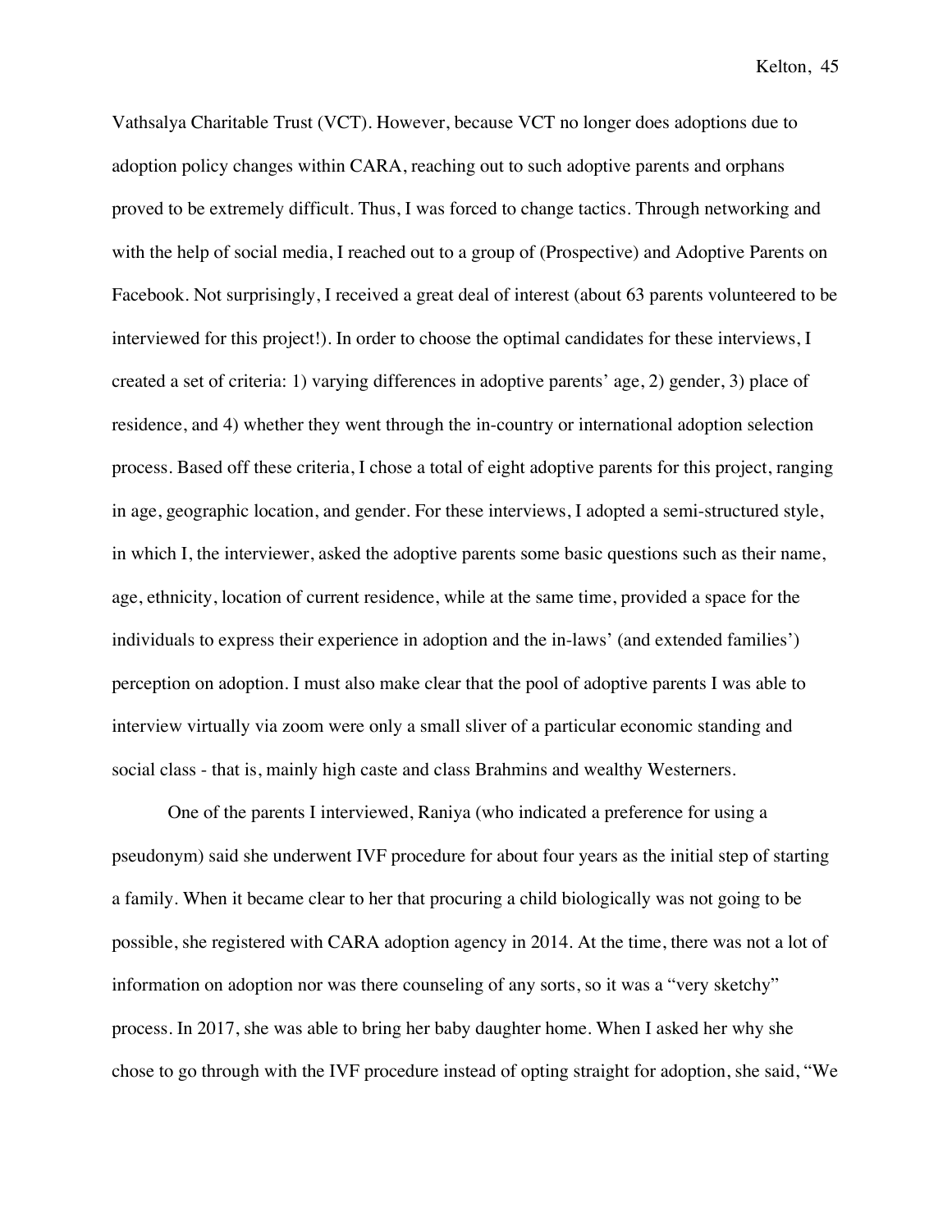Vathsalya Charitable Trust (VCT). However, because VCT no longer does adoptions due to adoption policy changes within CARA, reaching out to such adoptive parents and orphans proved to be extremely difficult. Thus, I was forced to change tactics. Through networking and with the help of social media, I reached out to a group of (Prospective) and Adoptive Parents on Facebook. Not surprisingly, I received a great deal of interest (about 63 parents volunteered to be interviewed for this project!). In order to choose the optimal candidates for these interviews, I created a set of criteria: 1) varying differences in adoptive parents' age, 2) gender, 3) place of residence, and 4) whether they went through the in-country or international adoption selection process. Based off these criteria, I chose a total of eight adoptive parents for this project, ranging in age, geographic location, and gender. For these interviews, I adopted a semi-structured style, in which I, the interviewer, asked the adoptive parents some basic questions such as their name, age, ethnicity, location of current residence, while at the same time, provided a space for the individuals to express their experience in adoption and the in-laws' (and extended families') perception on adoption. I must also make clear that the pool of adoptive parents I was able to interview virtually via zoom were only a small sliver of a particular economic standing and social class - that is, mainly high caste and class Brahmins and wealthy Westerners.

One of the parents I interviewed, Raniya (who indicated a preference for using a pseudonym) said she underwent IVF procedure for about four years as the initial step of starting a family. When it became clear to her that procuring a child biologically was not going to be possible, she registered with CARA adoption agency in 2014. At the time, there was not a lot of information on adoption nor was there counseling of any sorts, so it was a "very sketchy" process. In 2017, she was able to bring her baby daughter home. When I asked her why she chose to go through with the IVF procedure instead of opting straight for adoption, she said, "We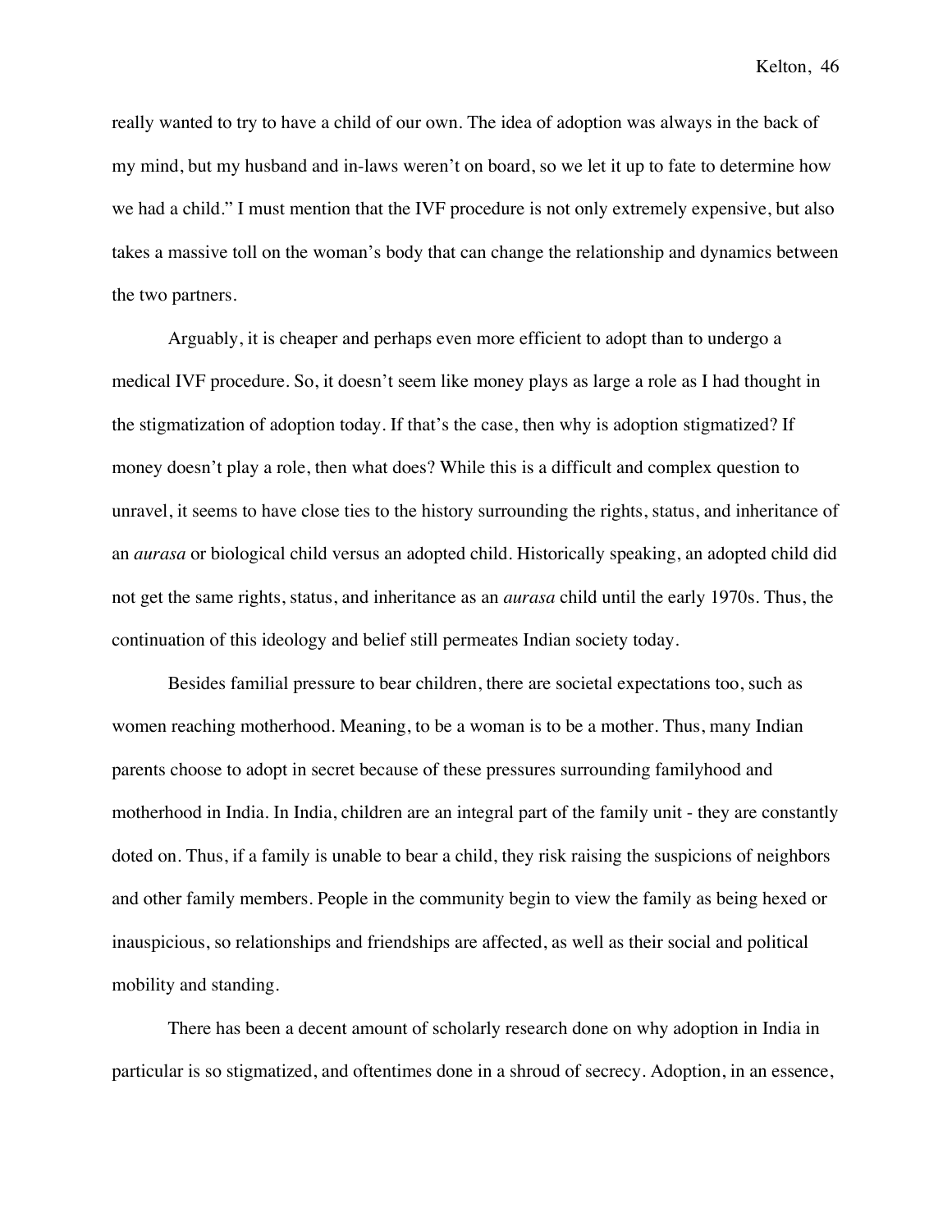really wanted to try to have a child of our own. The idea of adoption was always in the back of my mind, but my husband and in-laws weren't on board, so we let it up to fate to determine how we had a child." I must mention that the IVF procedure is not only extremely expensive, but also takes a massive toll on the woman's body that can change the relationship and dynamics between the two partners.

Arguably, it is cheaper and perhaps even more efficient to adopt than to undergo a medical IVF procedure. So, it doesn't seem like money plays as large a role as I had thought in the stigmatization of adoption today. If that's the case, then why is adoption stigmatized? If money doesn't play a role, then what does? While this is a difficult and complex question to unravel, it seems to have close ties to the history surrounding the rights, status, and inheritance of an *aurasa* or biological child versus an adopted child. Historically speaking, an adopted child did not get the same rights, status, and inheritance as an *aurasa* child until the early 1970s. Thus, the continuation of this ideology and belief still permeates Indian society today.

Besides familial pressure to bear children, there are societal expectations too, such as women reaching motherhood. Meaning, to be a woman is to be a mother. Thus, many Indian parents choose to adopt in secret because of these pressures surrounding familyhood and motherhood in India. In India, children are an integral part of the family unit - they are constantly doted on. Thus, if a family is unable to bear a child, they risk raising the suspicions of neighbors and other family members. People in the community begin to view the family as being hexed or inauspicious, so relationships and friendships are affected, as well as their social and political mobility and standing.

There has been a decent amount of scholarly research done on why adoption in India in particular is so stigmatized, and oftentimes done in a shroud of secrecy. Adoption, in an essence,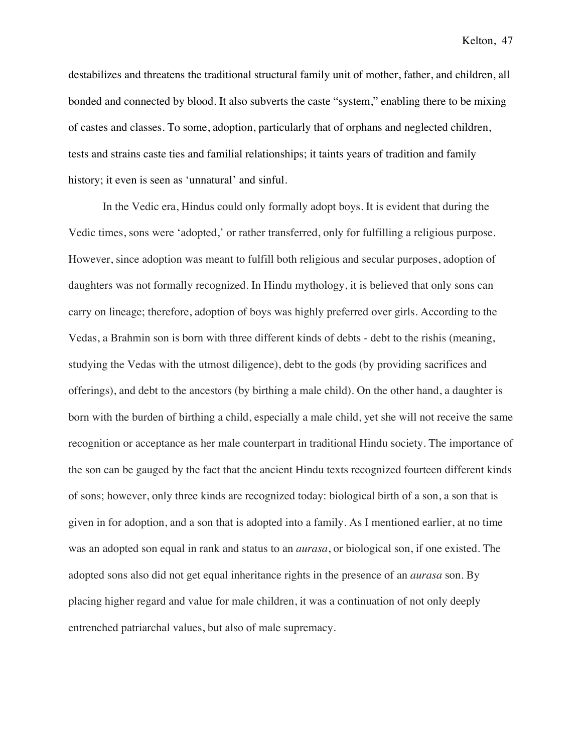destabilizes and threatens the traditional structural family unit of mother, father, and children, all bonded and connected by blood. It also subverts the caste "system," enabling there to be mixing of castes and classes. To some, adoption, particularly that of orphans and neglected children, tests and strains caste ties and familial relationships; it taints years of tradition and family history; it even is seen as 'unnatural' and sinful.

In the Vedic era, Hindus could only formally adopt boys. It is evident that during the Vedic times, sons were 'adopted,' or rather transferred, only for fulfilling a religious purpose. However, since adoption was meant to fulfill both religious and secular purposes, adoption of daughters was not formally recognized. In Hindu mythology, it is believed that only sons can carry on lineage; therefore, adoption of boys was highly preferred over girls. According to the Vedas, a Brahmin son is born with three different kinds of debts - debt to the rishis (meaning, studying the Vedas with the utmost diligence), debt to the gods (by providing sacrifices and offerings), and debt to the ancestors (by birthing a male child). On the other hand, a daughter is born with the burden of birthing a child, especially a male child, yet she will not receive the same recognition or acceptance as her male counterpart in traditional Hindu society. The importance of the son can be gauged by the fact that the ancient Hindu texts recognized fourteen different kinds of sons; however, only three kinds are recognized today: biological birth of a son, a son that is given in for adoption, and a son that is adopted into a family. As I mentioned earlier, at no time was an adopted son equal in rank and status to an *aurasa*, or biological son, if one existed. The adopted sons also did not get equal inheritance rights in the presence of an *aurasa* son. By placing higher regard and value for male children, it was a continuation of not only deeply entrenched patriarchal values, but also of male supremacy.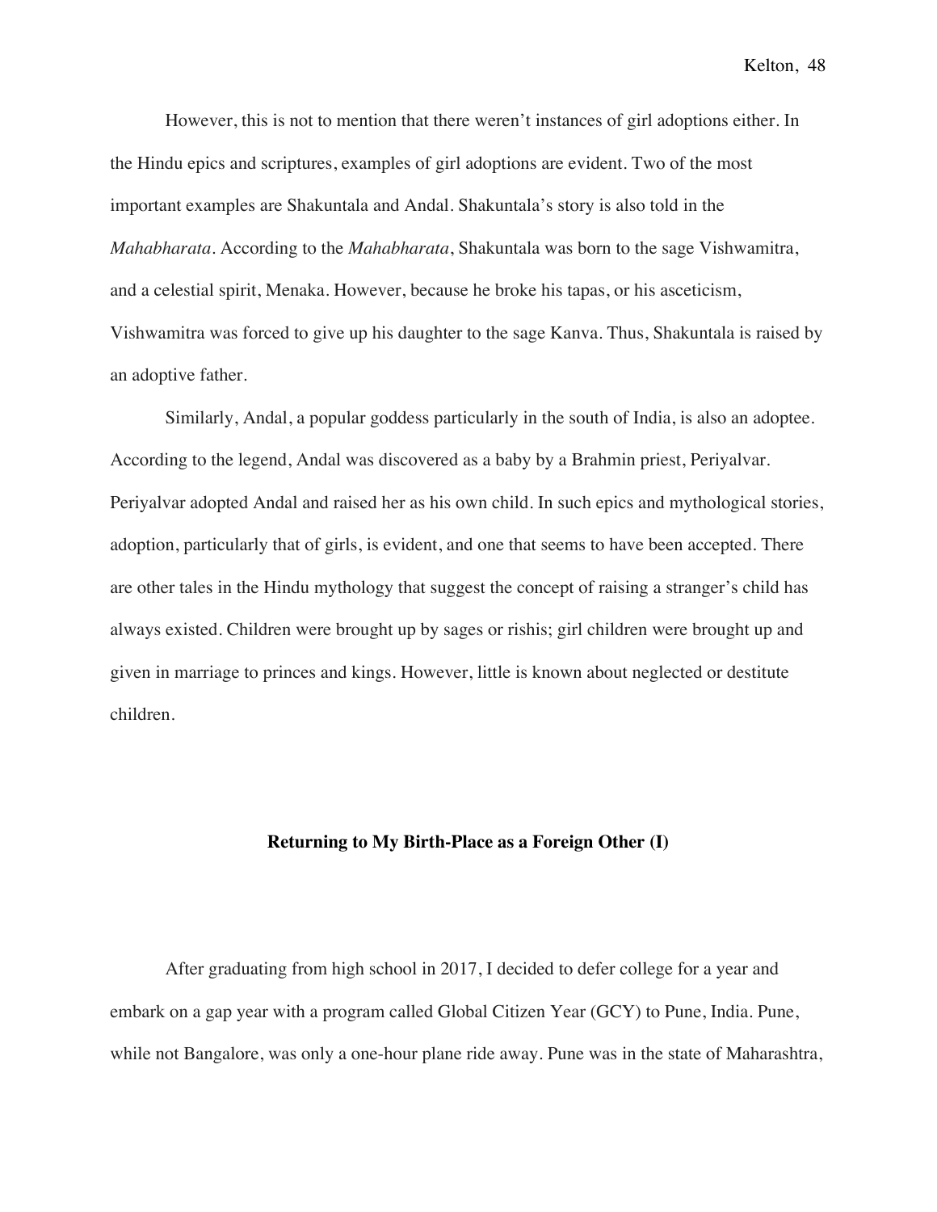However, this is not to mention that there weren't instances of girl adoptions either. In the Hindu epics and scriptures, examples of girl adoptions are evident. Two of the most important examples are Shakuntala and Andal. Shakuntala's story is also told in the *Mahabharata*. According to the *Mahabharata*, Shakuntala was born to the sage Vishwamitra, and a celestial spirit, Menaka. However, because he broke his tapas, or his asceticism, Vishwamitra was forced to give up his daughter to the sage Kanva. Thus, Shakuntala is raised by an adoptive father.

Similarly, Andal, a popular goddess particularly in the south of India, is also an adoptee. According to the legend, Andal was discovered as a baby by a Brahmin priest, Periyalvar. Periyalvar adopted Andal and raised her as his own child. In such epics and mythological stories, adoption, particularly that of girls, is evident, and one that seems to have been accepted. There are other tales in the Hindu mythology that suggest the concept of raising a stranger's child has always existed. Children were brought up by sages or rishis; girl children were brought up and given in marriage to princes and kings. However, little is known about neglected or destitute children.

## Returning to My Birth-Place as a Foreign Other (I)

After graduating from high school in 2017, I decided to defer college for a year and embark on a gap year with a program called Global Citizen Year (GCY) to Pune, India. Pune, while not Bangalore, was only a one-hour plane ride away. Pune was in the state of Maharashtra,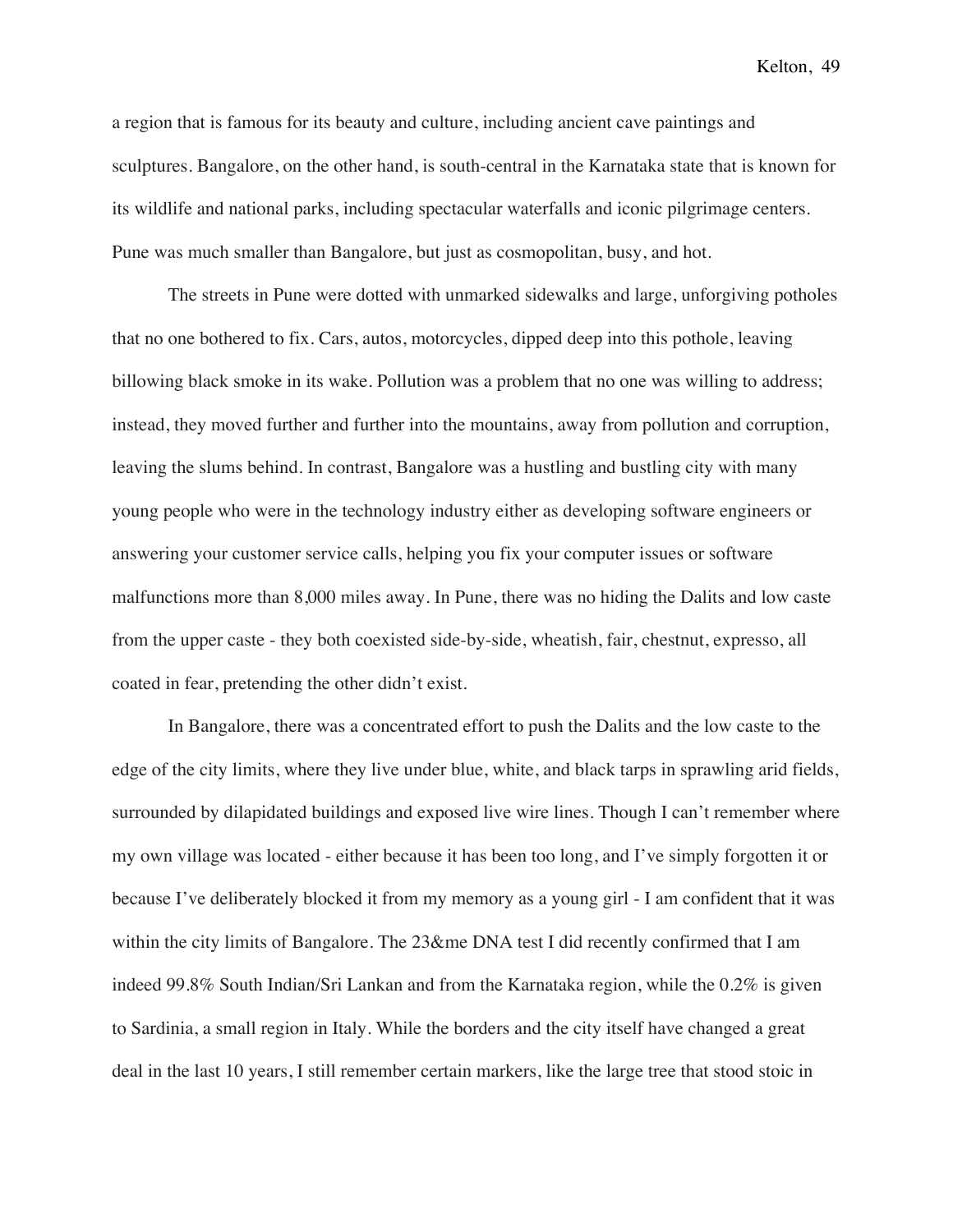a region that is famous for its beauty and culture, including ancient cave paintings and sculptures. Bangalore, on the other hand, is south-central in the Karnataka state that is known for its wildlife and national parks, including spectacular waterfalls and iconic pilgrimage centers. Pune was much smaller than Bangalore, but just as cosmopolitan, busy, and hot.

The streets in Pune were dotted with unmarked sidewalks and large, unforgiving potholes that no one bothered to fix. Cars, autos, motorcycles, dipped deep into this pothole, leaving billowing black smoke in its wake. Pollution was a problem that no one was willing to address; instead, they moved further and further into the mountains, away from pollution and corruption, leaving the slums behind. In contrast, Bangalore was a hustling and bustling city with many young people who were in the technology industry either as developing software engineers or answering your customer service calls, helping you fix your computer issues or software malfunctions more than 8,000 miles away. In Pune, there was no hiding the Dalits and low caste from the upper caste - they both coexisted side-by-side, wheatish, fair, chestnut, expresso, all coated in fear, pretending the other didn't exist.

In Bangalore, there was a concentrated effort to push the Dalits and the low caste to the edge of the city limits, where they live under blue, white, and black tarps in sprawling arid fields, surrounded by dilapidated buildings and exposed live wire lines. Though I can't remember where my own village was located - either because it has been too long, and I've simply forgotten it or because I've deliberately blocked it from my memory as a young girl - I am confident that it was within the city limits of Bangalore. The 23&me DNA test I did recently confirmed that I am indeed 99.8% South Indian/Sri Lankan and from the Karnataka region, while the 0.2% is given to Sardinia, a small region in Italy. While the borders and the city itself have changed a great deal in the last 10 years, I still remember certain markers, like the large tree that stood stoic in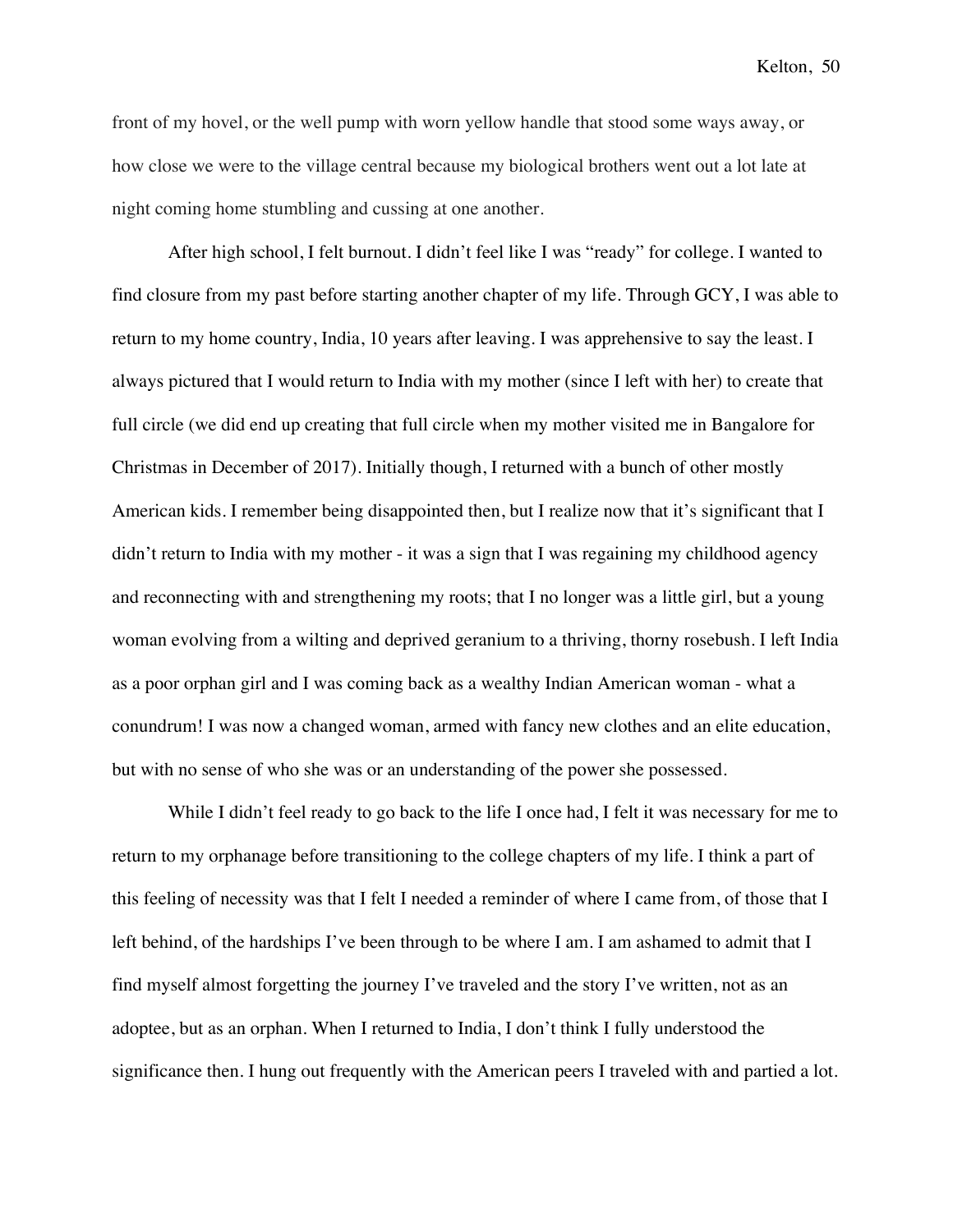front of my hovel, or the well pump with worn yellow handle that stood some ways away, or how close we were to the village central because my biological brothers went out a lot late at night coming home stumbling and cussing at one another.

After high school, I felt burnout. I didn't feel like I was "ready" for college. I wanted to find closure from my past before starting another chapter of my life. Through GCY, I was able to return to my home country, India, 10 years after leaving. I was apprehensive to say the least. I always pictured that I would return to India with my mother (since I left with her) to create that full circle (we did end up creating that full circle when my mother visited me in Bangalore for Christmas in December of 2017). Initially though, I returned with a bunch of other mostly American kids. I remember being disappointed then, but I realize now that it's significant that I didn't return to India with my mother - it was a sign that I was regaining my childhood agency and reconnecting with and strengthening my roots; that I no longer was a little girl, but a young woman evolving from a wilting and deprived geranium to a thriving, thorny rosebush. I left India as a poor orphan girl and I was coming back as a wealthy Indian American woman - what a conundrum! I was now a changed woman, armed with fancy new clothes and an elite education, but with no sense of who she was or an understanding of the power she possessed.

While I didn't feel ready to go back to the life I once had, I felt it was necessary for me to return to my orphanage before transitioning to the college chapters of my life. I think a part of this feeling of necessity was that I felt I needed a reminder of where I came from, of those that I left behind, of the hardships I've been through to be where I am. I am ashamed to admit that I find myself almost forgetting the journey I've traveled and the story I've written, not as an adoptee, but as an orphan. When I returned to India, I don't think I fully understood the significance then. I hung out frequently with the American peers I traveled with and partied a lot.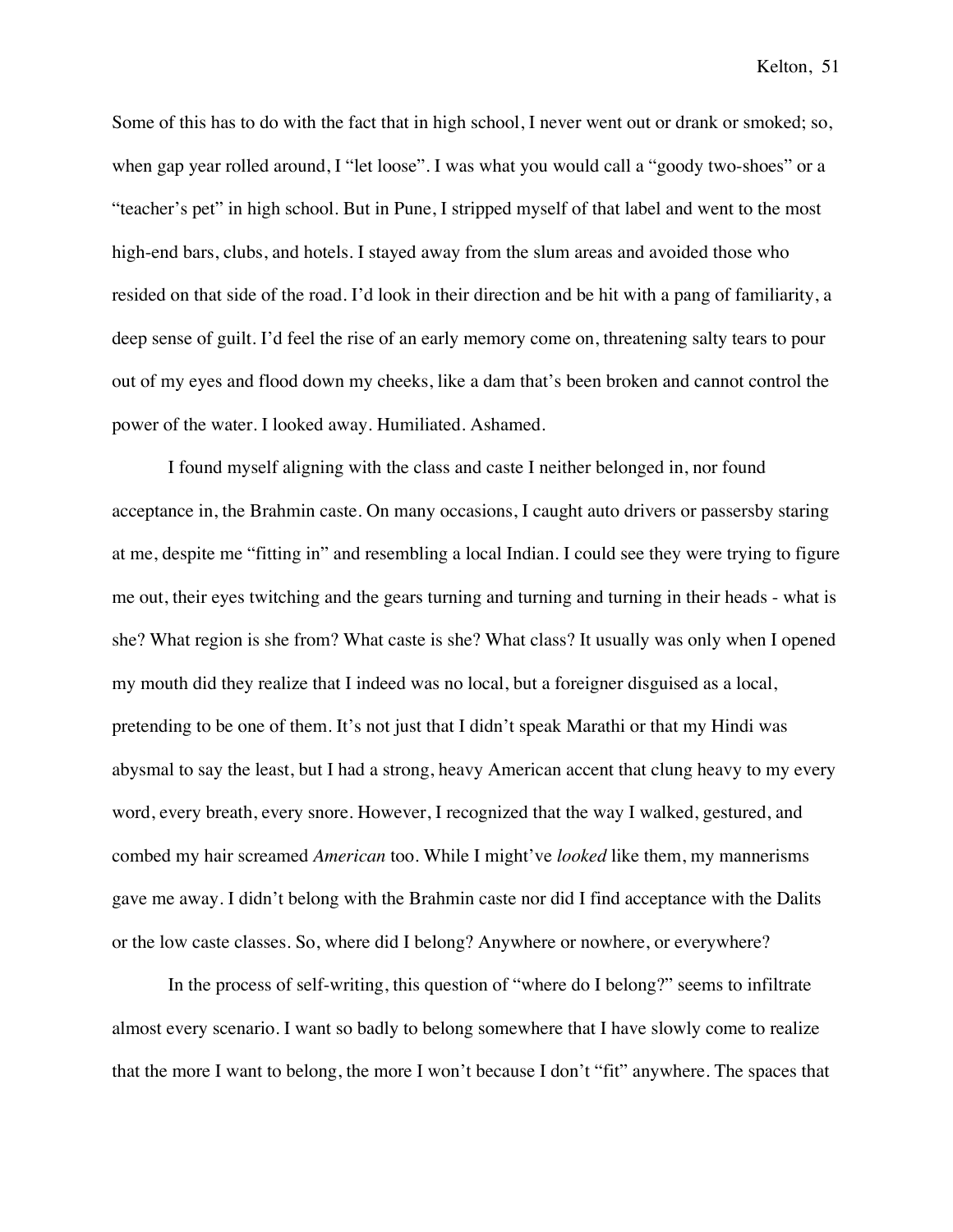Some of this has to do with the fact that in high school, I never went out or drank or smoked; so, when gap year rolled around, I "let loose". I was what you would call a "goody two-shoes" or a "teacher's pet" in high school. But in Pune, I stripped myself of that label and went to the most high-end bars, clubs, and hotels. I stayed away from the slum areas and avoided those who resided on that side of the road. I'd look in their direction and be hit with a pang of familiarity, a deep sense of guilt. I'd feel the rise of an early memory come on, threatening salty tears to pour out of my eyes and flood down my cheeks, like a dam that's been broken and cannot control the power of the water. I looked away. Humiliated. Ashamed.

I found myself aligning with the class and caste I neither belonged in, nor found acceptance in, the Brahmin caste. On many occasions, I caught auto drivers or passersby staring at me, despite me "fitting in" and resembling a local Indian. I could see they were trying to figure me out, their eyes twitching and the gears turning and turning and turning in their heads - what is she? What region is she from? What caste is she? What class? It usually was only when I opened my mouth did they realize that I indeed was no local, but a foreigner disguised as a local, pretending to be one of them. It's not just that I didn't speak Marathi or that my Hindi was abysmal to say the least, but I had a strong, heavy American accent that clung heavy to my every word, every breath, every snore. However, I recognized that the way I walked, gestured, and combed my hair screamed *American* too. While I might've *looked* like them, my mannerisms gave me away. I didn't belong with the Brahmin caste nor did I find acceptance with the Dalits or the low caste classes. So, where did I belong? Anywhere or nowhere, or everywhere?

In the process of self-writing, this question of "where do I belong?" seems to infiltrate almost every scenario. I want so badly to belong somewhere that I have slowly come to realize that the more I want to belong, the more I won't because I don't "fit" anywhere. The spaces that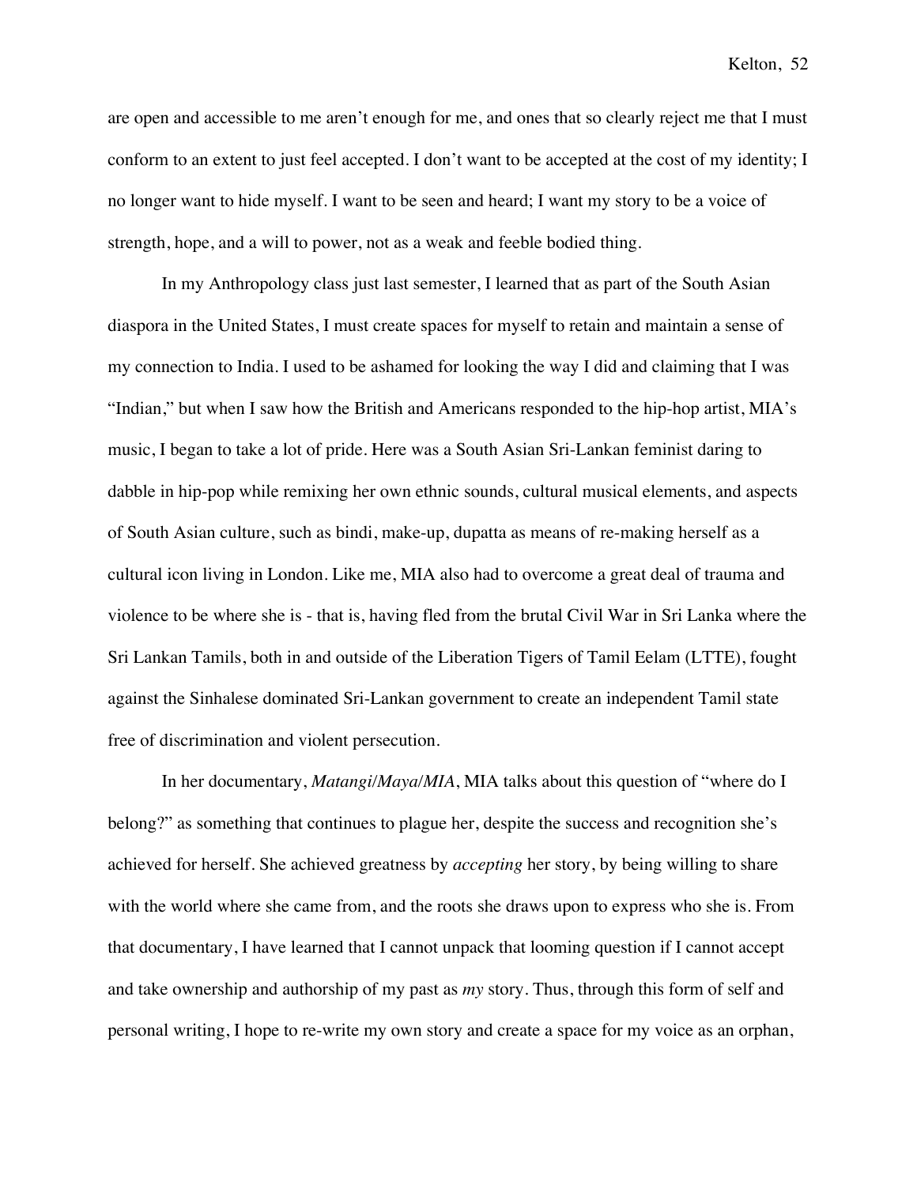are open and accessible to me aren't enough for me, and ones that so clearly reject me that I must conform to an extent to just feel accepted. I don't want to be accepted at the cost of my identity; I no longer want to hide myself. I want to be seen and heard; I want my story to be a voice of strength, hope, and a will to power, not as a weak and feeble bodied thing.

In my Anthropology class just last semester, I learned that as part of the South Asian diaspora in the United States, I must create spaces for myself to retain and maintain a sense of my connection to India. I used to be ashamed for looking the way I did and claiming that I was "Indian," but when I saw how the British and Americans responded to the hip-hop artist, MIA's music, I began to take a lot of pride. Here was a South Asian Sri-Lankan feminist daring to dabble in hip-pop while remixing her own ethnic sounds, cultural musical elements, and aspects of South Asian culture, such as bindi, make-up, dupatta as means of re-making herself as a cultural icon living in London. Like me, MIA also had to overcome a great deal of trauma and violence to be where she is - that is, having fled from the brutal Civil War in Sri Lanka where the Sri Lankan Tamils, both in and outside of the Liberation Tigers of Tamil Eelam (LTTE), fought against the Sinhalese dominated Sri-Lankan government to create an independent Tamil state free of discrimination and violent persecution.

In her documentary, *Matangi/Maya/MIA*, MIA talks about this question of "where do I belong?" as something that continues to plague her, despite the success and recognition she's achieved for herself. She achieved greatness by *accepting* her story, by being willing to share with the world where she came from, and the roots she draws upon to express who she is. From that documentary, I have learned that I cannot unpack that looming question if I cannot accept and take ownership and authorship of my past as *my* story. Thus, through this form of self and personal writing, I hope to re-write my own story and create a space for my voice as an orphan,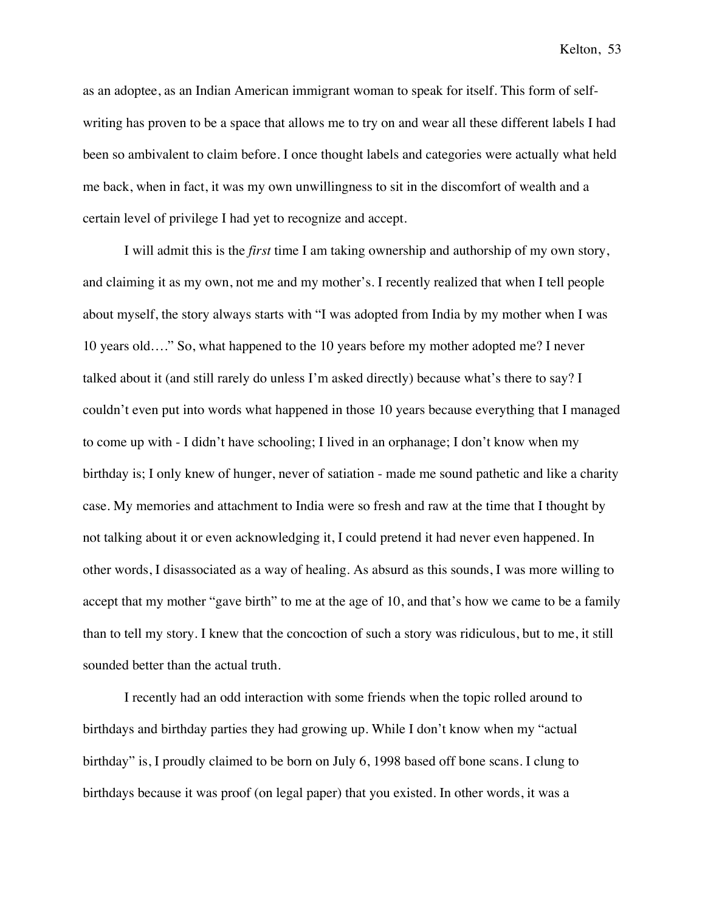as an adoptee, as an Indian American immigrant woman to speak for itself. This form of self-writing has proven to be a space that allows me to try on and wear all these different labels I had been so ambivalent to claim before. I once thought labels and categories were actually what held me back, when in fact, it was my own unwillingness to sit in the discomfort of wealth and a certain level of privilege I had yet to recognize and accept.

I will admit this is the *first* time I am taking ownership and authorship of my own story, and claiming it as my own, not me and my mother's. I recently realized that when I tell people about myself, the story always starts with "I was adopted from India by my mother when I was 10 years old…." So, what happened to the 10 years before my mother adopted me? I never talked about it (and still rarely do unless I'm asked directly) because what's there to say? I couldn't even put into words what happened in those 10 years because everything that I managed to come up with - I didn't have schooling; I lived in an orphanage; I don't know when my birthday is; I only knew of hunger, never of satiation - made me sound pathetic and like a charity case. My memories and attachment to India were so fresh and raw at the time that I thought by not talking about it or even acknowledging it, I could pretend it had never even happened. In other words, I disassociated as a way of healing. As absurd as this sounds, I was more willing to accept that my mother "gave birth" to me at the age of 10, and that's how we came to be a family than to tell my story. I knew that the concoction of such a story was ridiculous, but to me, it still sounded better than the actual truth.

I recently had an odd interaction with some friends when the topic rolled around to birthdays and birthday parties they had growing up. While I don't know when my "actual birthday" is, I proudly claimed to be born on July 6, 1998 based off bone scans. I clung to birthdays because it was proof (on legal paper) that you existed. In other words, it was a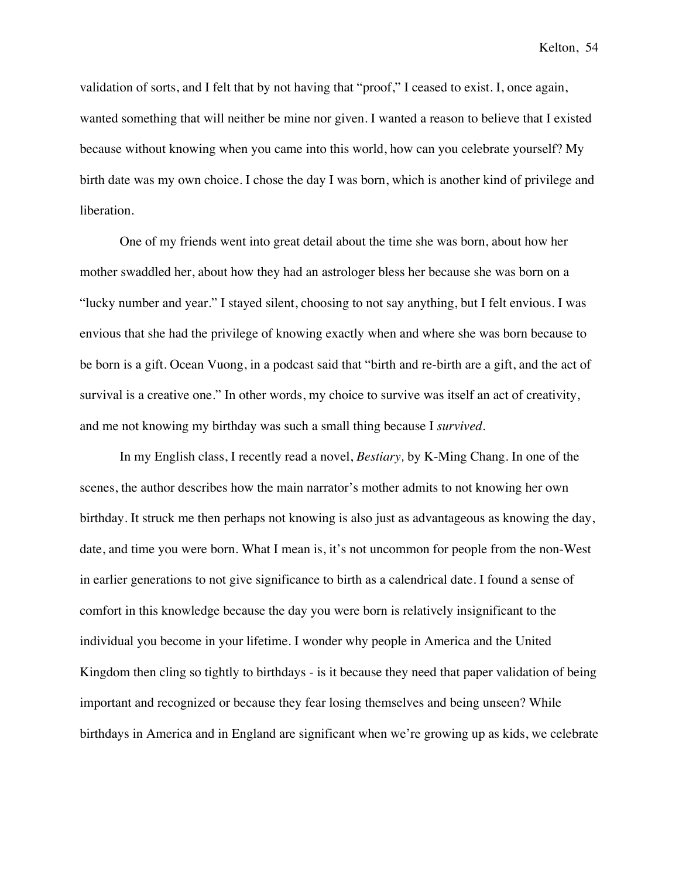validation of sorts, and I felt that by not having that "proof," I ceased to exist. I, once again, wanted something that will neither be mine nor given. I wanted a reason to believe that I existed because without knowing when you came into this world, how can you celebrate yourself? My birth date was my own choice. I chose the day I was born, which is another kind of privilege and liberation.

One of my friends went into great detail about the time she was born, about how her mother swaddled her, about how they had an astrologer bless her because she was born on a "lucky number and year." I stayed silent, choosing to not say anything, but I felt envious. I was envious that she had the privilege of knowing exactly when and where she was born because to be born is a gift. Ocean Vuong, in a podcast said that "birth and re-birth are a gift, and the act of survival is a creative one." In other words, my choice to survive was itself an act of creativity, and me not knowing my birthday was such a small thing because I *survived*.

In my English class, I recently read a novel, *Bestiary,* by K-Ming Chang. In one of the scenes, the author describes how the main narrator's mother admits to not knowing her own birthday. It struck me then perhaps not knowing is also just as advantageous as knowing the day, date, and time you were born. What I mean is, it's not uncommon for people from the non-West in earlier generations to not give significance to birth as a calendrical date. I found a sense of comfort in this knowledge because the day you were born is relatively insignificant to the individual you become in your lifetime. I wonder why people in America and the United Kingdom then cling so tightly to birthdays - is it because they need that paper validation of being important and recognized or because they fear losing themselves and being unseen? While birthdays in America and in England are significant when we're growing up as kids, we celebrate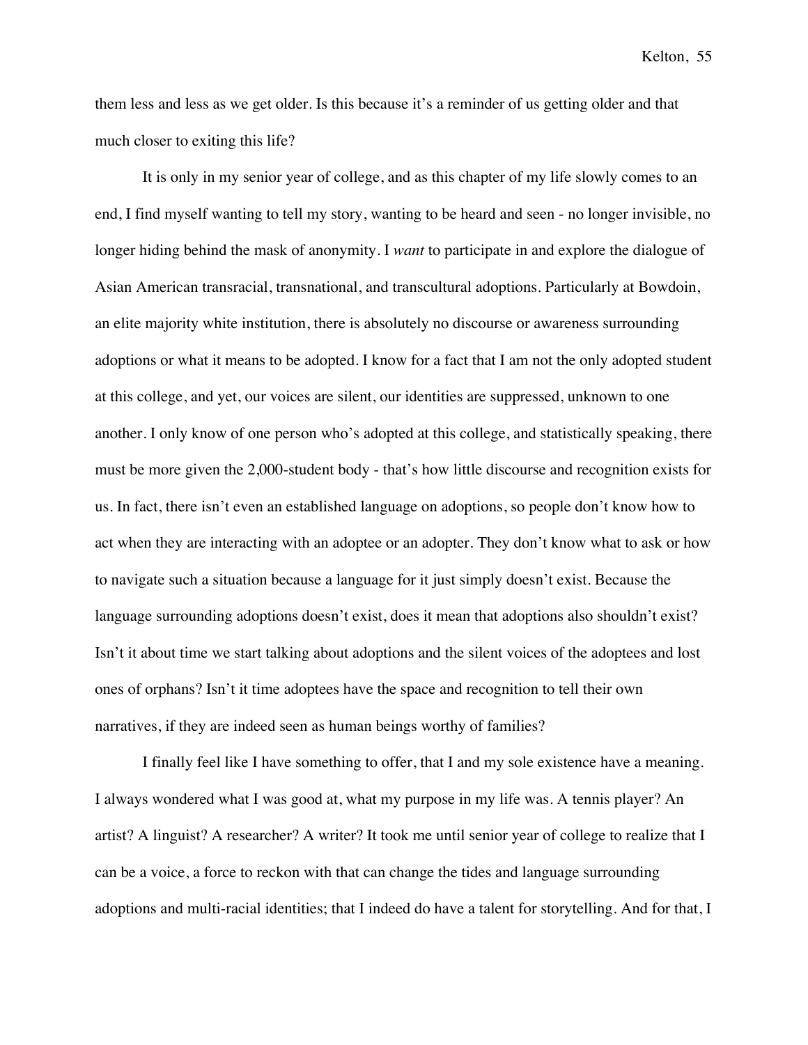them less and less as we get older. Is this because it's a reminder of us getting older and that much closer to exiting this life?

It is only in my senior year of college, and as this chapter of my life slowly comes to an end, I find myself wanting to tell my story, wanting to be heard and seen - no longer invisible, no longer hiding behind the mask of anonymity. I *want* to participate in and explore the dialogue of Asian American transracial, transnational, and transcultural adoptions. Particularly at Bowdoin, an elite majority white institution, there is absolutely no discourse or awareness surrounding adoptions or what it means to be adopted. I know for a fact that I am not the only adopted student at this college, and yet, our voices are silent, our identities are suppressed, unknown to one another. I only know of one person who's adopted at this college, and statistically speaking, there must be more given the 2,000-student body - that's how little discourse and recognition exists for us. In fact, there isn't even an established language on adoptions, so people don't know how to act when they are interacting with an adoptee or an adopter. They don't know what to ask or how to navigate such a situation because a language for it just simply doesn't exist. Because the language surrounding adoptions doesn't exist, does it mean that adoptions also shouldn't exist? Isn't it about time we start talking about adoptions and the silent voices of the adoptees and lost ones of orphans? Isn't it time adoptees have the space and recognition to tell their own narratives, if they are indeed seen as human beings worthy of families?

I finally feel like I have something to offer, that I and my sole existence have a meaning. I always wondered what I was good at, what my purpose in my life was. A tennis player? An artist? A linguist? A researcher? A writer? It took me until senior year of college to realize that I can be a voice, a force to reckon with that can change the tides and language surrounding adoptions and multi-racial identities; that I indeed do have a talent for storytelling. And for that, I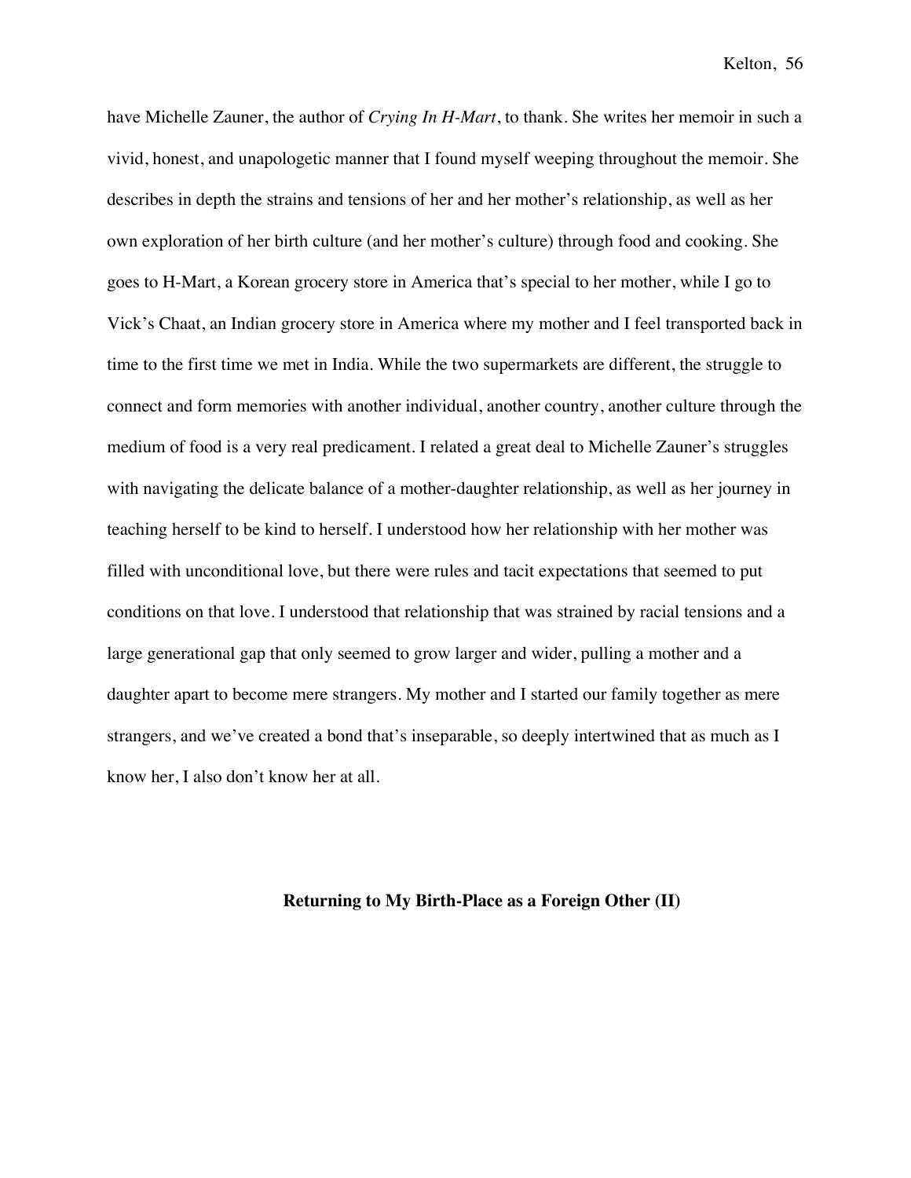have Michelle Zauner, the author of *Crying In H-Mart*, to thank. She writes her memoir in such a vivid, honest, and unapologetic manner that I found myself weeping throughout the memoir. She describes in depth the strains and tensions of her and her mother's relationship, as well as her own exploration of her birth culture (and her mother's culture) through food and cooking. She goes to H-Mart, a Korean grocery store in America that's special to her mother, while I go to Vick's Chaat, an Indian grocery store in America where my mother and I feel transported back in time to the first time we met in India. While the two supermarkets are different, the struggle to connect and form memories with another individual, another country, another culture through the medium of food is a very real predicament. I related a great deal to Michelle Zauner's struggles with navigating the delicate balance of a mother-daughter relationship, as well as her journey in teaching herself to be kind to herself. I understood how her relationship with her mother was filled with unconditional love, but there were rules and tacit expectations that seemed to put conditions on that love. I understood that relationship that was strained by racial tensions and a large generational gap that only seemed to grow larger and wider, pulling a mother and a daughter apart to become mere strangers. My mother and I started our family together as mere strangers, and we've created a bond that's inseparable, so deeply intertwined that as much as I know her, I also don't know her at all.

## Returning to My Birth-Place as a Foreign Other (II)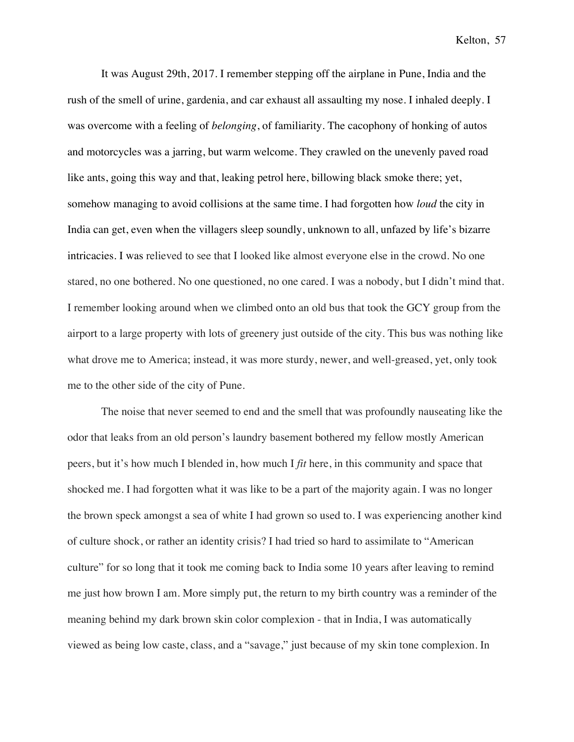It was August 29th, 2017. I remember stepping off the airplane in Pune, India and the rush of the smell of urine, gardenia, and car exhaust all assaulting my nose. I inhaled deeply. I was overcome with a feeling of *belonging*, of familiarity. The cacophony of honking of autos and motorcycles was a jarring, but warm welcome. They crawled on the unevenly paved road like ants, going this way and that, leaking petrol here, billowing black smoke there; yet, somehow managing to avoid collisions at the same time. I had forgotten how *loud* the city in India can get, even when the villagers sleep soundly, unknown to all, unfazed by life's bizarre intricacies. I was relieved to see that I looked like almost everyone else in the crowd. No one stared, no one bothered. No one questioned, no one cared. I was a nobody, but I didn't mind that. I remember looking around when we climbed onto an old bus that took the GCY group from the airport to a large property with lots of greenery just outside of the city. This bus was nothing like what drove me to America; instead, it was more sturdy, newer, and well-greased, yet, only took me to the other side of the city of Pune.

The noise that never seemed to end and the smell that was profoundly nauseating like the odor that leaks from an old person's laundry basement bothered my fellow mostly American peers, but it's how much I blended in, how much I *fit* here, in this community and space that shocked me. I had forgotten what it was like to be a part of the majority again. I was no longer the brown speck amongst a sea of white I had grown so used to. I was experiencing another kind of culture shock, or rather an identity crisis? I had tried so hard to assimilate to "American culture" for so long that it took me coming back to India some 10 years after leaving to remind me just how brown I am. More simply put, the return to my birth country was a reminder of the meaning behind my dark brown skin color complexion - that in India, I was automatically viewed as being low caste, class, and a "savage," just because of my skin tone complexion. In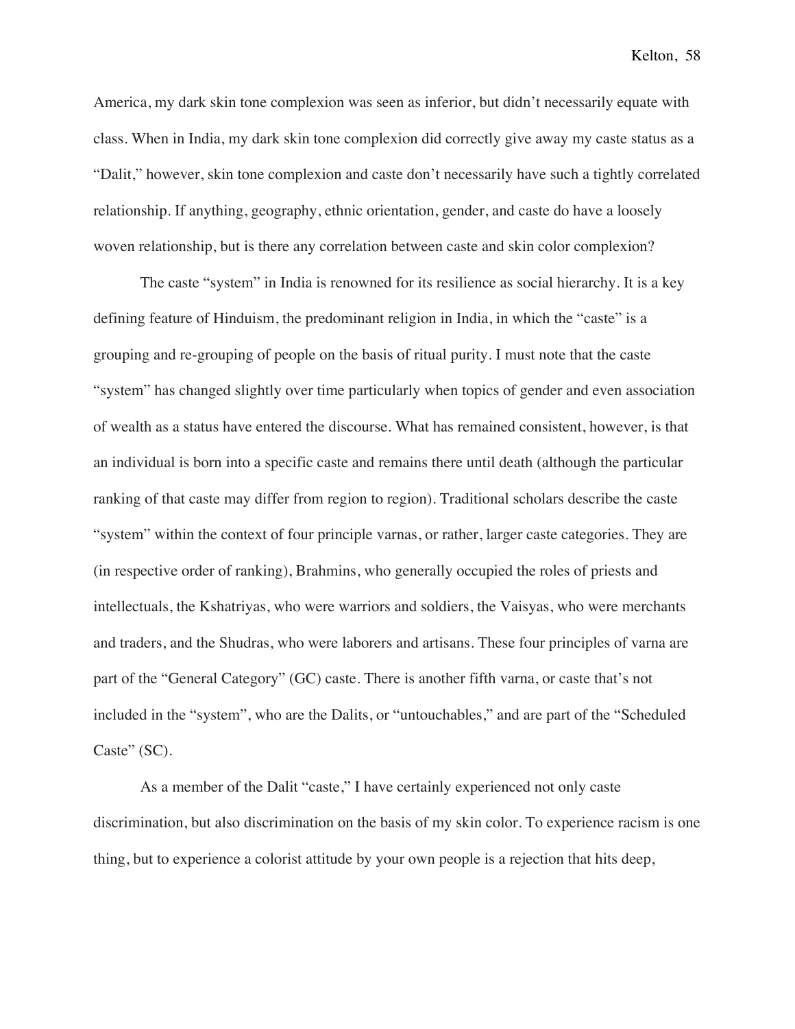America, my dark skin tone complexion was seen as inferior, but didn't necessarily equate with class. When in India, my dark skin tone complexion did correctly give away my caste status as a "Dalit," however, skin tone complexion and caste don't necessarily have such a tightly correlated relationship. If anything, geography, ethnic orientation, gender, and caste do have a loosely woven relationship, but is there any correlation between caste and skin color complexion?

The caste "system" in India is renowned for its resilience as social hierarchy. It is a key defining feature of Hinduism, the predominant religion in India, in which the "caste" is a grouping and re-grouping of people on the basis of ritual purity. I must note that the caste "system" has changed slightly over time particularly when topics of gender and even association of wealth as a status have entered the discourse. What has remained consistent, however, is that an individual is born into a specific caste and remains there until death (although the particular ranking of that caste may differ from region to region). Traditional scholars describe the caste "system" within the context of four principle varnas, or rather, larger caste categories. They are (in respective order of ranking), Brahmins, who generally occupied the roles of priests and intellectuals, the Kshatriyas, who were warriors and soldiers, the Vaisyas, who were merchants and traders, and the Shudras, who were laborers and artisans. These four principles of varna are part of the "General Category" (GC) caste. There is another fifth varna, or caste that's not included in the "system", who are the Dalits, or "untouchables," and are part of the "Scheduled Caste" (SC).

As a member of the Dalit "caste," I have certainly experienced not only caste discrimination, but also discrimination on the basis of my skin color. To experience racism is one thing, but to experience a colorist attitude by your own people is a rejection that hits deep,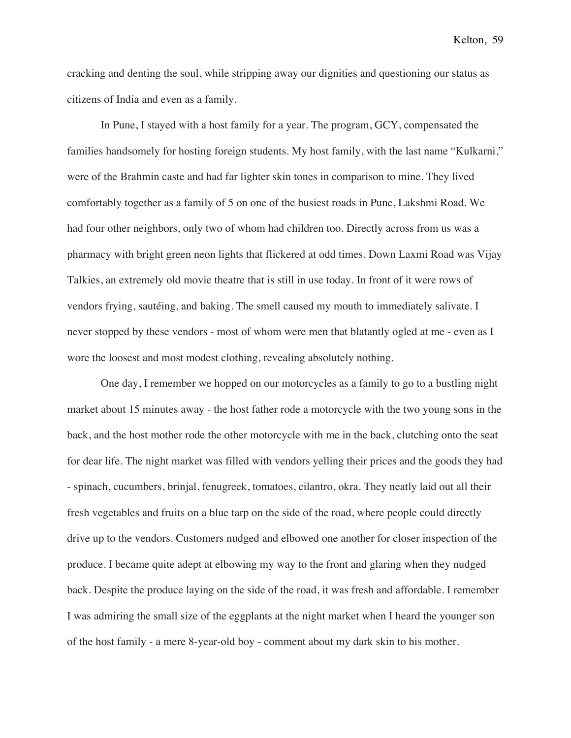cracking and denting the soul, while stripping away our dignities and questioning our status as citizens of India and even as a family.

In Pune, I stayed with a host family for a year. The program, GCY, compensated the families handsomely for hosting foreign students. My host family, with the last name "Kulkarni," were of the Brahmin caste and had far lighter skin tones in comparison to mine. They lived comfortably together as a family of 5 on one of the busiest roads in Pune, Lakshmi Road. We had four other neighbors, only two of whom had children too. Directly across from us was a pharmacy with bright green neon lights that flickered at odd times. Down Laxmi Road was Vijay Talkies, an extremely old movie theatre that is still in use today. In front of it were rows of vendors frying, sautéing, and baking. The smell caused my mouth to immediately salivate. I never stopped by these vendors - most of whom were men that blatantly ogled at me - even as I wore the loosest and most modest clothing, revealing absolutely nothing.

One day, I remember we hopped on our motorcycles as a family to go to a bustling night market about 15 minutes away - the host father rode a motorcycle with the two young sons in the back, and the host mother rode the other motorcycle with me in the back, clutching onto the seat for dear life. The night market was filled with vendors yelling their prices and the goods they had - spinach, cucumbers, brinjal, fenugreek, tomatoes, cilantro, okra. They neatly laid out all their fresh vegetables and fruits on a blue tarp on the side of the road, where people could directly drive up to the vendors. Customers nudged and elbowed one another for closer inspection of the produce. I became quite adept at elbowing my way to the front and glaring when they nudged back. Despite the produce laying on the side of the road, it was fresh and affordable. I remember I was admiring the small size of the eggplants at the night market when I heard the younger son of the host family - a mere 8-year-old boy - comment about my dark skin to his mother.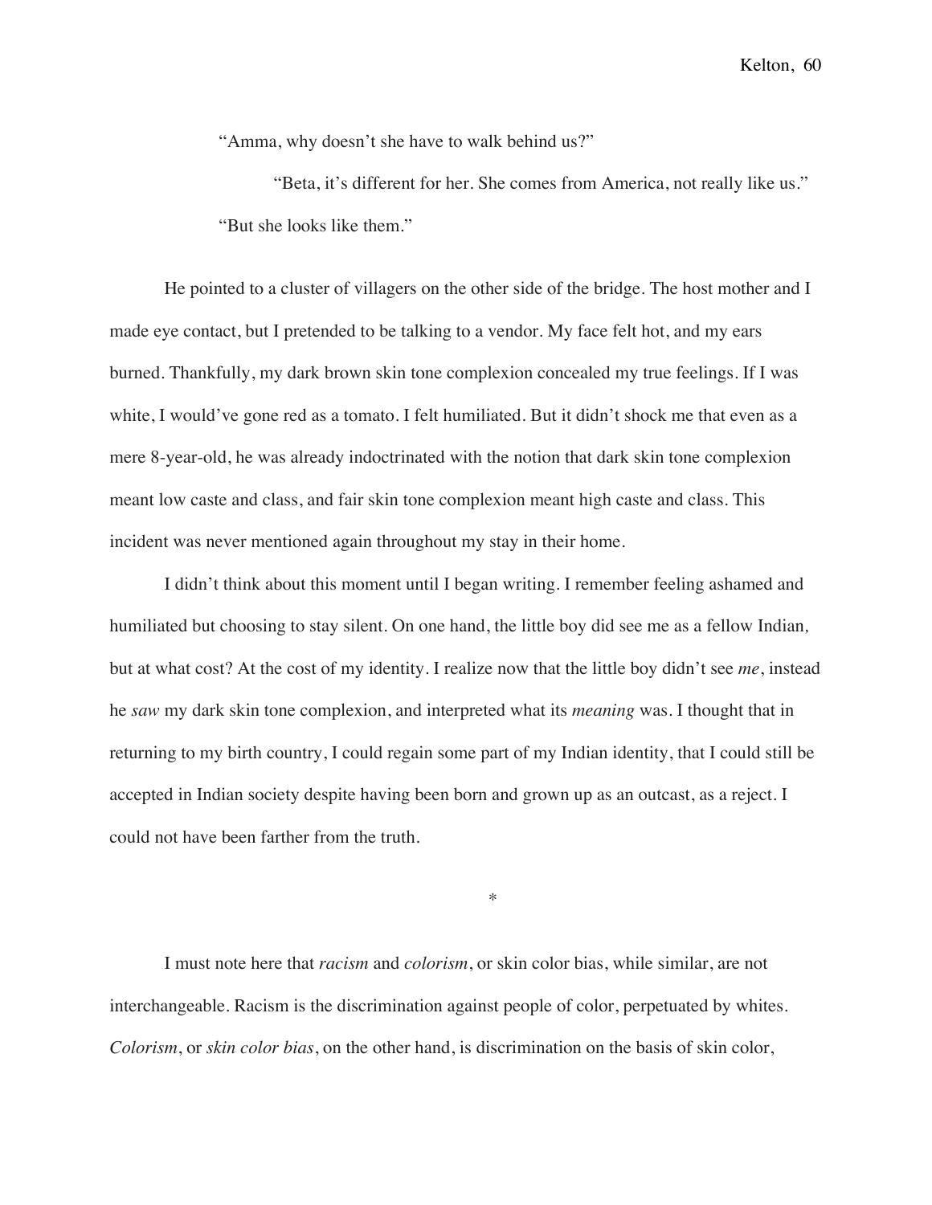"Amma, why doesn't she have to walk behind us?"

"Beta, it's different for her. She comes from America, not really like us."

"But she looks like them."

He pointed to a cluster of villagers on the other side of the bridge. The host mother and I made eye contact, but I pretended to be talking to a vendor. My face felt hot, and my ears burned. Thankfully, my dark brown skin tone complexion concealed my true feelings. If I was white, I would've gone red as a tomato. I felt humiliated. But it didn't shock me that even as a mere 8-year-old, he was already indoctrinated with the notion that dark skin tone complexion meant low caste and class, and fair skin tone complexion meant high caste and class. This incident was never mentioned again throughout my stay in their home.

I didn't think about this moment until I began writing. I remember feeling ashamed and humiliated but choosing to stay silent. On one hand, the little boy did see me as a fellow Indian, but at what cost? At the cost of my identity. I realize now that the little boy didn't see *me*, instead he *saw* my dark skin tone complexion, and interpreted what its *meaning* was. I thought that in returning to my birth country, I could regain some part of my Indian identity, that I could still be accepted in Indian society despite having been born and grown up as an outcast, as a reject. I could not have been farther from the truth.

*

I must note here that *racism* and *colorism*, or skin color bias, while similar, are not interchangeable. Racism is the discrimination against people of color, perpetuated by whites. *Colorism*, or *skin color bias*, on the other hand, is discrimination on the basis of skin color,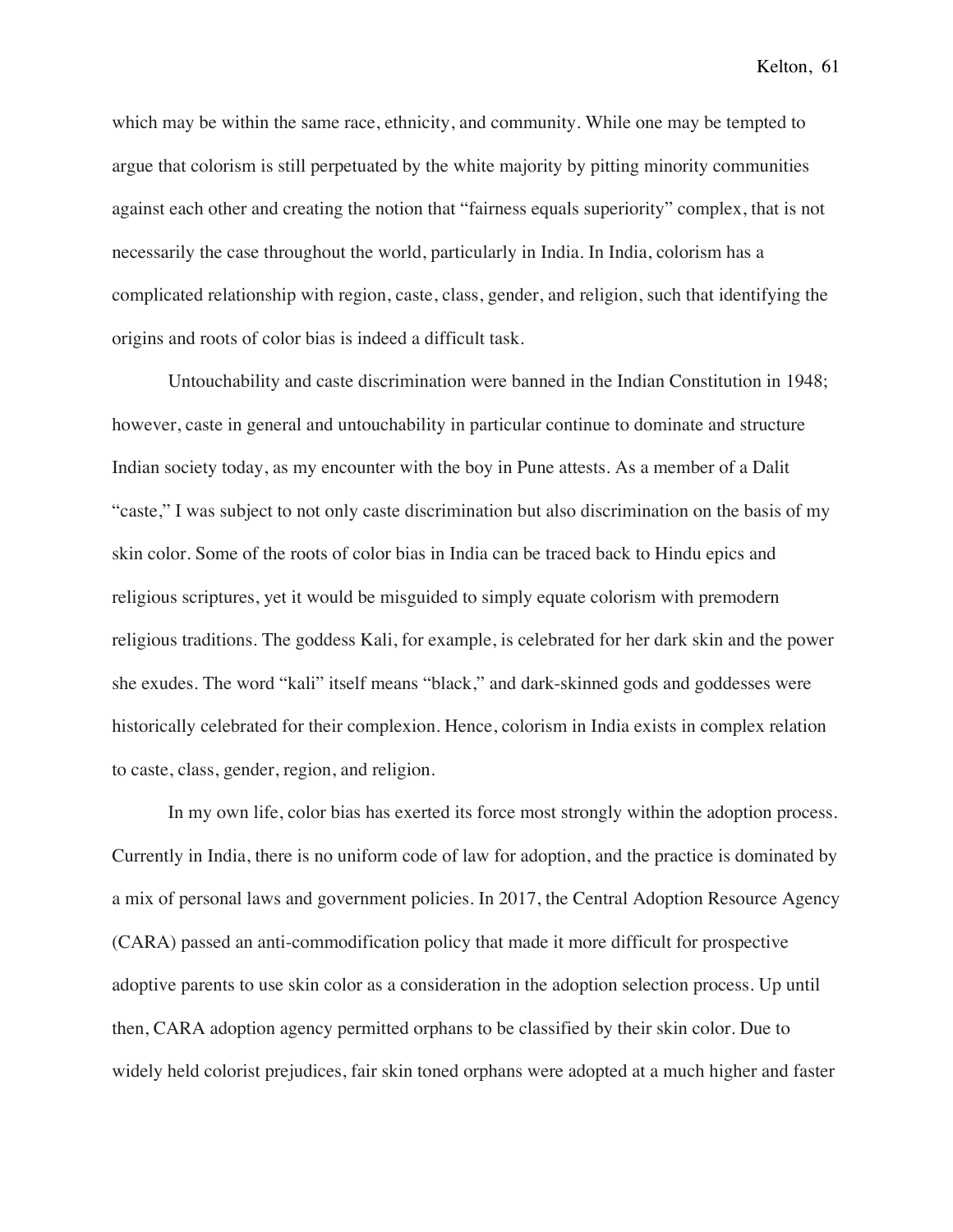which may be within the same race, ethnicity, and community. While one may be tempted to argue that colorism is still perpetuated by the white majority by pitting minority communities against each other and creating the notion that "fairness equals superiority" complex, that is not necessarily the case throughout the world, particularly in India. In India, colorism has a complicated relationship with region, caste, class, gender, and religion, such that identifying the origins and roots of color bias is indeed a difficult task.

Untouchability and caste discrimination were banned in the Indian Constitution in 1948; however, caste in general and untouchability in particular continue to dominate and structure Indian society today, as my encounter with the boy in Pune attests. As a member of a Dalit "caste," I was subject to not only caste discrimination but also discrimination on the basis of my skin color. Some of the roots of color bias in India can be traced back to Hindu epics and religious scriptures, yet it would be misguided to simply equate colorism with premodern religious traditions. The goddess Kali, for example, is celebrated for her dark skin and the power she exudes. The word "kali" itself means "black," and dark-skinned gods and goddesses were historically celebrated for their complexion. Hence, colorism in India exists in complex relation to caste, class, gender, region, and religion.

In my own life, color bias has exerted its force most strongly within the adoption process. Currently in India, there is no uniform code of law for adoption, and the practice is dominated by a mix of personal laws and government policies. In 2017, the Central Adoption Resource Agency (CARA) passed an anti-commodification policy that made it more difficult for prospective adoptive parents to use skin color as a consideration in the adoption selection process. Up until then, CARA adoption agency permitted orphans to be classified by their skin color. Due to widely held colorist prejudices, fair skin toned orphans were adopted at a much higher and faster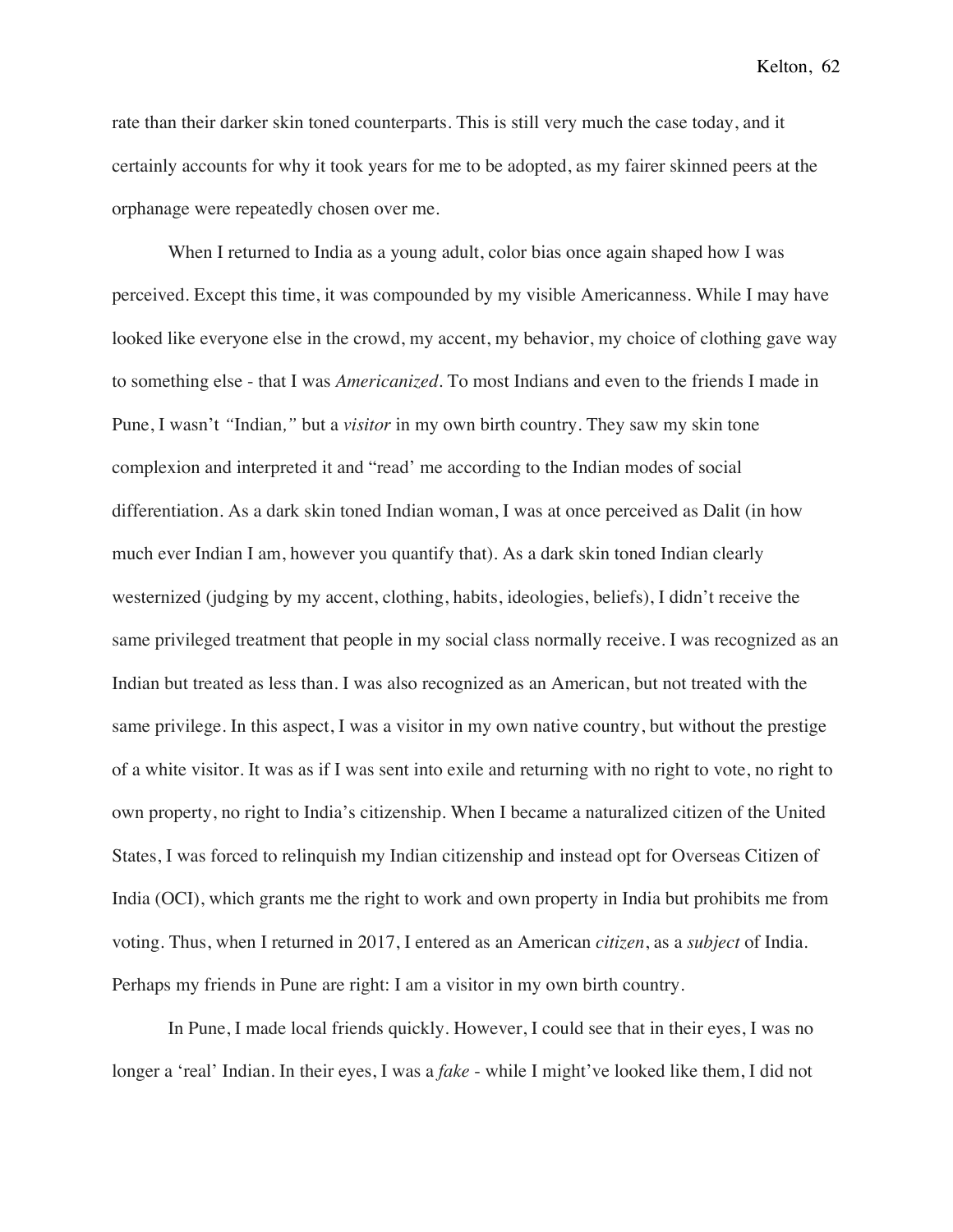rate than their darker skin toned counterparts. This is still very much the case today, and it certainly accounts for why it took years for me to be adopted, as my fairer skinned peers at the orphanage were repeatedly chosen over me.

When I returned to India as a young adult, color bias once again shaped how I was perceived. Except this time, it was compounded by my visible Americanness. While I may have looked like everyone else in the crowd, my accent, my behavior, my choice of clothing gave way to something else - that I was *Americanized*. To most Indians and even to the friends I made in Pune, I wasn't *"*Indian*,"* but a *visitor* in my own birth country. They saw my skin tone complexion and interpreted it and "read' me according to the Indian modes of social differentiation. As a dark skin toned Indian woman, I was at once perceived as Dalit (in how much ever Indian I am, however you quantify that). As a dark skin toned Indian clearly westernized (judging by my accent, clothing, habits, ideologies, beliefs), I didn't receive the same privileged treatment that people in my social class normally receive. I was recognized as an Indian but treated as less than. I was also recognized as an American, but not treated with the same privilege. In this aspect, I was a visitor in my own native country, but without the prestige of a white visitor. It was as if I was sent into exile and returning with no right to vote, no right to own property, no right to India's citizenship. When I became a naturalized citizen of the United States, I was forced to relinquish my Indian citizenship and instead opt for Overseas Citizen of India (OCI), which grants me the right to work and own property in India but prohibits me from voting. Thus, when I returned in 2017, I entered as an American *citizen*, as a *subject* of India. Perhaps my friends in Pune are right: I am a visitor in my own birth country.

In Pune, I made local friends quickly. However, I could see that in their eyes, I was no longer a 'real' Indian. In their eyes, I was a *fake* - while I might've looked like them, I did not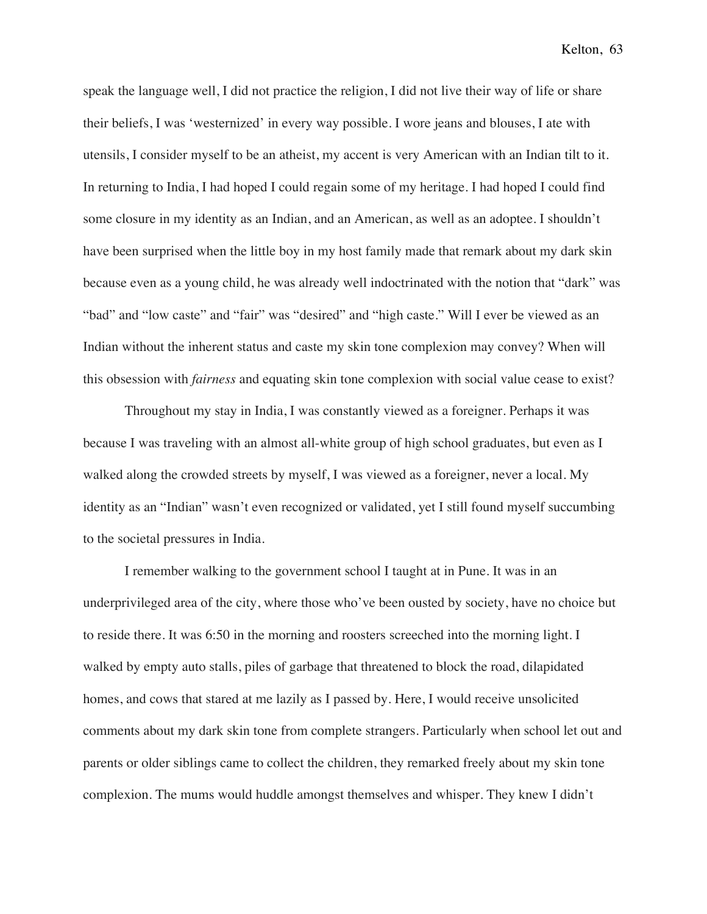speak the language well, I did not practice the religion, I did not live their way of life or share their beliefs, I was 'westernized' in every way possible. I wore jeans and blouses, I ate with utensils, I consider myself to be an atheist, my accent is very American with an Indian tilt to it. In returning to India, I had hoped I could regain some of my heritage. I had hoped I could find some closure in my identity as an Indian, and an American, as well as an adoptee. I shouldn't have been surprised when the little boy in my host family made that remark about my dark skin because even as a young child, he was already well indoctrinated with the notion that "dark" was "bad" and "low caste" and "fair" was "desired" and "high caste." Will I ever be viewed as an Indian without the inherent status and caste my skin tone complexion may convey? When will this obsession with *fairness* and equating skin tone complexion with social value cease to exist?

Throughout my stay in India, I was constantly viewed as a foreigner. Perhaps it was because I was traveling with an almost all-white group of high school graduates, but even as I walked along the crowded streets by myself, I was viewed as a foreigner, never a local. My identity as an "Indian" wasn't even recognized or validated, yet I still found myself succumbing to the societal pressures in India.

I remember walking to the government school I taught at in Pune. It was in an underprivileged area of the city, where those who've been ousted by society, have no choice but to reside there. It was 6:50 in the morning and roosters screeched into the morning light. I walked by empty auto stalls, piles of garbage that threatened to block the road, dilapidated homes, and cows that stared at me lazily as I passed by. Here, I would receive unsolicited comments about my dark skin tone from complete strangers. Particularly when school let out and parents or older siblings came to collect the children, they remarked freely about my skin tone complexion. The mums would huddle amongst themselves and whisper. They knew I didn't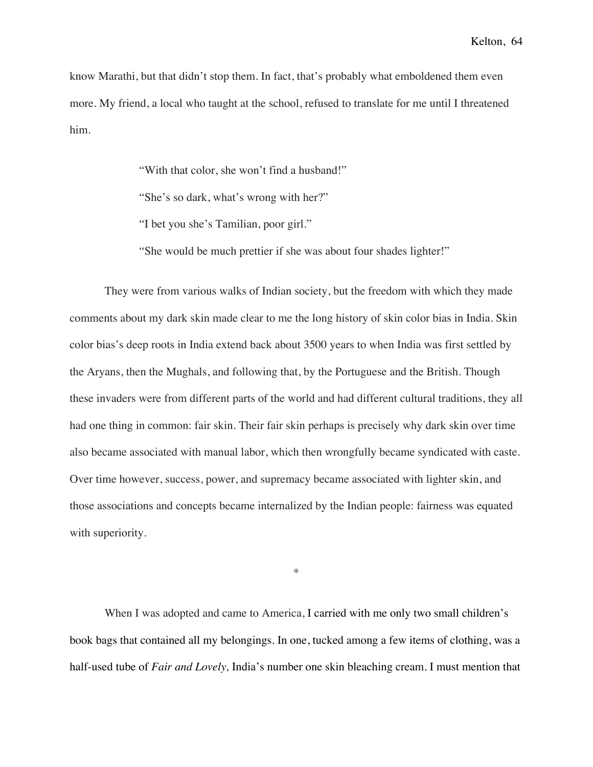know Marathi, but that didn't stop them. In fact, that's probably what emboldened them even more. My friend, a local who taught at the school, refused to translate for me until I threatened him.

> "With that color, she won't find a husband!"
>
> "She's so dark, what's wrong with her?"
>
> "I bet you she's Tamilian, poor girl."
>
> "She would be much prettier if she was about four shades lighter!"

They were from various walks of Indian society, but the freedom with which they made comments about my dark skin made clear to me the long history of skin color bias in India. Skin color bias's deep roots in India extend back about 3500 years to when India was first settled by the Aryans, then the Mughals, and following that, by the Portuguese and the British. Though these invaders were from different parts of the world and had different cultural traditions, they all had one thing in common: fair skin. Their fair skin perhaps is precisely why dark skin over time also became associated with manual labor, which then wrongfully became syndicated with caste. Over time however, success, power, and supremacy became associated with lighter skin, and those associations and concepts became internalized by the Indian people: fairness was equated with superiority.

*

When I was adopted and came to America, I carried with me only two small children's book bags that contained all my belongings. In one, tucked among a few items of clothing, was a half-used tube of *Fair and Lovely,* India's number one skin bleaching cream. I must mention that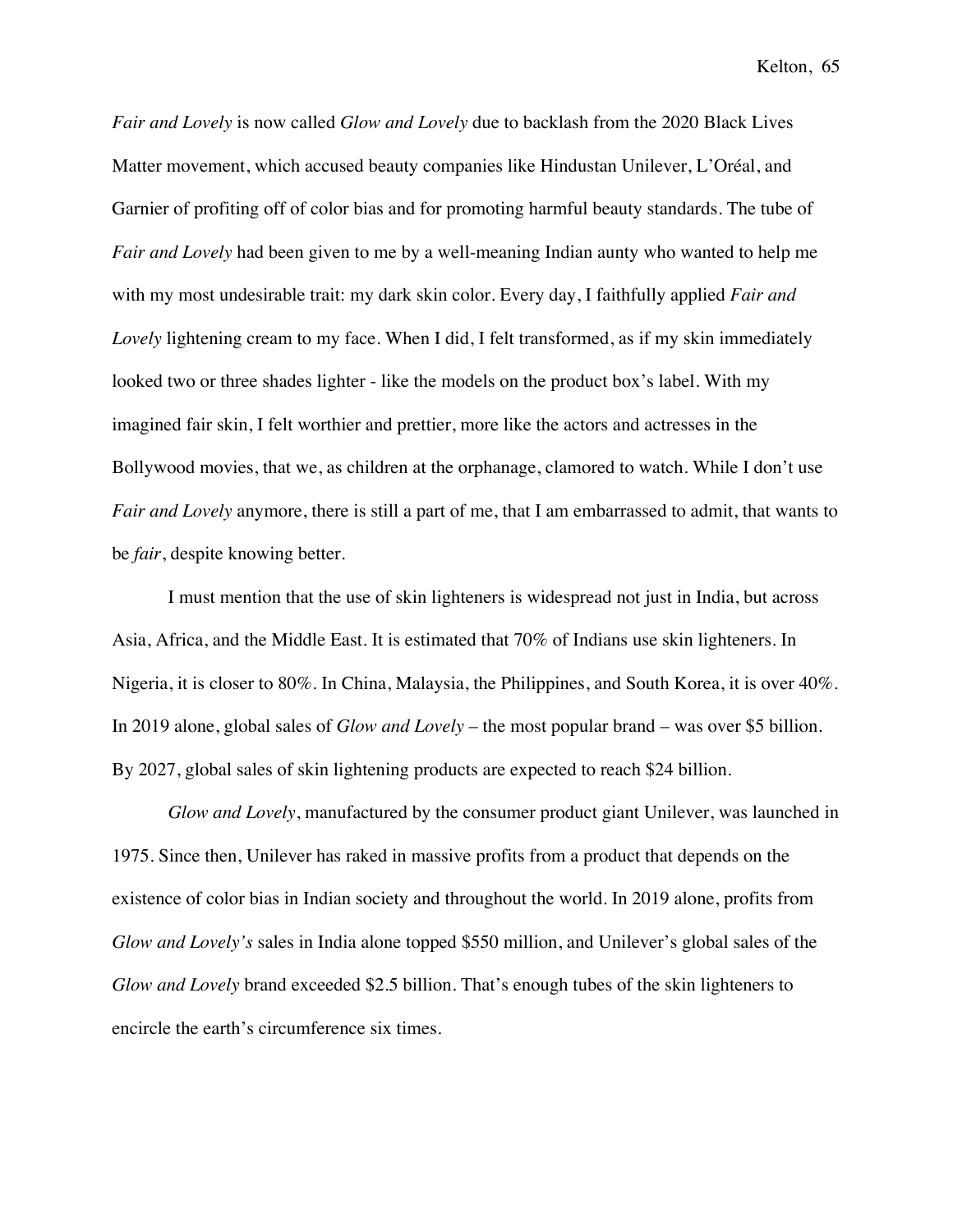*Fair and Lovely* is now called *Glow and Lovely* due to backlash from the 2020 Black Lives Matter movement, which accused beauty companies like Hindustan Unilever, L'Oréal, and Garnier of profiting off of color bias and for promoting harmful beauty standards. The tube of *Fair and Lovely* had been given to me by a well-meaning Indian aunty who wanted to help me with my most undesirable trait: my dark skin color. Every day, I faithfully applied *Fair and Lovely* lightening cream to my face. When I did, I felt transformed, as if my skin immediately looked two or three shades lighter - like the models on the product box's label. With my imagined fair skin, I felt worthier and prettier, more like the actors and actresses in the Bollywood movies, that we, as children at the orphanage, clamored to watch. While I don't use *Fair and Lovely* anymore, there is still a part of me, that I am embarrassed to admit, that wants to be *fair*, despite knowing better.

I must mention that the use of skin lighteners is widespread not just in India, but across Asia, Africa, and the Middle East. It is estimated that 70% of Indians use skin lighteners. In Nigeria, it is closer to 80%. In China, Malaysia, the Philippines, and South Korea, it is over 40%. In 2019 alone, global sales of *Glow and Lovely* – the most popular brand – was over $5 billion. By 2027, global sales of skin lightening products are expected to reach $24 billion.

*Glow and Lovely*, manufactured by the consumer product giant Unilever, was launched in 1975. Since then, Unilever has raked in massive profits from a product that depends on the existence of color bias in Indian society and throughout the world. In 2019 alone, profits from *Glow and Lovely's* sales in India alone topped $550 million, and Unilever's global sales of the *Glow and Lovely* brand exceeded $2.5 billion. That's enough tubes of the skin lighteners to encircle the earth's circumference six times.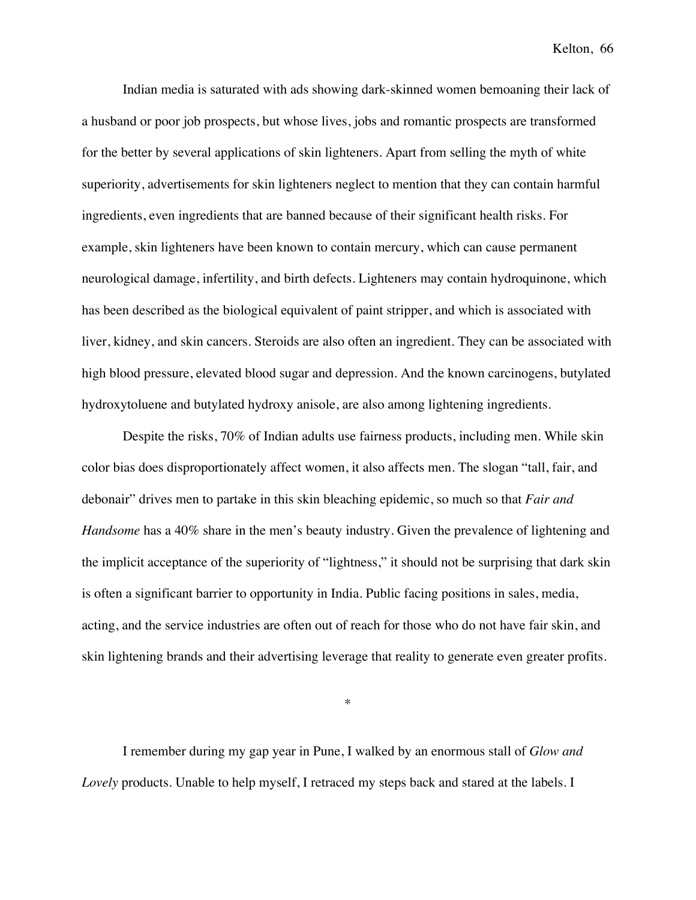Indian media is saturated with ads showing dark-skinned women bemoaning their lack of a husband or poor job prospects, but whose lives, jobs and romantic prospects are transformed for the better by several applications of skin lighteners. Apart from selling the myth of white superiority, advertisements for skin lighteners neglect to mention that they can contain harmful ingredients, even ingredients that are banned because of their significant health risks. For example, skin lighteners have been known to contain mercury, which can cause permanent neurological damage, infertility, and birth defects. Lighteners may contain hydroquinone, which has been described as the biological equivalent of paint stripper, and which is associated with liver, kidney, and skin cancers. Steroids are also often an ingredient. They can be associated with high blood pressure, elevated blood sugar and depression. And the known carcinogens, butylated hydroxytoluene and butylated hydroxy anisole, are also among lightening ingredients.

Despite the risks, 70% of Indian adults use fairness products, including men. While skin color bias does disproportionately affect women, it also affects men. The slogan "tall, fair, and debonair" drives men to partake in this skin bleaching epidemic, so much so that *Fair and Handsome* has a 40% share in the men's beauty industry. Given the prevalence of lightening and the implicit acceptance of the superiority of "lightness," it should not be surprising that dark skin is often a significant barrier to opportunity in India. Public facing positions in sales, media, acting, and the service industries are often out of reach for those who do not have fair skin, and skin lightening brands and their advertising leverage that reality to generate even greater profits.

*

I remember during my gap year in Pune, I walked by an enormous stall of *Glow and Lovely* products. Unable to help myself, I retraced my steps back and stared at the labels. I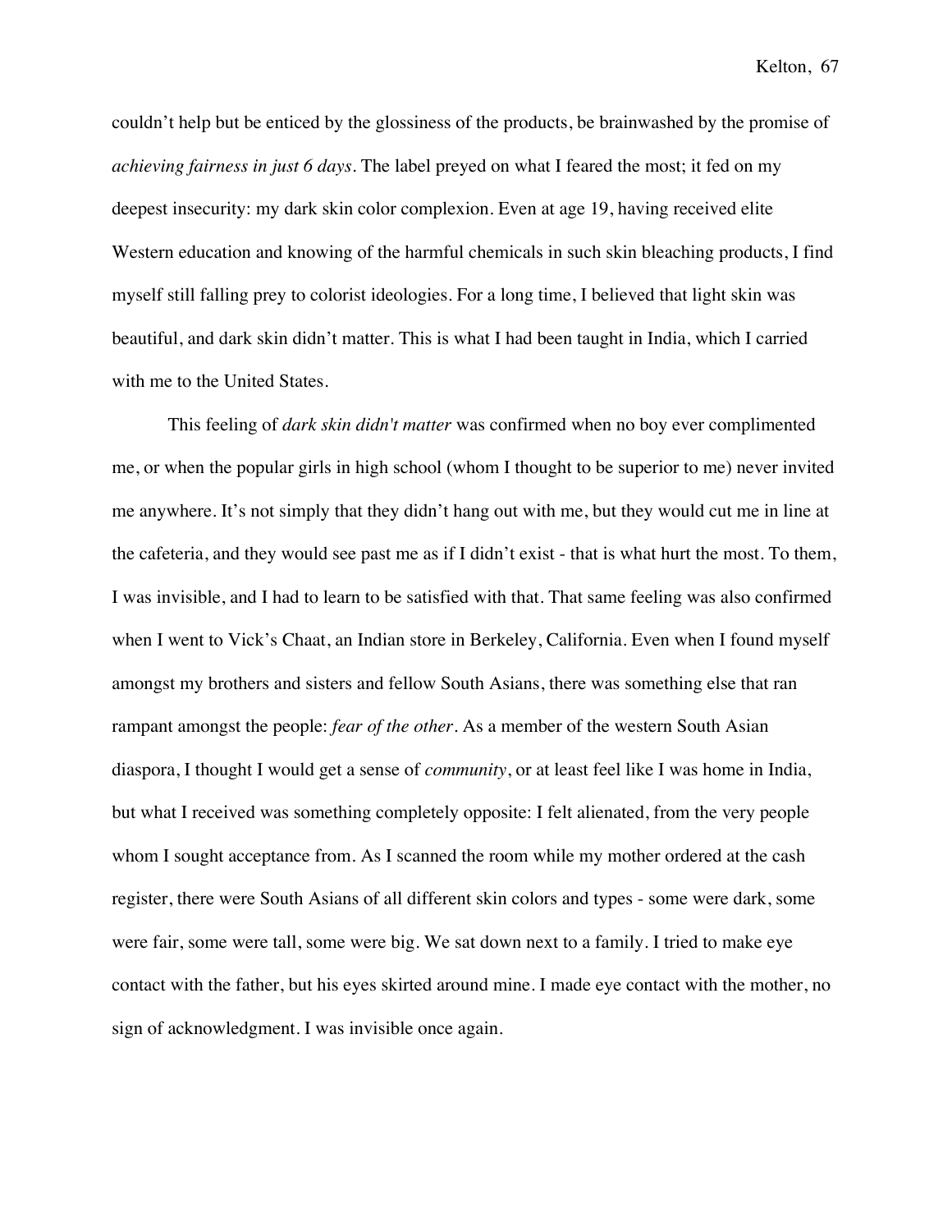couldn't help but be enticed by the glossiness of the products, be brainwashed by the promise of *achieving fairness in just 6 days*. The label preyed on what I feared the most; it fed on my deepest insecurity: my dark skin color complexion. Even at age 19, having received elite Western education and knowing of the harmful chemicals in such skin bleaching products, I find myself still falling prey to colorist ideologies. For a long time, I believed that light skin was beautiful, and dark skin didn't matter. This is what I had been taught in India, which I carried with me to the United States.

This feeling of *dark skin didn't matter* was confirmed when no boy ever complimented me, or when the popular girls in high school (whom I thought to be superior to me) never invited me anywhere. It's not simply that they didn't hang out with me, but they would cut me in line at the cafeteria, and they would see past me as if I didn't exist - that is what hurt the most. To them, I was invisible, and I had to learn to be satisfied with that. That same feeling was also confirmed when I went to Vick's Chaat, an Indian store in Berkeley, California. Even when I found myself amongst my brothers and sisters and fellow South Asians, there was something else that ran rampant amongst the people: *fear of the other*. As a member of the western South Asian diaspora, I thought I would get a sense of *community*, or at least feel like I was home in India, but what I received was something completely opposite: I felt alienated, from the very people whom I sought acceptance from. As I scanned the room while my mother ordered at the cash register, there were South Asians of all different skin colors and types - some were dark, some were fair, some were tall, some were big. We sat down next to a family. I tried to make eye contact with the father, but his eyes skirted around mine. I made eye contact with the mother, no sign of acknowledgment. I was invisible once again.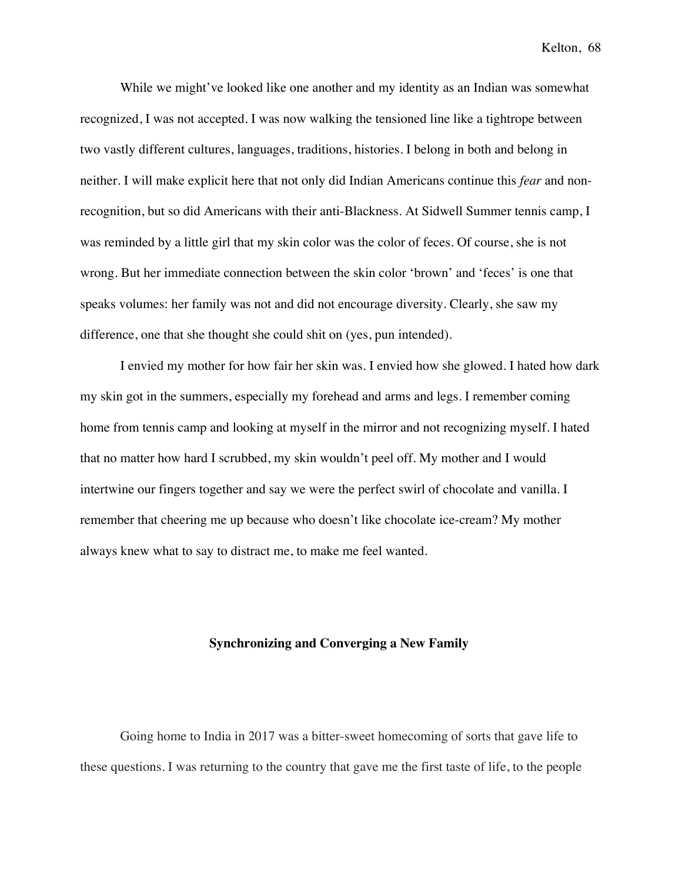While we might've looked like one another and my identity as an Indian was somewhat recognized, I was not accepted. I was now walking the tensioned line like a tightrope between two vastly different cultures, languages, traditions, histories. I belong in both and belong in neither. I will make explicit here that not only did Indian Americans continue this *fear* and non-recognition, but so did Americans with their anti-Blackness. At Sidwell Summer tennis camp, I was reminded by a little girl that my skin color was the color of feces. Of course, she is not wrong. But her immediate connection between the skin color 'brown' and 'feces' is one that speaks volumes: her family was not and did not encourage diversity. Clearly, she saw my difference, one that she thought she could shit on (yes, pun intended).

I envied my mother for how fair her skin was. I envied how she glowed. I hated how dark my skin got in the summers, especially my forehead and arms and legs. I remember coming home from tennis camp and looking at myself in the mirror and not recognizing myself. I hated that no matter how hard I scrubbed, my skin wouldn't peel off. My mother and I would intertwine our fingers together and say we were the perfect swirl of chocolate and vanilla. I remember that cheering me up because who doesn't like chocolate ice-cream? My mother always knew what to say to distract me, to make me feel wanted.

## Synchronizing and Converging a New Family

Going home to India in 2017 was a bitter-sweet homecoming of sorts that gave life to these questions. I was returning to the country that gave me the first taste of life, to the people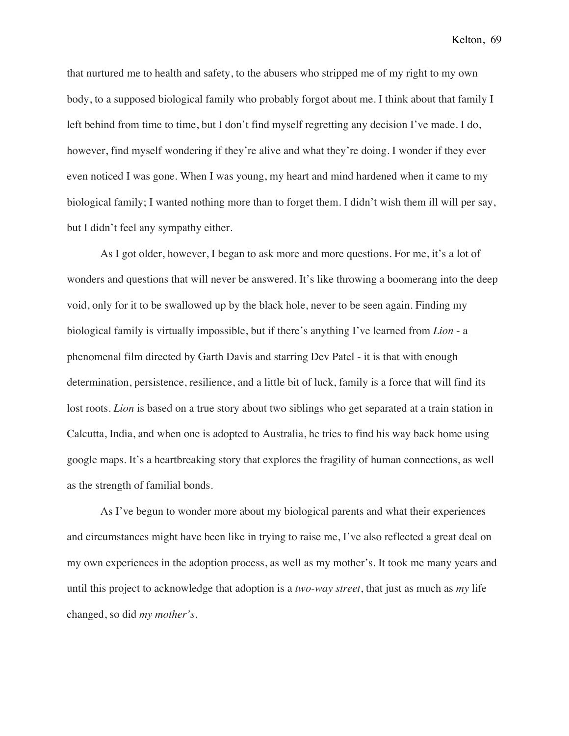that nurtured me to health and safety, to the abusers who stripped me of my right to my own body, to a supposed biological family who probably forgot about me. I think about that family I left behind from time to time, but I don't find myself regretting any decision I've made. I do, however, find myself wondering if they're alive and what they're doing. I wonder if they ever even noticed I was gone. When I was young, my heart and mind hardened when it came to my biological family; I wanted nothing more than to forget them. I didn't wish them ill will per say, but I didn't feel any sympathy either.

As I got older, however, I began to ask more and more questions. For me, it's a lot of wonders and questions that will never be answered. It's like throwing a boomerang into the deep void, only for it to be swallowed up by the black hole, never to be seen again. Finding my biological family is virtually impossible, but if there's anything I've learned from *Lion* - a phenomenal film directed by Garth Davis and starring Dev Patel - it is that with enough determination, persistence, resilience, and a little bit of luck, family is a force that will find its lost roots. *Lion* is based on a true story about two siblings who get separated at a train station in Calcutta, India, and when one is adopted to Australia, he tries to find his way back home using google maps. It's a heartbreaking story that explores the fragility of human connections, as well as the strength of familial bonds.

As I've begun to wonder more about my biological parents and what their experiences and circumstances might have been like in trying to raise me, I've also reflected a great deal on my own experiences in the adoption process, as well as my mother's. It took me many years and until this project to acknowledge that adoption is a *two-way street*, that just as much as *my* life changed, so did *my mother's*.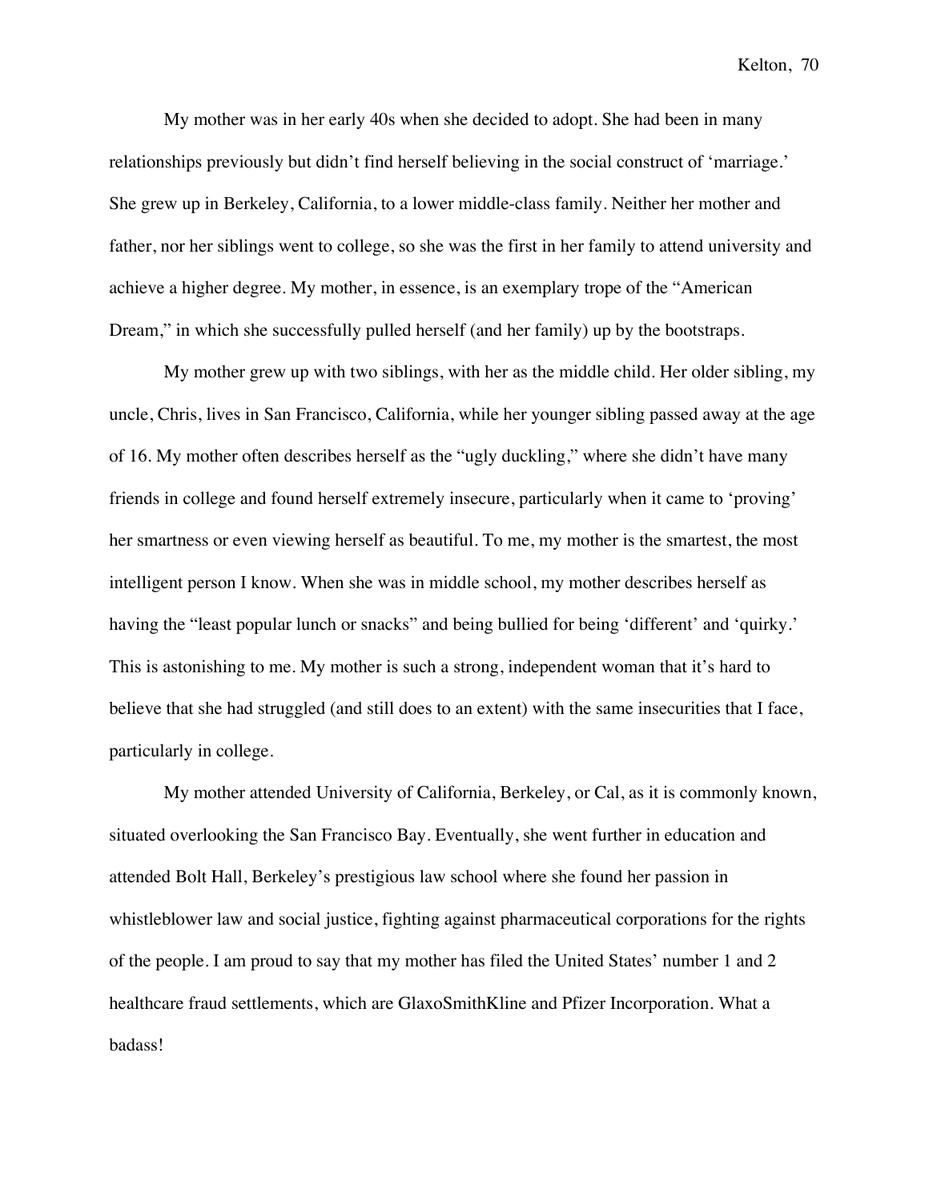My mother was in her early 40s when she decided to adopt. She had been in many relationships previously but didn't find herself believing in the social construct of 'marriage.' She grew up in Berkeley, California, to a lower middle-class family. Neither her mother and father, nor her siblings went to college, so she was the first in her family to attend university and achieve a higher degree. My mother, in essence, is an exemplary trope of the "American Dream," in which she successfully pulled herself (and her family) up by the bootstraps.

My mother grew up with two siblings, with her as the middle child. Her older sibling, my uncle, Chris, lives in San Francisco, California, while her younger sibling passed away at the age of 16. My mother often describes herself as the "ugly duckling," where she didn't have many friends in college and found herself extremely insecure, particularly when it came to 'proving' her smartness or even viewing herself as beautiful. To me, my mother is the smartest, the most intelligent person I know. When she was in middle school, my mother describes herself as having the "least popular lunch or snacks" and being bullied for being 'different' and 'quirky.' This is astonishing to me. My mother is such a strong, independent woman that it's hard to believe that she had struggled (and still does to an extent) with the same insecurities that I face, particularly in college.

My mother attended University of California, Berkeley, or Cal, as it is commonly known, situated overlooking the San Francisco Bay. Eventually, she went further in education and attended Bolt Hall, Berkeley's prestigious law school where she found her passion in whistleblower law and social justice, fighting against pharmaceutical corporations for the rights of the people. I am proud to say that my mother has filed the United States' number 1 and 2 healthcare fraud settlements, which are GlaxoSmithKline and Pfizer Incorporation. What a badass!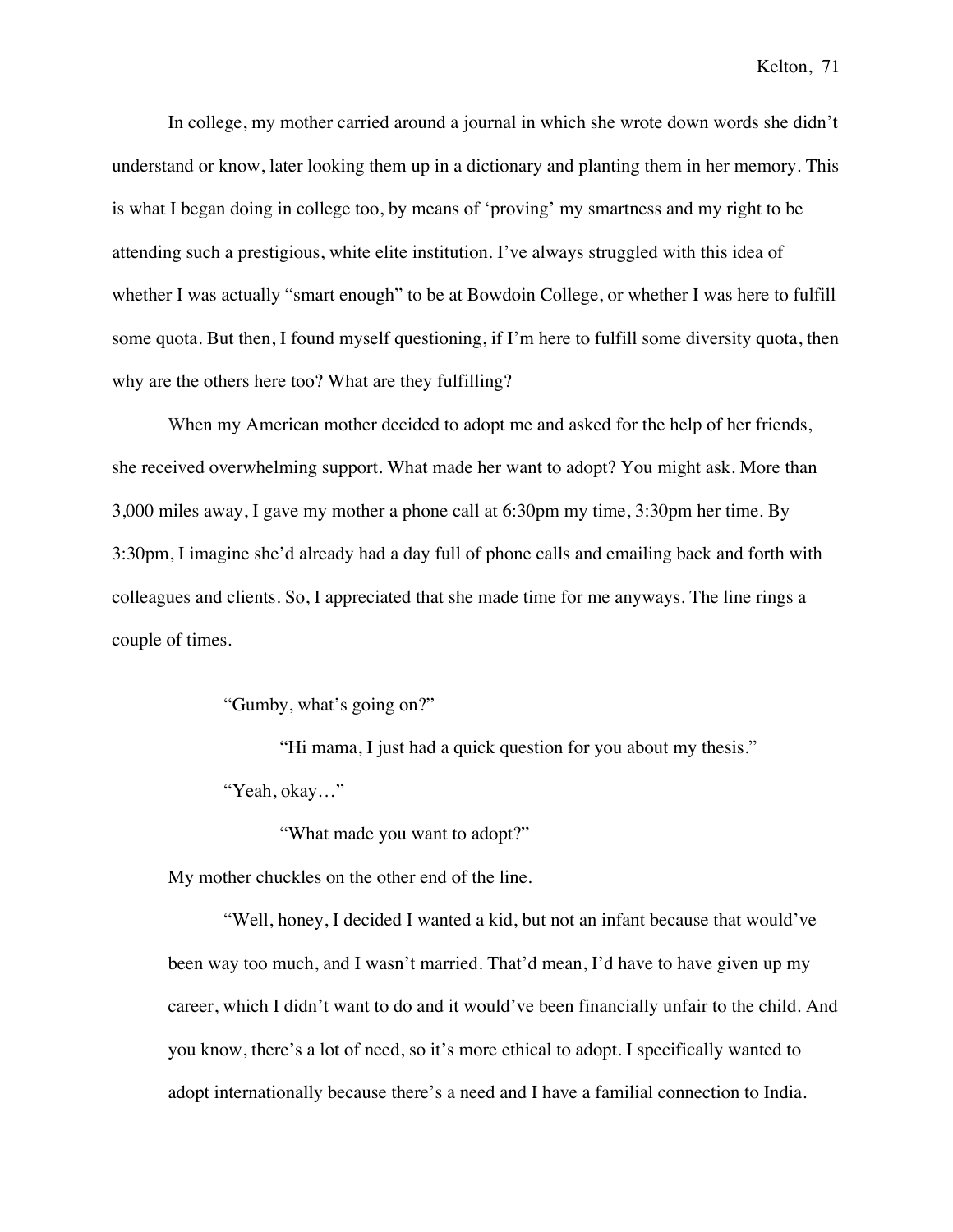In college, my mother carried around a journal in which she wrote down words she didn't understand or know, later looking them up in a dictionary and planting them in her memory. This is what I began doing in college too, by means of 'proving' my smartness and my right to be attending such a prestigious, white elite institution. I've always struggled with this idea of whether I was actually "smart enough" to be at Bowdoin College, or whether I was here to fulfill some quota. But then, I found myself questioning, if I'm here to fulfill some diversity quota, then why are the others here too? What are they fulfilling?

When my American mother decided to adopt me and asked for the help of her friends, she received overwhelming support. What made her want to adopt? You might ask. More than 3,000 miles away, I gave my mother a phone call at 6:30pm my time, 3:30pm her time. By 3:30pm, I imagine she'd already had a day full of phone calls and emailing back and forth with colleagues and clients. So, I appreciated that she made time for me anyways. The line rings a couple of times.

> "Gumby, what's going on?"
>
> "Hi mama, I just had a quick question for you about my thesis."
>
> "Yeah, okay…"
>
> "What made you want to adopt?"

My mother chuckles on the other end of the line.

> "Well, honey, I decided I wanted a kid, but not an infant because that would've been way too much, and I wasn't married. That'd mean, I'd have to have given up my career, which I didn't want to do and it would've been financially unfair to the child. And you know, there's a lot of need, so it's more ethical to adopt. I specifically wanted to adopt internationally because there's a need and I have a familial connection to India.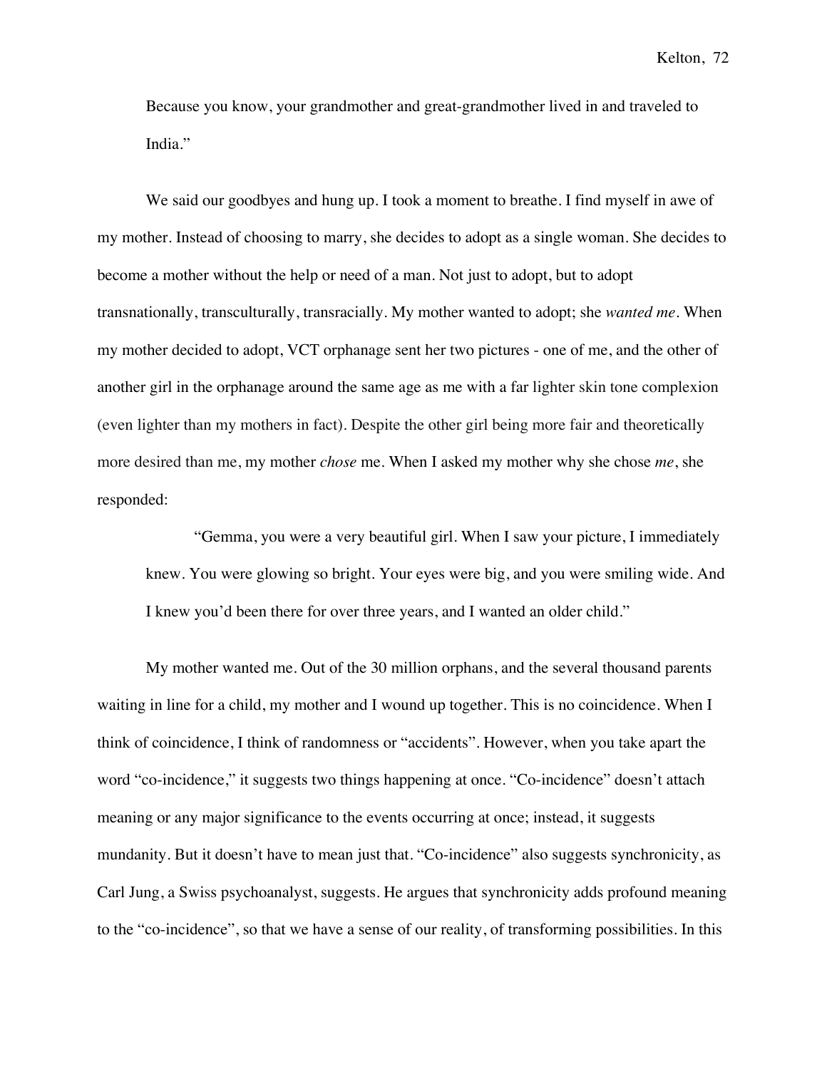Because you know, your grandmother and great-grandmother lived in and traveled to India."

We said our goodbyes and hung up. I took a moment to breathe. I find myself in awe of my mother. Instead of choosing to marry, she decides to adopt as a single woman. She decides to become a mother without the help or need of a man. Not just to adopt, but to adopt transnationally, transculturally, transracially. My mother wanted to adopt; she *wanted me*. When my mother decided to adopt, VCT orphanage sent her two pictures - one of me, and the other of another girl in the orphanage around the same age as me with a far lighter skin tone complexion (even lighter than my mothers in fact). Despite the other girl being more fair and theoretically more desired than me, my mother *chose* me. When I asked my mother why she chose *me*, she responded:

> "Gemma, you were a very beautiful girl. When I saw your picture, I immediately knew. You were glowing so bright. Your eyes were big, and you were smiling wide. And I knew you'd been there for over three years, and I wanted an older child."

My mother wanted me. Out of the 30 million orphans, and the several thousand parents waiting in line for a child, my mother and I wound up together. This is no coincidence. When I think of coincidence, I think of randomness or "accidents". However, when you take apart the word "co-incidence," it suggests two things happening at once. "Co-incidence" doesn't attach meaning or any major significance to the events occurring at once; instead, it suggests mundanity. But it doesn't have to mean just that. "Co-incidence" also suggests synchronicity, as Carl Jung, a Swiss psychoanalyst, suggests. He argues that synchronicity adds profound meaning to the "co-incidence", so that we have a sense of our reality, of transforming possibilities. In this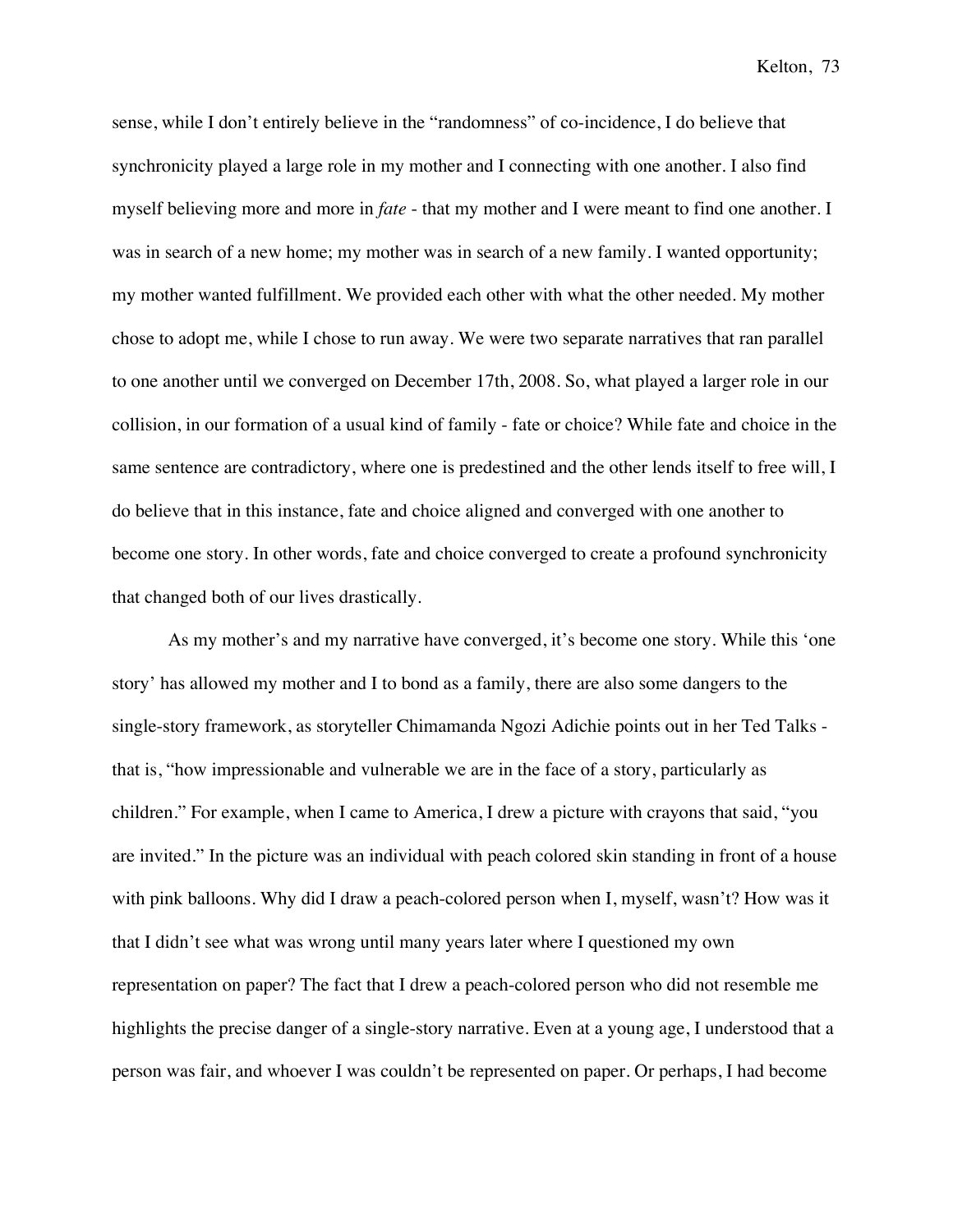sense, while I don't entirely believe in the "randomness" of co-incidence, I do believe that synchronicity played a large role in my mother and I connecting with one another. I also find myself believing more and more in *fate* - that my mother and I were meant to find one another. I was in search of a new home; my mother was in search of a new family. I wanted opportunity; my mother wanted fulfillment. We provided each other with what the other needed. My mother chose to adopt me, while I chose to run away. We were two separate narratives that ran parallel to one another until we converged on December 17th, 2008. So, what played a larger role in our collision, in our formation of a usual kind of family - fate or choice? While fate and choice in the same sentence are contradictory, where one is predestined and the other lends itself to free will, I do believe that in this instance, fate and choice aligned and converged with one another to become one story. In other words, fate and choice converged to create a profound synchronicity that changed both of our lives drastically.

As my mother's and my narrative have converged, it's become one story. While this 'one story' has allowed my mother and I to bond as a family, there are also some dangers to the single-story framework, as storyteller Chimamanda Ngozi Adichie points out in her Ted Talks - that is, "how impressionable and vulnerable we are in the face of a story, particularly as children." For example, when I came to America, I drew a picture with crayons that said, "you are invited." In the picture was an individual with peach colored skin standing in front of a house with pink balloons. Why did I draw a peach-colored person when I, myself, wasn't? How was it that I didn't see what was wrong until many years later where I questioned my own representation on paper? The fact that I drew a peach-colored person who did not resemble me highlights the precise danger of a single-story narrative. Even at a young age, I understood that a person was fair, and whoever I was couldn't be represented on paper. Or perhaps, I had become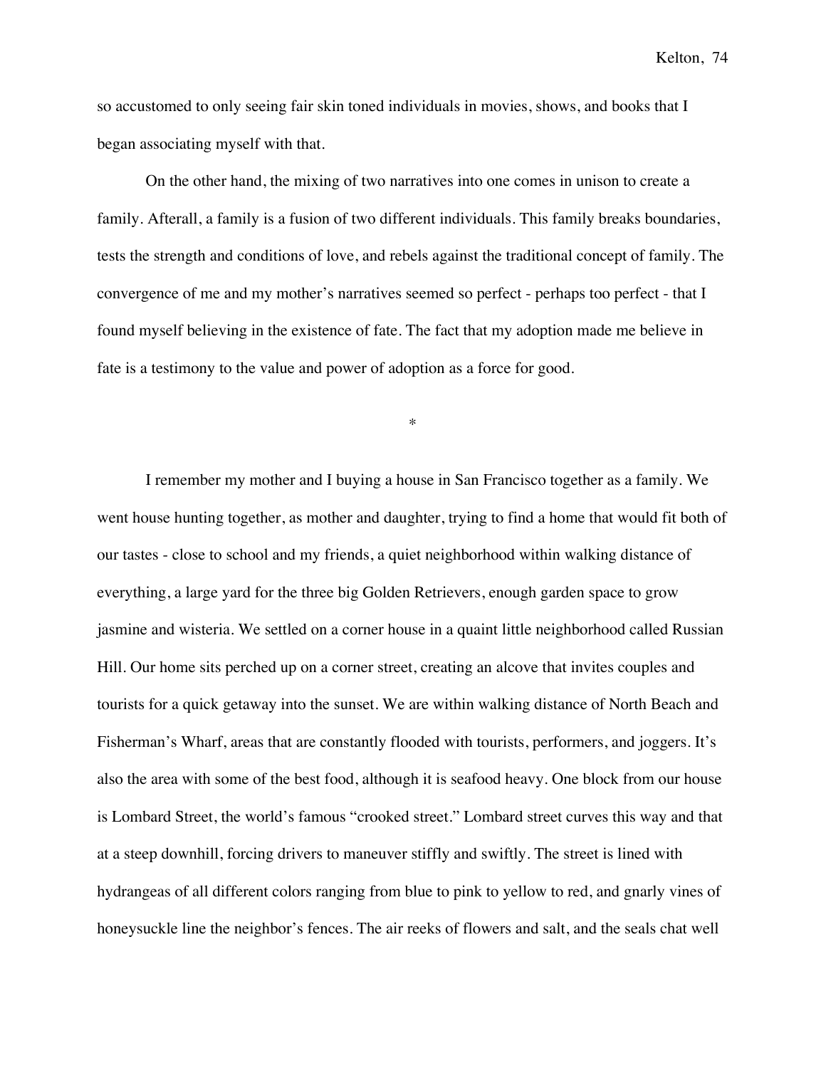so accustomed to only seeing fair skin toned individuals in movies, shows, and books that I began associating myself with that.

On the other hand, the mixing of two narratives into one comes in unison to create a family. Afterall, a family is a fusion of two different individuals. This family breaks boundaries, tests the strength and conditions of love, and rebels against the traditional concept of family. The convergence of me and my mother's narratives seemed so perfect - perhaps too perfect - that I found myself believing in the existence of fate. The fact that my adoption made me believe in fate is a testimony to the value and power of adoption as a force for good.

*

I remember my mother and I buying a house in San Francisco together as a family. We went house hunting together, as mother and daughter, trying to find a home that would fit both of our tastes - close to school and my friends, a quiet neighborhood within walking distance of everything, a large yard for the three big Golden Retrievers, enough garden space to grow jasmine and wisteria. We settled on a corner house in a quaint little neighborhood called Russian Hill. Our home sits perched up on a corner street, creating an alcove that invites couples and tourists for a quick getaway into the sunset. We are within walking distance of North Beach and Fisherman's Wharf, areas that are constantly flooded with tourists, performers, and joggers. It's also the area with some of the best food, although it is seafood heavy. One block from our house is Lombard Street, the world's famous "crooked street." Lombard street curves this way and that at a steep downhill, forcing drivers to maneuver stiffly and swiftly. The street is lined with hydrangeas of all different colors ranging from blue to pink to yellow to red, and gnarly vines of honeysuckle line the neighbor's fences. The air reeks of flowers and salt, and the seals chat well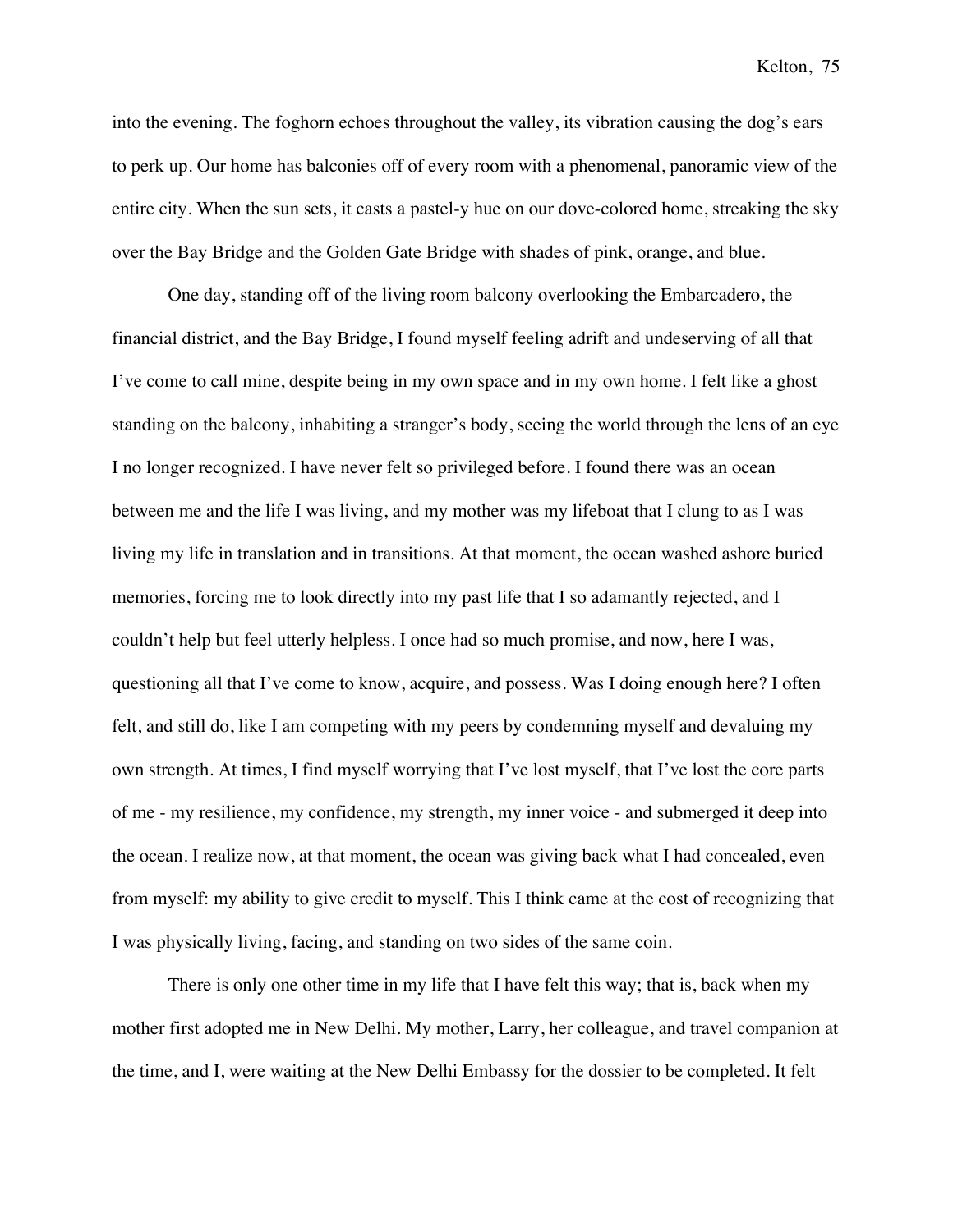into the evening. The foghorn echoes throughout the valley, its vibration causing the dog's ears to perk up. Our home has balconies off of every room with a phenomenal, panoramic view of the entire city. When the sun sets, it casts a pastel-y hue on our dove-colored home, streaking the sky over the Bay Bridge and the Golden Gate Bridge with shades of pink, orange, and blue.

One day, standing off of the living room balcony overlooking the Embarcadero, the financial district, and the Bay Bridge, I found myself feeling adrift and undeserving of all that I've come to call mine, despite being in my own space and in my own home. I felt like a ghost standing on the balcony, inhabiting a stranger's body, seeing the world through the lens of an eye I no longer recognized. I have never felt so privileged before. I found there was an ocean between me and the life I was living, and my mother was my lifeboat that I clung to as I was living my life in translation and in transitions. At that moment, the ocean washed ashore buried memories, forcing me to look directly into my past life that I so adamantly rejected, and I couldn't help but feel utterly helpless. I once had so much promise, and now, here I was, questioning all that I've come to know, acquire, and possess. Was I doing enough here? I often felt, and still do, like I am competing with my peers by condemning myself and devaluing my own strength. At times, I find myself worrying that I've lost myself, that I've lost the core parts of me - my resilience, my confidence, my strength, my inner voice - and submerged it deep into the ocean. I realize now, at that moment, the ocean was giving back what I had concealed, even from myself: my ability to give credit to myself. This I think came at the cost of recognizing that I was physically living, facing, and standing on two sides of the same coin.

There is only one other time in my life that I have felt this way; that is, back when my mother first adopted me in New Delhi. My mother, Larry, her colleague, and travel companion at the time, and I, were waiting at the New Delhi Embassy for the dossier to be completed. It felt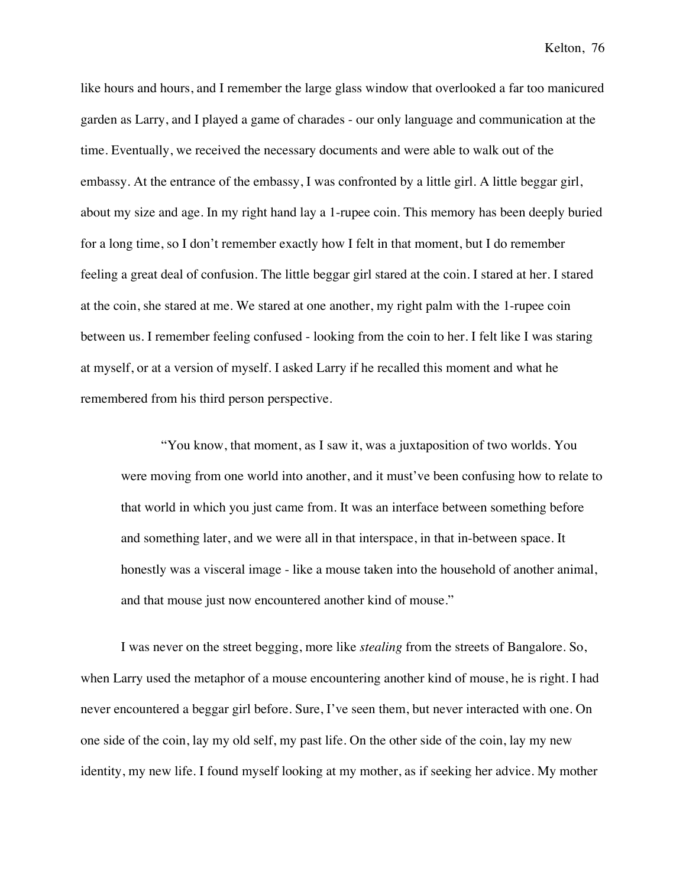like hours and hours, and I remember the large glass window that overlooked a far too manicured garden as Larry, and I played a game of charades - our only language and communication at the time. Eventually, we received the necessary documents and were able to walk out of the embassy. At the entrance of the embassy, I was confronted by a little girl. A little beggar girl, about my size and age. In my right hand lay a 1-rupee coin. This memory has been deeply buried for a long time, so I don't remember exactly how I felt in that moment, but I do remember feeling a great deal of confusion. The little beggar girl stared at the coin. I stared at her. I stared at the coin, she stared at me. We stared at one another, my right palm with the 1-rupee coin between us. I remember feeling confused - looking from the coin to her. I felt like I was staring at myself, or at a version of myself. I asked Larry if he recalled this moment and what he remembered from his third person perspective.

> "You know, that moment, as I saw it, was a juxtaposition of two worlds. You were moving from one world into another, and it must've been confusing how to relate to that world in which you just came from. It was an interface between something before and something later, and we were all in that interspace, in that in-between space. It honestly was a visceral image - like a mouse taken into the household of another animal, and that mouse just now encountered another kind of mouse."

I was never on the street begging, more like *stealing* from the streets of Bangalore. So, when Larry used the metaphor of a mouse encountering another kind of mouse, he is right. I had never encountered a beggar girl before. Sure, I've seen them, but never interacted with one. On one side of the coin, lay my old self, my past life. On the other side of the coin, lay my new identity, my new life. I found myself looking at my mother, as if seeking her advice. My mother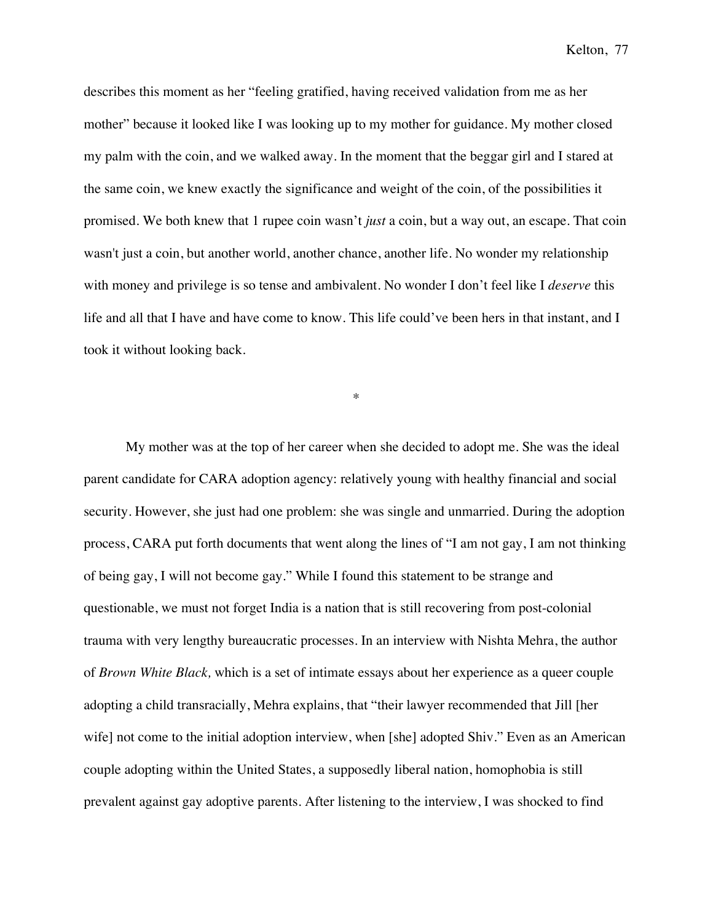describes this moment as her "feeling gratified, having received validation from me as her mother" because it looked like I was looking up to my mother for guidance. My mother closed my palm with the coin, and we walked away. In the moment that the beggar girl and I stared at the same coin, we knew exactly the significance and weight of the coin, of the possibilities it promised. We both knew that 1 rupee coin wasn't *just* a coin, but a way out, an escape. That coin wasn't just a coin, but another world, another chance, another life. No wonder my relationship with money and privilege is so tense and ambivalent. No wonder I don't feel like I *deserve* this life and all that I have and have come to know. This life could've been hers in that instant, and I took it without looking back.

*

My mother was at the top of her career when she decided to adopt me. She was the ideal parent candidate for CARA adoption agency: relatively young with healthy financial and social security. However, she just had one problem: she was single and unmarried. During the adoption process, CARA put forth documents that went along the lines of "I am not gay, I am not thinking of being gay, I will not become gay." While I found this statement to be strange and questionable, we must not forget India is a nation that is still recovering from post-colonial trauma with very lengthy bureaucratic processes. In an interview with Nishta Mehra, the author of *Brown White Black,* which is a set of intimate essays about her experience as a queer couple adopting a child transracially, Mehra explains, that "their lawyer recommended that Jill [her wife] not come to the initial adoption interview, when [she] adopted Shiv." Even as an American couple adopting within the United States, a supposedly liberal nation, homophobia is still prevalent against gay adoptive parents. After listening to the interview, I was shocked to find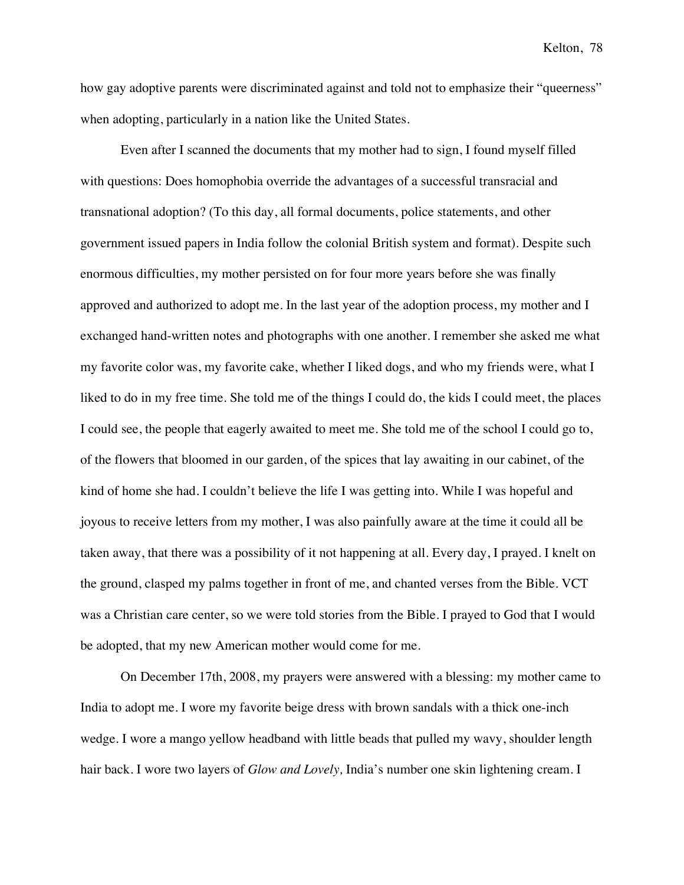how gay adoptive parents were discriminated against and told not to emphasize their "queerness" when adopting, particularly in a nation like the United States.

Even after I scanned the documents that my mother had to sign, I found myself filled with questions: Does homophobia override the advantages of a successful transracial and transnational adoption? (To this day, all formal documents, police statements, and other government issued papers in India follow the colonial British system and format). Despite such enormous difficulties, my mother persisted on for four more years before she was finally approved and authorized to adopt me. In the last year of the adoption process, my mother and I exchanged hand-written notes and photographs with one another. I remember she asked me what my favorite color was, my favorite cake, whether I liked dogs, and who my friends were, what I liked to do in my free time. She told me of the things I could do, the kids I could meet, the places I could see, the people that eagerly awaited to meet me. She told me of the school I could go to, of the flowers that bloomed in our garden, of the spices that lay awaiting in our cabinet, of the kind of home she had. I couldn't believe the life I was getting into. While I was hopeful and joyous to receive letters from my mother, I was also painfully aware at the time it could all be taken away, that there was a possibility of it not happening at all. Every day, I prayed. I knelt on the ground, clasped my palms together in front of me, and chanted verses from the Bible. VCT was a Christian care center, so we were told stories from the Bible. I prayed to God that I would be adopted, that my new American mother would come for me.

On December 17th, 2008, my prayers were answered with a blessing: my mother came to India to adopt me. I wore my favorite beige dress with brown sandals with a thick one-inch wedge. I wore a mango yellow headband with little beads that pulled my wavy, shoulder length hair back. I wore two layers of *Glow and Lovely,* India's number one skin lightening cream. I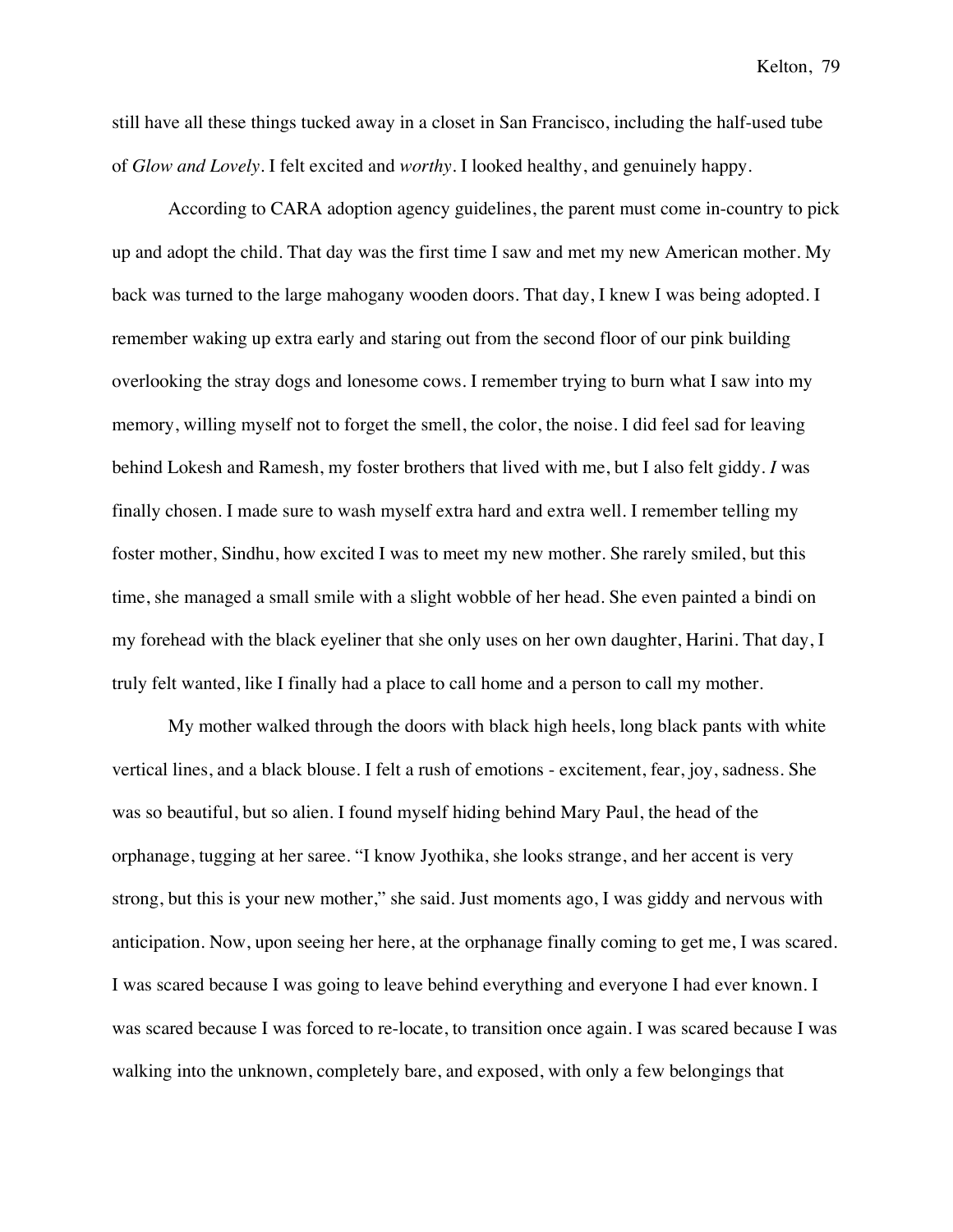still have all these things tucked away in a closet in San Francisco, including the half-used tube of *Glow and Lovely*. I felt excited and *worthy*. I looked healthy, and genuinely happy.

According to CARA adoption agency guidelines, the parent must come in-country to pick up and adopt the child. That day was the first time I saw and met my new American mother. My back was turned to the large mahogany wooden doors. That day, I knew I was being adopted. I remember waking up extra early and staring out from the second floor of our pink building overlooking the stray dogs and lonesome cows. I remember trying to burn what I saw into my memory, willing myself not to forget the smell, the color, the noise. I did feel sad for leaving behind Lokesh and Ramesh, my foster brothers that lived with me, but I also felt giddy. *I* was finally chosen. I made sure to wash myself extra hard and extra well. I remember telling my foster mother, Sindhu, how excited I was to meet my new mother. She rarely smiled, but this time, she managed a small smile with a slight wobble of her head. She even painted a bindi on my forehead with the black eyeliner that she only uses on her own daughter, Harini. That day, I truly felt wanted, like I finally had a place to call home and a person to call my mother.

My mother walked through the doors with black high heels, long black pants with white vertical lines, and a black blouse. I felt a rush of emotions - excitement, fear, joy, sadness. She was so beautiful, but so alien. I found myself hiding behind Mary Paul, the head of the orphanage, tugging at her saree. "I know Jyothika, she looks strange, and her accent is very strong, but this is your new mother," she said. Just moments ago, I was giddy and nervous with anticipation. Now, upon seeing her here, at the orphanage finally coming to get me, I was scared. I was scared because I was going to leave behind everything and everyone I had ever known. I was scared because I was forced to re-locate, to transition once again. I was scared because I was walking into the unknown, completely bare, and exposed, with only a few belongings that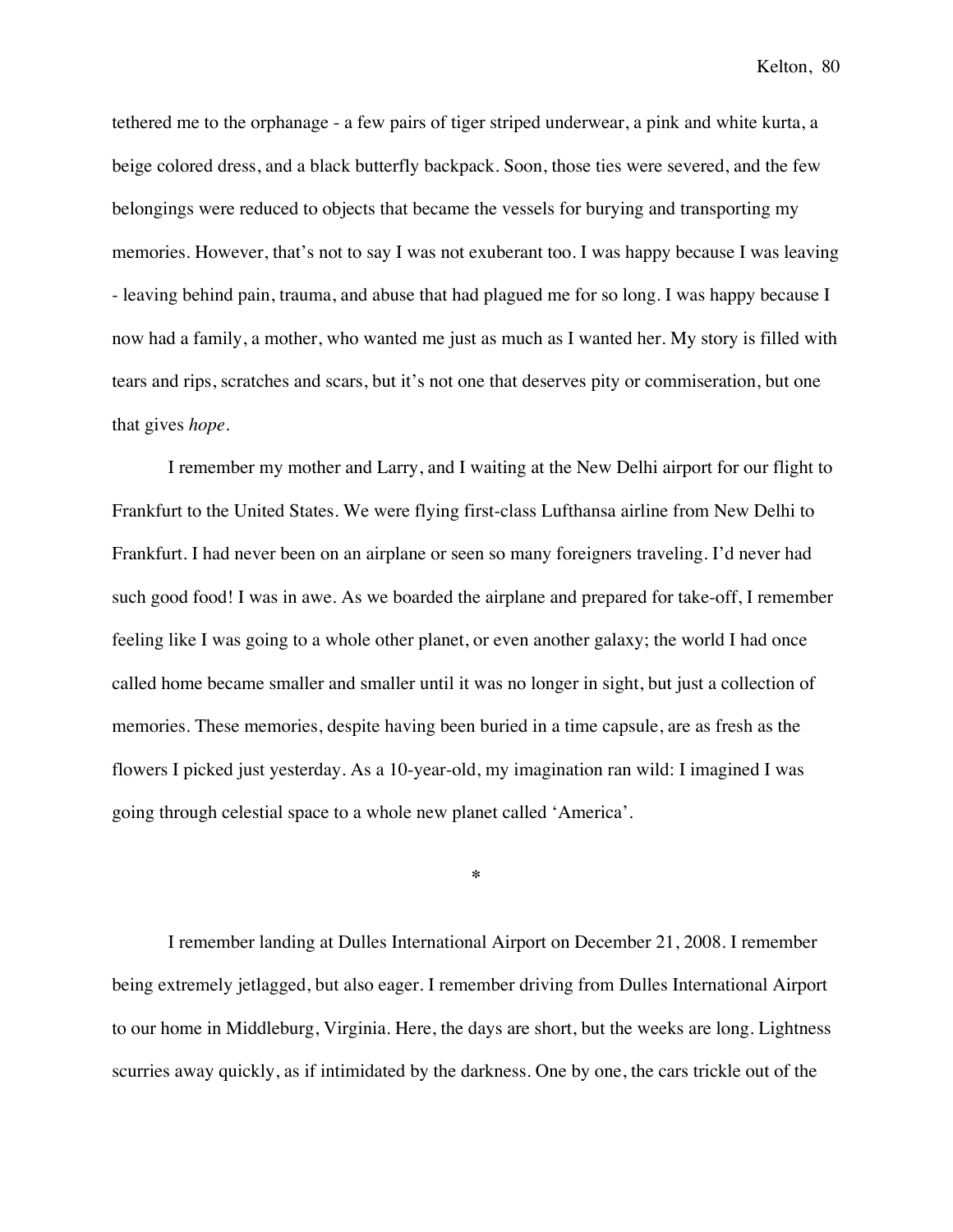tethered me to the orphanage - a few pairs of tiger striped underwear, a pink and white kurta, a beige colored dress, and a black butterfly backpack. Soon, those ties were severed, and the few belongings were reduced to objects that became the vessels for burying and transporting my memories. However, that's not to say I was not exuberant too. I was happy because I was leaving - leaving behind pain, trauma, and abuse that had plagued me for so long. I was happy because I now had a family, a mother, who wanted me just as much as I wanted her. My story is filled with tears and rips, scratches and scars, but it's not one that deserves pity or commiseration, but one that gives *hope*.

I remember my mother and Larry, and I waiting at the New Delhi airport for our flight to Frankfurt to the United States. We were flying first-class Lufthansa airline from New Delhi to Frankfurt. I had never been on an airplane or seen so many foreigners traveling. I'd never had such good food! I was in awe. As we boarded the airplane and prepared for take-off, I remember feeling like I was going to a whole other planet, or even another galaxy; the world I had once called home became smaller and smaller until it was no longer in sight, but just a collection of memories. These memories, despite having been buried in a time capsule, are as fresh as the flowers I picked just yesterday. As a 10-year-old, my imagination ran wild: I imagined I was going through celestial space to a whole new planet called 'America'.

*

I remember landing at Dulles International Airport on December 21, 2008. I remember being extremely jetlagged, but also eager. I remember driving from Dulles International Airport to our home in Middleburg, Virginia. Here, the days are short, but the weeks are long. Lightness scurries away quickly, as if intimidated by the darkness. One by one, the cars trickle out of the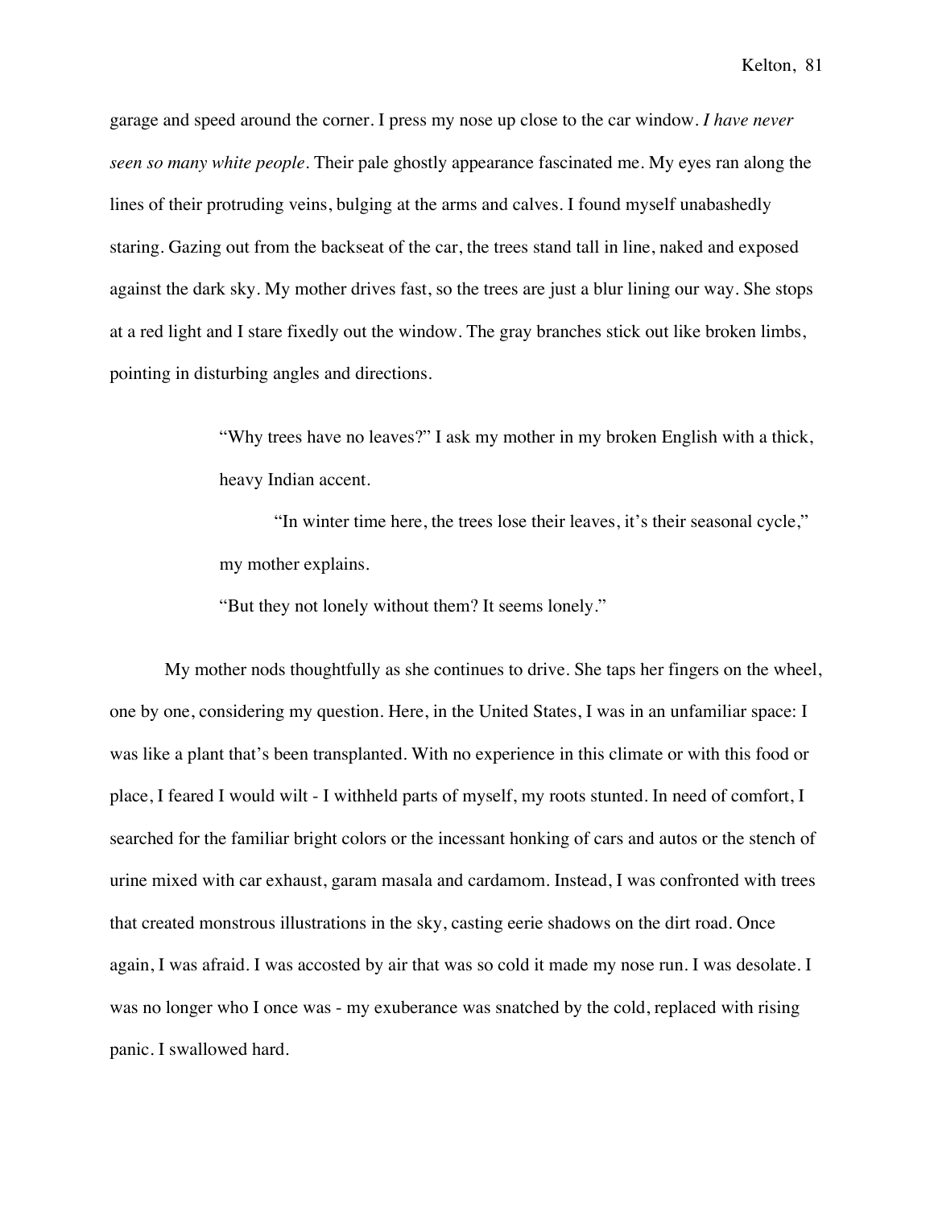garage and speed around the corner. I press my nose up close to the car window. *I have never seen so many white people*. Their pale ghostly appearance fascinated me. My eyes ran along the lines of their protruding veins, bulging at the arms and calves. I found myself unabashedly staring. Gazing out from the backseat of the car, the trees stand tall in line, naked and exposed against the dark sky. My mother drives fast, so the trees are just a blur lining our way. She stops at a red light and I stare fixedly out the window. The gray branches stick out like broken limbs, pointing in disturbing angles and directions.

> "Why trees have no leaves?" I ask my mother in my broken English with a thick, heavy Indian accent.
>
> "In winter time here, the trees lose their leaves, it's their seasonal cycle," my mother explains.
>
> "But they not lonely without them? It seems lonely."

My mother nods thoughtfully as she continues to drive. She taps her fingers on the wheel, one by one, considering my question. Here, in the United States, I was in an unfamiliar space: I was like a plant that's been transplanted. With no experience in this climate or with this food or place, I feared I would wilt - I withheld parts of myself, my roots stunted. In need of comfort, I searched for the familiar bright colors or the incessant honking of cars and autos or the stench of urine mixed with car exhaust, garam masala and cardamom. Instead, I was confronted with trees that created monstrous illustrations in the sky, casting eerie shadows on the dirt road. Once again, I was afraid. I was accosted by air that was so cold it made my nose run. I was desolate. I was no longer who I once was - my exuberance was snatched by the cold, replaced with rising panic. I swallowed hard.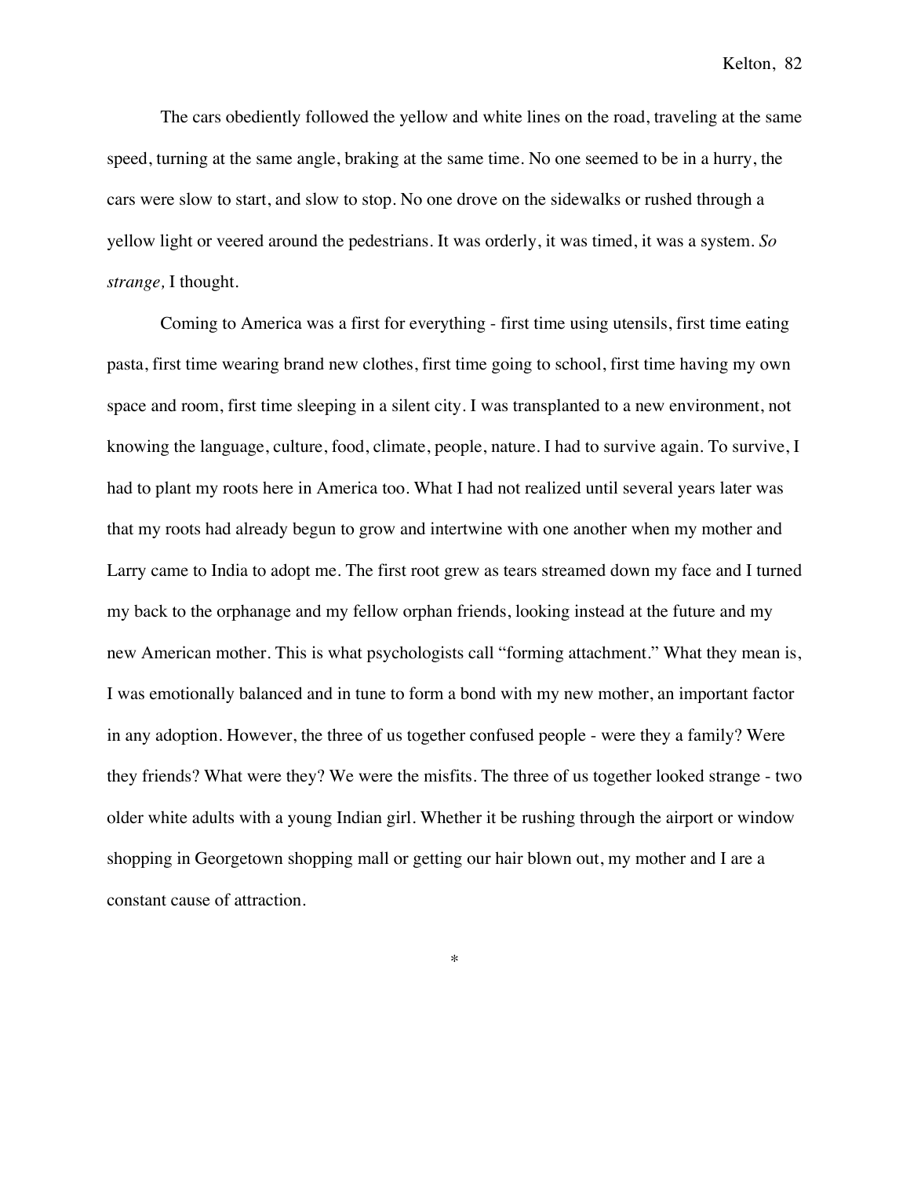The cars obediently followed the yellow and white lines on the road, traveling at the same speed, turning at the same angle, braking at the same time. No one seemed to be in a hurry, the cars were slow to start, and slow to stop. No one drove on the sidewalks or rushed through a yellow light or veered around the pedestrians. It was orderly, it was timed, it was a system. *So strange,* I thought.

Coming to America was a first for everything - first time using utensils, first time eating pasta, first time wearing brand new clothes, first time going to school, first time having my own space and room, first time sleeping in a silent city. I was transplanted to a new environment, not knowing the language, culture, food, climate, people, nature. I had to survive again. To survive, I had to plant my roots here in America too. What I had not realized until several years later was that my roots had already begun to grow and intertwine with one another when my mother and Larry came to India to adopt me. The first root grew as tears streamed down my face and I turned my back to the orphanage and my fellow orphan friends, looking instead at the future and my new American mother. This is what psychologists call "forming attachment." What they mean is, I was emotionally balanced and in tune to form a bond with my new mother, an important factor in any adoption. However, the three of us together confused people - were they a family? Were they friends? What were they? We were the misfits. The three of us together looked strange - two older white adults with a young Indian girl. Whether it be rushing through the airport or window shopping in Georgetown shopping mall or getting our hair blown out, my mother and I are a constant cause of attraction.

*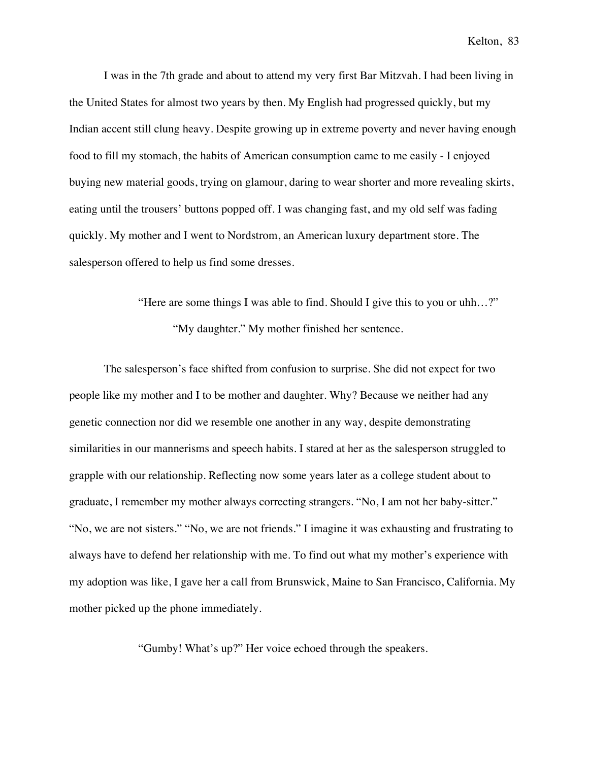I was in the 7th grade and about to attend my very first Bar Mitzvah. I had been living in the United States for almost two years by then. My English had progressed quickly, but my Indian accent still clung heavy. Despite growing up in extreme poverty and never having enough food to fill my stomach, the habits of American consumption came to me easily - I enjoyed buying new material goods, trying on glamour, daring to wear shorter and more revealing skirts, eating until the trousers' buttons popped off. I was changing fast, and my old self was fading quickly. My mother and I went to Nordstrom, an American luxury department store. The salesperson offered to help us find some dresses.

> "Here are some things I was able to find. Should I give this to you or uhh…?"
>
> "My daughter." My mother finished her sentence.

The salesperson's face shifted from confusion to surprise. She did not expect for two people like my mother and I to be mother and daughter. Why? Because we neither had any genetic connection nor did we resemble one another in any way, despite demonstrating similarities in our mannerisms and speech habits. I stared at her as the salesperson struggled to grapple with our relationship. Reflecting now some years later as a college student about to graduate, I remember my mother always correcting strangers. "No, I am not her baby-sitter." "No, we are not sisters." "No, we are not friends." I imagine it was exhausting and frustrating to always have to defend her relationship with me. To find out what my mother's experience with my adoption was like, I gave her a call from Brunswick, Maine to San Francisco, California. My mother picked up the phone immediately.

> "Gumby! What's up?" Her voice echoed through the speakers.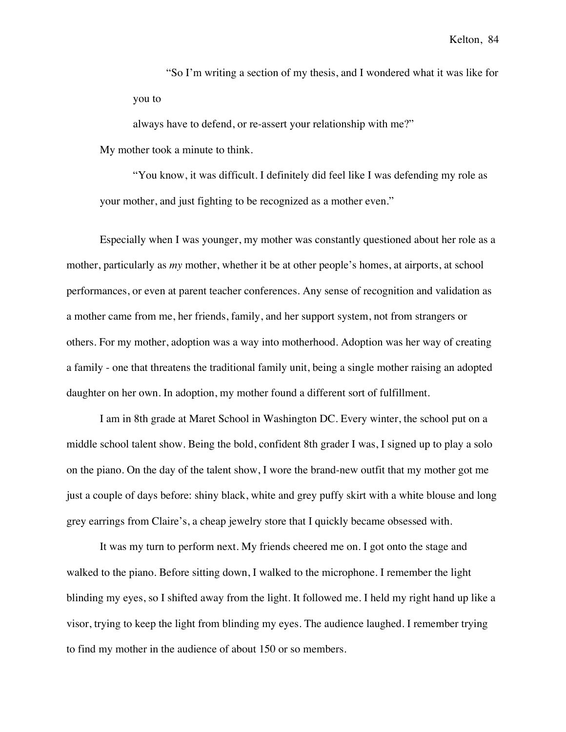"So I'm writing a section of my thesis, and I wondered what it was like for you to

always have to defend, or re-assert your relationship with me?"

My mother took a minute to think.

"You know, it was difficult. I definitely did feel like I was defending my role as your mother, and just fighting to be recognized as a mother even."

Especially when I was younger, my mother was constantly questioned about her role as a mother, particularly as *my* mother, whether it be at other people's homes, at airports, at school performances, or even at parent teacher conferences. Any sense of recognition and validation as a mother came from me, her friends, family, and her support system, not from strangers or others. For my mother, adoption was a way into motherhood. Adoption was her way of creating a family - one that threatens the traditional family unit, being a single mother raising an adopted daughter on her own. In adoption, my mother found a different sort of fulfillment.

I am in 8th grade at Maret School in Washington DC. Every winter, the school put on a middle school talent show. Being the bold, confident 8th grader I was, I signed up to play a solo on the piano. On the day of the talent show, I wore the brand-new outfit that my mother got me just a couple of days before: shiny black, white and grey puffy skirt with a white blouse and long grey earrings from Claire's, a cheap jewelry store that I quickly became obsessed with.

It was my turn to perform next. My friends cheered me on. I got onto the stage and walked to the piano. Before sitting down, I walked to the microphone. I remember the light blinding my eyes, so I shifted away from the light. It followed me. I held my right hand up like a visor, trying to keep the light from blinding my eyes. The audience laughed. I remember trying to find my mother in the audience of about 150 or so members.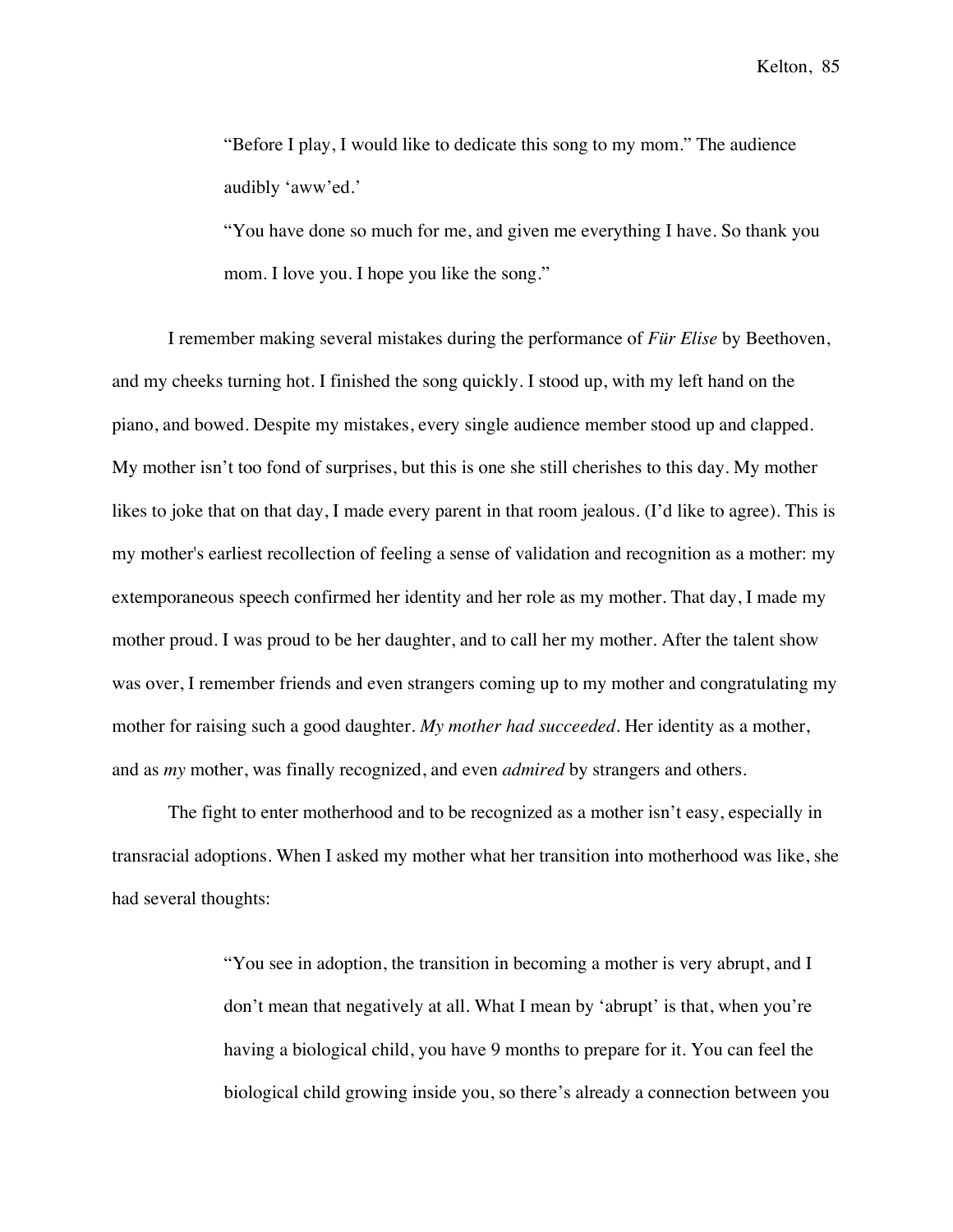> "Before I play, I would like to dedicate this song to my mom." The audience audibly 'aww'ed.'
>
> "You have done so much for me, and given me everything I have. So thank you mom. I love you. I hope you like the song."

I remember making several mistakes during the performance of *Für Elise* by Beethoven, and my cheeks turning hot. I finished the song quickly. I stood up, with my left hand on the piano, and bowed. Despite my mistakes, every single audience member stood up and clapped. My mother isn't too fond of surprises, but this is one she still cherishes to this day. My mother likes to joke that on that day, I made every parent in that room jealous. (I'd like to agree). This is my mother's earliest recollection of feeling a sense of validation and recognition as a mother: my extemporaneous speech confirmed her identity and her role as my mother. That day, I made my mother proud. I was proud to be her daughter, and to call her my mother. After the talent show was over, I remember friends and even strangers coming up to my mother and congratulating my mother for raising such a good daughter. *My mother had succeeded*. Her identity as a mother, and as *my* mother, was finally recognized, and even *admired* by strangers and others.

The fight to enter motherhood and to be recognized as a mother isn't easy, especially in transracial adoptions. When I asked my mother what her transition into motherhood was like, she had several thoughts:

> "You see in adoption, the transition in becoming a mother is very abrupt, and I don't mean that negatively at all. What I mean by 'abrupt' is that, when you're having a biological child, you have 9 months to prepare for it. You can feel the biological child growing inside you, so there's already a connection between you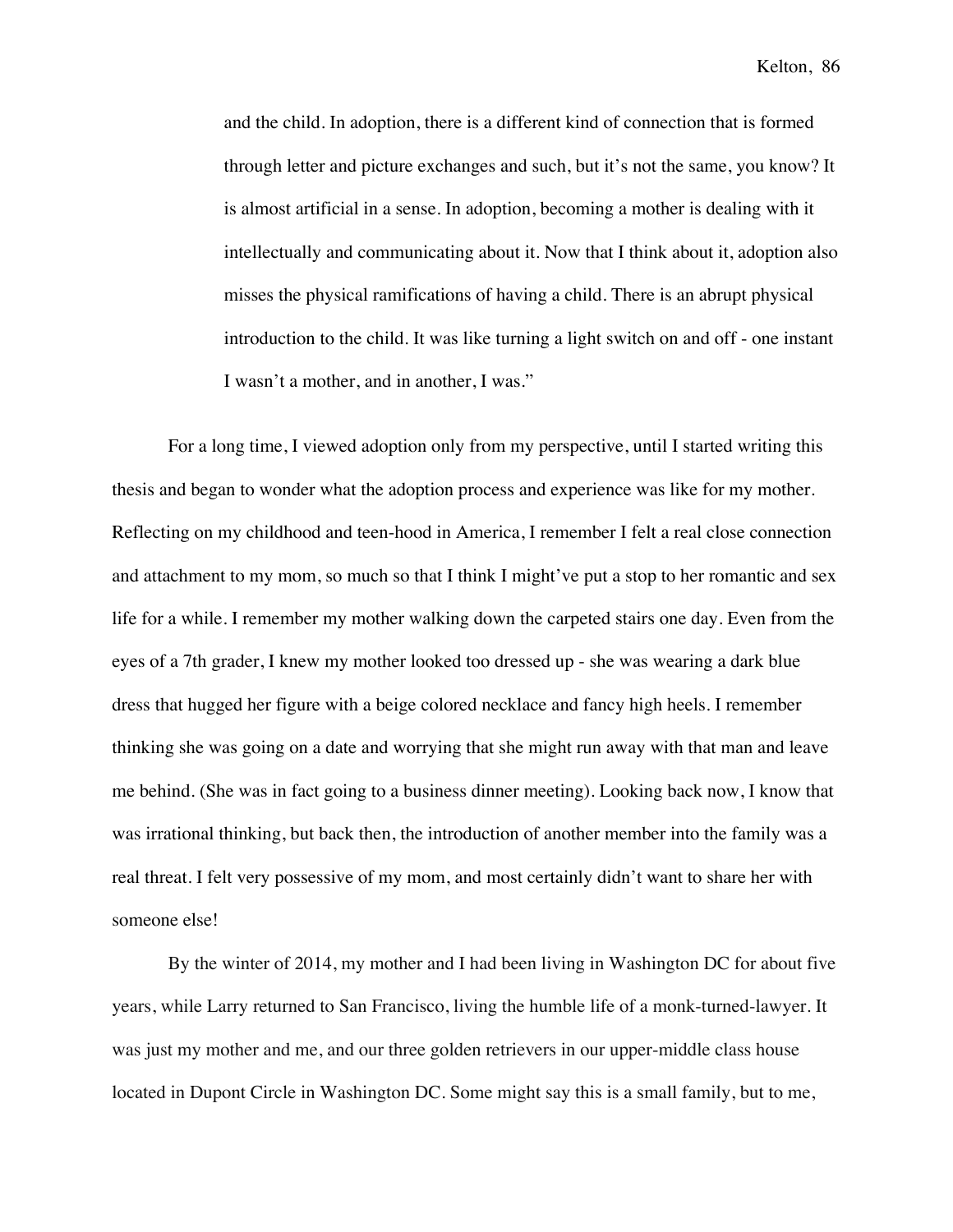> and the child. In adoption, there is a different kind of connection that is formed through letter and picture exchanges and such, but it's not the same, you know? It is almost artificial in a sense. In adoption, becoming a mother is dealing with it intellectually and communicating about it. Now that I think about it, adoption also misses the physical ramifications of having a child. There is an abrupt physical introduction to the child. It was like turning a light switch on and off - one instant I wasn't a mother, and in another, I was."

For a long time, I viewed adoption only from my perspective, until I started writing this thesis and began to wonder what the adoption process and experience was like for my mother. Reflecting on my childhood and teen-hood in America, I remember I felt a real close connection and attachment to my mom, so much so that I think I might've put a stop to her romantic and sex life for a while. I remember my mother walking down the carpeted stairs one day. Even from the eyes of a 7th grader, I knew my mother looked too dressed up - she was wearing a dark blue dress that hugged her figure with a beige colored necklace and fancy high heels. I remember thinking she was going on a date and worrying that she might run away with that man and leave me behind. (She was in fact going to a business dinner meeting). Looking back now, I know that was irrational thinking, but back then, the introduction of another member into the family was a real threat. I felt very possessive of my mom, and most certainly didn't want to share her with someone else!

By the winter of 2014, my mother and I had been living in Washington DC for about five years, while Larry returned to San Francisco, living the humble life of a monk-turned-lawyer. It was just my mother and me, and our three golden retrievers in our upper-middle class house located in Dupont Circle in Washington DC. Some might say this is a small family, but to me,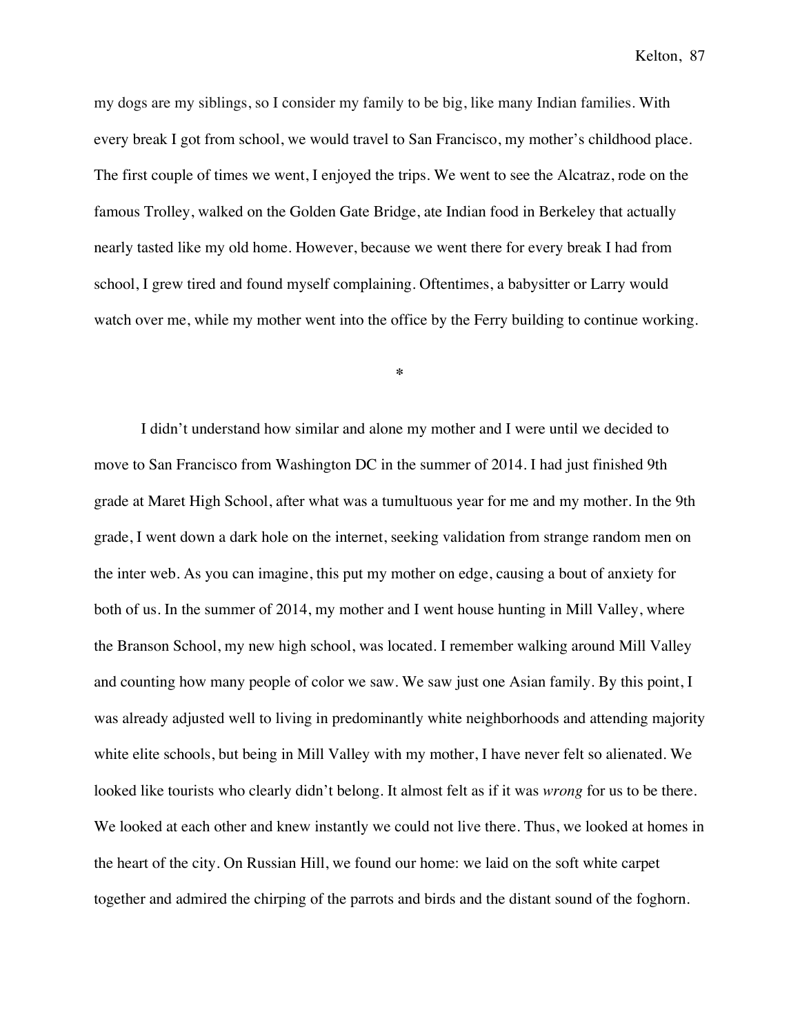my dogs are my siblings, so I consider my family to be big, like many Indian families. With every break I got from school, we would travel to San Francisco, my mother's childhood place. The first couple of times we went, I enjoyed the trips. We went to see the Alcatraz, rode on the famous Trolley, walked on the Golden Gate Bridge, ate Indian food in Berkeley that actually nearly tasted like my old home. However, because we went there for every break I had from school, I grew tired and found myself complaining. Oftentimes, a babysitter or Larry would watch over me, while my mother went into the office by the Ferry building to continue working.

*

I didn't understand how similar and alone my mother and I were until we decided to move to San Francisco from Washington DC in the summer of 2014. I had just finished 9th grade at Maret High School, after what was a tumultuous year for me and my mother. In the 9th grade, I went down a dark hole on the internet, seeking validation from strange random men on the inter web. As you can imagine, this put my mother on edge, causing a bout of anxiety for both of us. In the summer of 2014, my mother and I went house hunting in Mill Valley, where the Branson School, my new high school, was located. I remember walking around Mill Valley and counting how many people of color we saw. We saw just one Asian family. By this point, I was already adjusted well to living in predominantly white neighborhoods and attending majority white elite schools, but being in Mill Valley with my mother, I have never felt so alienated. We looked like tourists who clearly didn't belong. It almost felt as if it was *wrong* for us to be there. We looked at each other and knew instantly we could not live there. Thus, we looked at homes in the heart of the city. On Russian Hill, we found our home: we laid on the soft white carpet together and admired the chirping of the parrots and birds and the distant sound of the foghorn.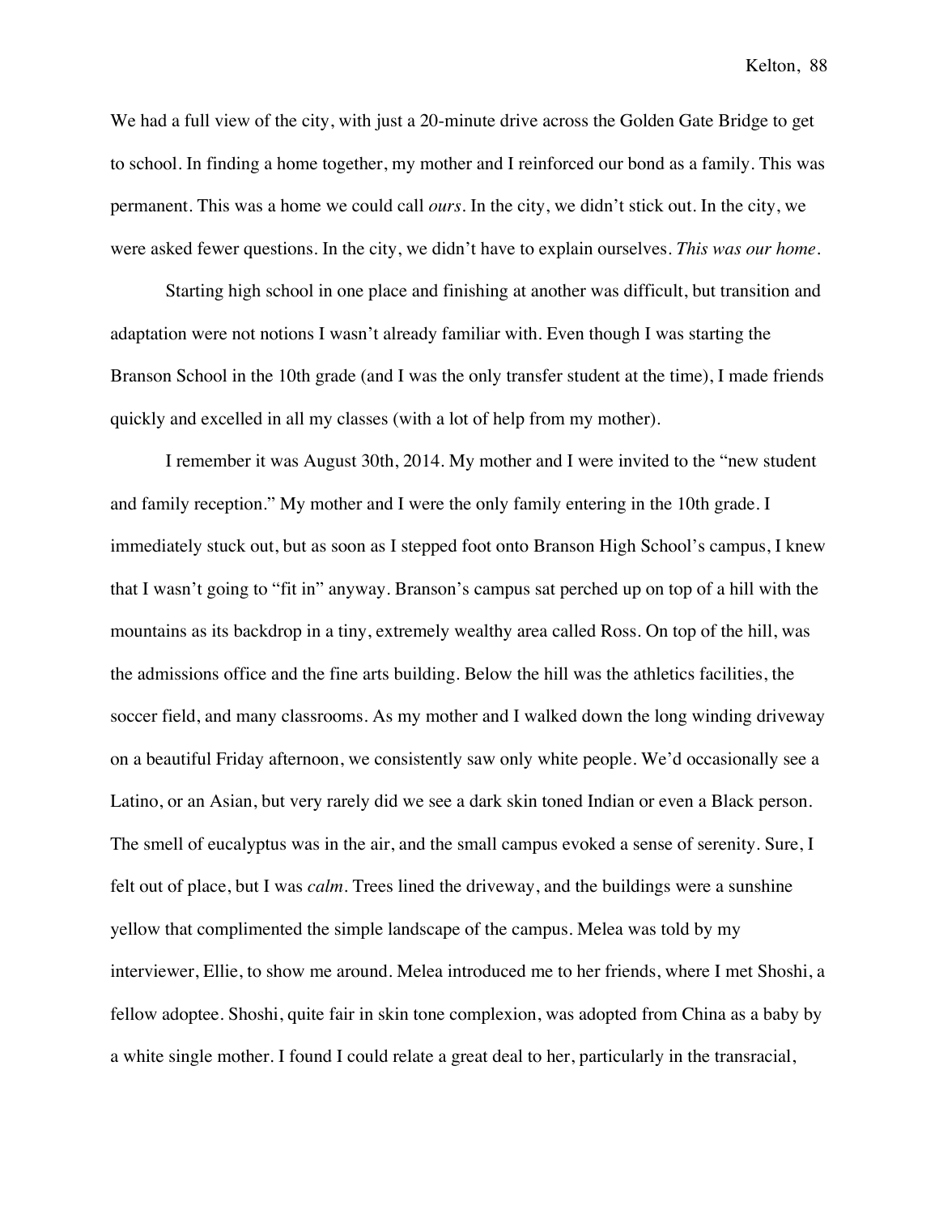We had a full view of the city, with just a 20-minute drive across the Golden Gate Bridge to get to school. In finding a home together, my mother and I reinforced our bond as a family. This was permanent. This was a home we could call *ours*. In the city, we didn't stick out. In the city, we were asked fewer questions. In the city, we didn't have to explain ourselves. *This was our home*.

Starting high school in one place and finishing at another was difficult, but transition and adaptation were not notions I wasn't already familiar with. Even though I was starting the Branson School in the 10th grade (and I was the only transfer student at the time), I made friends quickly and excelled in all my classes (with a lot of help from my mother).

I remember it was August 30th, 2014. My mother and I were invited to the "new student and family reception." My mother and I were the only family entering in the 10th grade. I immediately stuck out, but as soon as I stepped foot onto Branson High School's campus, I knew that I wasn't going to "fit in" anyway. Branson's campus sat perched up on top of a hill with the mountains as its backdrop in a tiny, extremely wealthy area called Ross. On top of the hill, was the admissions office and the fine arts building. Below the hill was the athletics facilities, the soccer field, and many classrooms. As my mother and I walked down the long winding driveway on a beautiful Friday afternoon, we consistently saw only white people. We'd occasionally see a Latino, or an Asian, but very rarely did we see a dark skin toned Indian or even a Black person. The smell of eucalyptus was in the air, and the small campus evoked a sense of serenity. Sure, I felt out of place, but I was *calm*. Trees lined the driveway, and the buildings were a sunshine yellow that complimented the simple landscape of the campus. Melea was told by my interviewer, Ellie, to show me around. Melea introduced me to her friends, where I met Shoshi, a fellow adoptee. Shoshi, quite fair in skin tone complexion, was adopted from China as a baby by a white single mother. I found I could relate a great deal to her, particularly in the transracial,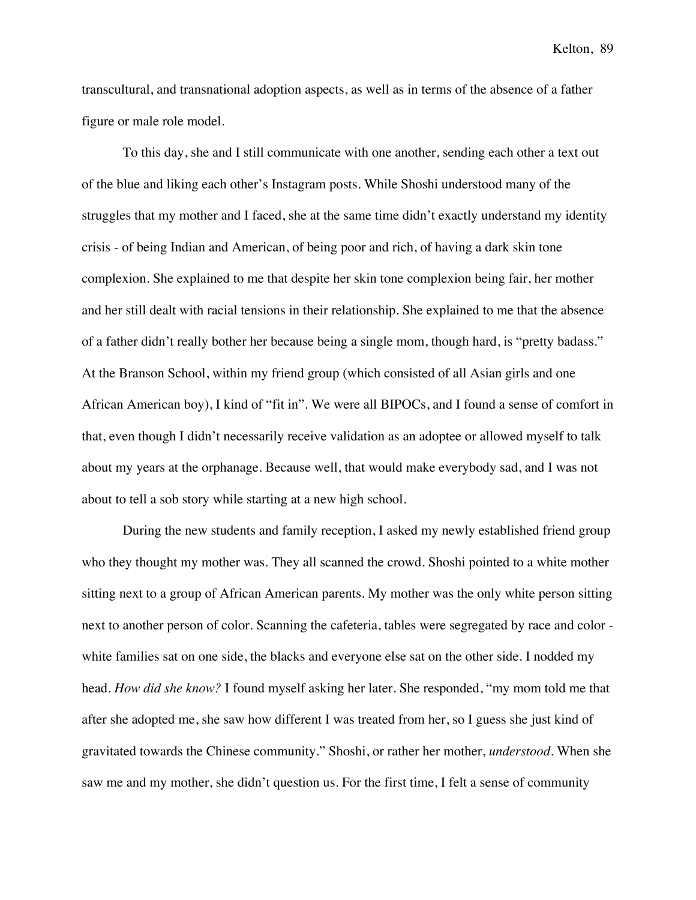transcultural, and transnational adoption aspects, as well as in terms of the absence of a father figure or male role model.

To this day, she and I still communicate with one another, sending each other a text out of the blue and liking each other's Instagram posts. While Shoshi understood many of the struggles that my mother and I faced, she at the same time didn't exactly understand my identity crisis - of being Indian and American, of being poor and rich, of having a dark skin tone complexion. She explained to me that despite her skin tone complexion being fair, her mother and her still dealt with racial tensions in their relationship. She explained to me that the absence of a father didn't really bother her because being a single mom, though hard, is "pretty badass." At the Branson School, within my friend group (which consisted of all Asian girls and one African American boy), I kind of "fit in". We were all BIPOCs, and I found a sense of comfort in that, even though I didn't necessarily receive validation as an adoptee or allowed myself to talk about my years at the orphanage. Because well, that would make everybody sad, and I was not about to tell a sob story while starting at a new high school.

During the new students and family reception, I asked my newly established friend group who they thought my mother was. They all scanned the crowd. Shoshi pointed to a white mother sitting next to a group of African American parents. My mother was the only white person sitting next to another person of color. Scanning the cafeteria, tables were segregated by race and color - white families sat on one side, the blacks and everyone else sat on the other side. I nodded my head. *How did she know?* I found myself asking her later. She responded, "my mom told me that after she adopted me, she saw how different I was treated from her, so I guess she just kind of gravitated towards the Chinese community." Shoshi, or rather her mother, *understood*. When she saw me and my mother, she didn't question us. For the first time, I felt a sense of community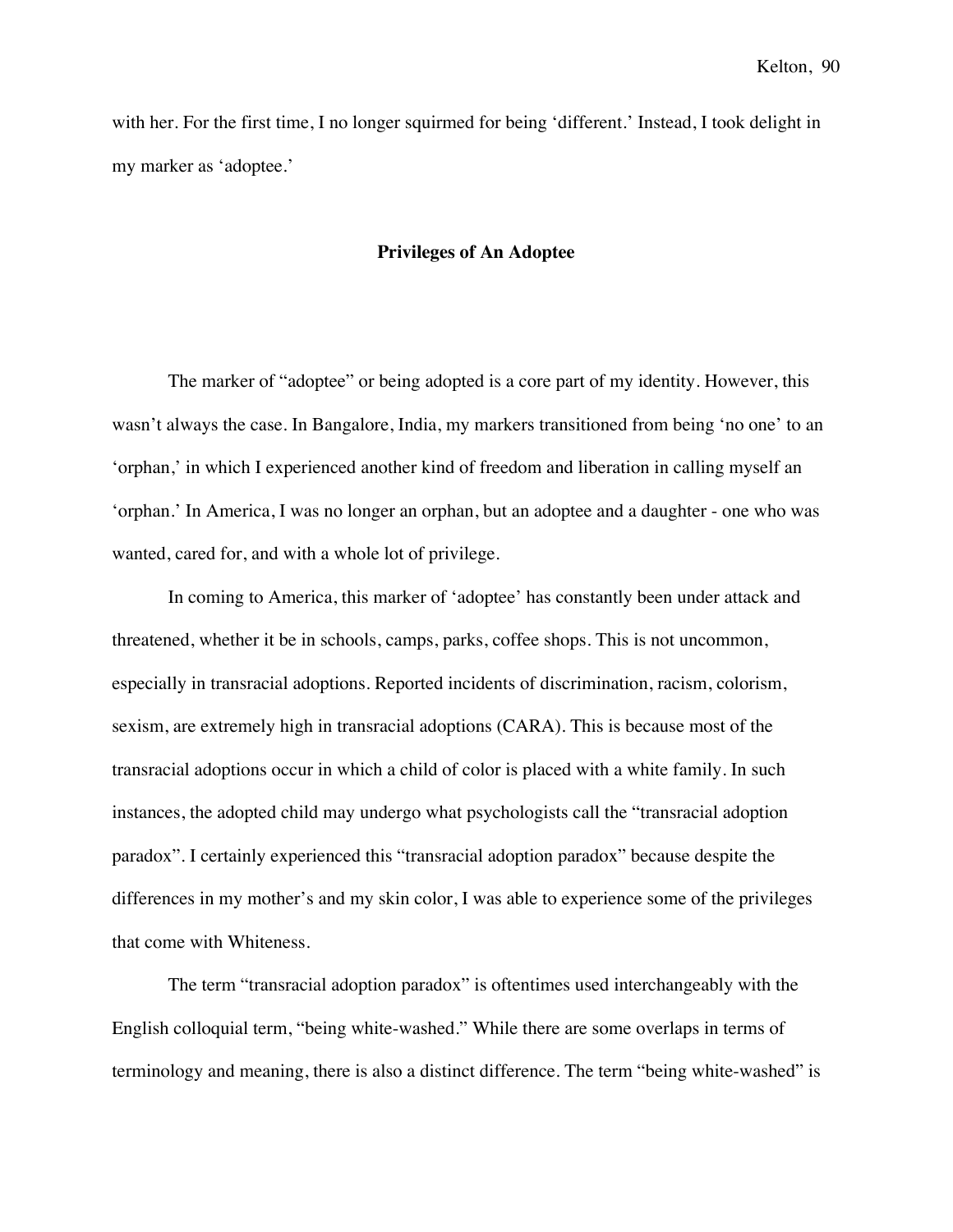with her. For the first time, I no longer squirmed for being 'different.' Instead, I took delight in my marker as 'adoptee.'

## Privileges of An Adoptee

The marker of "adoptee" or being adopted is a core part of my identity. However, this wasn't always the case. In Bangalore, India, my markers transitioned from being 'no one' to an 'orphan,' in which I experienced another kind of freedom and liberation in calling myself an 'orphan.' In America, I was no longer an orphan, but an adoptee and a daughter - one who was wanted, cared for, and with a whole lot of privilege.

In coming to America, this marker of 'adoptee' has constantly been under attack and threatened, whether it be in schools, camps, parks, coffee shops. This is not uncommon, especially in transracial adoptions. Reported incidents of discrimination, racism, colorism, sexism, are extremely high in transracial adoptions (CARA). This is because most of the transracial adoptions occur in which a child of color is placed with a white family. In such instances, the adopted child may undergo what psychologists call the "transracial adoption paradox". I certainly experienced this "transracial adoption paradox" because despite the differences in my mother's and my skin color, I was able to experience some of the privileges that come with Whiteness.

The term "transracial adoption paradox" is oftentimes used interchangeably with the English colloquial term, "being white-washed." While there are some overlaps in terms of terminology and meaning, there is also a distinct difference. The term "being white-washed" is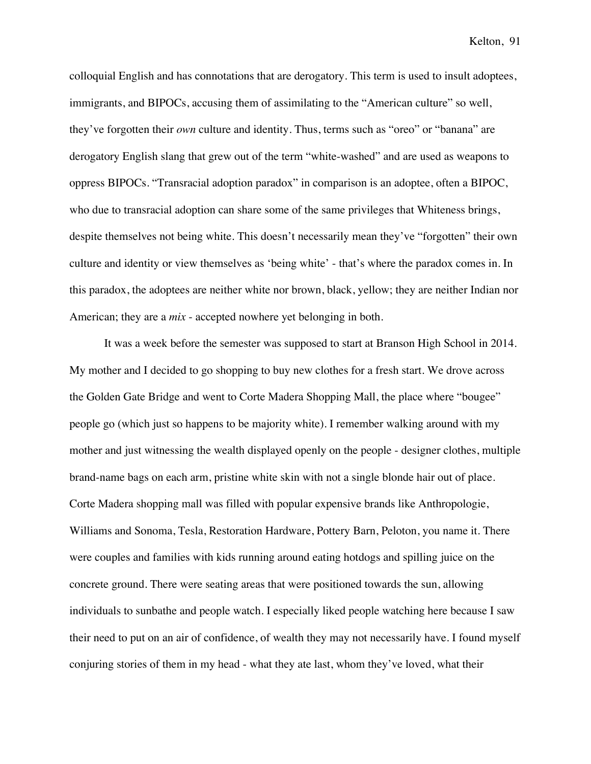colloquial English and has connotations that are derogatory. This term is used to insult adoptees, immigrants, and BIPOCs, accusing them of assimilating to the "American culture" so well, they've forgotten their *own* culture and identity. Thus, terms such as "oreo" or "banana" are derogatory English slang that grew out of the term "white-washed" and are used as weapons to oppress BIPOCs. "Transracial adoption paradox" in comparison is an adoptee, often a BIPOC, who due to transracial adoption can share some of the same privileges that Whiteness brings, despite themselves not being white. This doesn't necessarily mean they've "forgotten" their own culture and identity or view themselves as 'being white' - that's where the paradox comes in. In this paradox, the adoptees are neither white nor brown, black, yellow; they are neither Indian nor American; they are a *mix* - accepted nowhere yet belonging in both.

It was a week before the semester was supposed to start at Branson High School in 2014. My mother and I decided to go shopping to buy new clothes for a fresh start. We drove across the Golden Gate Bridge and went to Corte Madera Shopping Mall, the place where "bougee" people go (which just so happens to be majority white). I remember walking around with my mother and just witnessing the wealth displayed openly on the people - designer clothes, multiple brand-name bags on each arm, pristine white skin with not a single blonde hair out of place. Corte Madera shopping mall was filled with popular expensive brands like Anthropologie, Williams and Sonoma, Tesla, Restoration Hardware, Pottery Barn, Peloton, you name it. There were couples and families with kids running around eating hotdogs and spilling juice on the concrete ground. There were seating areas that were positioned towards the sun, allowing individuals to sunbathe and people watch. I especially liked people watching here because I saw their need to put on an air of confidence, of wealth they may not necessarily have. I found myself conjuring stories of them in my head - what they ate last, whom they've loved, what their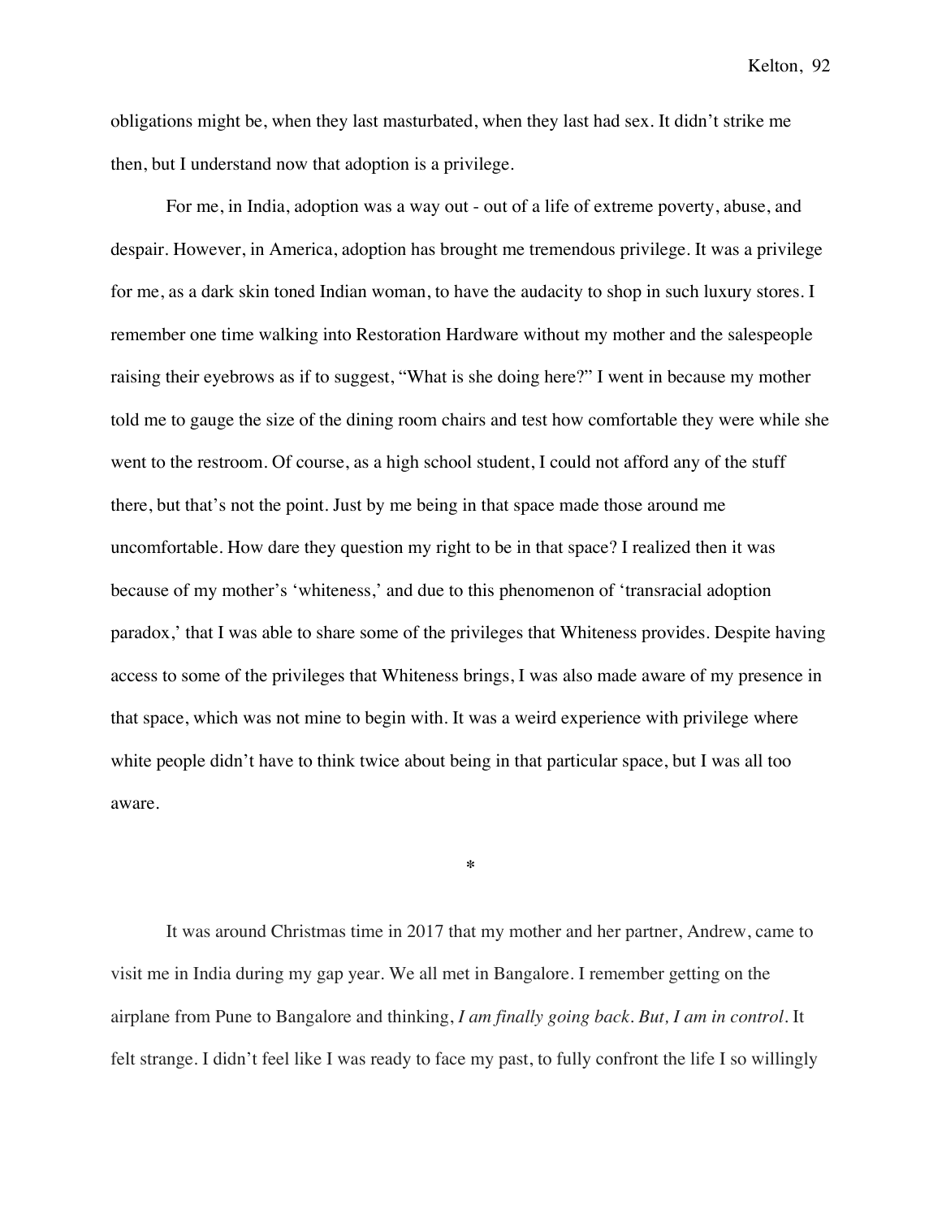obligations might be, when they last masturbated, when they last had sex. It didn't strike me then, but I understand now that adoption is a privilege.

For me, in India, adoption was a way out - out of a life of extreme poverty, abuse, and despair. However, in America, adoption has brought me tremendous privilege. It was a privilege for me, as a dark skin toned Indian woman, to have the audacity to shop in such luxury stores. I remember one time walking into Restoration Hardware without my mother and the salespeople raising their eyebrows as if to suggest, "What is she doing here?" I went in because my mother told me to gauge the size of the dining room chairs and test how comfortable they were while she went to the restroom. Of course, as a high school student, I could not afford any of the stuff there, but that's not the point. Just by me being in that space made those around me uncomfortable. How dare they question my right to be in that space? I realized then it was because of my mother's 'whiteness,' and due to this phenomenon of 'transracial adoption paradox,' that I was able to share some of the privileges that Whiteness provides. Despite having access to some of the privileges that Whiteness brings, I was also made aware of my presence in that space, which was not mine to begin with. It was a weird experience with privilege where white people didn't have to think twice about being in that particular space, but I was all too aware.

*

It was around Christmas time in 2017 that my mother and her partner, Andrew, came to visit me in India during my gap year. We all met in Bangalore. I remember getting on the airplane from Pune to Bangalore and thinking, *I am finally going back. But, I am in control.* It felt strange. I didn't feel like I was ready to face my past, to fully confront the life I so willingly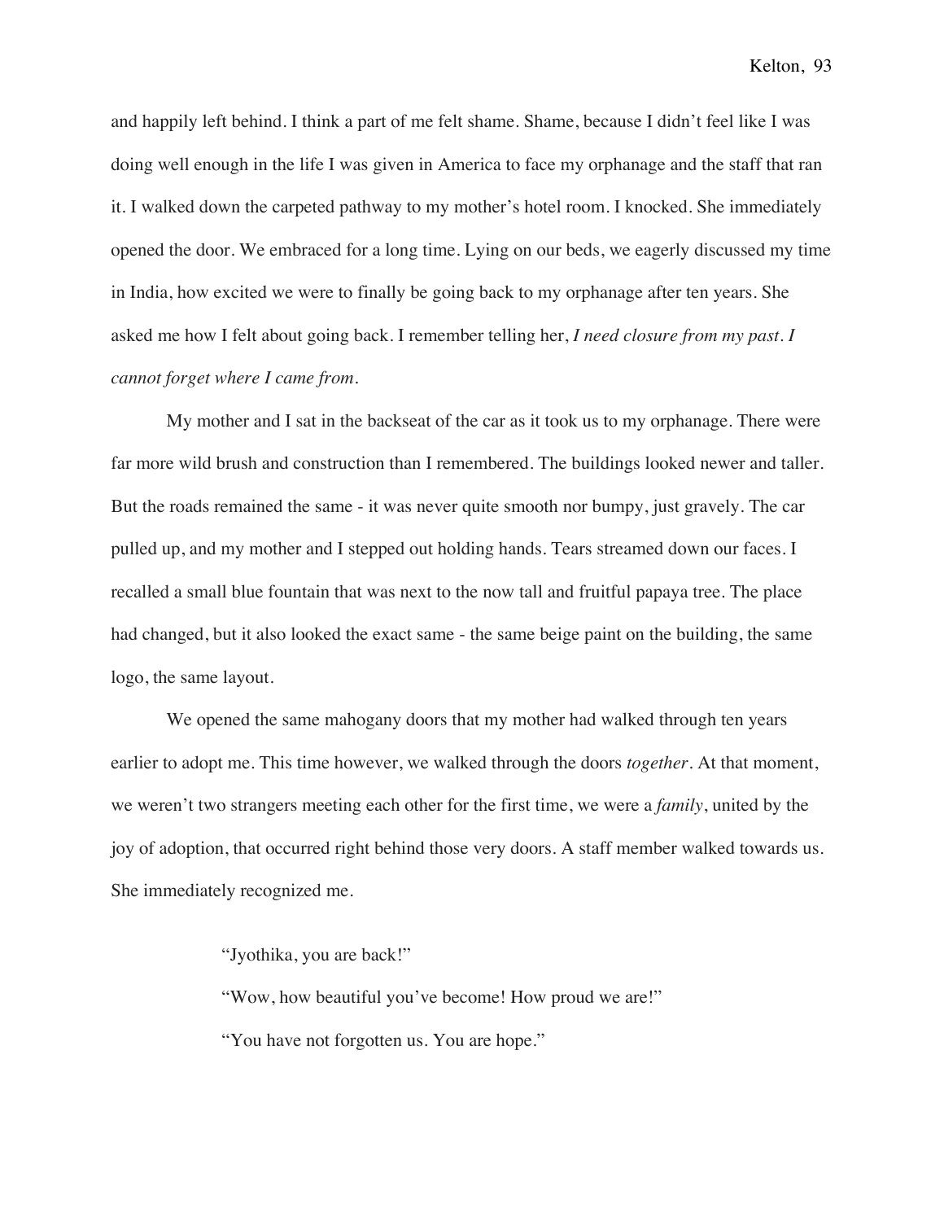and happily left behind. I think a part of me felt shame. Shame, because I didn't feel like I was doing well enough in the life I was given in America to face my orphanage and the staff that ran it. I walked down the carpeted pathway to my mother's hotel room. I knocked. She immediately opened the door. We embraced for a long time. Lying on our beds, we eagerly discussed my time in India, how excited we were to finally be going back to my orphanage after ten years. She asked me how I felt about going back. I remember telling her, *I need closure from my past. I cannot forget where I came from.*

My mother and I sat in the backseat of the car as it took us to my orphanage. There were far more wild brush and construction than I remembered. The buildings looked newer and taller. But the roads remained the same - it was never quite smooth nor bumpy, just gravely. The car pulled up, and my mother and I stepped out holding hands. Tears streamed down our faces. I recalled a small blue fountain that was next to the now tall and fruitful papaya tree. The place had changed, but it also looked the exact same - the same beige paint on the building, the same logo, the same layout.

We opened the same mahogany doors that my mother had walked through ten years earlier to adopt me. This time however, we walked through the doors *together*. At that moment, we weren't two strangers meeting each other for the first time, we were a *family*, united by the joy of adoption, that occurred right behind those very doors. A staff member walked towards us. She immediately recognized me.

> "Jyothika, you are back!"
>
> "Wow, how beautiful you've become! How proud we are!"
>
> "You have not forgotten us. You are hope."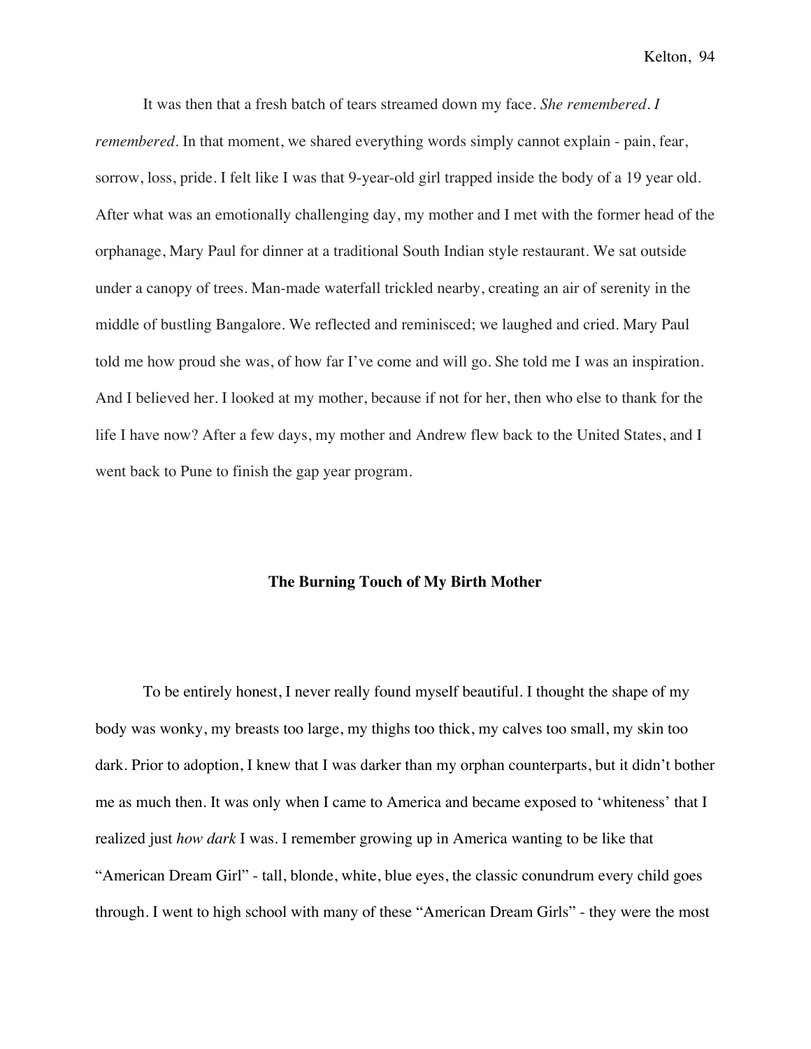It was then that a fresh batch of tears streamed down my face. *She remembered. I remembered*. In that moment, we shared everything words simply cannot explain - pain, fear, sorrow, loss, pride. I felt like I was that 9-year-old girl trapped inside the body of a 19 year old. After what was an emotionally challenging day, my mother and I met with the former head of the orphanage, Mary Paul for dinner at a traditional South Indian style restaurant. We sat outside under a canopy of trees. Man-made waterfall trickled nearby, creating an air of serenity in the middle of bustling Bangalore. We reflected and reminisced; we laughed and cried. Mary Paul told me how proud she was, of how far I've come and will go. She told me I was an inspiration. And I believed her. I looked at my mother, because if not for her, then who else to thank for the life I have now? After a few days, my mother and Andrew flew back to the United States, and I went back to Pune to finish the gap year program.

## The Burning Touch of My Birth Mother

To be entirely honest, I never really found myself beautiful. I thought the shape of my body was wonky, my breasts too large, my thighs too thick, my calves too small, my skin too dark. Prior to adoption, I knew that I was darker than my orphan counterparts, but it didn't bother me as much then. It was only when I came to America and became exposed to 'whiteness' that I realized just *how dark* I was. I remember growing up in America wanting to be like that "American Dream Girl" - tall, blonde, white, blue eyes, the classic conundrum every child goes through. I went to high school with many of these "American Dream Girls" - they were the most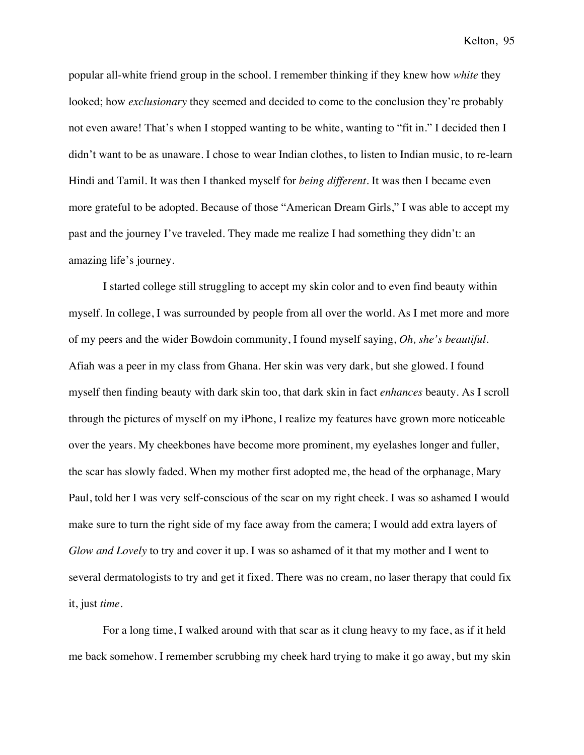popular all-white friend group in the school. I remember thinking if they knew how *white* they looked; how *exclusionary* they seemed and decided to come to the conclusion they're probably not even aware! That's when I stopped wanting to be white, wanting to "fit in." I decided then I didn't want to be as unaware. I chose to wear Indian clothes, to listen to Indian music, to re-learn Hindi and Tamil. It was then I thanked myself for *being different*. It was then I became even more grateful to be adopted. Because of those "American Dream Girls," I was able to accept my past and the journey I've traveled. They made me realize I had something they didn't: an amazing life's journey.

I started college still struggling to accept my skin color and to even find beauty within myself. In college, I was surrounded by people from all over the world. As I met more and more of my peers and the wider Bowdoin community, I found myself saying, *Oh, she's beautiful*. Afiah was a peer in my class from Ghana. Her skin was very dark, but she glowed. I found myself then finding beauty with dark skin too, that dark skin in fact *enhances* beauty. As I scroll through the pictures of myself on my iPhone, I realize my features have grown more noticeable over the years. My cheekbones have become more prominent, my eyelashes longer and fuller, the scar has slowly faded. When my mother first adopted me, the head of the orphanage, Mary Paul, told her I was very self-conscious of the scar on my right cheek. I was so ashamed I would make sure to turn the right side of my face away from the camera; I would add extra layers of *Glow and Lovely* to try and cover it up. I was so ashamed of it that my mother and I went to several dermatologists to try and get it fixed. There was no cream, no laser therapy that could fix it, just *time*.

For a long time, I walked around with that scar as it clung heavy to my face, as if it held me back somehow. I remember scrubbing my cheek hard trying to make it go away, but my skin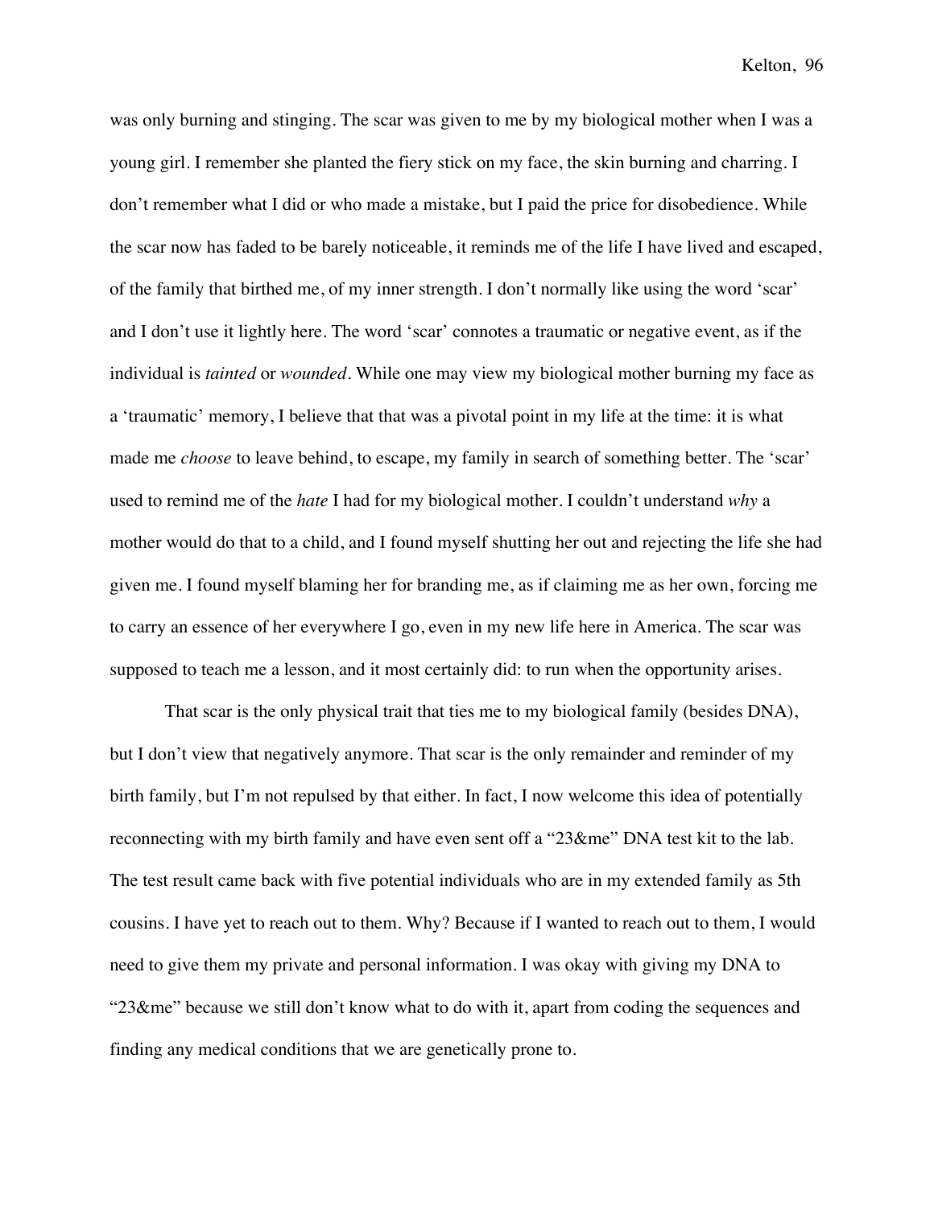was only burning and stinging. The scar was given to me by my biological mother when I was a young girl. I remember she planted the fiery stick on my face, the skin burning and charring. I don't remember what I did or who made a mistake, but I paid the price for disobedience. While the scar now has faded to be barely noticeable, it reminds me of the life I have lived and escaped, of the family that birthed me, of my inner strength. I don't normally like using the word 'scar' and I don't use it lightly here. The word 'scar' connotes a traumatic or negative event, as if the individual is *tainted* or *wounded*. While one may view my biological mother burning my face as a 'traumatic' memory, I believe that that was a pivotal point in my life at the time: it is what made me *choose* to leave behind, to escape, my family in search of something better. The 'scar' used to remind me of the *hate* I had for my biological mother. I couldn't understand *why* a mother would do that to a child, and I found myself shutting her out and rejecting the life she had given me. I found myself blaming her for branding me, as if claiming me as her own, forcing me to carry an essence of her everywhere I go, even in my new life here in America. The scar was supposed to teach me a lesson, and it most certainly did: to run when the opportunity arises.

That scar is the only physical trait that ties me to my biological family (besides DNA), but I don't view that negatively anymore. That scar is the only remainder and reminder of my birth family, but I'm not repulsed by that either. In fact, I now welcome this idea of potentially reconnecting with my birth family and have even sent off a "23&me" DNA test kit to the lab. The test result came back with five potential individuals who are in my extended family as 5th cousins. I have yet to reach out to them. Why? Because if I wanted to reach out to them, I would need to give them my private and personal information. I was okay with giving my DNA to "23&me" because we still don't know what to do with it, apart from coding the sequences and finding any medical conditions that we are genetically prone to.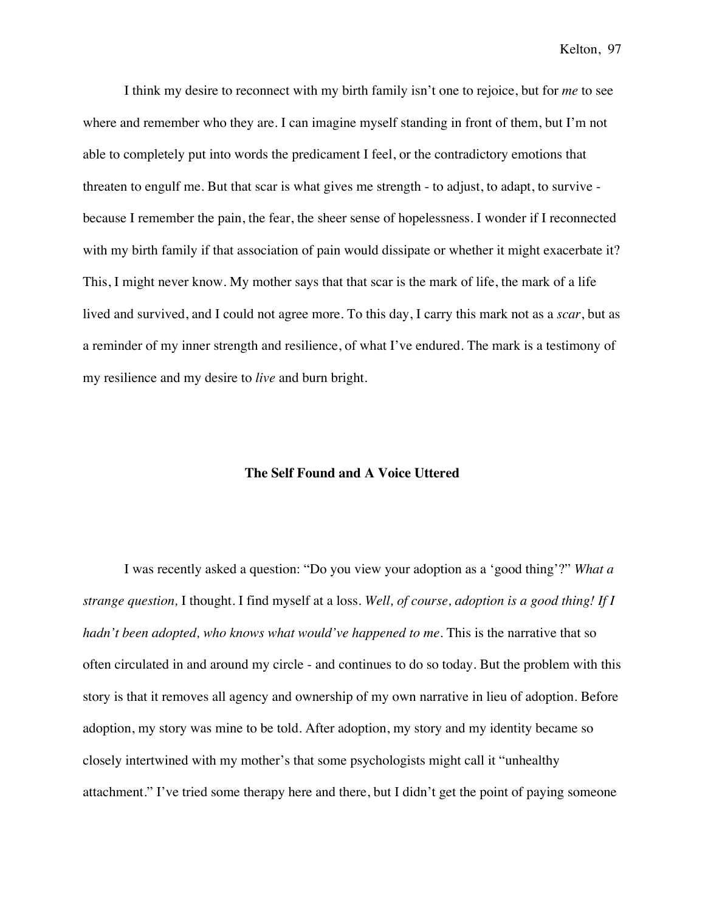I think my desire to reconnect with my birth family isn't one to rejoice, but for *me* to see where and remember who they are. I can imagine myself standing in front of them, but I'm not able to completely put into words the predicament I feel, or the contradictory emotions that threaten to engulf me. But that scar is what gives me strength - to adjust, to adapt, to survive - because I remember the pain, the fear, the sheer sense of hopelessness. I wonder if I reconnected with my birth family if that association of pain would dissipate or whether it might exacerbate it? This, I might never know. My mother says that that scar is the mark of life, the mark of a life lived and survived, and I could not agree more. To this day, I carry this mark not as a *scar*, but as a reminder of my inner strength and resilience, of what I've endured. The mark is a testimony of my resilience and my desire to *live* and burn bright.

## The Self Found and A Voice Uttered

I was recently asked a question: "Do you view your adoption as a 'good thing'?" *What a strange question,* I thought. I find myself at a loss. *Well, of course, adoption is a good thing! If I hadn't been adopted, who knows what would've happened to me*. This is the narrative that so often circulated in and around my circle - and continues to do so today. But the problem with this story is that it removes all agency and ownership of my own narrative in lieu of adoption. Before adoption, my story was mine to be told. After adoption, my story and my identity became so closely intertwined with my mother's that some psychologists might call it "unhealthy attachment." I've tried some therapy here and there, but I didn't get the point of paying someone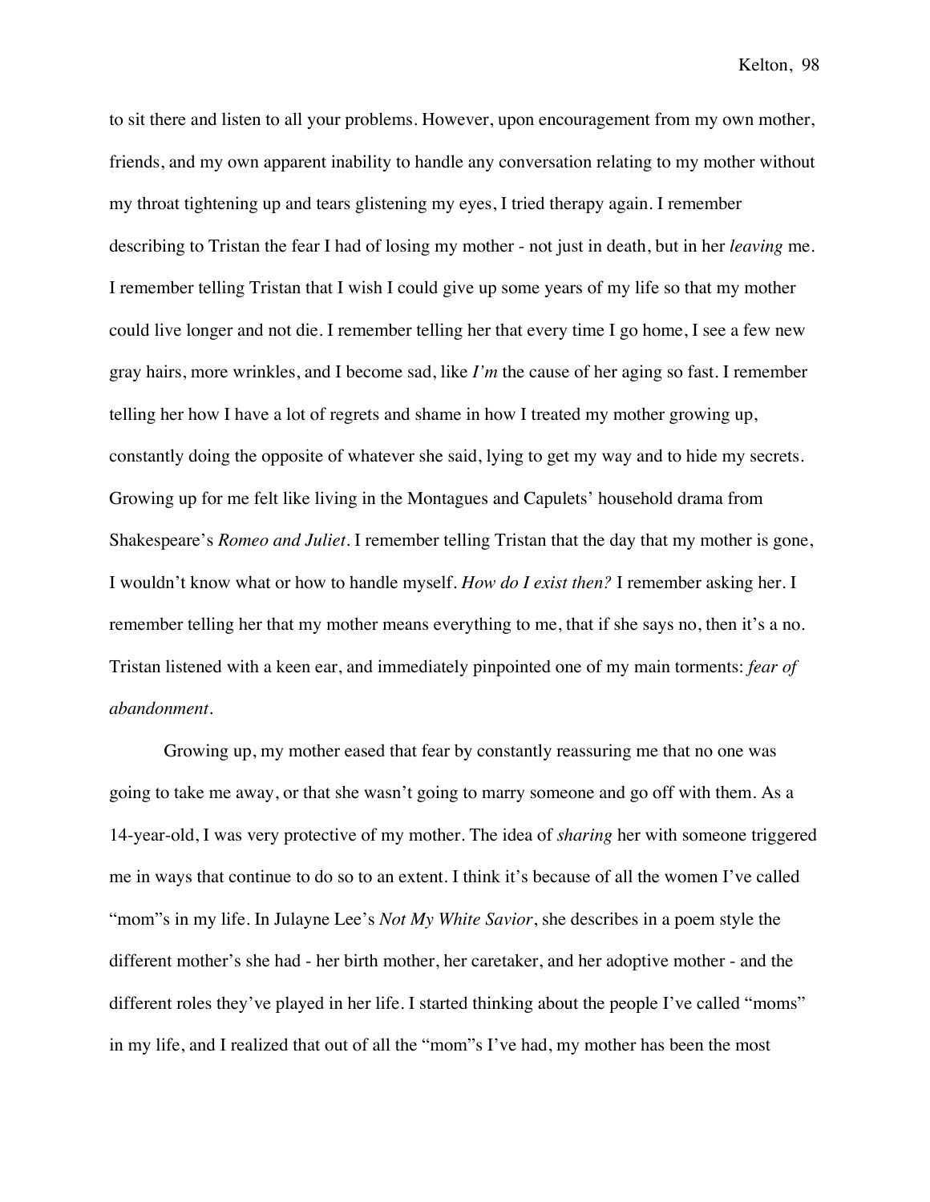to sit there and listen to all your problems. However, upon encouragement from my own mother, friends, and my own apparent inability to handle any conversation relating to my mother without my throat tightening up and tears glistening my eyes, I tried therapy again. I remember describing to Tristan the fear I had of losing my mother - not just in death, but in her *leaving* me. I remember telling Tristan that I wish I could give up some years of my life so that my mother could live longer and not die. I remember telling her that every time I go home, I see a few new gray hairs, more wrinkles, and I become sad, like *I'm* the cause of her aging so fast. I remember telling her how I have a lot of regrets and shame in how I treated my mother growing up, constantly doing the opposite of whatever she said, lying to get my way and to hide my secrets. Growing up for me felt like living in the Montagues and Capulets' household drama from Shakespeare's *Romeo and Juliet*. I remember telling Tristan that the day that my mother is gone, I wouldn't know what or how to handle myself. *How do I exist then?* I remember asking her. I remember telling her that my mother means everything to me, that if she says no, then it's a no. Tristan listened with a keen ear, and immediately pinpointed one of my main torments: *fear of abandonment*.

Growing up, my mother eased that fear by constantly reassuring me that no one was going to take me away, or that she wasn't going to marry someone and go off with them. As a 14-year-old, I was very protective of my mother. The idea of *sharing* her with someone triggered me in ways that continue to do so to an extent. I think it's because of all the women I've called "mom"s in my life. In Julayne Lee's *Not My White Savior*, she describes in a poem style the different mother's she had - her birth mother, her caretaker, and her adoptive mother - and the different roles they've played in her life. I started thinking about the people I've called "moms" in my life, and I realized that out of all the "mom"s I've had, my mother has been the most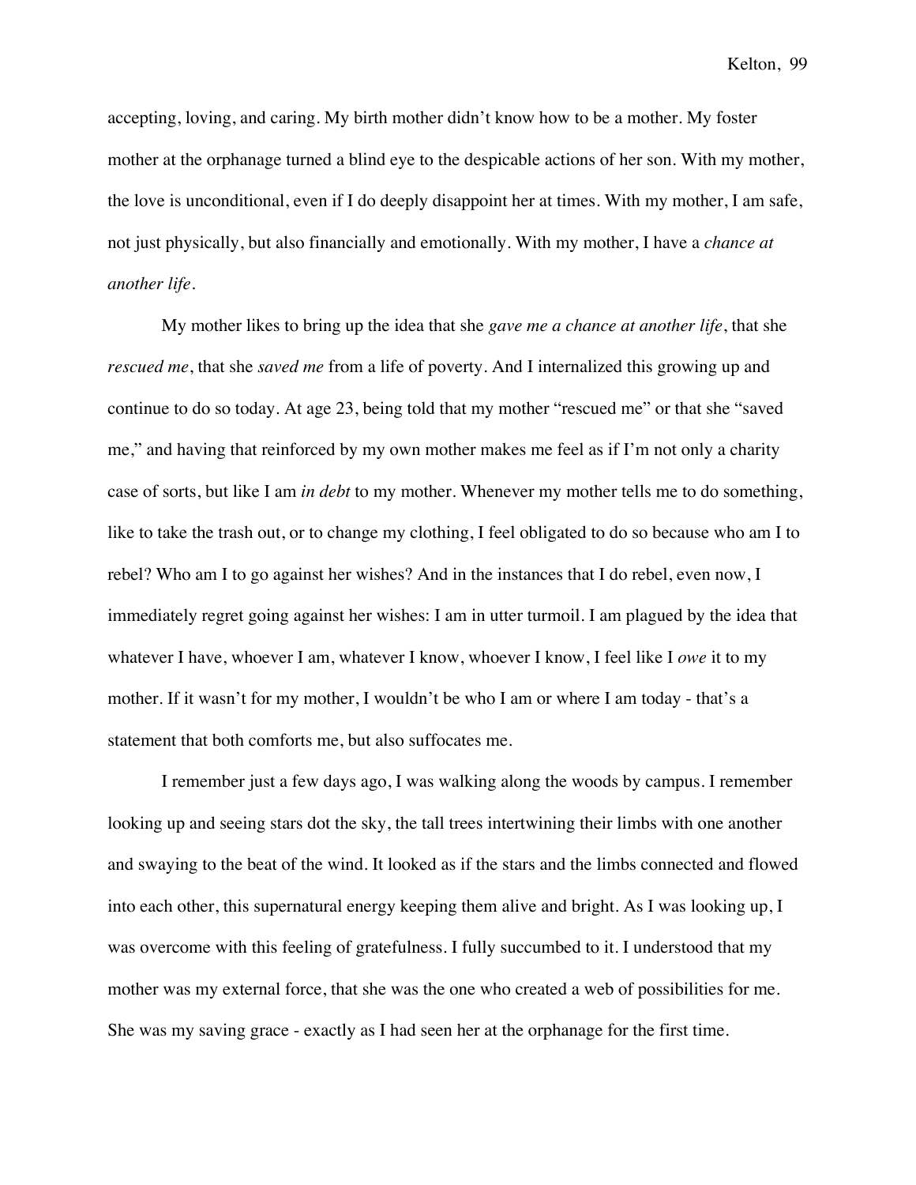accepting, loving, and caring. My birth mother didn't know how to be a mother. My foster mother at the orphanage turned a blind eye to the despicable actions of her son. With my mother, the love is unconditional, even if I do deeply disappoint her at times. With my mother, I am safe, not just physically, but also financially and emotionally. With my mother, I have a *chance at another life*.

My mother likes to bring up the idea that she *gave me a chance at another life*, that she *rescued me*, that she *saved me* from a life of poverty. And I internalized this growing up and continue to do so today. At age 23, being told that my mother "rescued me" or that she "saved me," and having that reinforced by my own mother makes me feel as if I'm not only a charity case of sorts, but like I am *in debt* to my mother. Whenever my mother tells me to do something, like to take the trash out, or to change my clothing, I feel obligated to do so because who am I to rebel? Who am I to go against her wishes? And in the instances that I do rebel, even now, I immediately regret going against her wishes: I am in utter turmoil. I am plagued by the idea that whatever I have, whoever I am, whatever I know, whoever I know, I feel like I *owe* it to my mother. If it wasn't for my mother, I wouldn't be who I am or where I am today - that's a statement that both comforts me, but also suffocates me.

I remember just a few days ago, I was walking along the woods by campus. I remember looking up and seeing stars dot the sky, the tall trees intertwining their limbs with one another and swaying to the beat of the wind. It looked as if the stars and the limbs connected and flowed into each other, this supernatural energy keeping them alive and bright. As I was looking up, I was overcome with this feeling of gratefulness. I fully succumbed to it. I understood that my mother was my external force, that she was the one who created a web of possibilities for me. She was my saving grace - exactly as I had seen her at the orphanage for the first time.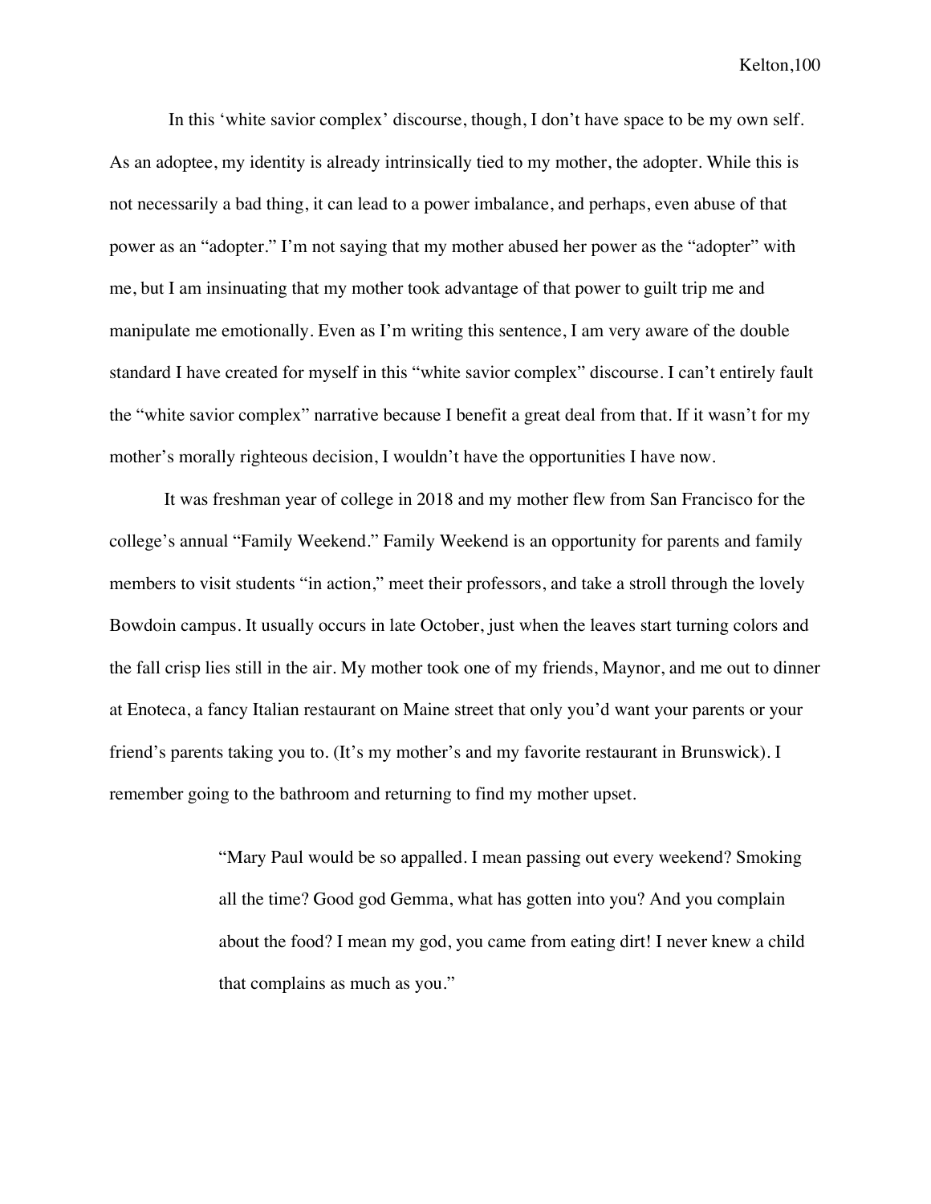In this ‘white savior complex’ discourse, though, I don’t have space to be my own self. As an adoptee, my identity is already intrinsically tied to my mother, the adopter. While this is not necessarily a bad thing, it can lead to a power imbalance, and perhaps, even abuse of that power as an “adopter.” I’m not saying that my mother abused her power as the “adopter” with me, but I am insinuating that my mother took advantage of that power to guilt trip me and manipulate me emotionally. Even as I’m writing this sentence, I am very aware of the double standard I have created for myself in this “white savior complex” discourse. I can’t entirely fault the “white savior complex” narrative because I benefit a great deal from that. If it wasn’t for my mother’s morally righteous decision, I wouldn’t have the opportunities I have now.

It was freshman year of college in 2018 and my mother flew from San Francisco for the college’s annual “Family Weekend.” Family Weekend is an opportunity for parents and family members to visit students “in action,” meet their professors, and take a stroll through the lovely Bowdoin campus. It usually occurs in late October, just when the leaves start turning colors and the fall crisp lies still in the air. My mother took one of my friends, Maynor, and me out to dinner at Enoteca, a fancy Italian restaurant on Maine street that only you’d want your parents or your friend’s parents taking you to. (It’s my mother’s and my favorite restaurant in Brunswick). I remember going to the bathroom and returning to find my mother upset.

> “Mary Paul would be so appalled. I mean passing out every weekend? Smoking all the time? Good god Gemma, what has gotten into you? And you complain about the food? I mean my god, you came from eating dirt! I never knew a child that complains as much as you.”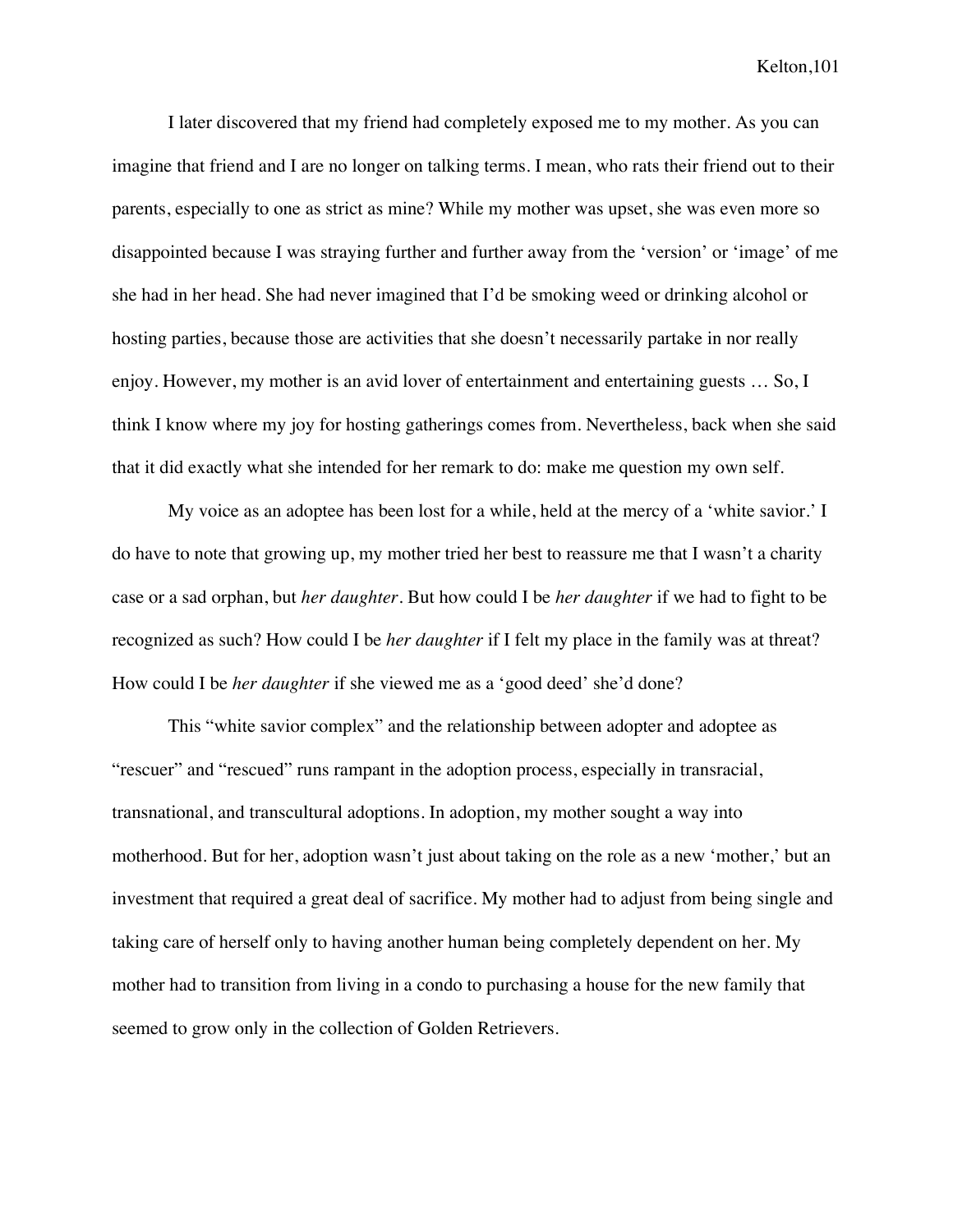I later discovered that my friend had completely exposed me to my mother. As you can imagine that friend and I are no longer on talking terms. I mean, who rats their friend out to their parents, especially to one as strict as mine? While my mother was upset, she was even more so disappointed because I was straying further and further away from the 'version' or 'image' of me she had in her head. She had never imagined that I'd be smoking weed or drinking alcohol or hosting parties, because those are activities that she doesn't necessarily partake in nor really enjoy. However, my mother is an avid lover of entertainment and entertaining guests … So, I think I know where my joy for hosting gatherings comes from. Nevertheless, back when she said that it did exactly what she intended for her remark to do: make me question my own self.

My voice as an adoptee has been lost for a while, held at the mercy of a 'white savior.' I do have to note that growing up, my mother tried her best to reassure me that I wasn't a charity case or a sad orphan, but *her daughter*. But how could I be *her daughter* if we had to fight to be recognized as such? How could I be *her daughter* if I felt my place in the family was at threat? How could I be *her daughter* if she viewed me as a 'good deed' she'd done?

This "white savior complex" and the relationship between adopter and adoptee as "rescuer" and "rescued" runs rampant in the adoption process, especially in transracial, transnational, and transcultural adoptions. In adoption, my mother sought a way into motherhood. But for her, adoption wasn't just about taking on the role as a new 'mother,' but an investment that required a great deal of sacrifice. My mother had to adjust from being single and taking care of herself only to having another human being completely dependent on her. My mother had to transition from living in a condo to purchasing a house for the new family that seemed to grow only in the collection of Golden Retrievers.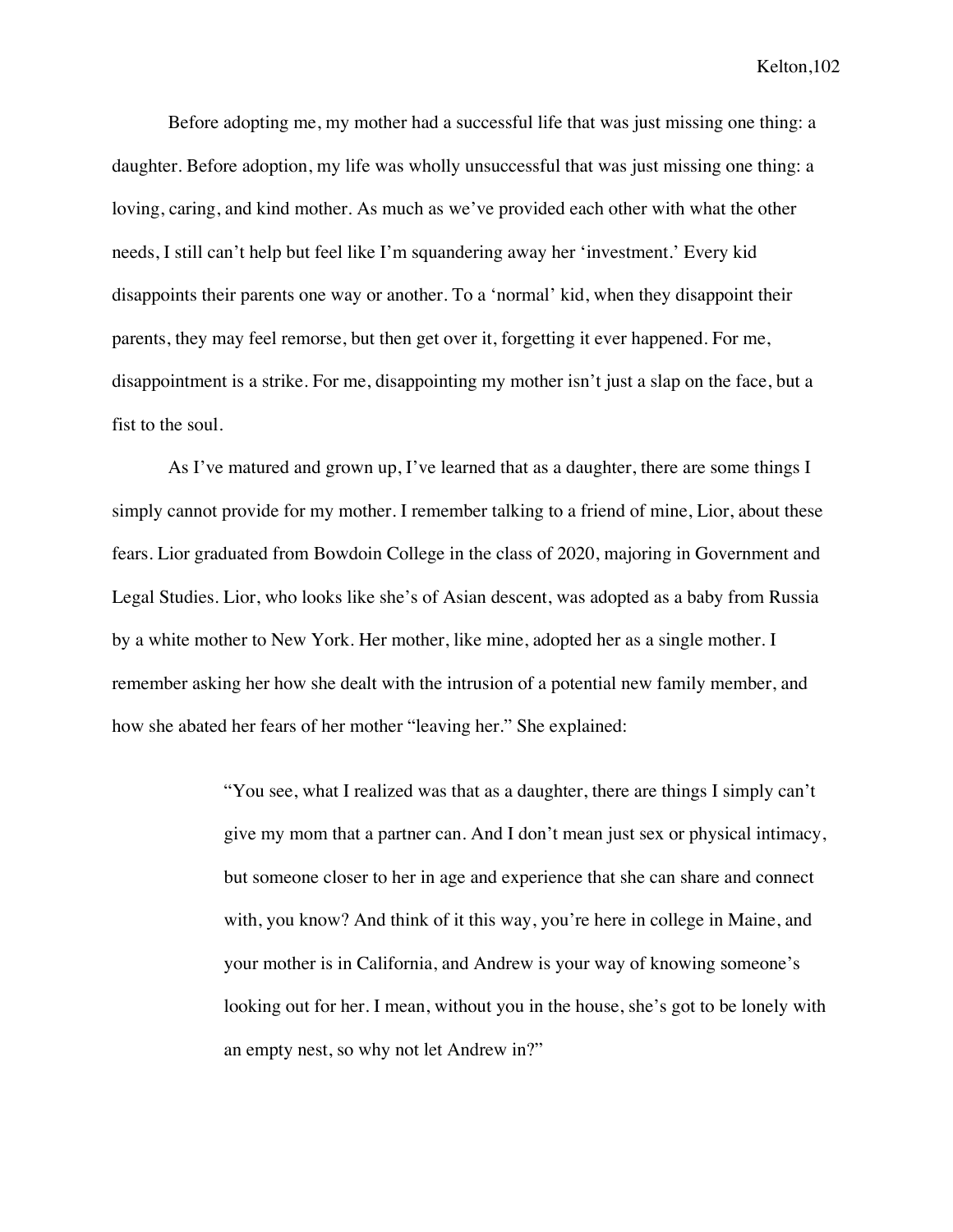Before adopting me, my mother had a successful life that was just missing one thing: a daughter. Before adoption, my life was wholly unsuccessful that was just missing one thing: a loving, caring, and kind mother. As much as we've provided each other with what the other needs, I still can't help but feel like I'm squandering away her 'investment.' Every kid disappoints their parents one way or another. To a 'normal' kid, when they disappoint their parents, they may feel remorse, but then get over it, forgetting it ever happened. For me, disappointment is a strike. For me, disappointing my mother isn't just a slap on the face, but a fist to the soul.

As I've matured and grown up, I've learned that as a daughter, there are some things I simply cannot provide for my mother. I remember talking to a friend of mine, Lior, about these fears. Lior graduated from Bowdoin College in the class of 2020, majoring in Government and Legal Studies. Lior, who looks like she's of Asian descent, was adopted as a baby from Russia by a white mother to New York. Her mother, like mine, adopted her as a single mother. I remember asking her how she dealt with the intrusion of a potential new family member, and how she abated her fears of her mother "leaving her." She explained:

> "You see, what I realized was that as a daughter, there are things I simply can't give my mom that a partner can. And I don't mean just sex or physical intimacy, but someone closer to her in age and experience that she can share and connect with, you know? And think of it this way, you're here in college in Maine, and your mother is in California, and Andrew is your way of knowing someone's looking out for her. I mean, without you in the house, she's got to be lonely with an empty nest, so why not let Andrew in?"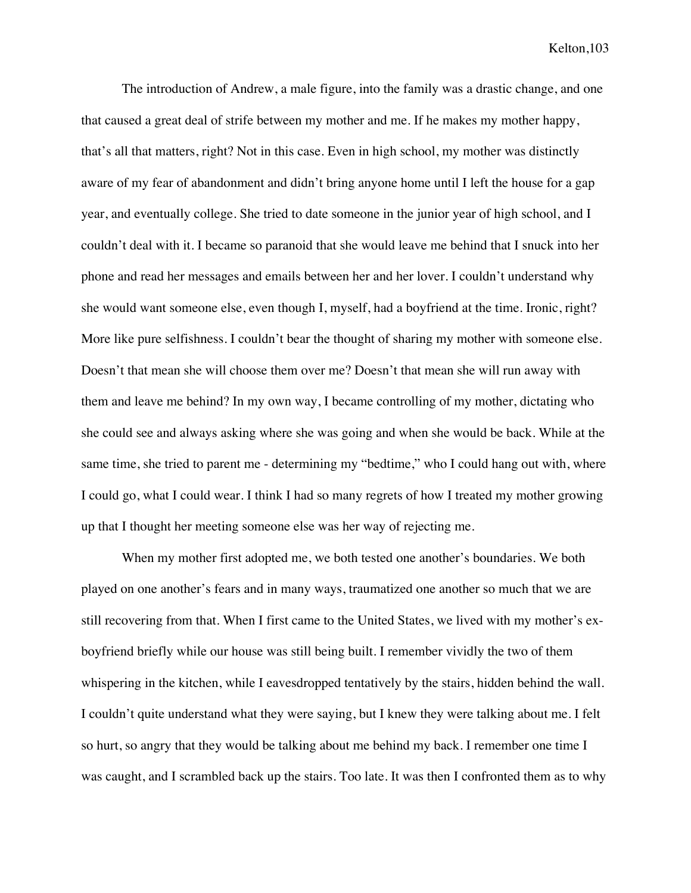The introduction of Andrew, a male figure, into the family was a drastic change, and one that caused a great deal of strife between my mother and me. If he makes my mother happy, that's all that matters, right? Not in this case. Even in high school, my mother was distinctly aware of my fear of abandonment and didn't bring anyone home until I left the house for a gap year, and eventually college. She tried to date someone in the junior year of high school, and I couldn't deal with it. I became so paranoid that she would leave me behind that I snuck into her phone and read her messages and emails between her and her lover. I couldn't understand why she would want someone else, even though I, myself, had a boyfriend at the time. Ironic, right? More like pure selfishness. I couldn't bear the thought of sharing my mother with someone else. Doesn't that mean she will choose them over me? Doesn't that mean she will run away with them and leave me behind? In my own way, I became controlling of my mother, dictating who she could see and always asking where she was going and when she would be back. While at the same time, she tried to parent me - determining my "bedtime," who I could hang out with, where I could go, what I could wear. I think I had so many regrets of how I treated my mother growing up that I thought her meeting someone else was her way of rejecting me.

When my mother first adopted me, we both tested one another's boundaries. We both played on one another's fears and in many ways, traumatized one another so much that we are still recovering from that. When I first came to the United States, we lived with my mother's ex-boyfriend briefly while our house was still being built. I remember vividly the two of them whispering in the kitchen, while I eavesdropped tentatively by the stairs, hidden behind the wall. I couldn't quite understand what they were saying, but I knew they were talking about me. I felt so hurt, so angry that they would be talking about me behind my back. I remember one time I was caught, and I scrambled back up the stairs. Too late. It was then I confronted them as to why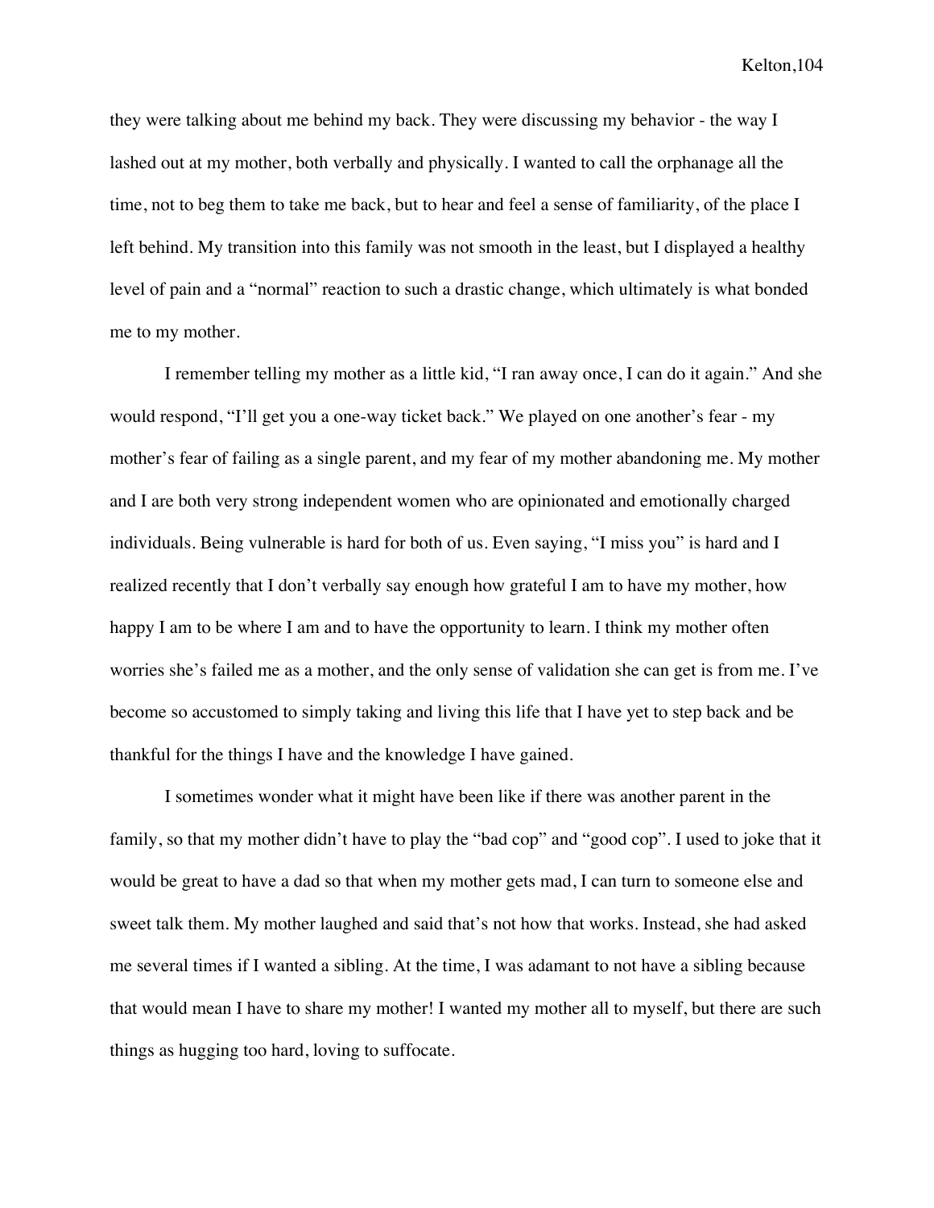they were talking about me behind my back. They were discussing my behavior - the way I lashed out at my mother, both verbally and physically. I wanted to call the orphanage all the time, not to beg them to take me back, but to hear and feel a sense of familiarity, of the place I left behind. My transition into this family was not smooth in the least, but I displayed a healthy level of pain and a "normal" reaction to such a drastic change, which ultimately is what bonded me to my mother.

I remember telling my mother as a little kid, "I ran away once, I can do it again." And she would respond, "I'll get you a one-way ticket back." We played on one another's fear - my mother's fear of failing as a single parent, and my fear of my mother abandoning me. My mother and I are both very strong independent women who are opinionated and emotionally charged individuals. Being vulnerable is hard for both of us. Even saying, "I miss you" is hard and I realized recently that I don't verbally say enough how grateful I am to have my mother, how happy I am to be where I am and to have the opportunity to learn. I think my mother often worries she's failed me as a mother, and the only sense of validation she can get is from me. I've become so accustomed to simply taking and living this life that I have yet to step back and be thankful for the things I have and the knowledge I have gained.

I sometimes wonder what it might have been like if there was another parent in the family, so that my mother didn't have to play the "bad cop" and "good cop". I used to joke that it would be great to have a dad so that when my mother gets mad, I can turn to someone else and sweet talk them. My mother laughed and said that's not how that works. Instead, she had asked me several times if I wanted a sibling. At the time, I was adamant to not have a sibling because that would mean I have to share my mother! I wanted my mother all to myself, but there are such things as hugging too hard, loving to suffocate.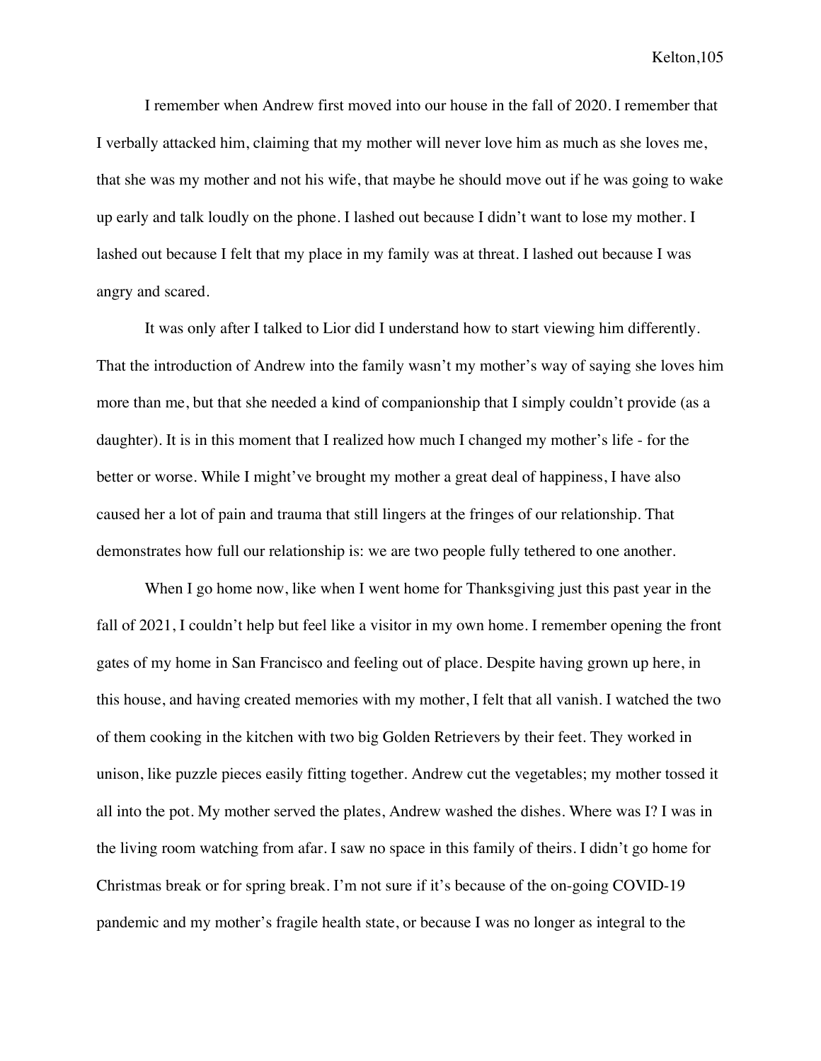I remember when Andrew first moved into our house in the fall of 2020. I remember that I verbally attacked him, claiming that my mother will never love him as much as she loves me, that she was my mother and not his wife, that maybe he should move out if he was going to wake up early and talk loudly on the phone. I lashed out because I didn't want to lose my mother. I lashed out because I felt that my place in my family was at threat. I lashed out because I was angry and scared.

It was only after I talked to Lior did I understand how to start viewing him differently. That the introduction of Andrew into the family wasn't my mother's way of saying she loves him more than me, but that she needed a kind of companionship that I simply couldn't provide (as a daughter). It is in this moment that I realized how much I changed my mother's life - for the better or worse. While I might've brought my mother a great deal of happiness, I have also caused her a lot of pain and trauma that still lingers at the fringes of our relationship. That demonstrates how full our relationship is: we are two people fully tethered to one another.

When I go home now, like when I went home for Thanksgiving just this past year in the fall of 2021, I couldn't help but feel like a visitor in my own home. I remember opening the front gates of my home in San Francisco and feeling out of place. Despite having grown up here, in this house, and having created memories with my mother, I felt that all vanish. I watched the two of them cooking in the kitchen with two big Golden Retrievers by their feet. They worked in unison, like puzzle pieces easily fitting together. Andrew cut the vegetables; my mother tossed it all into the pot. My mother served the plates, Andrew washed the dishes. Where was I? I was in the living room watching from afar. I saw no space in this family of theirs. I didn't go home for Christmas break or for spring break. I'm not sure if it's because of the on-going COVID-19 pandemic and my mother's fragile health state, or because I was no longer as integral to the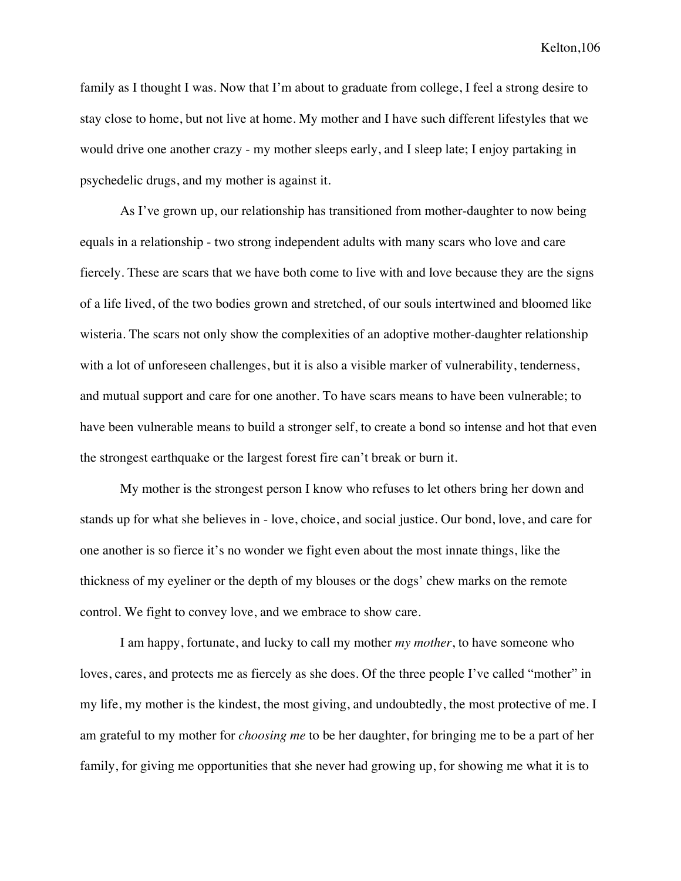family as I thought I was. Now that I'm about to graduate from college, I feel a strong desire to stay close to home, but not live at home. My mother and I have such different lifestyles that we would drive one another crazy - my mother sleeps early, and I sleep late; I enjoy partaking in psychedelic drugs, and my mother is against it.

As I've grown up, our relationship has transitioned from mother-daughter to now being equals in a relationship - two strong independent adults with many scars who love and care fiercely. These are scars that we have both come to live with and love because they are the signs of a life lived, of the two bodies grown and stretched, of our souls intertwined and bloomed like wisteria. The scars not only show the complexities of an adoptive mother-daughter relationship with a lot of unforeseen challenges, but it is also a visible marker of vulnerability, tenderness, and mutual support and care for one another. To have scars means to have been vulnerable; to have been vulnerable means to build a stronger self, to create a bond so intense and hot that even the strongest earthquake or the largest forest fire can't break or burn it.

My mother is the strongest person I know who refuses to let others bring her down and stands up for what she believes in - love, choice, and social justice. Our bond, love, and care for one another is so fierce it's no wonder we fight even about the most innate things, like the thickness of my eyeliner or the depth of my blouses or the dogs' chew marks on the remote control. We fight to convey love, and we embrace to show care.

I am happy, fortunate, and lucky to call my mother *my mother*, to have someone who loves, cares, and protects me as fiercely as she does. Of the three people I've called "mother" in my life, my mother is the kindest, the most giving, and undoubtedly, the most protective of me. I am grateful to my mother for *choosing me* to be her daughter, for bringing me to be a part of her family, for giving me opportunities that she never had growing up, for showing me what it is to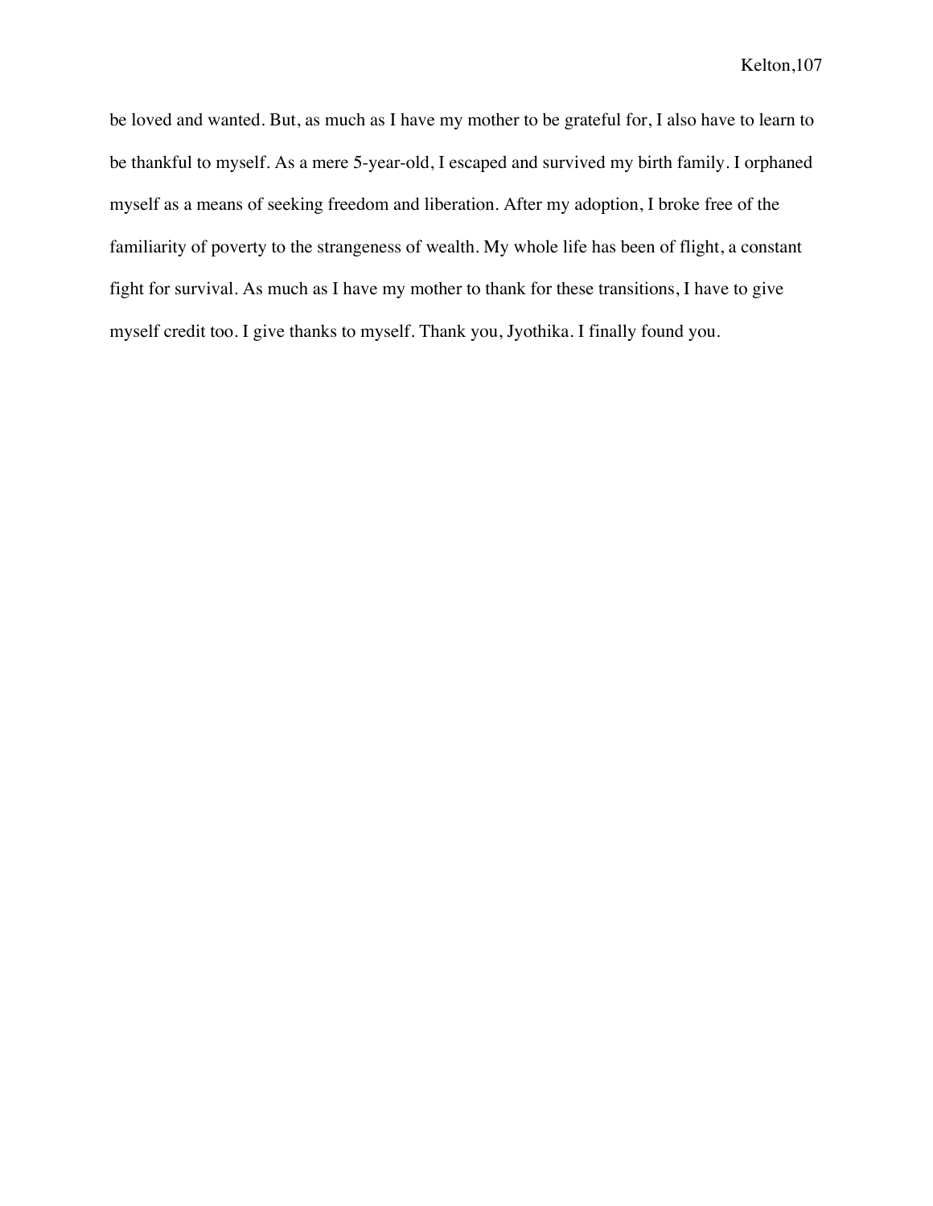be loved and wanted. But, as much as I have my mother to be grateful for, I also have to learn to be thankful to myself. As a mere 5-year-old, I escaped and survived my birth family. I orphaned myself as a means of seeking freedom and liberation. After my adoption, I broke free of the familiarity of poverty to the strangeness of wealth. My whole life has been of flight, a constant fight for survival. As much as I have my mother to thank for these transitions, I have to give myself credit too. I give thanks to myself. Thank you, Jyothika. I finally found you.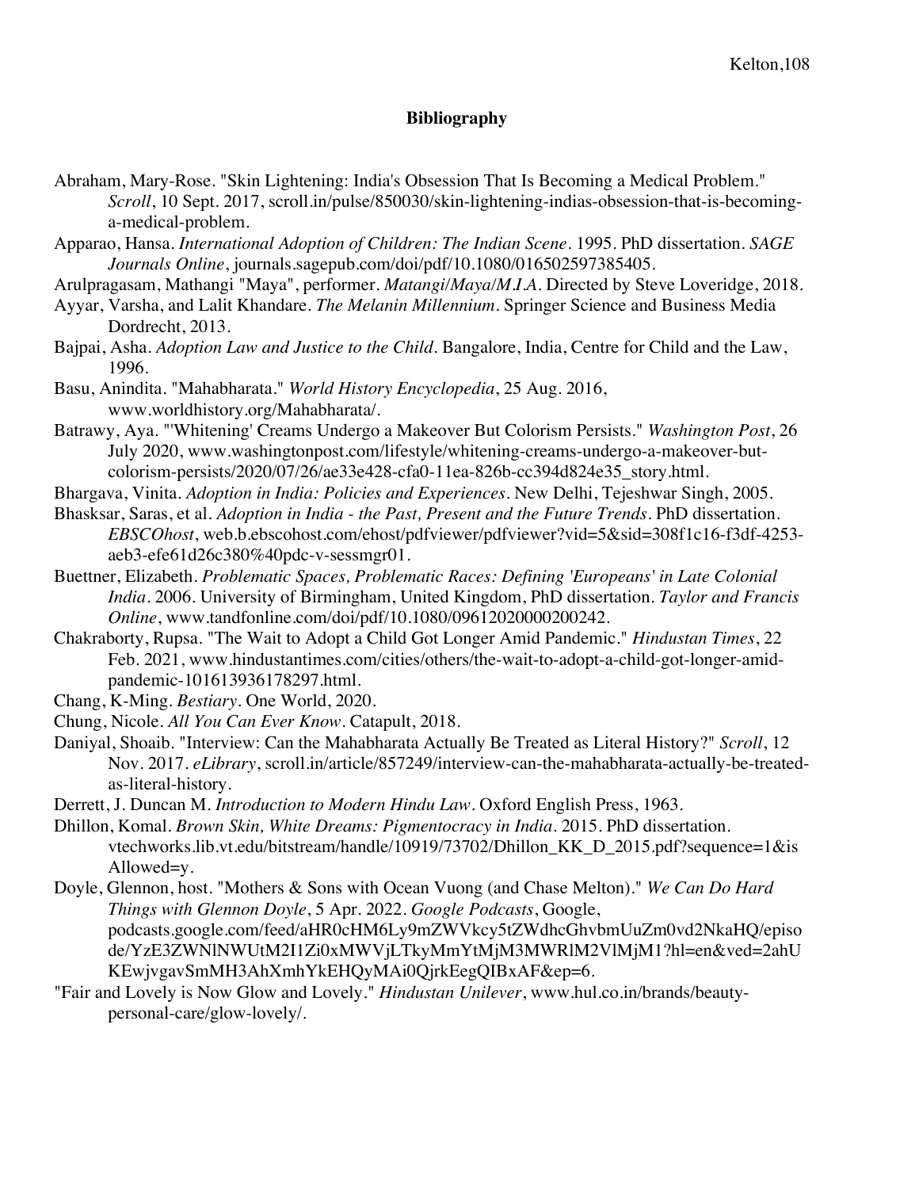**Bibliography**

Abraham, Mary-Rose. "Skin Lightening: India's Obsession That Is Becoming a Medical Problem." *Scroll*, 10 Sept. 2017, scroll.in/pulse/850030/skin-lightening-indias-obsession-that-is-becoming-a-medical-problem.

Apparao, Hansa. *International Adoption of Children: The Indian Scene*. 1995. PhD dissertation. *SAGE Journals Online*, journals.sagepub.com/doi/pdf/10.1080/016502597385405.

Arulpragasam, Mathangi "Maya", performer. *Matangi/Maya/M.I.A*. Directed by Steve Loveridge, 2018.

Ayyar, Varsha, and Lalit Khandare. *The Melanin Millennium*. Springer Science and Business Media Dordrecht, 2013.

Bajpai, Asha. *Adoption Law and Justice to the Child*. Bangalore, India, Centre for Child and the Law, 1996.

Basu, Anindita. "Mahabharata." *World History Encyclopedia*, 25 Aug. 2016, www.worldhistory.org/Mahabharata/.

Batrawy, Aya. "'Whitening' Creams Undergo a Makeover But Colorism Persists." *Washington Post*, 26 July 2020, www.washingtonpost.com/lifestyle/whitening-creams-undergo-a-makeover-but-colorism-persists/2020/07/26/ae33e428-cfa0-11ea-826b-cc394d824e35_story.html.

Bhargava, Vinita. *Adoption in India: Policies and Experiences*. New Delhi, Tejeshwar Singh, 2005.

Bhasksar, Saras, et al. *Adoption in India - the Past, Present and the Future Trends*. PhD dissertation. *EBSCOhost*, web.b.ebscohost.com/ehost/pdfviewer/pdfviewer?vid=5&sid=308f1c16-f3df-4253-aeb3-efe61d26c380%40pdc-v-sessmgr01.

Buettner, Elizabeth. *Problematic Spaces, Problematic Races: Defining 'Europeans' in Late Colonial India*. 2006. University of Birmingham, United Kingdom, PhD dissertation. *Taylor and Francis Online*, www.tandfonline.com/doi/pdf/10.1080/09612020000200242.

Chakraborty, Rupsa. "The Wait to Adopt a Child Got Longer Amid Pandemic." *Hindustan Times*, 22 Feb. 2021, www.hindustantimes.com/cities/others/the-wait-to-adopt-a-child-got-longer-amid-pandemic-101613936178297.html.

Chang, K-Ming. *Bestiary*. One World, 2020.

Chung, Nicole. *All You Can Ever Know*. Catapult, 2018.

Daniyal, Shoaib. "Interview: Can the Mahabharata Actually Be Treated as Literal History?" *Scroll*, 12 Nov. 2017. *eLibrary*, scroll.in/article/857249/interview-can-the-mahabharata-actually-be-treated-as-literal-history.

Derrett, J. Duncan M. *Introduction to Modern Hindu Law*. Oxford English Press, 1963.

Dhillon, Komal. *Brown Skin, White Dreams: Pigmentocracy in India*. 2015. PhD dissertation. vtechworks.lib.vt.edu/bitstream/handle/10919/73702/Dhillon_KK_D_2015.pdf?sequence=1&isAllowed=y.

Doyle, Glennon, host. "Mothers & Sons with Ocean Vuong (and Chase Melton)." *We Can Do Hard Things with Glennon Doyle*, 5 Apr. 2022. *Google Podcasts*, Google, podcasts.google.com/feed/aHR0cHM6Ly9mZWVkcy5tZWdhcGhvbmUuZm0vd2NkaHQ/episode/YzE3ZWNlNWUtM2I1Zi0xMWVjLTkyMmYtMjM3MWRlM2VlMjM1?hl=en&ved=2ahUKEwjvgavSmMH3AhXmhYkEHQyMAi0QjrkEegQIBxAF&ep=6.

"Fair and Lovely is Now Glow and Lovely." *Hindustan Unilever*, www.hul.co.in/brands/beauty-personal-care/glow-lovely/.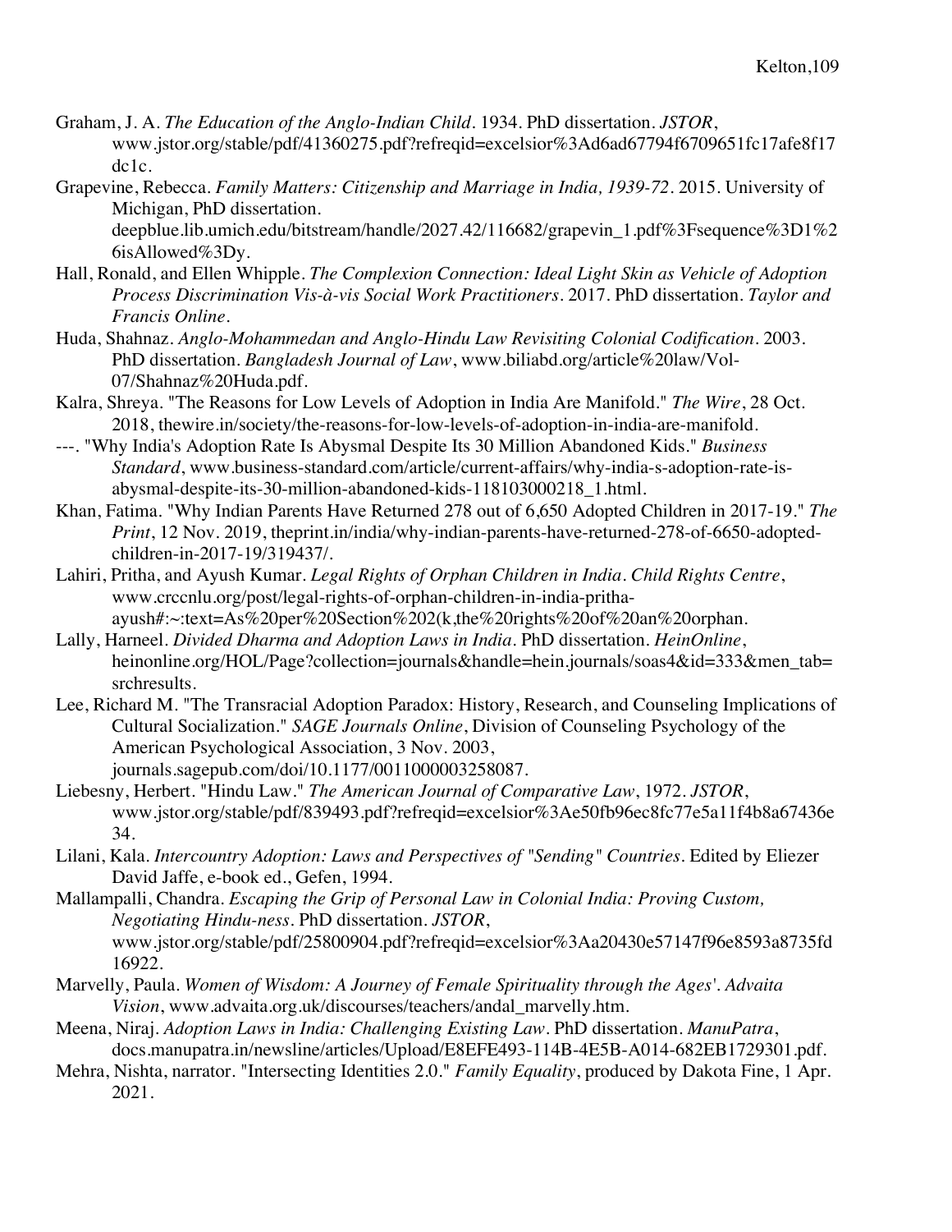Graham, J. A. *The Education of the Anglo-Indian Child*. 1934. PhD dissertation. *JSTOR*, www.jstor.org/stable/pdf/41360275.pdf?refreqid=excelsior%3Ad6ad67794f6709651fc17afe8f17dc1c.

Grapevine, Rebecca. *Family Matters: Citizenship and Marriage in India, 1939-72*. 2015. University of Michigan, PhD dissertation. deepblue.lib.umich.edu/bitstream/handle/2027.42/116682/grapevin_1.pdf%3Fsequence%3D1%26isAllowed%3Dy.

Hall, Ronald, and Ellen Whipple. *The Complexion Connection: Ideal Light Skin as Vehicle of Adoption Process Discrimination Vis-à-vis Social Work Practitioners*. 2017. PhD dissertation. *Taylor and Francis Online*.

Huda, Shahnaz. *Anglo-Mohammedan and Anglo-Hindu Law Revisiting Colonial Codification*. 2003. PhD dissertation. *Bangladesh Journal of Law*, www.biliabd.org/article%20law/Vol-07/Shahnaz%20Huda.pdf.

Kalra, Shreya. "The Reasons for Low Levels of Adoption in India Are Manifold." *The Wire*, 28 Oct. 2018, thewire.in/society/the-reasons-for-low-levels-of-adoption-in-india-are-manifold.

---. "Why India's Adoption Rate Is Abysmal Despite Its 30 Million Abandoned Kids." *Business Standard*, www.business-standard.com/article/current-affairs/why-india-s-adoption-rate-is-abysmal-despite-its-30-million-abandoned-kids-118103000218_1.html.

Khan, Fatima. "Why Indian Parents Have Returned 278 out of 6,650 Adopted Children in 2017-19." *The Print*, 12 Nov. 2019, theprint.in/india/why-indian-parents-have-returned-278-of-6650-adopted-children-in-2017-19/319437/.

Lahiri, Pritha, and Ayush Kumar. *Legal Rights of Orphan Children in India*. *Child Rights Centre*, www.crccnlu.org/post/legal-rights-of-orphan-children-in-india-pritha-ayush#:~:text=As%20per%20Section%202(k,the%20rights%20of%20an%20orphan.

Lally, Harneel. *Divided Dharma and Adoption Laws in India*. PhD dissertation. *HeinOnline*, heinonline.org/HOL/Page?collection=journals&handle=hein.journals/soas4&id=333&men_tab=srchresults.

Lee, Richard M. "The Transracial Adoption Paradox: History, Research, and Counseling Implications of Cultural Socialization." *SAGE Journals Online*, Division of Counseling Psychology of the American Psychological Association, 3 Nov. 2003, journals.sagepub.com/doi/10.1177/0011000003258087.

Liebesny, Herbert. "Hindu Law." *The American Journal of Comparative Law*, 1972. *JSTOR*, www.jstor.org/stable/pdf/839493.pdf?refreqid=excelsior%3Ae50fb96ec8fc77e5a11f4b8a67436e34.

Lilani, Kala. *Intercountry Adoption: Laws and Perspectives of "Sending" Countries*. Edited by Eliezer David Jaffe, e-book ed., Gefen, 1994.

Mallampalli, Chandra. *Escaping the Grip of Personal Law in Colonial India: Proving Custom, Negotiating Hindu-ness*. PhD dissertation. *JSTOR*, www.jstor.org/stable/pdf/25800904.pdf?refreqid=excelsior%3Aa20430e57147f96e8593a8735fd16922.

Marvelly, Paula. *Women of Wisdom: A Journey of Female Spirituality through the Ages'*. *Advaita Vision*, www.advaita.org.uk/discourses/teachers/andal_marvelly.htm.

Meena, Niraj. *Adoption Laws in India: Challenging Existing Law*. PhD dissertation. *ManuPatra*, docs.manupatra.in/newsline/articles/Upload/E8EFE493-114B-4E5B-A014-682EB1729301.pdf.

Mehra, Nishta, narrator. "Intersecting Identities 2.0." *Family Equality*, produced by Dakota Fine, 1 Apr. 2021.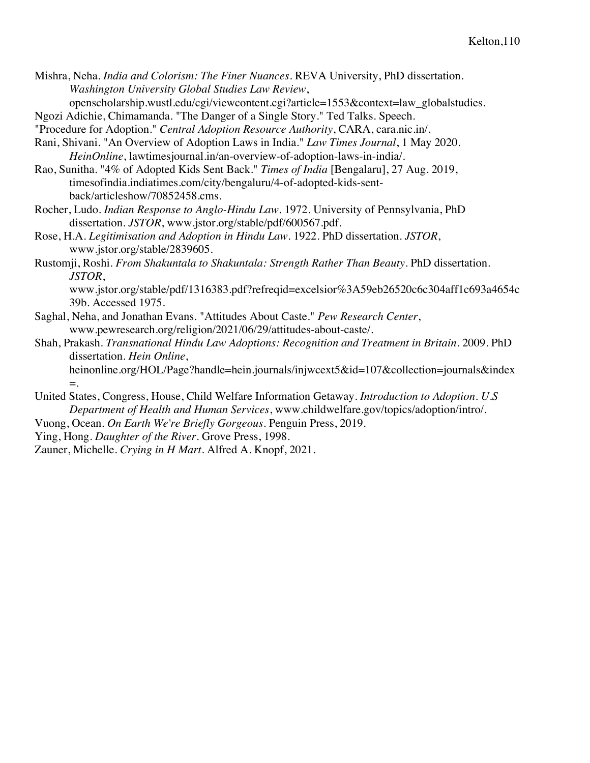Mishra, Neha. *India and Colorism: The Finer Nuances*. REVA University, PhD dissertation. *Washington University Global Studies Law Review*, openscholarship.wustl.edu/cgi/viewcontent.cgi?article=1553&context=law_globalstudies.

Ngozi Adichie, Chimamanda. "The Danger of a Single Story." Ted Talks. Speech.

"Procedure for Adoption." *Central Adoption Resource Authority*, CARA, cara.nic.in/.

Rani, Shivani. "An Overview of Adoption Laws in India." *Law Times Journal*, 1 May 2020. *HeinOnline*, lawtimesjournal.in/an-overview-of-adoption-laws-in-india/.

Rao, Sunitha. "4% of Adopted Kids Sent Back." *Times of India* [Bengalaru], 27 Aug. 2019, timesofindia.indiatimes.com/city/bengaluru/4-of-adopted-kids-sent-back/articleshow/70852458.cms.

Rocher, Ludo. *Indian Response to Anglo-Hindu Law*. 1972. University of Pennsylvania, PhD dissertation. *JSTOR*, www.jstor.org/stable/pdf/600567.pdf.

Rose, H.A. *Legitimisation and Adoption in Hindu Law*. 1922. PhD dissertation. *JSTOR*, www.jstor.org/stable/2839605.

Rustomji, Roshi. *From Shakuntala to Shakuntala: Strength Rather Than Beauty*. PhD dissertation. *JSTOR*, www.jstor.org/stable/pdf/1316383.pdf?refreqid=excelsior%3A59eb26520c6c304aff1c693a4654c39b. Accessed 1975.

Saghal, Neha, and Jonathan Evans. "Attitudes About Caste." *Pew Research Center*, www.pewresearch.org/religion/2021/06/29/attitudes-about-caste/.

Shah, Prakash. *Transnational Hindu Law Adoptions: Recognition and Treatment in Britain*. 2009. PhD dissertation. *Hein Online*, heinonline.org/HOL/Page?handle=hein.journals/injwcext5&id=107&collection=journals&index=.

United States, Congress, House, Child Welfare Information Getaway. *Introduction to Adoption*. *U.S Department of Health and Human Services*, www.childwelfare.gov/topics/adoption/intro/.

Vuong, Ocean. *On Earth We're Briefly Gorgeous*. Penguin Press, 2019.

Ying, Hong. *Daughter of the River*. Grove Press, 1998.

Zauner, Michelle. *Crying in H Mart*. Alfred A. Knopf, 2021.